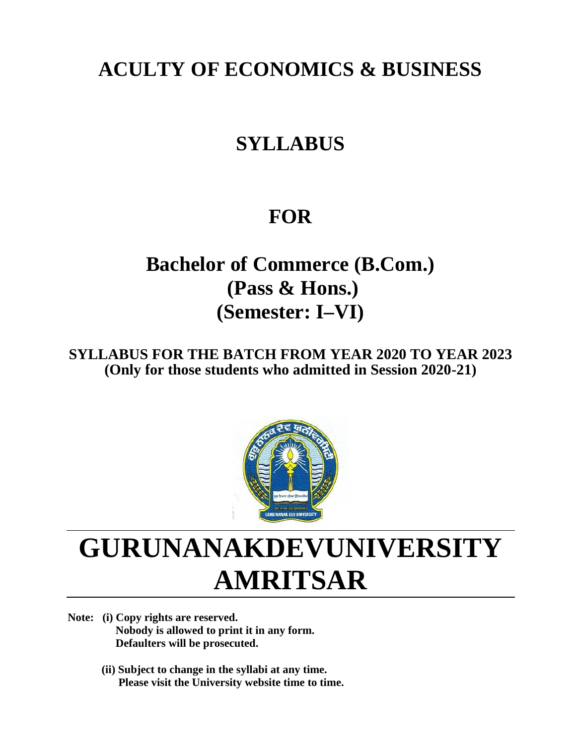# ACULTY OF ECONOMICS & BUSINESS

# SYLLABUS

# FOR

# Bachelor of Commerce (B.Com.)
# (Pass & Hons.)
# (Semester: I–VI)

**SYLLABUS FOR THE BATCH FROM YEAR 2020 TO YEAR 2023**
**(Only for those students who admitted in Session 2020-21)**

# GURUNANAKDEVUNIVERSITY
# AMRITSAR

**Note: (i) Copy rights are reserved.**
**Nobody is allowed to print it in any form.**
**Defaulters will be prosecuted.**

**(ii) Subject to change in the syllabi at any time.**
**Please visit the University website time to time.**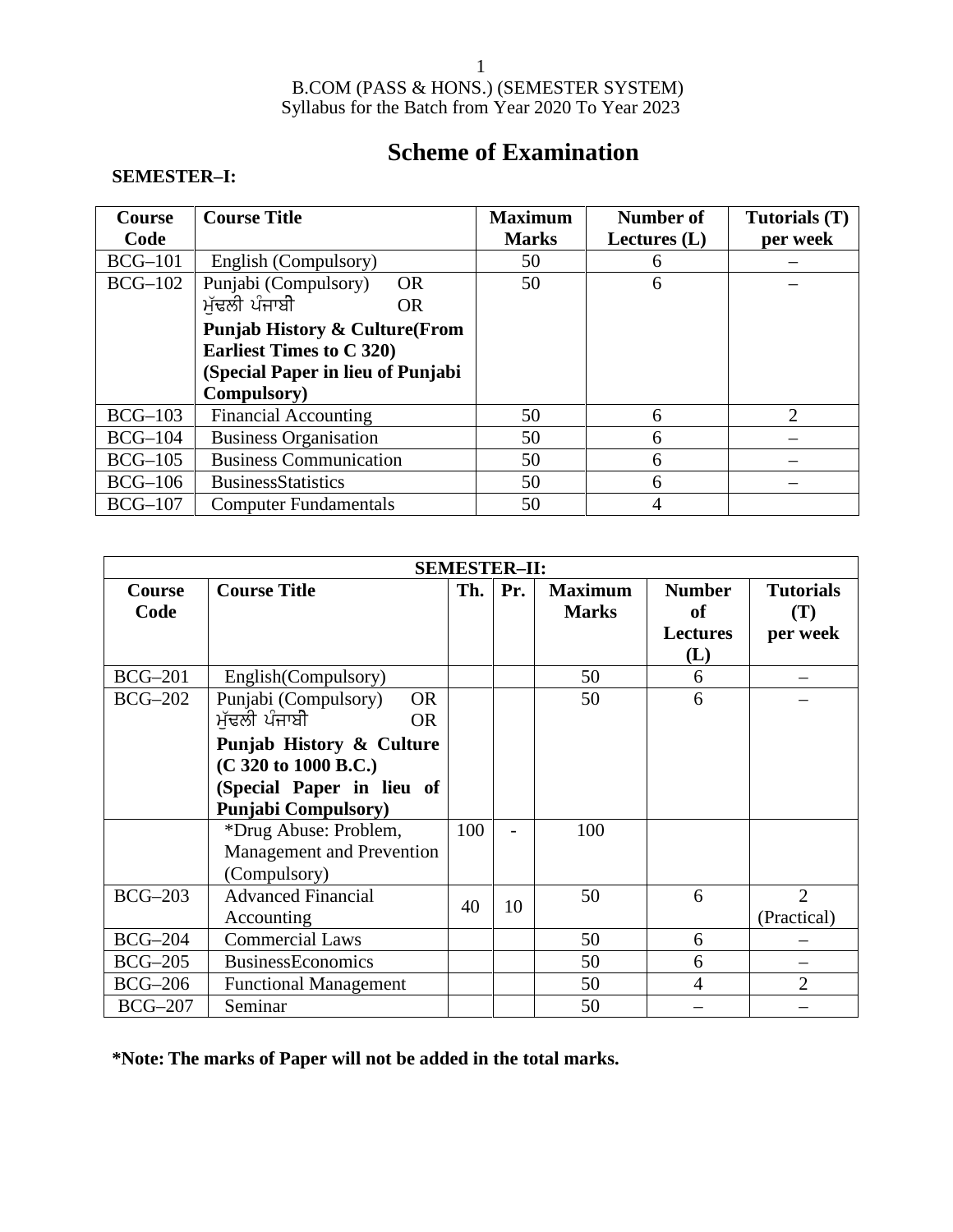B.COM (PASS & HONS.) (SEMESTER SYSTEM)
Syllabus for the Batch from Year 2020 To Year 2023

# Scheme of Examination

**SEMESTER–I:**

| Course Code | Course Title | Maximum Marks | Number of Lectures (L) | Tutorials (T) per week |
|---|---|---|---|---|
| BCG–101 | English (Compulsory) | 50 | 6 | – |
| BCG–102 | Punjabi (Compulsory) OR ਮੁੱਢਲੀ ਪੰਜਾਬੀ OR **Punjab History & Culture(From Earliest Times to C 320) (Special Paper in lieu of Punjabi Compulsory)** | 50 | 6 | – |
| BCG–103 | Financial Accounting | 50 | 6 | 2 |
| BCG–104 | Business Organisation | 50 | 6 | – |
| BCG–105 | Business Communication | 50 | 6 | – |
| BCG–106 | BusinessStatistics | 50 | 6 | – |
| BCG–107 | Computer Fundamentals | 50 | 4 | |

**SEMESTER–II:**

| Course Code | Course Title | Th. | Pr. | Maximum Marks | Number of Lectures (L) | Tutorials (T) per week |
|---|---|---|---|---|---|---|
| BCG–201 | English(Compulsory) | | | 50 | 6 | – |
| BCG–202 | Punjabi (Compulsory) OR ਮੁੱਢਲੀ ਪੰਜਾਬੀ OR **Punjab History & Culture (C 320 to 1000 B.C.) (Special Paper in lieu of Punjabi Compulsory)** | | | 50 | 6 | – |
| | *Drug Abuse: Problem, Management and Prevention (Compulsory) | 100 | - | 100 | | |
| BCG–203 | Advanced Financial Accounting | 40 | 10 | 50 | 6 | 2 (Practical) |
| BCG–204 | Commercial Laws | | | 50 | 6 | – |
| BCG–205 | BusinessEconomics | | | 50 | 6 | – |
| BCG–206 | Functional Management | | | 50 | 4 | 2 |
| BCG–207 | Seminar | | | 50 | – | – |

**\*Note: The marks of Paper will not be added in the total marks.**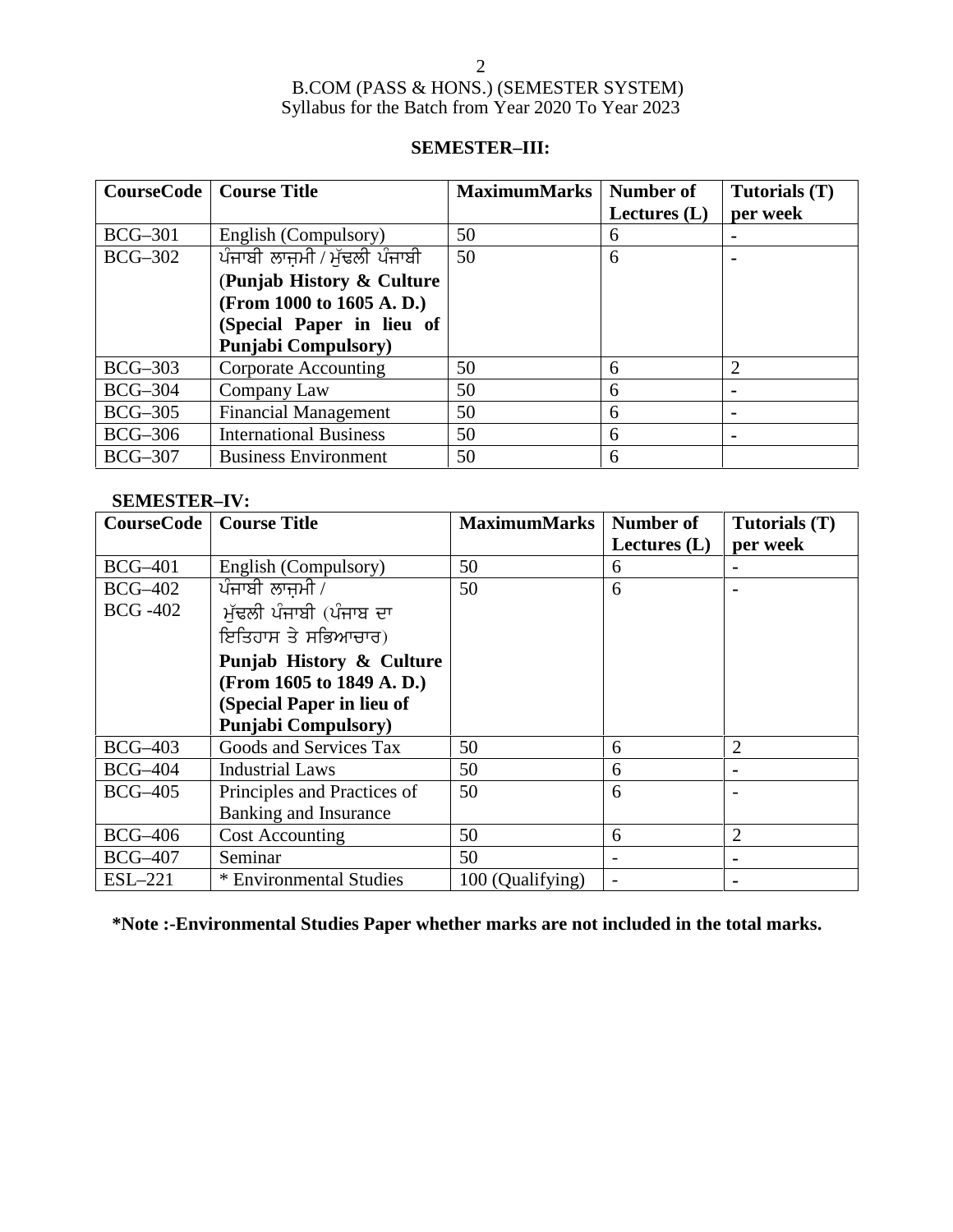B.COM (PASS & HONS.) (SEMESTER SYSTEM)
Syllabus for the Batch from Year 2020 To Year 2023

## SEMESTER–III:

| CourseCode | Course Title | MaximumMarks | Number of Lectures (L) | Tutorials (T) per week |
|---|---|---|---|---|
| BCG–301 | English (Compulsory) | 50 | 6 | - |
| BCG–302 | ਪੰਜਾਬੀ ਲਾਜ਼ਮੀ / ਮੁੱਢਲੀ ਪੰਜਾਬੀ (**Punjab History & Culture (From 1000 to 1605 A. D.) (Special Paper in lieu of Punjabi Compulsory)** | 50 | 6 | - |
| BCG–303 | Corporate Accounting | 50 | 6 | 2 |
| BCG–304 | Company Law | 50 | 6 | - |
| BCG–305 | Financial Management | 50 | 6 | - |
| BCG–306 | International Business | 50 | 6 | - |
| BCG–307 | Business Environment | 50 | 6 | |

## SEMESTER–IV:

| CourseCode | Course Title | MaximumMarks | Number of Lectures (L) | Tutorials (T) per week |
|---|---|---|---|---|
| BCG–401 | English (Compulsory) | 50 | 6 | - |
| BCG–402 BCG -402 | ਪੰਜਾਬੀ ਲਾਜ਼ਮੀ / ਮੁੱਢਲੀ ਪੰਜਾਬੀ (ਪੰਜਾਬ ਦਾ ਇਤਿਹਾਸ ਤੇ ਸਭਿਆਚਾਰ) **Punjab History & Culture (From 1605 to 1849 A. D.) (Special Paper in lieu of Punjabi Compulsory)** | 50 | 6 | - |
| BCG–403 | Goods and Services Tax | 50 | 6 | 2 |
| BCG–404 | Industrial Laws | 50 | 6 | - |
| BCG–405 | Principles and Practices of Banking and Insurance | 50 | 6 | - |
| BCG–406 | Cost Accounting | 50 | 6 | 2 |
| BCG–407 | Seminar | 50 | - | - |
| ESL–221 | * Environmental Studies | 100 (Qualifying) | - | - |

**\*Note :-Environmental Studies Paper whether marks are not included in the total marks.**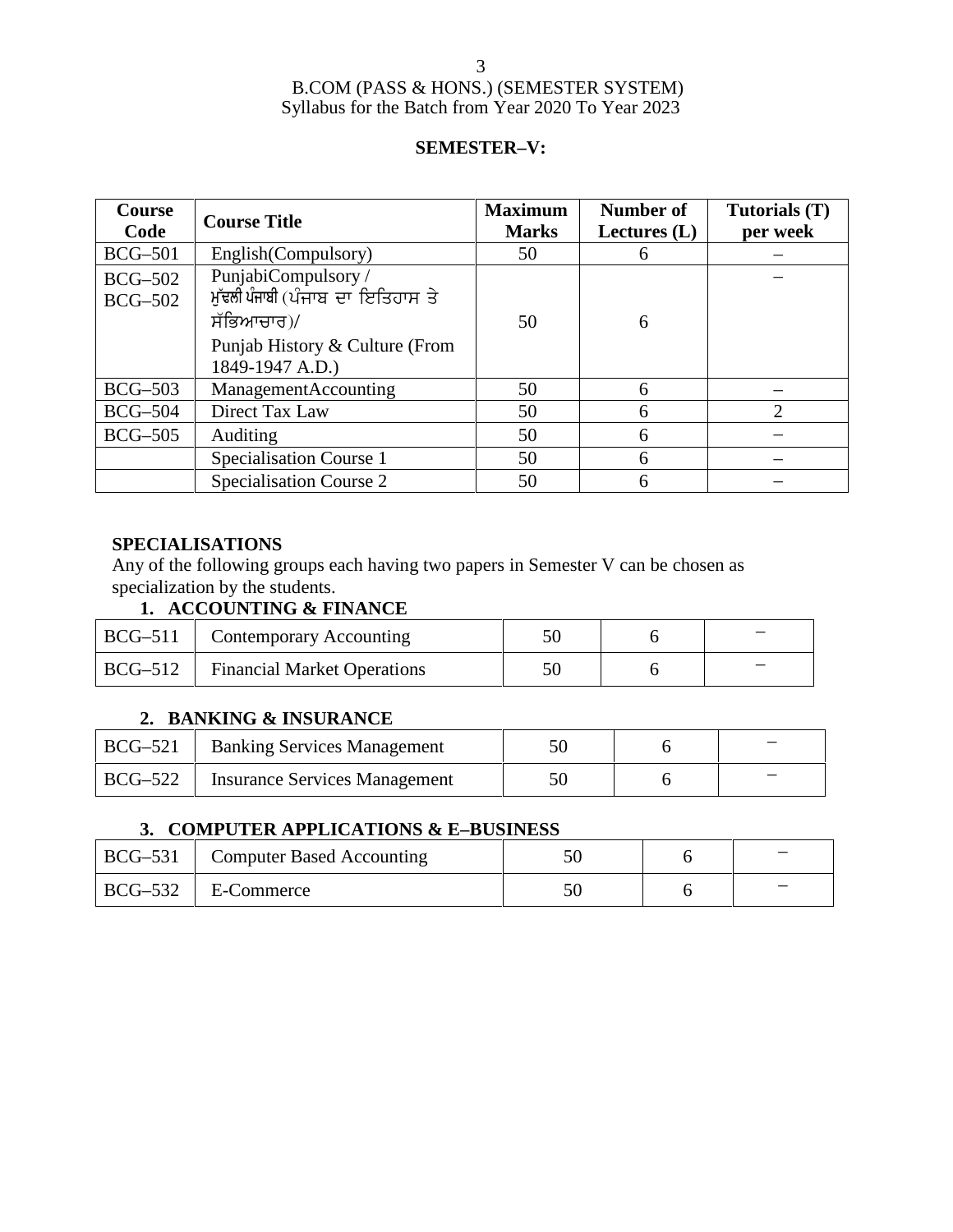B.COM (PASS & HONS.) (SEMESTER SYSTEM)
Syllabus for the Batch from Year 2020 To Year 2023

## SEMESTER–V:

| Course Code | Course Title | Maximum Marks | Number of Lectures (L) | Tutorials (T) per week |
|---|---|---|---|---|
| BCG–501 | English(Compulsory) | 50 | 6 | – |
| BCG–502<br>BCG–502 | PunjabiCompulsory /<br>ਮੁੱਢਲੀ ਪੰਜਾਬੀ (ਪੰਜਾਬ ਦਾ ਇਤਿਹਾਸ ਤੇ ਸੱਭਿਆਚਾਰ)/<br>Punjab History & Culture (From 1849-1947 A.D.) | 50 | 6 | – |
| BCG–503 | ManagementAccounting | 50 | 6 | – |
| BCG–504 | Direct Tax Law | 50 | 6 | 2 |
| BCG–505 | Auditing | 50 | 6 | – |
| | Specialisation Course 1 | 50 | 6 | – |
| | Specialisation Course 2 | 50 | 6 | – |

**SPECIALISATIONS**

Any of the following groups each having two papers in Semester V can be chosen as specialization by the students.

### 1. ACCOUNTING & FINANCE

| | | | | |
|---|---|---|---|---|
| BCG–511 | Contemporary Accounting | 50 | 6 | – |
| BCG–512 | Financial Market Operations | 50 | 6 | – |

### 2. BANKING & INSURANCE

| | | | | |
|---|---|---|---|---|
| BCG–521 | Banking Services Management | 50 | 6 | – |
| BCG–522 | Insurance Services Management | 50 | 6 | – |

### 3. COMPUTER APPLICATIONS & E–BUSINESS

| | | | | |
|---|---|---|---|---|
| BCG–531 | Computer Based Accounting | 50 | 6 | – |
| BCG–532 | E-Commerce | 50 | 6 | – |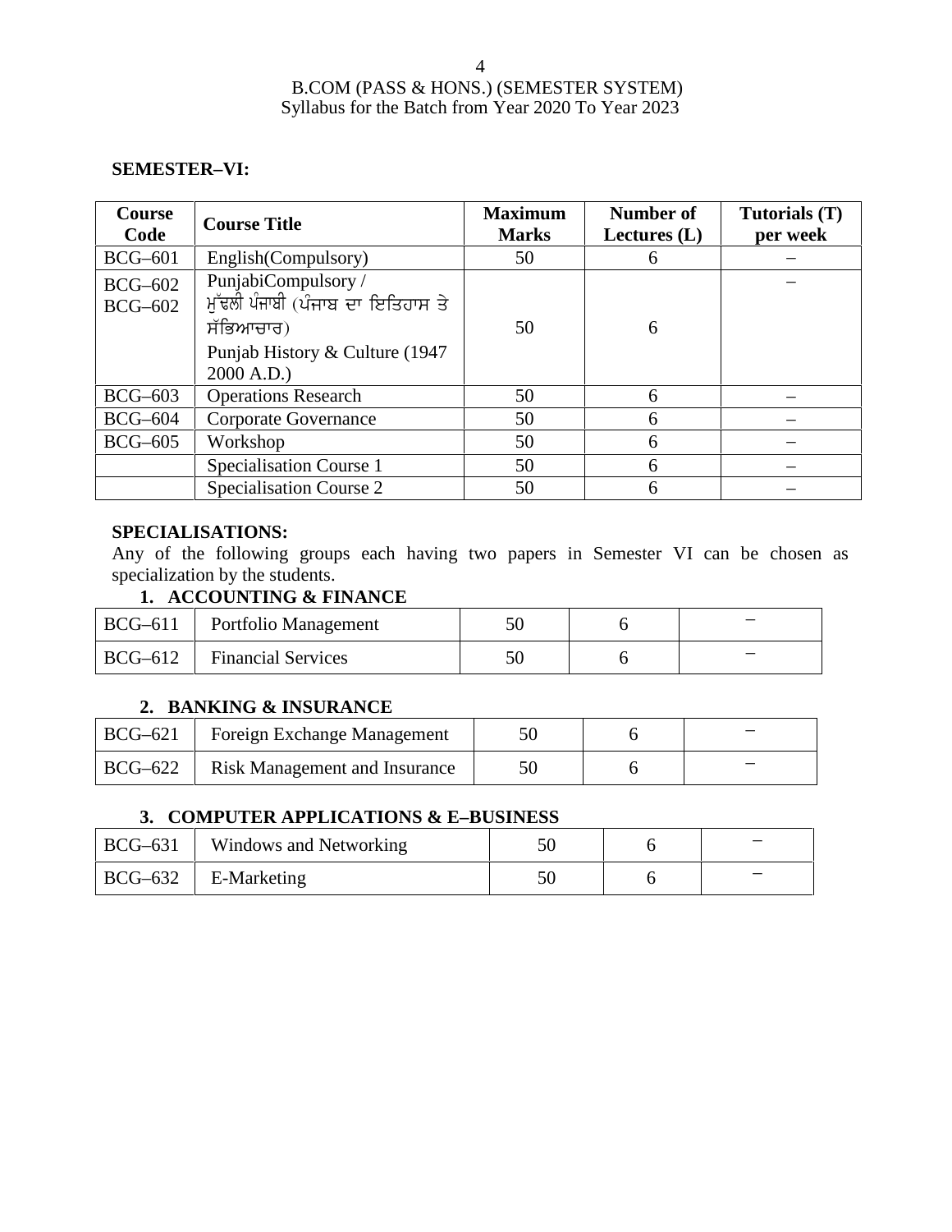B.COM (PASS & HONS.) (SEMESTER SYSTEM)
Syllabus for the Batch from Year 2020 To Year 2023

**SEMESTER–VI:**

| Course Code | Course Title | Maximum Marks | Number of Lectures (L) | Tutorials (T) per week |
|---|---|---|---|---|
| BCG–601 | English(Compulsory) | 50 | 6 | – |
| BCG–602<br>BCG–602 | PunjabiCompulsory /<br>ਮੁੱਢਲੀ ਪੰਜਾਬੀ (ਪੰਜਾਬ ਦਾ ਇਤਿਹਾਸ ਤੇ ਸੱਭਿਆਚਾਰ)<br>Punjab History & Culture (1947 2000 A.D.) | 50 | 6 | – |
| BCG–603 | Operations Research | 50 | 6 | – |
| BCG–604 | Corporate Governance | 50 | 6 | – |
| BCG–605 | Workshop | 50 | 6 | – |
| | Specialisation Course 1 | 50 | 6 | – |
| | Specialisation Course 2 | 50 | 6 | – |

**SPECIALISATIONS:**

Any of the following groups each having two papers in Semester VI can be chosen as specialization by the students.

**1. ACCOUNTING & FINANCE**

| | | | | |
|---|---|---|---|---|
| BCG–611 | Portfolio Management | 50 | 6 | – |
| BCG–612 | Financial Services | 50 | 6 | – |

**2. BANKING & INSURANCE**

| | | | | |
|---|---|---|---|---|
| BCG–621 | Foreign Exchange Management | 50 | 6 | – |
| BCG–622 | Risk Management and Insurance | 50 | 6 | – |

**3. COMPUTER APPLICATIONS & E–BUSINESS**

| | | | | |
|---|---|---|---|---|
| BCG–631 | Windows and Networking | 50 | 6 | – |
| BCG–632 | E-Marketing | 50 | 6 | – |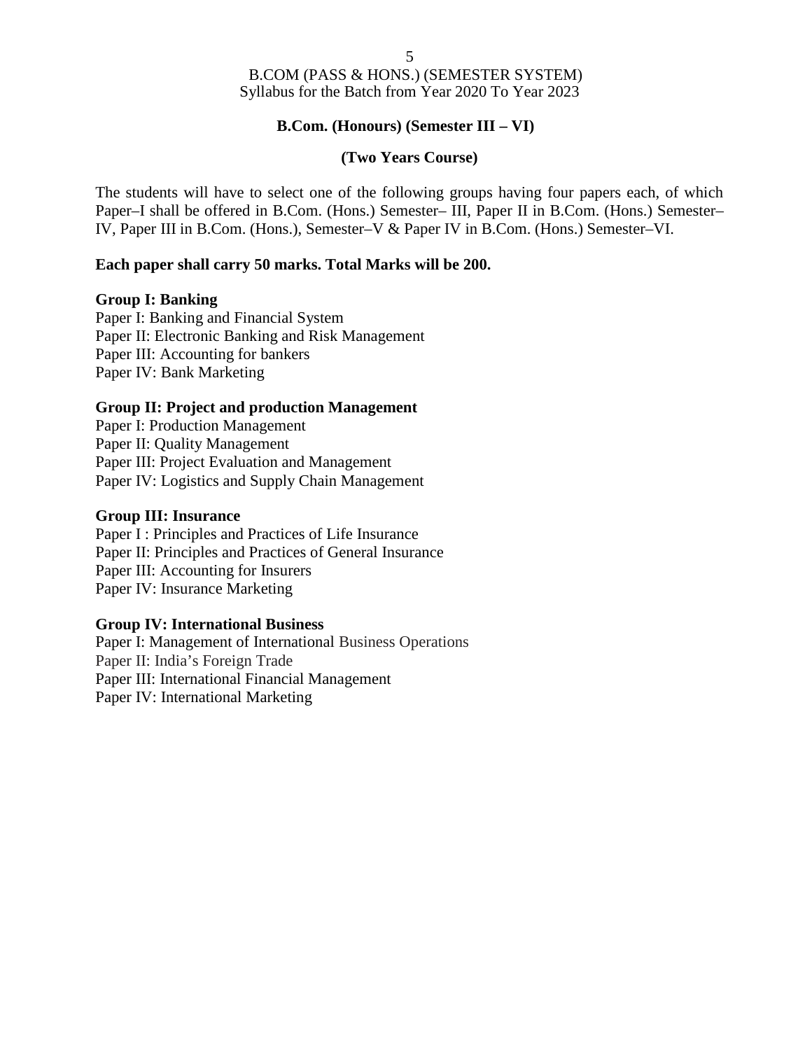## B.Com. (Honours) (Semester III – VI)

### (Two Years Course)

The students will have to select one of the following groups having four papers each, of which Paper–I shall be offered in B.Com. (Hons.) Semester– III, Paper II in B.Com. (Hons.) Semester–IV, Paper III in B.Com. (Hons.), Semester–V & Paper IV in B.Com. (Hons.) Semester–VI.

**Each paper shall carry 50 marks. Total Marks will be 200.**

**Group I: Banking**
Paper I: Banking and Financial System
Paper II: Electronic Banking and Risk Management
Paper III: Accounting for bankers
Paper IV: Bank Marketing

**Group II: Project and production Management**
Paper I: Production Management
Paper II: Quality Management
Paper III: Project Evaluation and Management
Paper IV: Logistics and Supply Chain Management

**Group III: Insurance**
Paper I : Principles and Practices of Life Insurance
Paper II: Principles and Practices of General Insurance
Paper III: Accounting for Insurers
Paper IV: Insurance Marketing

**Group IV: International Business**
Paper I: Management of International Business Operations
Paper II: India's Foreign Trade
Paper III: International Financial Management
Paper IV: International Marketing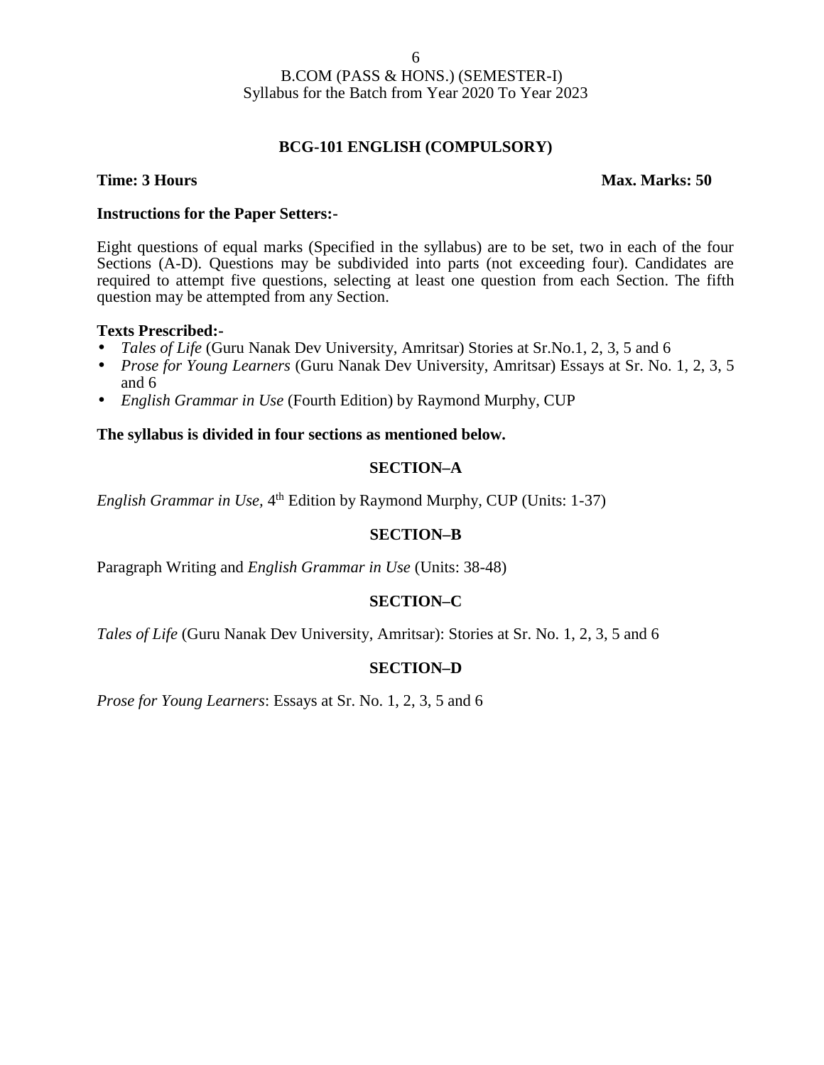B.COM (PASS & HONS.) (SEMESTER-I)
Syllabus for the Batch from Year 2020 To Year 2023

## BCG-101 ENGLISH (COMPULSORY)

**Time: 3 Hours** **Max. Marks: 50**

**Instructions for the Paper Setters:-**

Eight questions of equal marks (Specified in the syllabus) are to be set, two in each of the four Sections (A-D). Questions may be subdivided into parts (not exceeding four). Candidates are required to attempt five questions, selecting at least one question from each Section. The fifth question may be attempted from any Section.

**Texts Prescribed:-**

- *Tales of Life* (Guru Nanak Dev University, Amritsar) Stories at Sr.No.1, 2, 3, 5 and 6
- *Prose for Young Learners* (Guru Nanak Dev University, Amritsar) Essays at Sr. No. 1, 2, 3, 5 and 6
- *English Grammar in Use* (Fourth Edition) by Raymond Murphy, CUP

**The syllabus is divided in four sections as mentioned below.**

### SECTION–A

*English Grammar in Use*, 4th Edition by Raymond Murphy, CUP (Units: 1-37)

### SECTION–B

Paragraph Writing and *English Grammar in Use* (Units: 38-48)

### SECTION–C

*Tales of Life* (Guru Nanak Dev University, Amritsar): Stories at Sr. No. 1, 2, 3, 5 and 6

### SECTION–D

*Prose for Young Learners*: Essays at Sr. No. 1, 2, 3, 5 and 6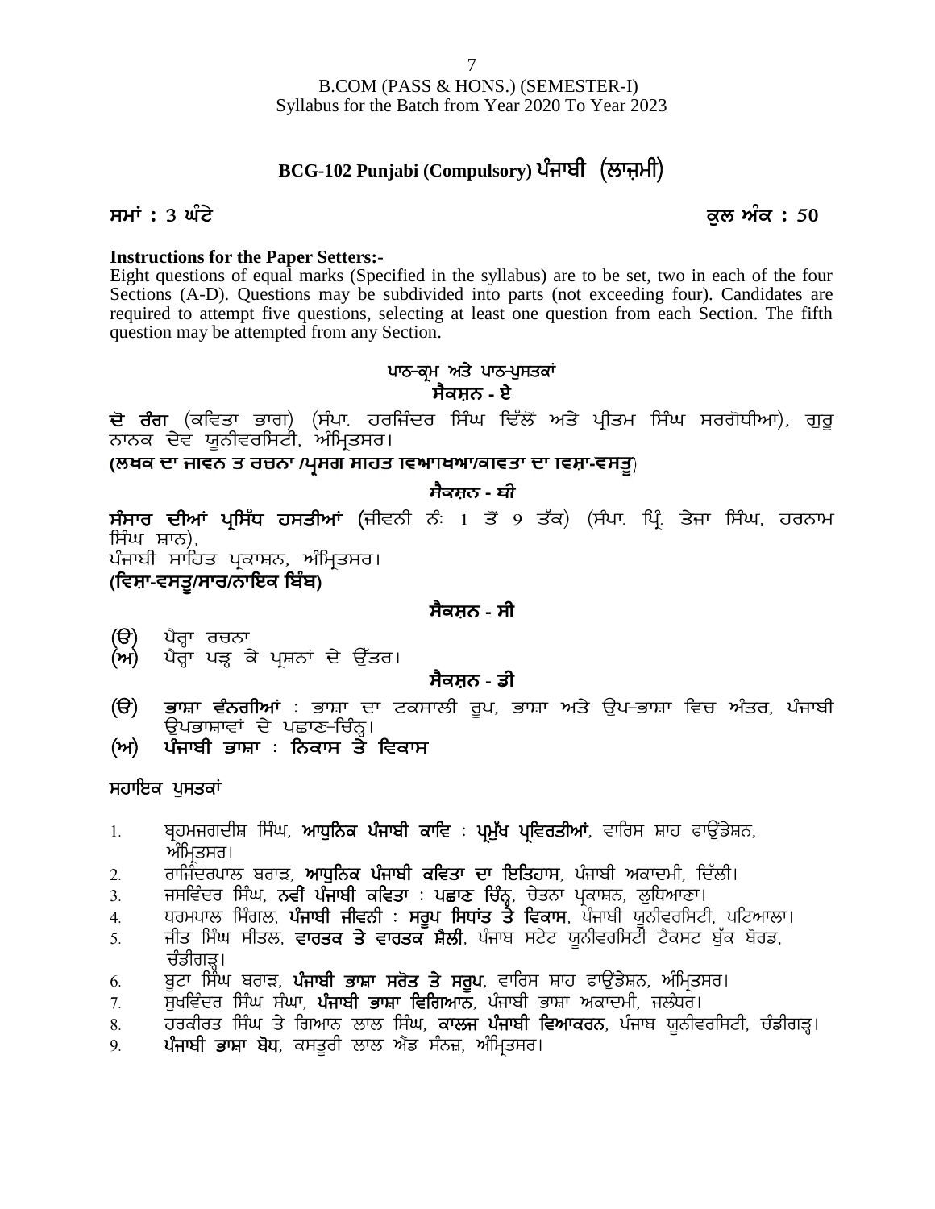B.COM (PASS & HONS.) (SEMESTER-I)
Syllabus for the Batch from Year 2020 To Year 2023

## BCG-102 Punjabi (Compulsory) ਪੰਜਾਬੀ (ਲਾਜ਼ਮੀ)

**ਸਮਾਂ : 3 ਘੰਟੇ** **ਕੁਲ ਅੰਕ : 50**

**Instructions for the Paper Setters:-**

Eight questions of equal marks (Specified in the syllabus) are to be set, two in each of the four Sections (A-D). Questions may be subdivided into parts (not exceeding four). Candidates are required to attempt five questions, selecting at least one question from each Section. The fifth question may be attempted from any Section.

### ਪਾਠ-ਕ੍ਰਮ ਅਤੇ ਪਾਠ-ਪੁਸਤਕਾਂ

### ਸੈਕਸ਼ਨ - ਏ

**ਦੋ ਰੰਗ** (ਕਵਿਤਾ ਭਾਗ) (ਸੰਪਾ. ਹਰਜਿੰਦਰ ਸਿੰਘ ਢਿੱਲੋਂ ਅਤੇ ਪ੍ਰੀਤਮ ਸਿੰਘ ਸਰਗੋਧੀਆ), ਗੁਰੂ ਨਾਨਕ ਦੇਵ ਯੂਨੀਵਰਸਿਟੀ, ਅੰਮ੍ਰਿਤਸਰ।

**(ਲੇਖਕ ਦਾ ਜੀਵਨ ਤੇ ਰਚਨਾ /ਪ੍ਰਸੰਗ ਸਹਿਤ ਵਿਆਖਿਆ/ਕਵਿਤਾ ਦਾ ਵਿਸ਼ਾ-ਵਸਤੂ)**

### ਸੈਕਸ਼ਨ - ਬੀ

**ਸੰਸਾਰ ਦੀਆਂ ਪ੍ਰਸਿੱਧ ਹਸਤੀਆਂ** (ਜੀਵਨੀ ਨੰ: 1 ਤੋਂ 9 ਤੱਕ) (ਸੰਪਾ. ਪ੍ਰਿੰ. ਤੇਜਾ ਸਿੰਘ, ਹਰਨਾਮ ਸਿੰਘ ਸ਼ਾਨ),
ਪੰਜਾਬੀ ਸਾਹਿਤ ਪ੍ਰਕਾਸ਼ਨ, ਅੰਮ੍ਰਿਤਸਰ।

**(ਵਿਸ਼ਾ-ਵਸਤੂ/ਸਾਰ/ਨਾਇਕ ਬਿੰਬ)**

### ਸੈਕਸ਼ਨ - ਸੀ

(ੳ) ਪੈਰ੍ਹਾ ਰਚਨਾ
(ਅ) ਪੈਰ੍ਹਾ ਪੜ੍ਹ ਕੇ ਪ੍ਰਸ਼ਨਾਂ ਦੇ ਉੱਤਰ।

### ਸੈਕਸ਼ਨ - ਡੀ

(ੳ) **ਭਾਸ਼ਾ ਵੰਨਗੀਆਂ** : ਭਾਸ਼ਾ ਦਾ ਟਕਸਾਲੀ ਰੂਪ, ਭਾਸ਼ਾ ਅਤੇ ਉਪ-ਭਾਸ਼ਾ ਵਿਚ ਅੰਤਰ, ਪੰਜਾਬੀ ਉਪਭਾਸ਼ਾਵਾਂ ਦੇ ਪਛਾਣ-ਚਿੰਨ੍ਹ।
(ਅ) **ਪੰਜਾਬੀ ਭਾਸ਼ਾ : ਨਿਕਾਸ ਤੇ ਵਿਕਾਸ**

### ਸਹਾਇਕ ਪੁਸਤਕਾਂ

1. ਬ੍ਰਹਮਜਗਦੀਸ਼ ਸਿੰਘ, **ਆਧੁਨਿਕ ਪੰਜਾਬੀ ਕਾਵਿ : ਪ੍ਰਮੁੱਖ ਪ੍ਰਵਿਰਤੀਆਂ**, ਵਾਰਿਸ ਸ਼ਾਹ ਫਾਉਂਡੇਸ਼ਨ, ਅੰਮ੍ਰਿਤਸਰ।
2. ਰਾਜਿੰਦਰਪਾਲ ਬਰਾੜ, **ਆਧੁਨਿਕ ਪੰਜਾਬੀ ਕਵਿਤਾ ਦਾ ਇਤਿਹਾਸ**, ਪੰਜਾਬੀ ਅਕਾਦਮੀ, ਦਿੱਲੀ।
3. ਜਸਵਿੰਦਰ ਸਿੰਘ, **ਨਵੀਂ ਪੰਜਾਬੀ ਕਵਿਤਾ : ਪਛਾਣ ਚਿੰਨ੍ਹ**, ਚੇਤਨਾ ਪ੍ਰਕਾਸ਼ਨ, ਲੁਧਿਆਣਾ।
4. ਧਰਮਪਾਲ ਸਿੰਗਲ, **ਪੰਜਾਬੀ ਜੀਵਨੀ : ਸਰੂਪ ਸਿਧਾਂਤ ਤੇ ਵਿਕਾਸ**, ਪੰਜਾਬੀ ਯੂਨੀਵਰਸਿਟੀ, ਪਟਿਆਲਾ।
5. ਜੀਤ ਸਿੰਘ ਸੀਤਲ, **ਵਾਰਤਕ ਤੇ ਵਾਰਤਕ ਸ਼ੈਲੀ**, ਪੰਜਾਬ ਸਟੇਟ ਯੂਨੀਵਰਸਿਟੀ ਟੈਕਸਟ ਬੁੱਕ ਬੋਰਡ, ਚੰਡੀਗੜ੍ਹ।
6. ਬੂਟਾ ਸਿੰਘ ਬਰਾੜ, **ਪੰਜਾਬੀ ਭਾਸ਼ਾ ਸਰੋਤ ਤੇ ਸਰੂਪ**, ਵਾਰਿਸ ਸ਼ਾਹ ਫਾਉਂਡੇਸ਼ਨ, ਅੰਮ੍ਰਿਤਸਰ।
7. ਸੁਖਵਿੰਦਰ ਸਿੰਘ ਸੰਘਾ, **ਪੰਜਾਬੀ ਭਾਸ਼ਾ ਵਿਗਿਆਨ**, ਪੰਜਾਬੀ ਭਾਸ਼ਾ ਅਕਾਦਮੀ, ਜਲੰਧਰ।
8. ਹਰਕੀਰਤ ਸਿੰਘ ਤੇ ਗਿਆਨ ਲਾਲ ਸਿੰਘ, **ਕਾਲਜ ਪੰਜਾਬੀ ਵਿਆਕਰਨ**, ਪੰਜਾਬ ਯੂਨੀਵਰਸਿਟੀ, ਚੰਡੀਗੜ੍ਹ।
9. **ਪੰਜਾਬੀ ਭਾਸ਼ਾ ਬੋਧ**, ਕਸਤੂਰੀ ਲਾਲ ਐਂਡ ਸੰਨਜ਼, ਅੰਮ੍ਰਿਤਸਰ।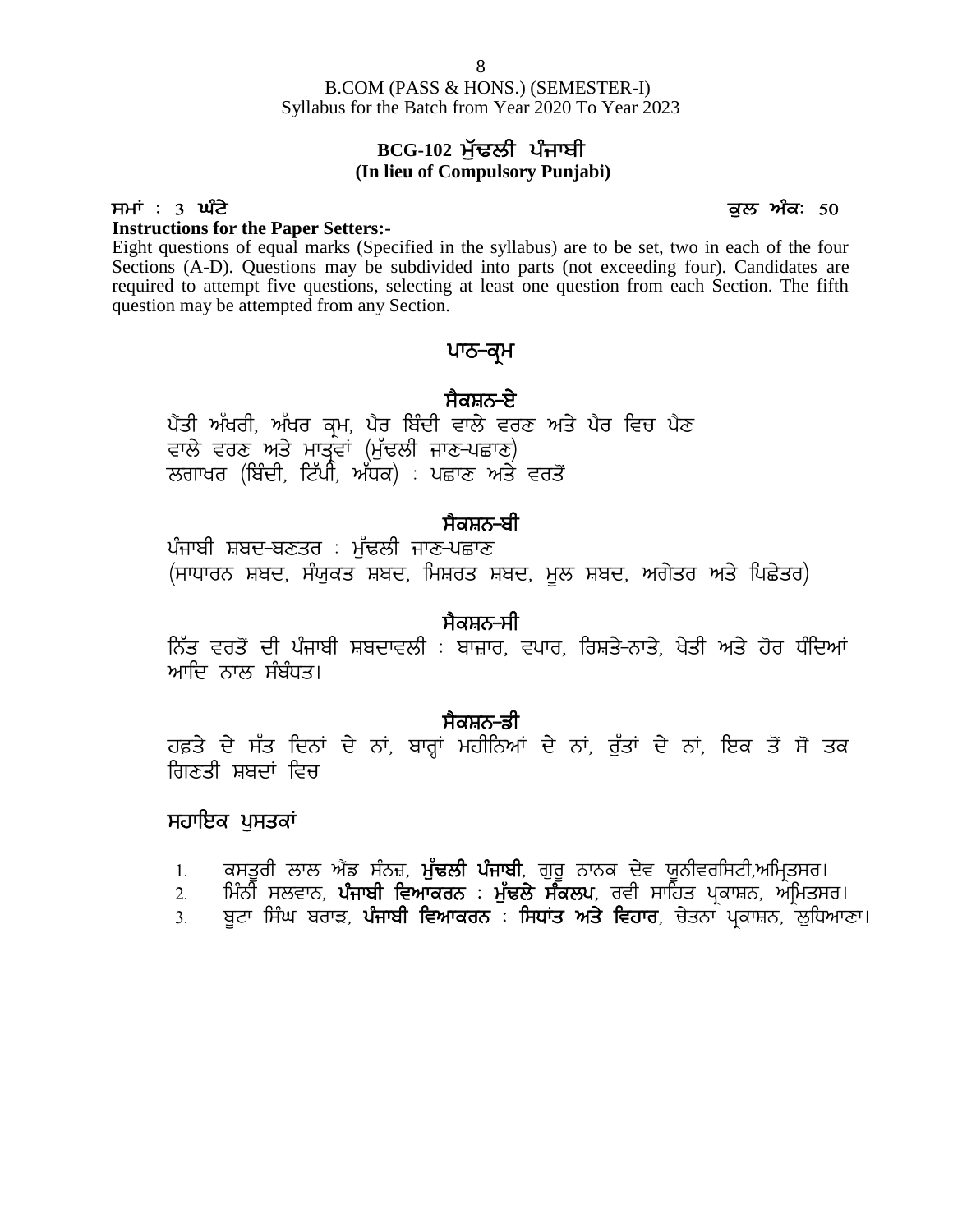B.COM (PASS & HONS.) (SEMESTER-I)
Syllabus for the Batch from Year 2020 To Year 2023

## BCG-102 ਮੁੱਢਲੀ ਪੰਜਾਬੀ
**(In lieu of Compulsory Punjabi)**

**ਸਮਾਂ : 3 ਘੰਟੇ** **ਕੁਲ ਅੰਕ: 50**

**Instructions for the Paper Setters:-**

Eight questions of equal marks (Specified in the syllabus) are to be set, two in each of the four Sections (A-D). Questions may be subdivided into parts (not exceeding four). Candidates are required to attempt five questions, selecting at least one question from each Section. The fifth question may be attempted from any Section.

## ਪਾਠ-ਕ੍ਰਮ

### ਸੈਕਸ਼ਨ-ਏ

ਪੈਂਤੀ ਅੱਖਰੀ, ਅੱਖਰ ਕ੍ਰਮ, ਪੈਰ ਬਿੰਦੀ ਵਾਲੇ ਵਰਣ ਅਤੇ ਪੈਰ ਵਿਚ ਪੈਣ ਵਾਲੇ ਵਰਣ ਅਤੇ ਮਾਤ੍ਰਵਾਂ (ਮੁੱਢਲੀ ਜਾਣ-ਪਛਾਣ)
ਲਗਾਖਰ (ਬਿੰਦੀ, ਟਿੱਪੀ, ਅੱਧਕ) : ਪਛਾਣ ਅਤੇ ਵਰਤੋਂ

### ਸੈਕਸ਼ਨ-ਬੀ

ਪੰਜਾਬੀ ਸ਼ਬਦ-ਬਣਤਰ : ਮੁੱਢਲੀ ਜਾਣ-ਪਛਾਣ
(ਸਾਧਾਰਨ ਸ਼ਬਦ, ਸੰਯੁਕਤ ਸ਼ਬਦ, ਮਿਸ਼ਰਤ ਸ਼ਬਦ, ਮੂਲ ਸ਼ਬਦ, ਅਗੇਤਰ ਅਤੇ ਪਿਛੇਤਰ)

### ਸੈਕਸ਼ਨ-ਸੀ

ਨਿੱਤ ਵਰਤੋਂ ਦੀ ਪੰਜਾਬੀ ਸ਼ਬਦਾਵਲੀ : ਬਾਜ਼ਾਰ, ਵਪਾਰ, ਰਿਸ਼ਤੇ-ਨਾਤੇ, ਖੇਤੀ ਅਤੇ ਹੋਰ ਧੰਦਿਆਂ ਆਦਿ ਨਾਲ ਸੰਬੰਧਤ।

### ਸੈਕਸ਼ਨ-ਡੀ

ਹਫ਼ਤੇ ਦੇ ਸੱਤ ਦਿਨਾਂ ਦੇ ਨਾਂ, ਬਾਰ੍ਹਾਂ ਮਹੀਨਿਆਂ ਦੇ ਨਾਂ, ਰੁੱਤਾਂ ਦੇ ਨਾਂ, ਇਕ ਤੋਂ ਸੌ ਤਕ ਗਿਣਤੀ ਸ਼ਬਦਾਂ ਵਿਚ

### ਸਹਾਇਕ ਪੁਸਤਕਾਂ

1. ਕਸਤੂਰੀ ਲਾਲ ਐਂਡ ਸੰਨਜ਼, **ਮੁੱਢਲੀ ਪੰਜਾਬੀ**, ਗੁਰੂ ਨਾਨਕ ਦੇਵ ਯੂਨੀਵਰਸਿਟੀ,ਅਮ੍ਰਿਤਸਰ।
2. ਮਿੰਨੀ ਸਲਵਾਨ, **ਪੰਜਾਬੀ ਵਿਆਕਰਨ : ਮੁੱਢਲੇ ਸੰਕਲਪ**, ਰਵੀ ਸਾਹਿਤ ਪ੍ਰਕਾਸ਼ਨ, ਅਮ੍ਰਿਤਸਰ।
3. ਬੂਟਾ ਸਿੰਘ ਬਰਾੜ, **ਪੰਜਾਬੀ ਵਿਆਕਰਨ : ਸਿਧਾਂਤ ਅਤੇ ਵਿਹਾਰ**, ਚੇਤਨਾ ਪ੍ਰਕਾਸ਼ਨ, ਲੁਧਿਆਣਾ।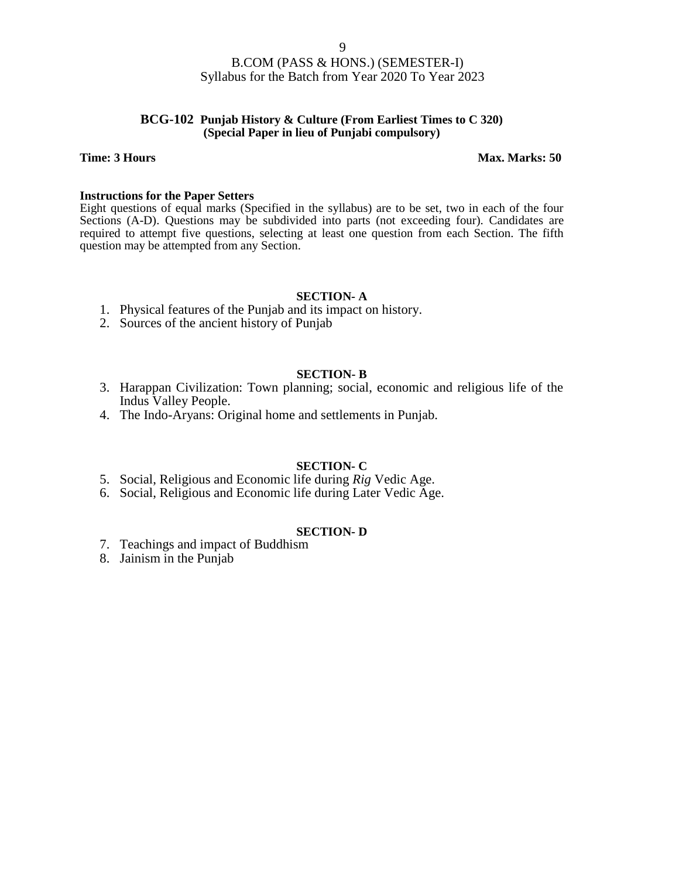B.COM (PASS & HONS.) (SEMESTER-I)
Syllabus for the Batch from Year 2020 To Year 2023

## BCG-102 Punjab History & Culture (From Earliest Times to C 320)
### (Special Paper in lieu of Punjabi compulsory)

**Time: 3 Hours** **Max. Marks: 50**

**Instructions for the Paper Setters**
Eight questions of equal marks (Specified in the syllabus) are to be set, two in each of the four Sections (A-D). Questions may be subdivided into parts (not exceeding four). Candidates are required to attempt five questions, selecting at least one question from each Section. The fifth question may be attempted from any Section.

### SECTION- A

1. Physical features of the Punjab and its impact on history.
2. Sources of the ancient history of Punjab

### SECTION- B

3. Harappan Civilization: Town planning; social, economic and religious life of the Indus Valley People.
4. The Indo-Aryans: Original home and settlements in Punjab.

### SECTION- C

5. Social, Religious and Economic life during *Rig* Vedic Age.
6. Social, Religious and Economic life during Later Vedic Age.

### SECTION- D

7. Teachings and impact of Buddhism
8. Jainism in the Punjab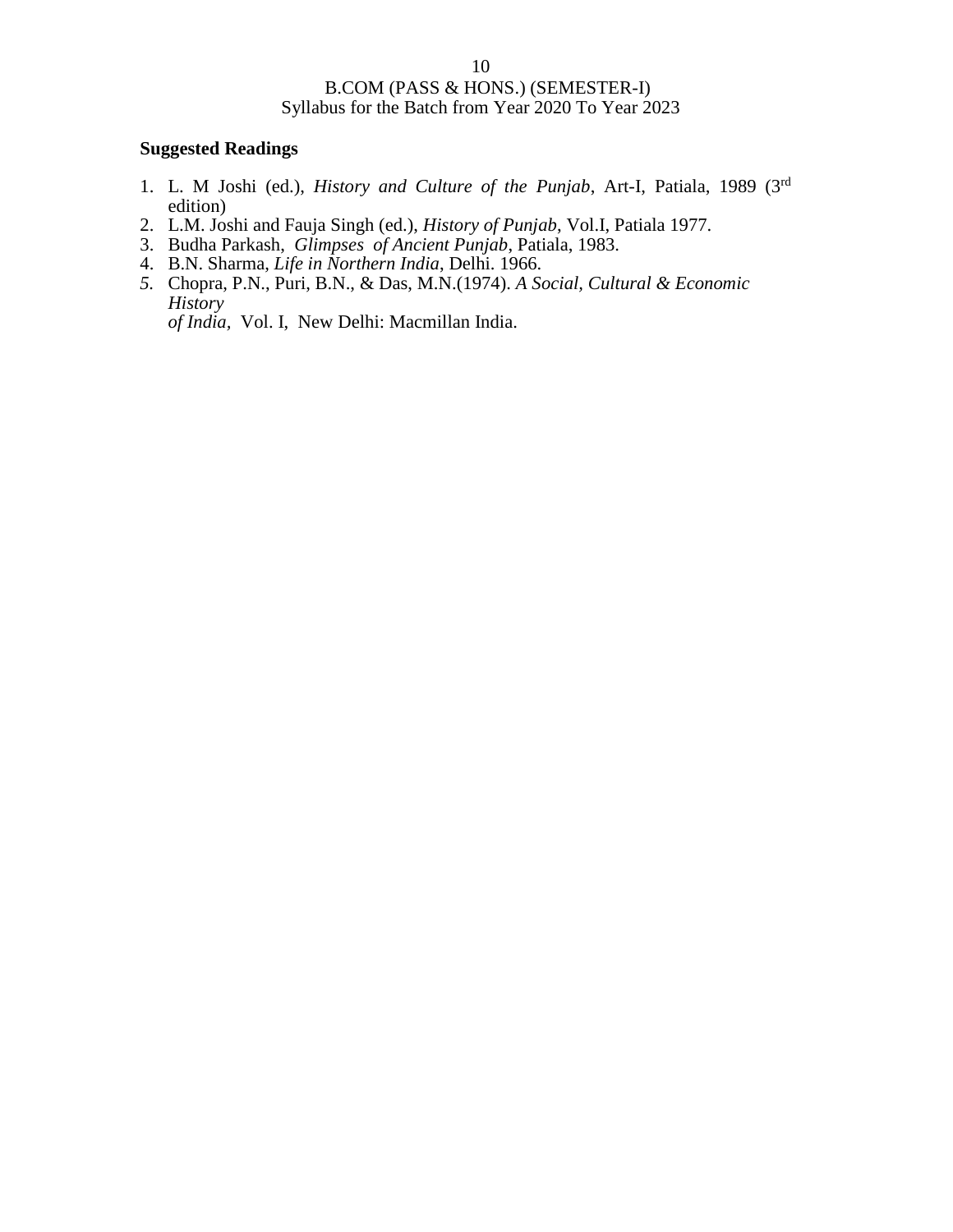**Suggested Readings**

1. L. M Joshi (ed.), *History and Culture of the Punjab*, Art-I, Patiala, 1989 (3rd edition)
2. L.M. Joshi and Fauja Singh (ed.), *History of Punjab*, Vol.I, Patiala 1977.
3. Budha Parkash, *Glimpses of Ancient Punjab*, Patiala, 1983.
4. B.N. Sharma, *Life in Northern India*, Delhi. 1966.
5. Chopra, P.N., Puri, B.N., & Das, M.N.(1974). *A Social, Cultural & Economic History of India*, Vol. I, New Delhi: Macmillan India.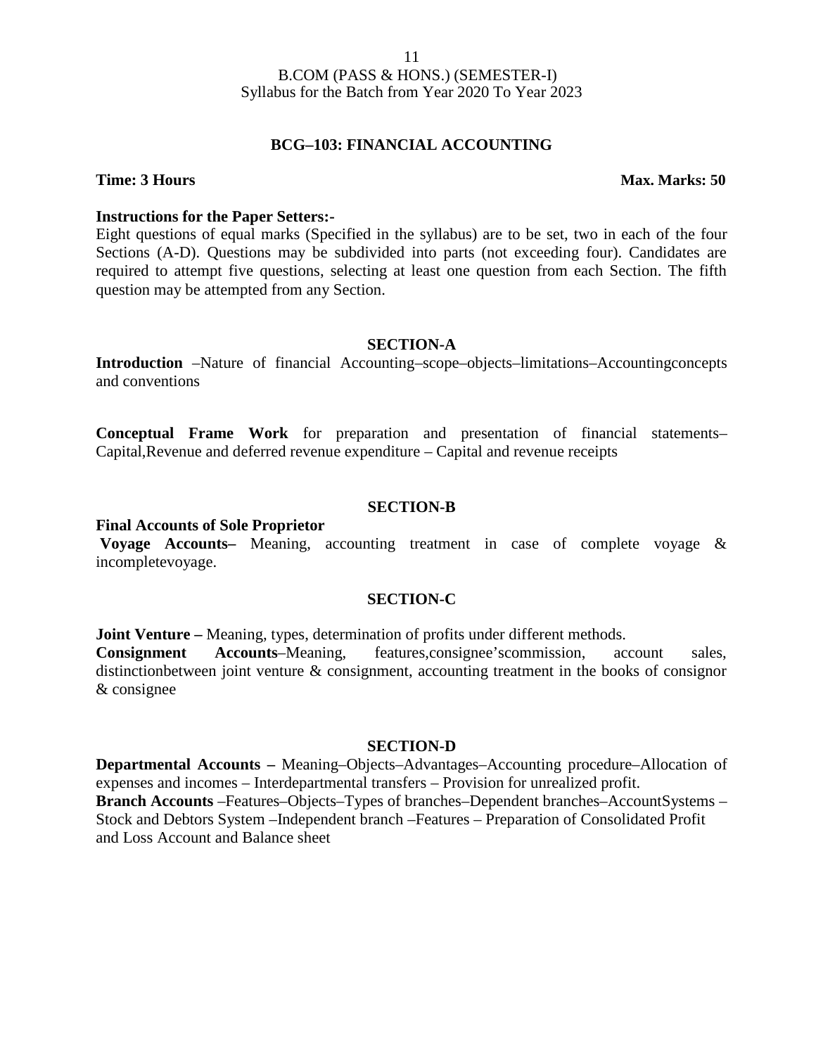B.COM (PASS & HONS.) (SEMESTER-I)
Syllabus for the Batch from Year 2020 To Year 2023

## BCG–103: FINANCIAL ACCOUNTING

**Time: 3 Hours** **Max. Marks: 50**

**Instructions for the Paper Setters:-**

Eight questions of equal marks (Specified in the syllabus) are to be set, two in each of the four Sections (A-D). Questions may be subdivided into parts (not exceeding four). Candidates are required to attempt five questions, selecting at least one question from each Section. The fifth question may be attempted from any Section.

### SECTION-A

**Introduction** –Nature of financial Accounting–scope–objects–limitations–Accountingconcepts and conventions

**Conceptual Frame Work** for preparation and presentation of financial statements–Capital,Revenue and deferred revenue expenditure – Capital and revenue receipts

### SECTION-B

**Final Accounts of Sole Proprietor**

**Voyage Accounts–** Meaning, accounting treatment in case of complete voyage & incompletevoyage.

### SECTION-C

**Joint Venture –** Meaning, types, determination of profits under different methods.

**Consignment Accounts**–Meaning, features,consignee'scommission, account sales, distinctionbetween joint venture & consignment, accounting treatment in the books of consignor & consignee

### SECTION-D

**Departmental Accounts –** Meaning–Objects–Advantages–Accounting procedure–Allocation of expenses and incomes – Interdepartmental transfers – Provision for unrealized profit.

**Branch Accounts** –Features–Objects–Types of branches–Dependent branches–AccountSystems – Stock and Debtors System –Independent branch –Features – Preparation of Consolidated Profit and Loss Account and Balance sheet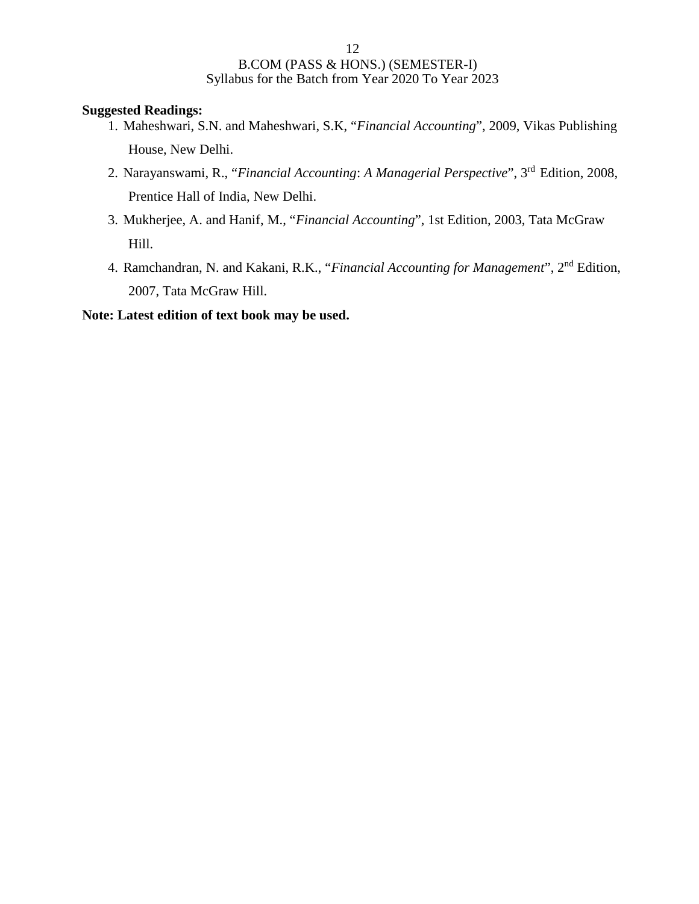**Suggested Readings:**

1. Maheshwari, S.N. and Maheshwari, S.K, "*Financial Accounting*", 2009, Vikas Publishing House, New Delhi.
2. Narayanswami, R., "*Financial Accounting*: *A Managerial Perspective*", 3rd Edition, 2008, Prentice Hall of India, New Delhi.
3. Mukherjee, A. and Hanif, M., "*Financial Accounting*", 1st Edition, 2003, Tata McGraw Hill.
4. Ramchandran, N. and Kakani, R.K., "*Financial Accounting for Management*", 2nd Edition, 2007, Tata McGraw Hill.

**Note: Latest edition of text book may be used.**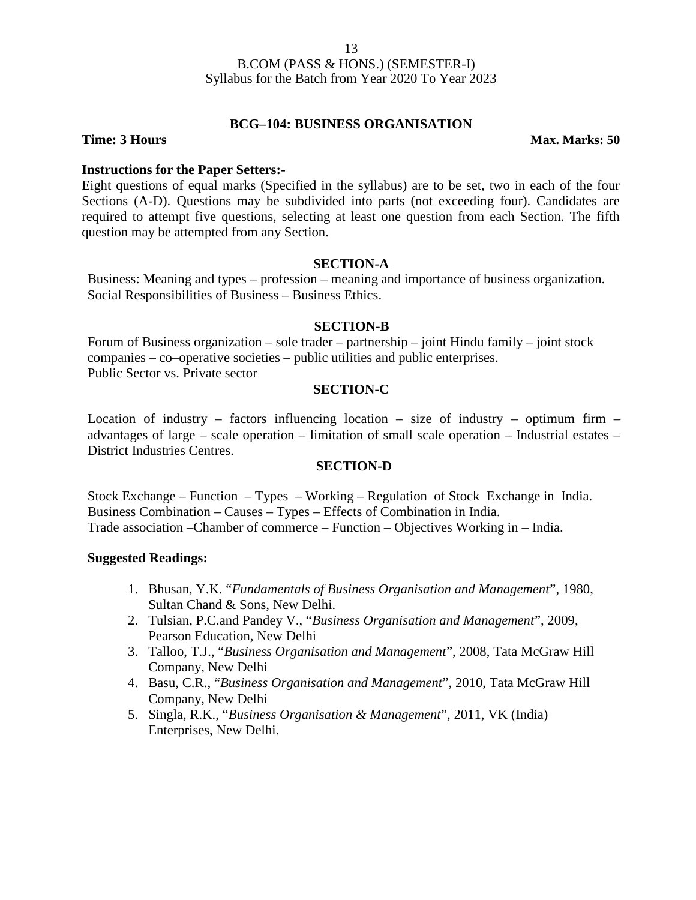B.COM (PASS & HONS.) (SEMESTER-I)
Syllabus for the Batch from Year 2020 To Year 2023

## BCG–104: BUSINESS ORGANISATION

**Time: 3 Hours** **Max. Marks: 50**

**Instructions for the Paper Setters:-**

Eight questions of equal marks (Specified in the syllabus) are to be set, two in each of the four Sections (A-D). Questions may be subdivided into parts (not exceeding four). Candidates are required to attempt five questions, selecting at least one question from each Section. The fifth question may be attempted from any Section.

### SECTION-A

Business: Meaning and types – profession – meaning and importance of business organization. Social Responsibilities of Business – Business Ethics.

### SECTION-B

Forum of Business organization – sole trader – partnership – joint Hindu family – joint stock companies – co–operative societies – public utilities and public enterprises.
Public Sector vs. Private sector

### SECTION-C

Location of industry – factors influencing location – size of industry – optimum firm – advantages of large – scale operation – limitation of small scale operation – Industrial estates – District Industries Centres.

### SECTION-D

Stock Exchange – Function – Types – Working – Regulation of Stock Exchange in India.
Business Combination – Causes – Types – Effects of Combination in India.
Trade association –Chamber of commerce – Function – Objectives Working in – India.

**Suggested Readings:**

1. Bhusan, Y.K. "*Fundamentals of Business Organisation and Management*", 1980, Sultan Chand & Sons, New Delhi.
2. Tulsian, P.C.and Pandey V., "*Business Organisation and Management*", 2009, Pearson Education, New Delhi
3. Talloo, T.J., "*Business Organisation and Management*", 2008, Tata McGraw Hill Company, New Delhi
4. Basu, C.R., "*Business Organisation and Management*", 2010, Tata McGraw Hill Company, New Delhi
5. Singla, R.K., "*Business Organisation & Management*", 2011, VK (India) Enterprises, New Delhi.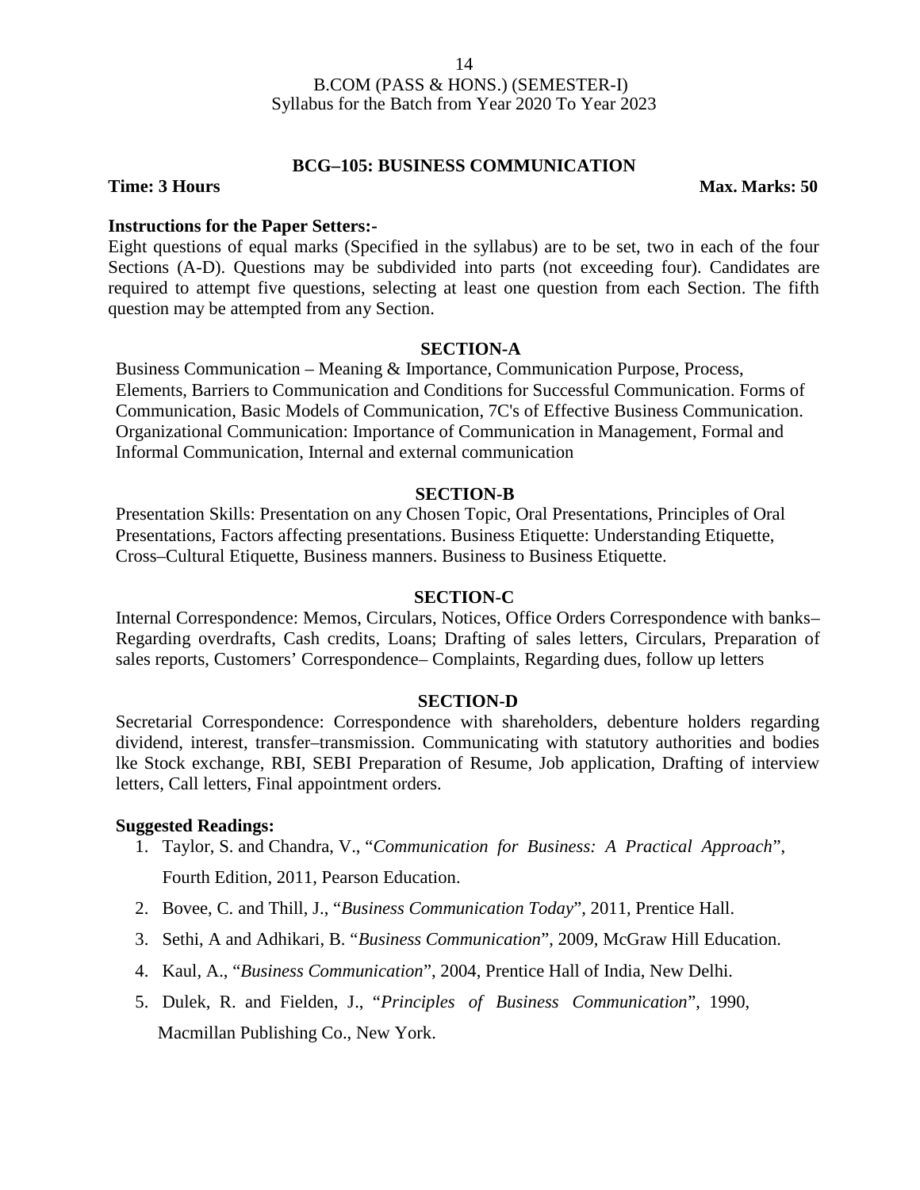## BCG–105: BUSINESS COMMUNICATION

**Time: 3 Hours** **Max. Marks: 50**

**Instructions for the Paper Setters:-**

Eight questions of equal marks (Specified in the syllabus) are to be set, two in each of the four Sections (A-D). Questions may be subdivided into parts (not exceeding four). Candidates are required to attempt five questions, selecting at least one question from each Section. The fifth question may be attempted from any Section.

### SECTION-A

Business Communication – Meaning & Importance, Communication Purpose, Process, Elements, Barriers to Communication and Conditions for Successful Communication. Forms of Communication, Basic Models of Communication, 7C's of Effective Business Communication. Organizational Communication: Importance of Communication in Management, Formal and Informal Communication, Internal and external communication

### SECTION-B

Presentation Skills: Presentation on any Chosen Topic, Oral Presentations, Principles of Oral Presentations, Factors affecting presentations. Business Etiquette: Understanding Etiquette, Cross–Cultural Etiquette, Business manners. Business to Business Etiquette.

### SECTION-C

Internal Correspondence: Memos, Circulars, Notices, Office Orders Correspondence with banks–Regarding overdrafts, Cash credits, Loans; Drafting of sales letters, Circulars, Preparation of sales reports, Customers' Correspondence– Complaints, Regarding dues, follow up letters

### SECTION-D

Secretarial Correspondence: Correspondence with shareholders, debenture holders regarding dividend, interest, transfer–transmission. Communicating with statutory authorities and bodies lke Stock exchange, RBI, SEBI Preparation of Resume, Job application, Drafting of interview letters, Call letters, Final appointment orders.

**Suggested Readings:**

1. Taylor, S. and Chandra, V., "*Communication for Business: A Practical Approach*", Fourth Edition, 2011, Pearson Education.
2. Bovee, C. and Thill, J., "*Business Communication Today*", 2011, Prentice Hall.
3. Sethi, A and Adhikari, B. "*Business Communication*", 2009, McGraw Hill Education.
4. Kaul, A., "*Business Communication*", 2004, Prentice Hall of India, New Delhi.
5. Dulek, R. and Fielden, J., "*Principles of Business Communication*", 1990, Macmillan Publishing Co., New York.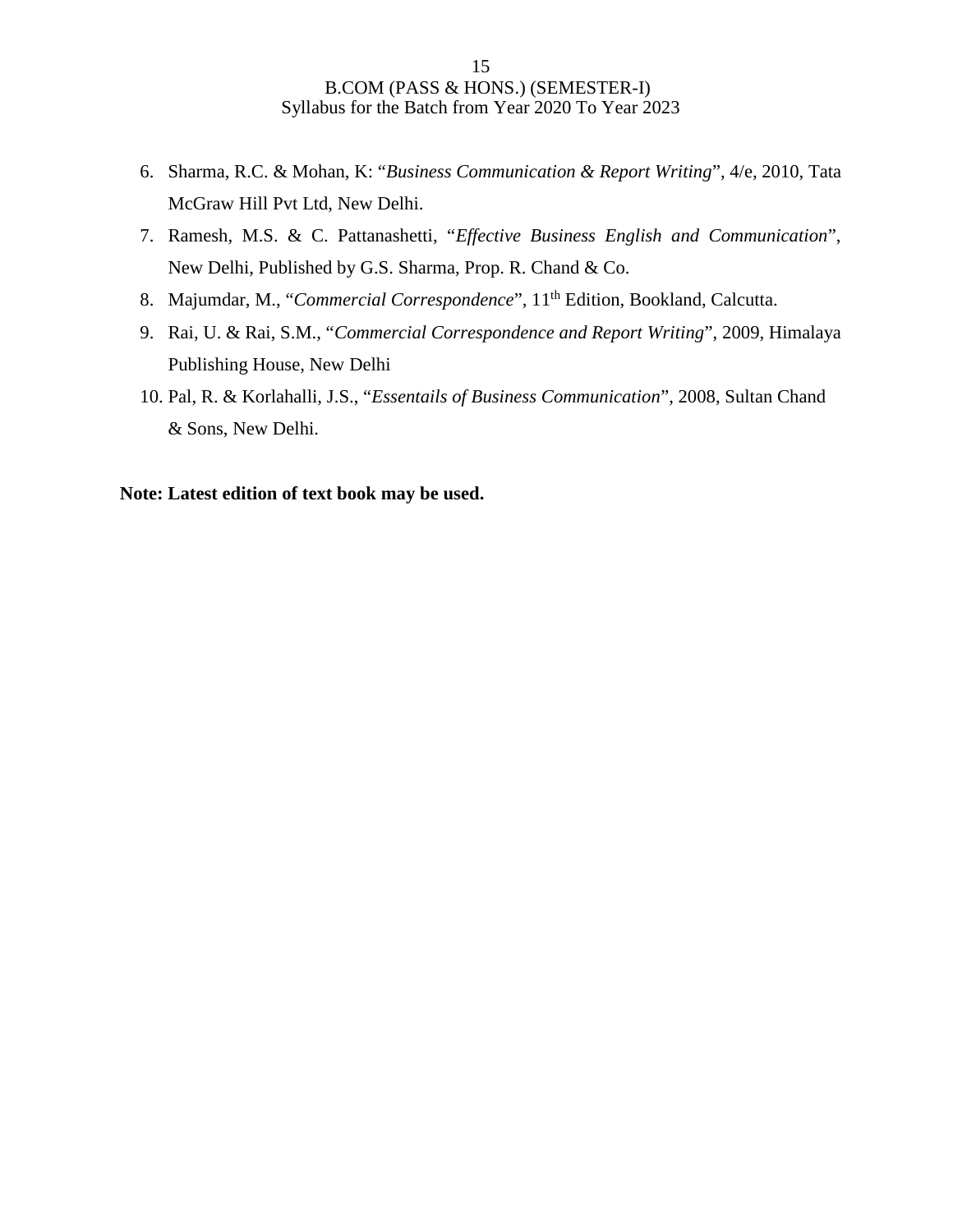6. Sharma, R.C. & Mohan, K: "*Business Communication & Report Writing*", 4/e, 2010, Tata McGraw Hill Pvt Ltd, New Delhi.
7. Ramesh, M.S. & C. Pattanashetti, "*Effective Business English and Communication*", New Delhi, Published by G.S. Sharma, Prop. R. Chand & Co.
8. Majumdar, M., "*Commercial Correspondence*", 11th Edition, Bookland, Calcutta.
9. Rai, U. & Rai, S.M., "*Commercial Correspondence and Report Writing*", 2009, Himalaya Publishing House, New Delhi
10. Pal, R. & Korlahalli, J.S., "*Essentails of Business Communication*", 2008, Sultan Chand & Sons, New Delhi.

**Note: Latest edition of text book may be used.**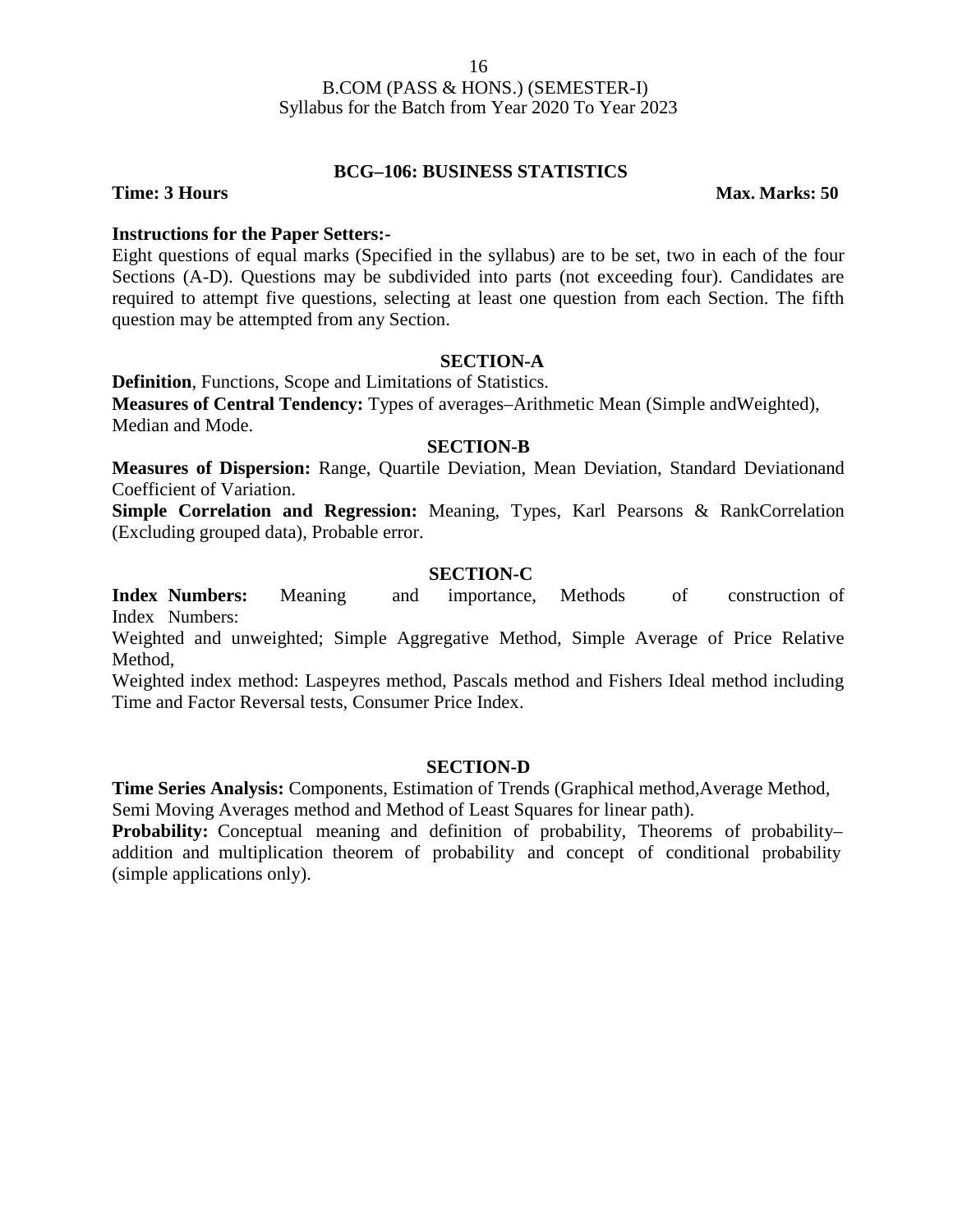B.COM (PASS & HONS.) (SEMESTER-I)
Syllabus for the Batch from Year 2020 To Year 2023

## BCG–106: BUSINESS STATISTICS

**Time: 3 Hours** **Max. Marks: 50**

**Instructions for the Paper Setters:-**

Eight questions of equal marks (Specified in the syllabus) are to be set, two in each of the four Sections (A-D). Questions may be subdivided into parts (not exceeding four). Candidates are required to attempt five questions, selecting at least one question from each Section. The fifth question may be attempted from any Section.

### SECTION-A

**Definition**, Functions, Scope and Limitations of Statistics.

**Measures of Central Tendency:** Types of averages–Arithmetic Mean (Simple andWeighted), Median and Mode.

### SECTION-B

**Measures of Dispersion:** Range, Quartile Deviation, Mean Deviation, Standard Deviationand Coefficient of Variation.

**Simple Correlation and Regression:** Meaning, Types, Karl Pearsons & RankCorrelation (Excluding grouped data), Probable error.

### SECTION-C

**Index Numbers:** Meaning and importance, Methods of construction of Index Numbers:

Weighted and unweighted; Simple Aggregative Method, Simple Average of Price Relative Method,

Weighted index method: Laspeyres method, Pascals method and Fishers Ideal method including Time and Factor Reversal tests, Consumer Price Index.

### SECTION-D

**Time Series Analysis:** Components, Estimation of Trends (Graphical method,Average Method, Semi Moving Averages method and Method of Least Squares for linear path).

**Probability:** Conceptual meaning and definition of probability, Theorems of probability–addition and multiplication theorem of probability and concept of conditional probability (simple applications only).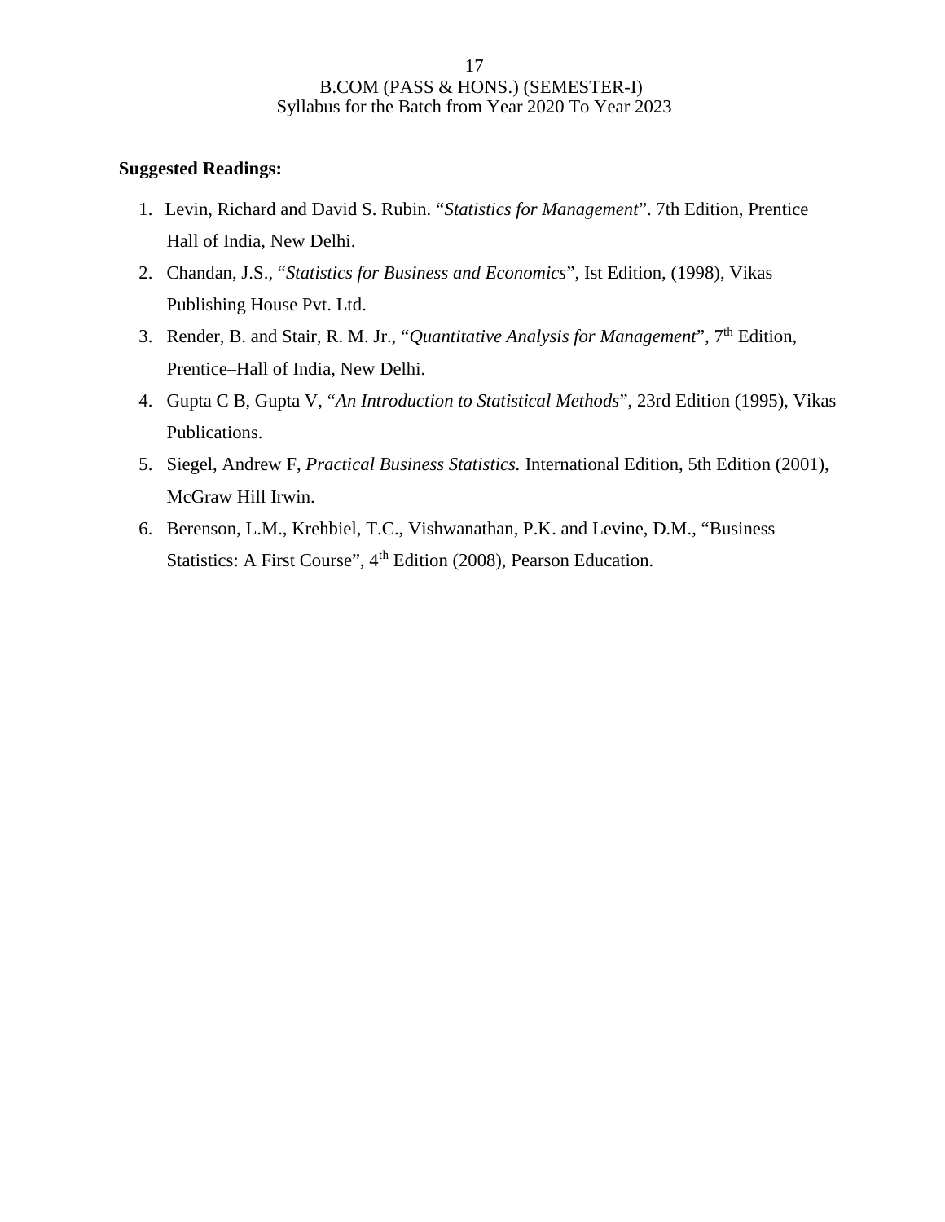**Suggested Readings:**

1. Levin, Richard and David S. Rubin. "*Statistics for Management*". 7th Edition, Prentice Hall of India, New Delhi.
2. Chandan, J.S., "*Statistics for Business and Economics*", Ist Edition, (1998), Vikas Publishing House Pvt. Ltd.
3. Render, B. and Stair, R. M. Jr., "*Quantitative Analysis for Management*", 7th Edition, Prentice–Hall of India, New Delhi.
4. Gupta C B, Gupta V, "*An Introduction to Statistical Methods*", 23rd Edition (1995), Vikas Publications.
5. Siegel, Andrew F, *Practical Business Statistics.* International Edition, 5th Edition (2001), McGraw Hill Irwin.
6. Berenson, L.M., Krehbiel, T.C., Vishwanathan, P.K. and Levine, D.M., "Business Statistics: A First Course", 4th Edition (2008), Pearson Education.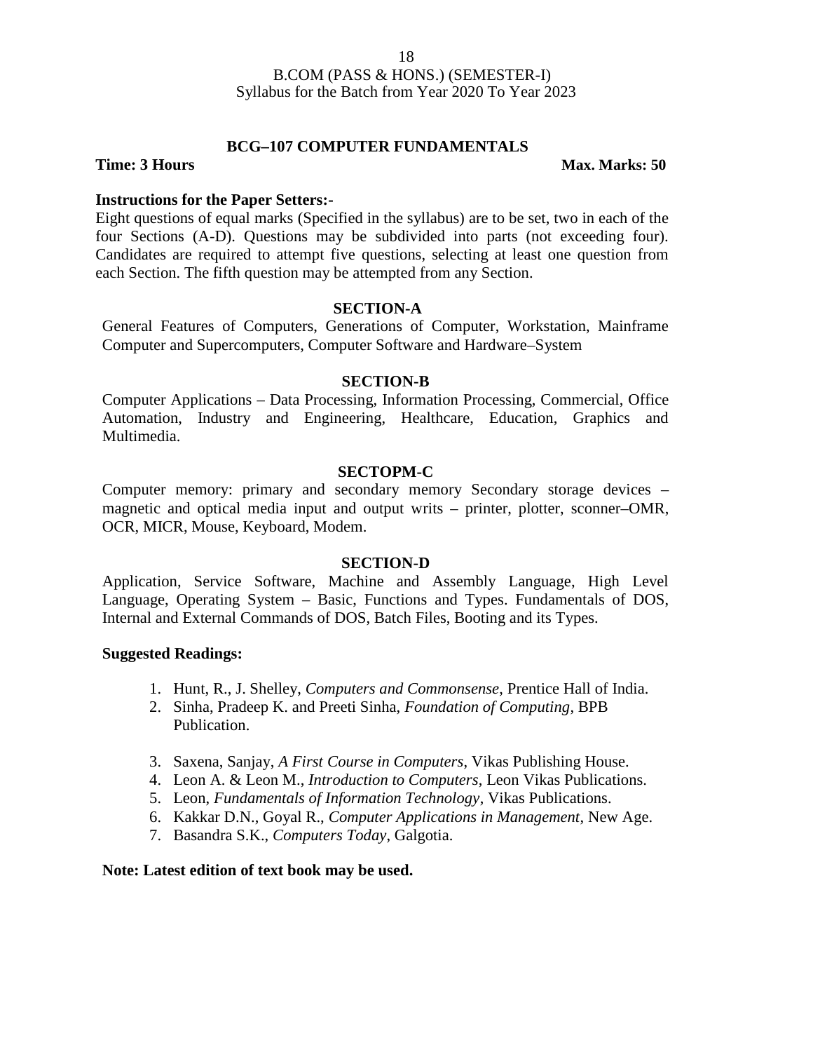## BCG–107 COMPUTER FUNDAMENTALS

**Time: 3 Hours** **Max. Marks: 50**

**Instructions for the Paper Setters:-**

Eight questions of equal marks (Specified in the syllabus) are to be set, two in each of the four Sections (A-D). Questions may be subdivided into parts (not exceeding four). Candidates are required to attempt five questions, selecting at least one question from each Section. The fifth question may be attempted from any Section.

### SECTION-A

General Features of Computers, Generations of Computer, Workstation, Mainframe Computer and Supercomputers, Computer Software and Hardware–System

### SECTION-B

Computer Applications – Data Processing, Information Processing, Commercial, Office Automation, Industry and Engineering, Healthcare, Education, Graphics and Multimedia.

### SECTOPM-C

Computer memory: primary and secondary memory Secondary storage devices – magnetic and optical media input and output writs – printer, plotter, sconner–OMR, OCR, MICR, Mouse, Keyboard, Modem.

### SECTION-D

Application, Service Software, Machine and Assembly Language, High Level Language, Operating System – Basic, Functions and Types. Fundamentals of DOS, Internal and External Commands of DOS, Batch Files, Booting and its Types.

**Suggested Readings:**

1. Hunt, R., J. Shelley, *Computers and Commonsense*, Prentice Hall of India.
2. Sinha, Pradeep K. and Preeti Sinha, *Foundation of Computing*, BPB Publication.
3. Saxena, Sanjay, *A First Course in Computers*, Vikas Publishing House.
4. Leon A. & Leon M., *Introduction to Computers*, Leon Vikas Publications.
5. Leon, *Fundamentals of Information Technology*, Vikas Publications.
6. Kakkar D.N., Goyal R., *Computer Applications in Management*, New Age.
7. Basandra S.K., *Computers Today*, Galgotia.

**Note: Latest edition of text book may be used.**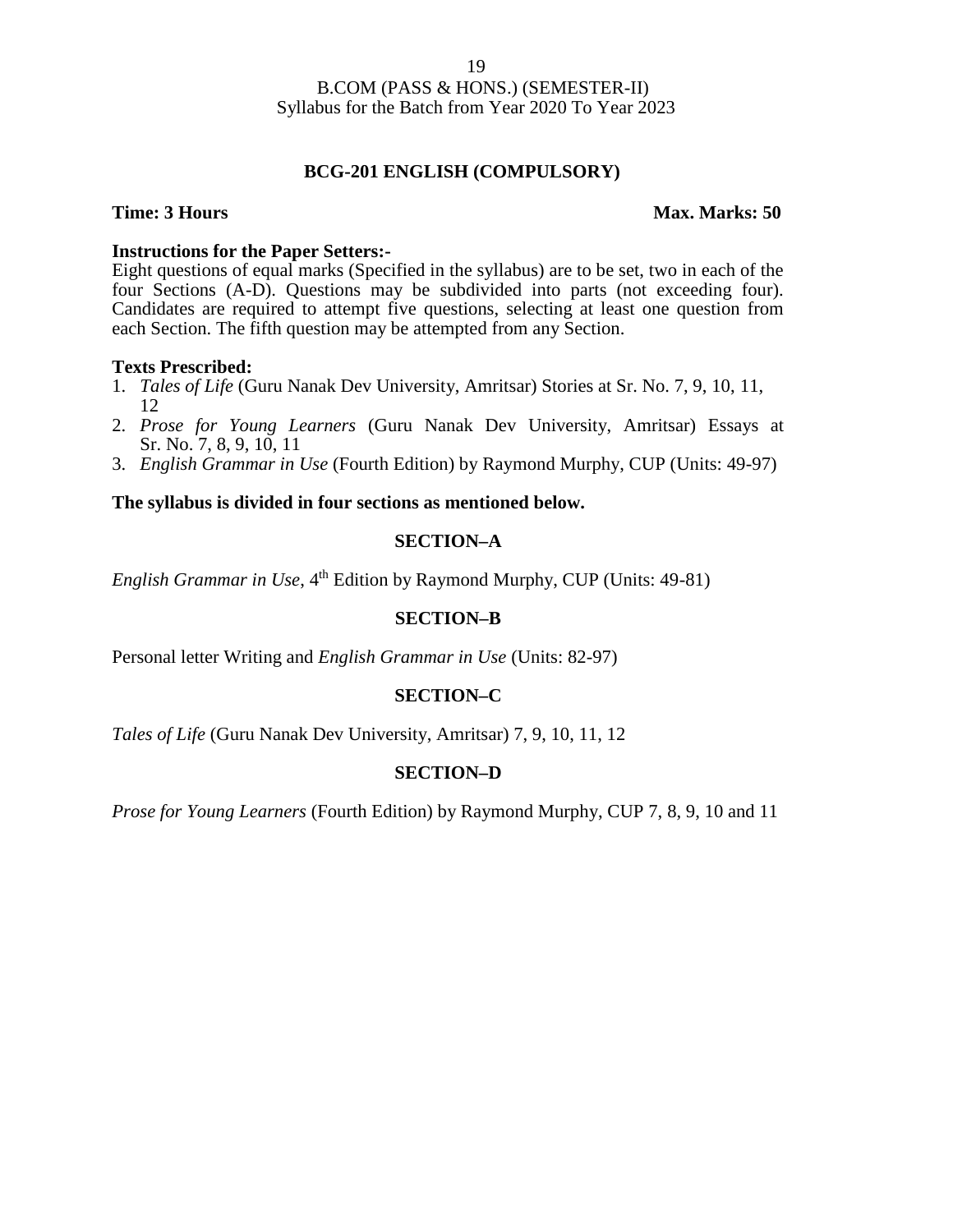B.COM (PASS & HONS.) (SEMESTER-II)
Syllabus for the Batch from Year 2020 To Year 2023

## BCG-201 ENGLISH (COMPULSORY)

**Time: 3 Hours** **Max. Marks: 50**

**Instructions for the Paper Setters:-**
Eight questions of equal marks (Specified in the syllabus) are to be set, two in each of the four Sections (A-D). Questions may be subdivided into parts (not exceeding four). Candidates are required to attempt five questions, selecting at least one question from each Section. The fifth question may be attempted from any Section.

**Texts Prescribed:**

1. *Tales of Life* (Guru Nanak Dev University, Amritsar) Stories at Sr. No. 7, 9, 10, 11, 12
2. *Prose for Young Learners* (Guru Nanak Dev University, Amritsar) Essays at Sr. No. 7, 8, 9, 10, 11
3. *English Grammar in Use* (Fourth Edition) by Raymond Murphy, CUP (Units: 49-97)

**The syllabus is divided in four sections as mentioned below.**

### SECTION–A

*English Grammar in Use*, 4th Edition by Raymond Murphy, CUP (Units: 49-81)

### SECTION–B

Personal letter Writing and *English Grammar in Use* (Units: 82-97)

### SECTION–C

*Tales of Life* (Guru Nanak Dev University, Amritsar) 7, 9, 10, 11, 12

### SECTION–D

*Prose for Young Learners* (Fourth Edition) by Raymond Murphy, CUP 7, 8, 9, 10 and 11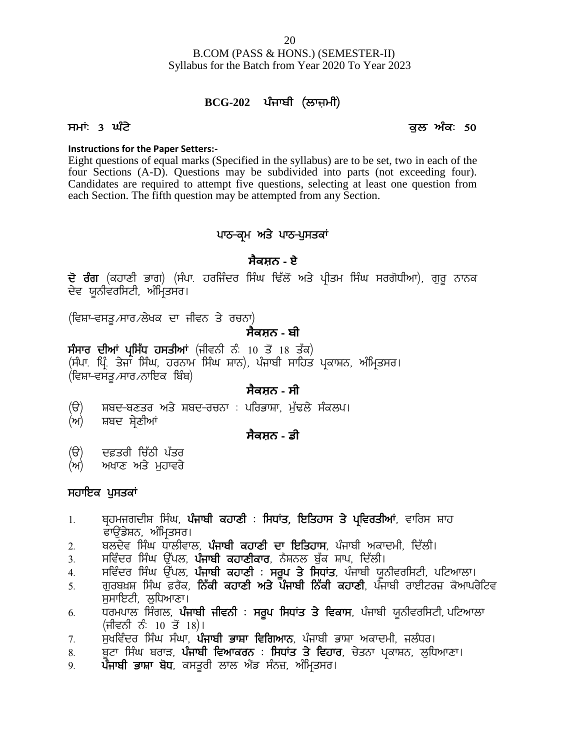B.COM (PASS & HONS.) (SEMESTER-II)
Syllabus for the Batch from Year 2020 To Year 2023

## BCG-202 ਪੰਜਾਬੀ (ਲਾਜ਼ਮੀ)

**ਸਮਾਂ: 3 ਘੰਟੇ** **ਕੁਲ ਅੰਕ: 50**

**Instructions for the Paper Setters:-**

Eight questions of equal marks (Specified in the syllabus) are to be set, two in each of the four Sections (A-D). Questions may be subdivided into parts (not exceeding four). Candidates are required to attempt five questions, selecting at least one question from each Section. The fifth question may be attempted from any Section.

## ਪਾਠ-ਕ੍ਰਮ ਅਤੇ ਪਾਠ-ਪੁਸਤਕਾਂ

### ਸੈਕਸ਼ਨ - ਏ

**ਦੋ ਰੰਗ** (ਕਹਾਣੀ ਭਾਗ) (ਸੰਪਾ. ਹਰਜਿੰਦਰ ਸਿੰਘ ਢਿੱਲੋਂ ਅਤੇ ਪ੍ਰੀਤਮ ਸਿੰਘ ਸਰਗੋਧੀਆ), ਗੁਰੂ ਨਾਨਕ ਦੇਵ ਯੂਨੀਵਰਸਿਟੀ, ਅੰਮ੍ਰਿਤਸਰ।

(ਵਿਸ਼ਾ-ਵਸਤੂ/ਸਾਰ/ਲੇਖਕ ਦਾ ਜੀਵਨ ਤੇ ਰਚਨਾ)

### ਸੈਕਸ਼ਨ - ਬੀ

**ਸੰਸਾਰ ਦੀਆਂ ਪ੍ਰਸਿੱਧ ਹਸਤੀਆਂ** (ਜੀਵਨੀ ਨੰ: 10 ਤੋਂ 18 ਤੱਕ)
(ਸੰਪਾ. ਪ੍ਰਿੰ. ਤੇਜਾ ਸਿੰਘ, ਹਰਨਾਮ ਸਿੰਘ ਸ਼ਾਨ), ਪੰਜਾਬੀ ਸਾਹਿਤ ਪ੍ਰਕਾਸ਼ਨ, ਅੰਮ੍ਰਿਤਸਰ।
(ਵਿਸ਼ਾ-ਵਸਤੂ/ਸਾਰ/ਨਾਇਕ ਬਿੰਬ)

### ਸੈਕਸ਼ਨ - ਸੀ

(ੳ) ਸ਼ਬਦ-ਬਣਤਰ ਅਤੇ ਸ਼ਬਦ-ਰਚਨਾ : ਪਰਿਭਾਸ਼ਾ, ਮੁੱਢਲੇ ਸੰਕਲਪ।
(ਅ) ਸ਼ਬਦ ਸ਼੍ਰੇਣੀਆਂ

### ਸੈਕਸ਼ਨ - ਡੀ

(ੳ) ਦਫ਼ਤਰੀ ਚਿੱਠੀ ਪੱਤਰ
(ਅ) ਅਖਾਣ ਅਤੇ ਮੁਹਾਵਰੇ

### ਸਹਾਇਕ ਪੁਸਤਕਾਂ

1. ਬ੍ਰਹਮਜਗਦੀਸ਼ ਸਿੰਘ, **ਪੰਜਾਬੀ ਕਹਾਣੀ : ਸਿਧਾਂਤ, ਇਤਿਹਾਸ ਤੇ ਪ੍ਰਵਿਰਤੀਆਂ**, ਵਾਰਿਸ ਸ਼ਾਹ ਫਾਉਂਡੇਸ਼ਨ, ਅੰਮ੍ਰਿਤਸਰ।
2. ਬਲਦੇਵ ਸਿੰਘ ਧਾਲੀਵਾਲ, **ਪੰਜਾਬੀ ਕਹਾਣੀ ਦਾ ਇਤਿਹਾਸ**, ਪੰਜਾਬੀ ਅਕਾਦਮੀ, ਦਿੱਲੀ।
3. ਸਵਿੰਦਰ ਸਿੰਘ ਉੱਪਲ, **ਪੰਜਾਬੀ ਕਹਾਣੀਕਾਰ**, ਨੈਸ਼ਨਲ ਬੁੱਕ ਸ਼ਾਪ, ਦਿੱਲੀ।
4. ਸਵਿੰਦਰ ਸਿੰਘ ਉੱਪਲ, **ਪੰਜਾਬੀ ਕਹਾਣੀ : ਸਰੂਪ ਤੇ ਸਿਧਾਂਤ**, ਪੰਜਾਬੀ ਯੂਨੀਵਰਸਿਟੀ, ਪਟਿਆਲਾ।
5. ਗੁਰਬਖ਼ਸ਼ ਸਿੰਘ ਫ਼ਰੈਂਕ, **ਨਿੱਕੀ ਕਹਾਣੀ ਅਤੇ ਪੰਜਾਬੀ ਨਿੱਕੀ ਕਹਾਣੀ**, ਪੰਜਾਬੀ ਰਾਈਟਰਜ਼ ਕੋਆਪਰੇਟਿਵ ਸੁਸਾਇਟੀ, ਲੁਧਿਆਣਾ।
6. ਧਰਮਪਾਲ ਸਿੰਗਲ, **ਪੰਜਾਬੀ ਜੀਵਨੀ : ਸਰੂਪ ਸਿਧਾਂਤ ਤੇ ਵਿਕਾਸ**, ਪੰਜਾਬੀ ਯੂਨੀਵਰਸਿਟੀ, ਪਟਿਆਲਾ (ਜੀਵਨੀ ਨੰ: 10 ਤੋਂ 18)।
7. ਸੁਖਵਿੰਦਰ ਸਿੰਘ ਸੰਘਾ, **ਪੰਜਾਬੀ ਭਾਸ਼ਾ ਵਿਗਿਆਨ**, ਪੰਜਾਬੀ ਭਾਸ਼ਾ ਅਕਾਦਮੀ, ਜਲੰਧਰ।
8. ਬੂਟਾ ਸਿੰਘ ਬਰਾੜ, **ਪੰਜਾਬੀ ਵਿਆਕਰਨ : ਸਿਧਾਂਤ ਤੇ ਵਿਹਾਰ**, ਚੇਤਨਾ ਪ੍ਰਕਾਸ਼ਨ, ਲੁਧਿਆਣਾ।
9. **ਪੰਜਾਬੀ ਭਾਸ਼ਾ ਬੋਧ**, ਕਸਤੂਰੀ ਲਾਲ ਐਂਡ ਸੰਨਜ਼, ਅੰਮ੍ਰਿਤਸਰ।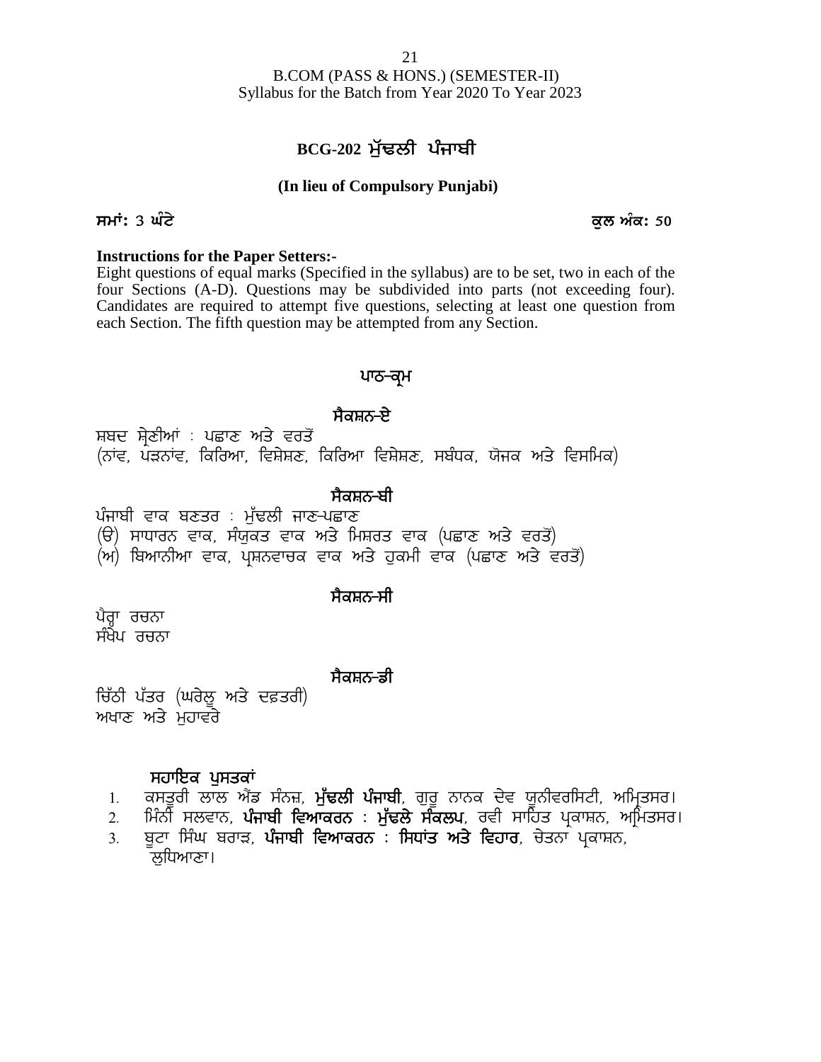# BCG-202 ਮੁੱਢਲੀ ਪੰਜਾਬੀ

**(In lieu of Compulsory Punjabi)**

**ਸਮਾਂ: 3 ਘੰਟੇ** **ਕੁਲ ਅੰਕ: 50**

**Instructions for the Paper Setters:-**

Eight questions of equal marks (Specified in the syllabus) are to be set, two in each of the four Sections (A-D). Questions may be subdivided into parts (not exceeding four). Candidates are required to attempt five questions, selecting at least one question from each Section. The fifth question may be attempted from any Section.

## ਪਾਠ-ਕ੍ਰਮ

### ਸੈਕਸ਼ਨ-ਏ

ਸ਼ਬਦ ਸ਼੍ਰੇਣੀਆਂ : ਪਛਾਣ ਅਤੇ ਵਰਤੋਂ
(ਨਾਂਵ, ਪੜਨਾਂਵ, ਕਿਰਿਆ, ਵਿਸ਼ੇਸ਼ਣ, ਕਿਰਿਆ ਵਿਸ਼ੇਸ਼ਣ, ਸਬੰਧਕ, ਯੋਜਕ ਅਤੇ ਵਿਸਮਿਕ)

### ਸੈਕਸ਼ਨ-ਬੀ

ਪੰਜਾਬੀ ਵਾਕ ਬਣਤਰ : ਮੁੱਢਲੀ ਜਾਣ-ਪਛਾਣ
(ੳ) ਸਾਧਾਰਨ ਵਾਕ, ਸੰਯੁਕਤ ਵਾਕ ਅਤੇ ਮਿਸ਼ਰਤ ਵਾਕ (ਪਛਾਣ ਅਤੇ ਵਰਤੋਂ)
(ਅ) ਬਿਆਨੀਆ ਵਾਕ, ਪ੍ਰਸ਼ਨਵਾਚਕ ਵਾਕ ਅਤੇ ਹੁਕਮੀ ਵਾਕ (ਪਛਾਣ ਅਤੇ ਵਰਤੋਂ)

### ਸੈਕਸ਼ਨ-ਸੀ

ਪੈਰ੍ਹਾ ਰਚਨਾ
ਸੰਖੇਪ ਰਚਨਾ

### ਸੈਕਸ਼ਨ-ਡੀ

ਚਿੱਠੀ ਪੱਤਰ (ਘਰੇਲੂ ਅਤੇ ਦਫ਼ਤਰੀ)
ਅਖਾਣ ਅਤੇ ਮੁਹਾਵਰੇ

**ਸਹਾਇਕ ਪੁਸਤਕਾਂ**

1. ਕਸਤੂਰੀ ਲਾਲ ਐਂਡ ਸੰਨਜ਼, **ਮੁੱਢਲੀ ਪੰਜਾਬੀ**, ਗੁਰੂ ਨਾਨਕ ਦੇਵ ਯੂਨੀਵਰਸਿਟੀ, ਅੰਮ੍ਰਿਤਸਰ।
2. ਮਿੰਨੀ ਸਲਵਾਨ, **ਪੰਜਾਬੀ ਵਿਆਕਰਨ : ਮੁੱਢਲੇ ਸੰਕਲਪ**, ਰਵੀ ਸਾਹਿਤ ਪ੍ਰਕਾਸ਼ਨ, ਅੰਮ੍ਰਿਤਸਰ।
3. ਬੂਟਾ ਸਿੰਘ ਬਰਾੜ, **ਪੰਜਾਬੀ ਵਿਆਕਰਨ : ਸਿਧਾਂਤ ਅਤੇ ਵਿਹਾਰ**, ਚੇਤਨਾ ਪ੍ਰਕਾਸ਼ਨ, ਲੁਧਿਆਣਾ।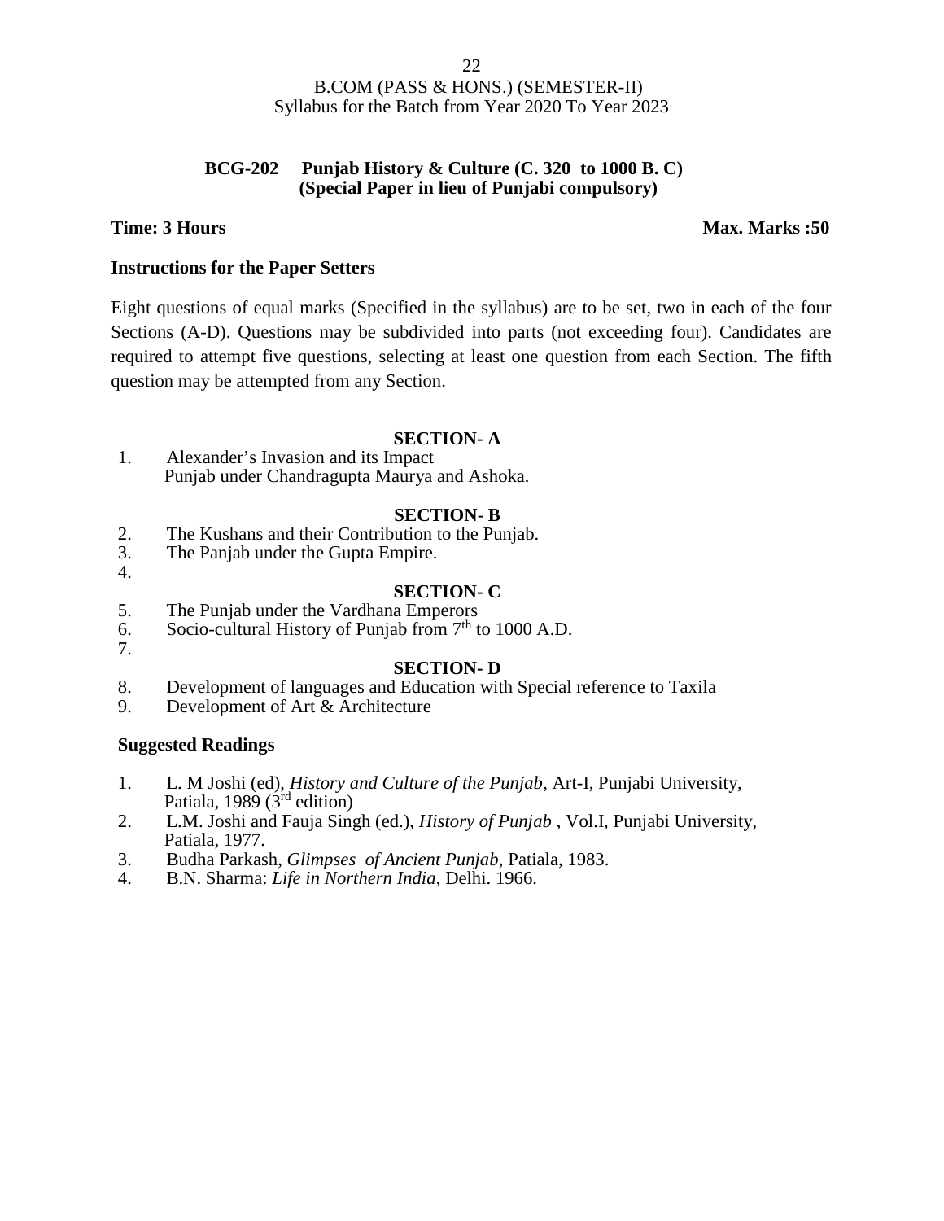B.COM (PASS & HONS.) (SEMESTER-II)
Syllabus for the Batch from Year 2020 To Year 2023

**BCG-202 Punjab History & Culture (C. 320 to 1000 B. C)**
**(Special Paper in lieu of Punjabi compulsory)**

**Time: 3 Hours** **Max. Marks :50**

**Instructions for the Paper Setters**

Eight questions of equal marks (Specified in the syllabus) are to be set, two in each of the four Sections (A-D). Questions may be subdivided into parts (not exceeding four). Candidates are required to attempt five questions, selecting at least one question from each Section. The fifth question may be attempted from any Section.

**SECTION- A**

1. Alexander's Invasion and its Impact
   Punjab under Chandragupta Maurya and Ashoka.

**SECTION- B**

2. The Kushans and their Contribution to the Punjab.
3. The Panjab under the Gupta Empire.
4.

**SECTION- C**

5. The Punjab under the Vardhana Emperors
6. Socio-cultural History of Punjab from 7th to 1000 A.D.
7.

**SECTION- D**

8. Development of languages and Education with Special reference to Taxila
9. Development of Art & Architecture

**Suggested Readings**

1. L. M Joshi (ed), *History and Culture of the Punjab*, Art-I, Punjabi University, Patiala, 1989 (3rd edition)
2. L.M. Joshi and Fauja Singh (ed.), *History of Punjab* , Vol.I, Punjabi University, Patiala, 1977.
3. Budha Parkash, *Glimpses of Ancient Punjab*, Patiala, 1983.
4. B.N. Sharma: *Life in Northern India*, Delhi. 1966.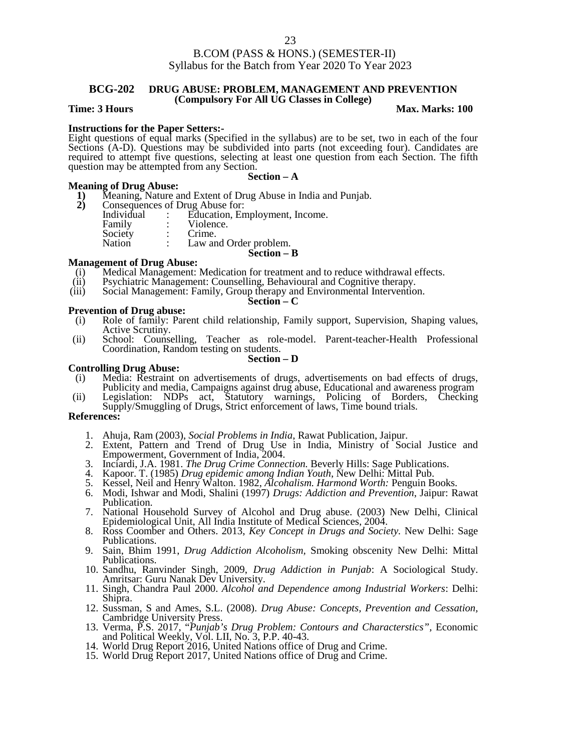B.COM (PASS & HONS.) (SEMESTER-II)
Syllabus for the Batch from Year 2020 To Year 2023

## BCG-202 DRUG ABUSE: PROBLEM, MANAGEMENT AND PREVENTION

**(Compulsory For All UG Classes in College)**

**Time: 3 Hours** **Max. Marks: 100**

**Instructions for the Paper Setters:-**

Eight questions of equal marks (Specified in the syllabus) are to be set, two in each of the four Sections (A-D). Questions may be subdivided into parts (not exceeding four). Candidates are required to attempt five questions, selecting at least one question from each Section. The fifth question may be attempted from any Section.

### Section – A

**Meaning of Drug Abuse:**

1) Meaning, Nature and Extent of Drug Abuse in India and Punjab.
2) Consequences of Drug Abuse for:

| | | |
|---|---|---|
| Individual | : | Education, Employment, Income. |
| Family | : | Violence. |
| Society | : | Crime. |
| Nation | : | Law and Order problem. |

### Section – B

**Management of Drug Abuse:**

(i) Medical Management: Medication for treatment and to reduce withdrawal effects.
(ii) Psychiatric Management: Counselling, Behavioural and Cognitive therapy.
(iii) Social Management: Family, Group therapy and Environmental Intervention.

### Section – C

**Prevention of Drug abuse:**

(i) Role of family: Parent child relationship, Family support, Supervision, Shaping values, Active Scrutiny.
(ii) School: Counselling, Teacher as role-model. Parent-teacher-Health Professional Coordination, Random testing on students.

### Section – D

**Controlling Drug Abuse:**

(i) Media: Restraint on advertisements of drugs, advertisements on bad effects of drugs, Publicity and media, Campaigns against drug abuse, Educational and awareness program
(ii) Legislation: NDPs act, Statutory warnings, Policing of Borders, Checking Supply/Smuggling of Drugs, Strict enforcement of laws, Time bound trials.

**References:**

1. Ahuja, Ram (2003), *Social Problems in India*, Rawat Publication, Jaipur.
2. Extent, Pattern and Trend of Drug Use in India, Ministry of Social Justice and Empowerment, Government of India, 2004.
3. Inciardi, J.A. 1981. *The Drug Crime Connection.* Beverly Hills: Sage Publications.
4. Kapoor. T. (1985) *Drug epidemic among Indian Youth*, New Delhi: Mittal Pub.
5. Kessel, Neil and Henry Walton. 1982, *Alcoholism. Harmond Worth:* Penguin Books.
6. Modi, Ishwar and Modi, Shalini (1997) *Drugs: Addiction and Prevention*, Jaipur: Rawat Publication.
7. National Household Survey of Alcohol and Drug abuse. (2003) New Delhi, Clinical Epidemiological Unit, All India Institute of Medical Sciences, 2004.
8. Ross Coomber and Others. 2013, *Key Concept in Drugs and Society.* New Delhi: Sage Publications.
9. Sain, Bhim 1991, *Drug Addiction Alcoholism,* Smoking obscenity New Delhi: Mittal Publications.
10. Sandhu, Ranvinder Singh, 2009, *Drug Addiction in Punjab*: A Sociological Study. Amritsar: Guru Nanak Dev University.
11. Singh, Chandra Paul 2000. *Alcohol and Dependence among Industrial Workers*: Delhi: Shipra.
12. Sussman, S and Ames, S.L. (2008). *Drug Abuse: Concepts, Prevention and Cessation*, Cambridge University Press.
13. Verma, P.S. 2017, "*Punjab's Drug Problem: Contours and Characterstics",* Economic and Political Weekly, Vol. LII, No. 3, P.P. 40-43.
14. World Drug Report 2016, United Nations office of Drug and Crime.
15. World Drug Report 2017, United Nations office of Drug and Crime.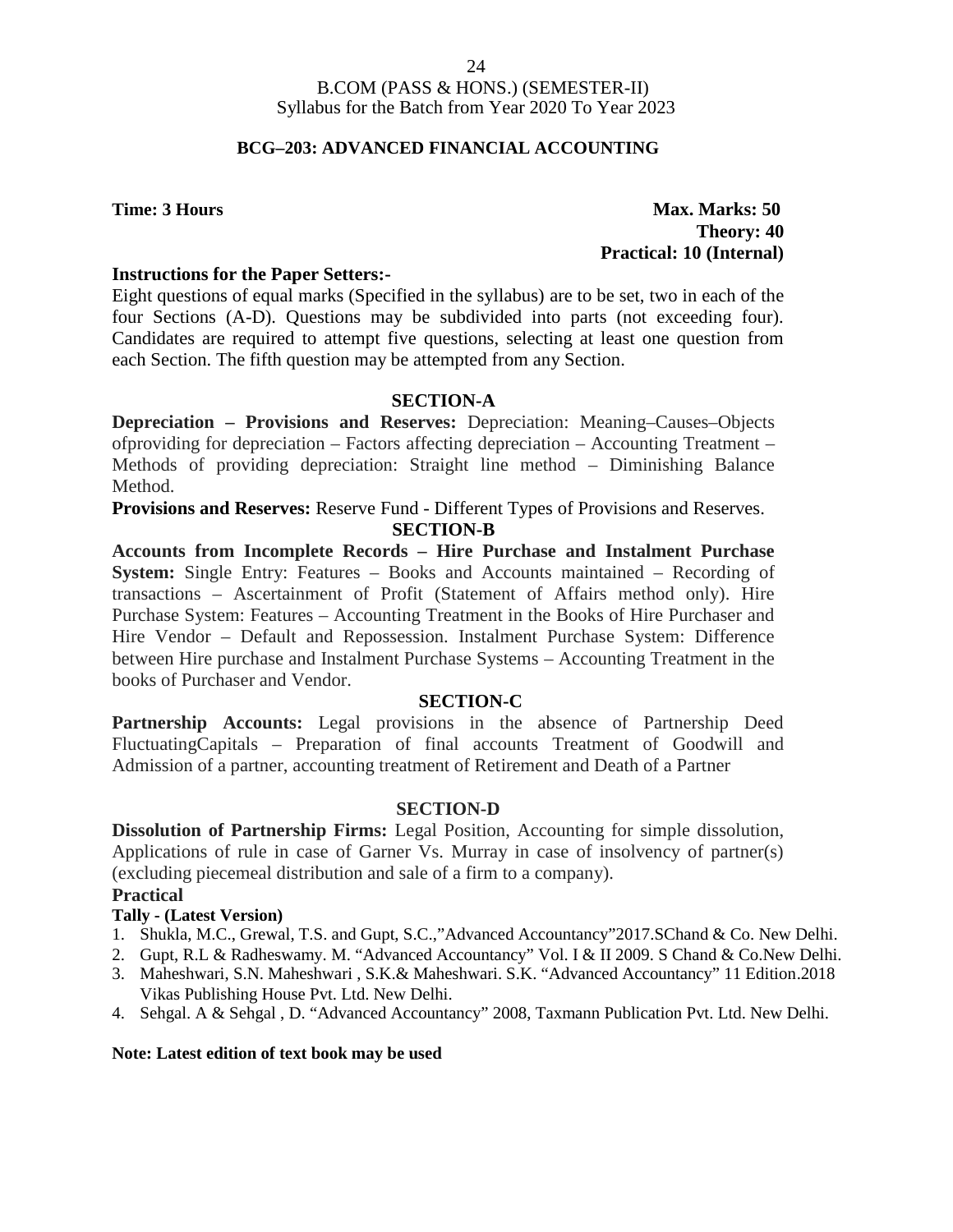B.COM (PASS & HONS.) (SEMESTER-II)
Syllabus for the Batch from Year 2020 To Year 2023

## BCG–203: ADVANCED FINANCIAL ACCOUNTING

**Time: 3 Hours**

**Max. Marks: 50**
**Theory: 40**
**Practical: 10 (Internal)**

**Instructions for the Paper Setters:-**

Eight questions of equal marks (Specified in the syllabus) are to be set, two in each of the four Sections (A-D). Questions may be subdivided into parts (not exceeding four). Candidates are required to attempt five questions, selecting at least one question from each Section. The fifth question may be attempted from any Section.

### SECTION-A

**Depreciation – Provisions and Reserves:** Depreciation: Meaning–Causes–Objects ofproviding for depreciation – Factors affecting depreciation – Accounting Treatment – Methods of providing depreciation: Straight line method – Diminishing Balance Method.

**Provisions and Reserves:** Reserve Fund - Different Types of Provisions and Reserves.

### SECTION-B

**Accounts from Incomplete Records – Hire Purchase and Instalment Purchase System:** Single Entry: Features – Books and Accounts maintained – Recording of transactions – Ascertainment of Profit (Statement of Affairs method only). Hire Purchase System: Features – Accounting Treatment in the Books of Hire Purchaser and Hire Vendor – Default and Repossession. Instalment Purchase System: Difference between Hire purchase and Instalment Purchase Systems – Accounting Treatment in the books of Purchaser and Vendor.

### SECTION-C

**Partnership Accounts:** Legal provisions in the absence of Partnership Deed FluctuatingCapitals – Preparation of final accounts Treatment of Goodwill and Admission of a partner, accounting treatment of Retirement and Death of a Partner

### SECTION-D

**Dissolution of Partnership Firms:** Legal Position, Accounting for simple dissolution, Applications of rule in case of Garner Vs. Murray in case of insolvency of partner(s) (excluding piecemeal distribution and sale of a firm to a company).

### Practical

**Tally - (Latest Version)**

1. Shukla, M.C., Grewal, T.S. and Gupt, S.C.,"Advanced Accountancy"2017.SChand & Co. New Delhi.
2. Gupt, R.L & Radheswamy. M. "Advanced Accountancy" Vol. I & II 2009. S Chand & Co.New Delhi.
3. Maheshwari, S.N. Maheshwari , S.K.& Maheshwari. S.K. "Advanced Accountancy" 11 Edition.2018 Vikas Publishing House Pvt. Ltd. New Delhi.
4. Sehgal. A & Sehgal , D. "Advanced Accountancy" 2008, Taxmann Publication Pvt. Ltd. New Delhi.

**Note: Latest edition of text book may be used**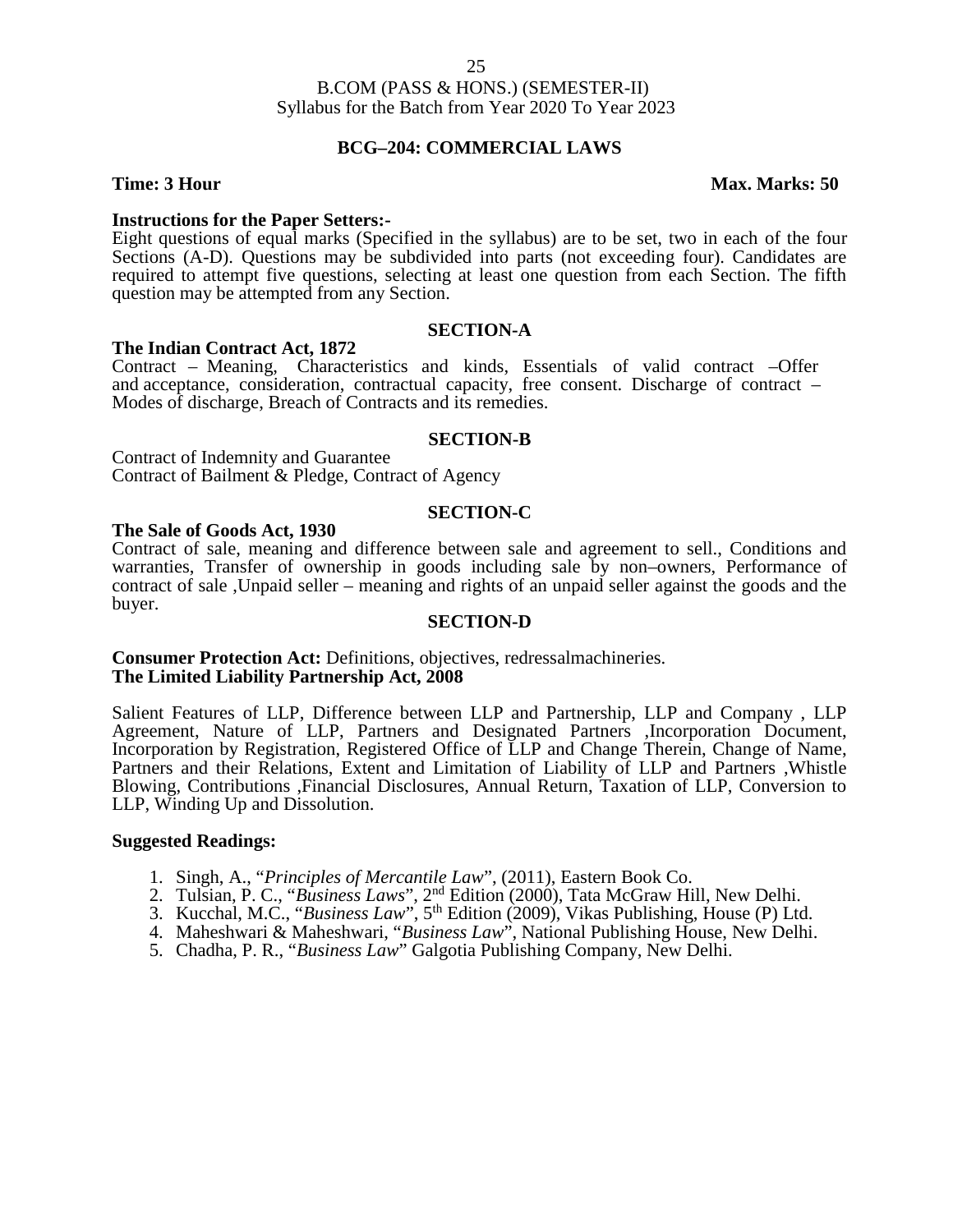B.COM (PASS & HONS.) (SEMESTER-II)
Syllabus for the Batch from Year 2020 To Year 2023

## BCG–204: COMMERCIAL LAWS

**Time: 3 Hour** **Max. Marks: 50**

**Instructions for the Paper Setters:-**

Eight questions of equal marks (Specified in the syllabus) are to be set, two in each of the four Sections (A-D). Questions may be subdivided into parts (not exceeding four). Candidates are required to attempt five questions, selecting at least one question from each Section. The fifth question may be attempted from any Section.

### SECTION-A

**The Indian Contract Act, 1872**

Contract – Meaning, Characteristics and kinds, Essentials of valid contract –Offer and acceptance, consideration, contractual capacity, free consent. Discharge of contract – Modes of discharge, Breach of Contracts and its remedies.

### SECTION-B

Contract of Indemnity and Guarantee
Contract of Bailment & Pledge, Contract of Agency

### SECTION-C

**The Sale of Goods Act, 1930**

Contract of sale, meaning and difference between sale and agreement to sell., Conditions and warranties, Transfer of ownership in goods including sale by non–owners, Performance of contract of sale ,Unpaid seller – meaning and rights of an unpaid seller against the goods and the buyer.

### SECTION-D

**Consumer Protection Act:** Definitions, objectives, redressalmachineries.
**The Limited Liability Partnership Act, 2008**

Salient Features of LLP, Difference between LLP and Partnership, LLP and Company , LLP Agreement, Nature of LLP, Partners and Designated Partners ,Incorporation Document, Incorporation by Registration, Registered Office of LLP and Change Therein, Change of Name, Partners and their Relations, Extent and Limitation of Liability of LLP and Partners ,Whistle Blowing, Contributions ,Financial Disclosures, Annual Return, Taxation of LLP, Conversion to LLP, Winding Up and Dissolution.

**Suggested Readings:**

1. Singh, A., "*Principles of Mercantile Law*", (2011), Eastern Book Co.
2. Tulsian, P. C., "*Business Laws*", 2nd Edition (2000), Tata McGraw Hill, New Delhi.
3. Kucchal, M.C., "*Business Law*", 5th Edition (2009), Vikas Publishing, House (P) Ltd.
4. Maheshwari & Maheshwari, "*Business Law*", National Publishing House, New Delhi.
5. Chadha, P. R., "*Business Law*" Galgotia Publishing Company, New Delhi.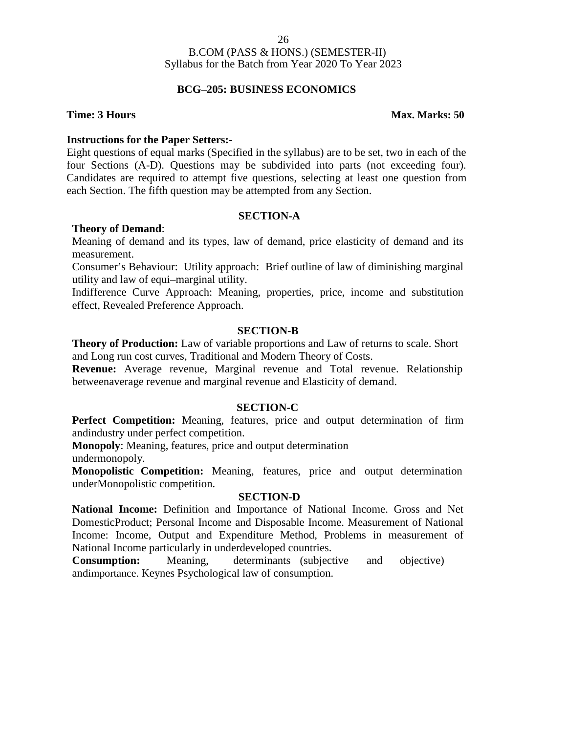B.COM (PASS & HONS.) (SEMESTER-II)
Syllabus for the Batch from Year 2020 To Year 2023

## BCG–205: BUSINESS ECONOMICS

**Time: 3 Hours** **Max. Marks: 50**

**Instructions for the Paper Setters:-**

Eight questions of equal marks (Specified in the syllabus) are to be set, two in each of the four Sections (A-D). Questions may be subdivided into parts (not exceeding four). Candidates are required to attempt five questions, selecting at least one question from each Section. The fifth question may be attempted from any Section.

### SECTION-A

**Theory of Demand**:

Meaning of demand and its types, law of demand, price elasticity of demand and its measurement.

Consumer's Behaviour: Utility approach: Brief outline of law of diminishing marginal utility and law of equi–marginal utility.

Indifference Curve Approach: Meaning, properties, price, income and substitution effect, Revealed Preference Approach.

### SECTION-B

**Theory of Production:** Law of variable proportions and Law of returns to scale. Short and Long run cost curves, Traditional and Modern Theory of Costs.

**Revenue:** Average revenue, Marginal revenue and Total revenue. Relationship betweenaverage revenue and marginal revenue and Elasticity of demand.

### SECTION-C

**Perfect Competition:** Meaning, features, price and output determination of firm andindustry under perfect competition.

**Monopoly**: Meaning, features, price and output determination undermonopoly.

**Monopolistic Competition:** Meaning, features, price and output determination underMonopolistic competition.

### SECTION-D

**National Income:** Definition and Importance of National Income. Gross and Net DomesticProduct; Personal Income and Disposable Income. Measurement of National Income: Income, Output and Expenditure Method, Problems in measurement of National Income particularly in underdeveloped countries.

**Consumption:** Meaning, determinants (subjective and objective) andimportance. Keynes Psychological law of consumption.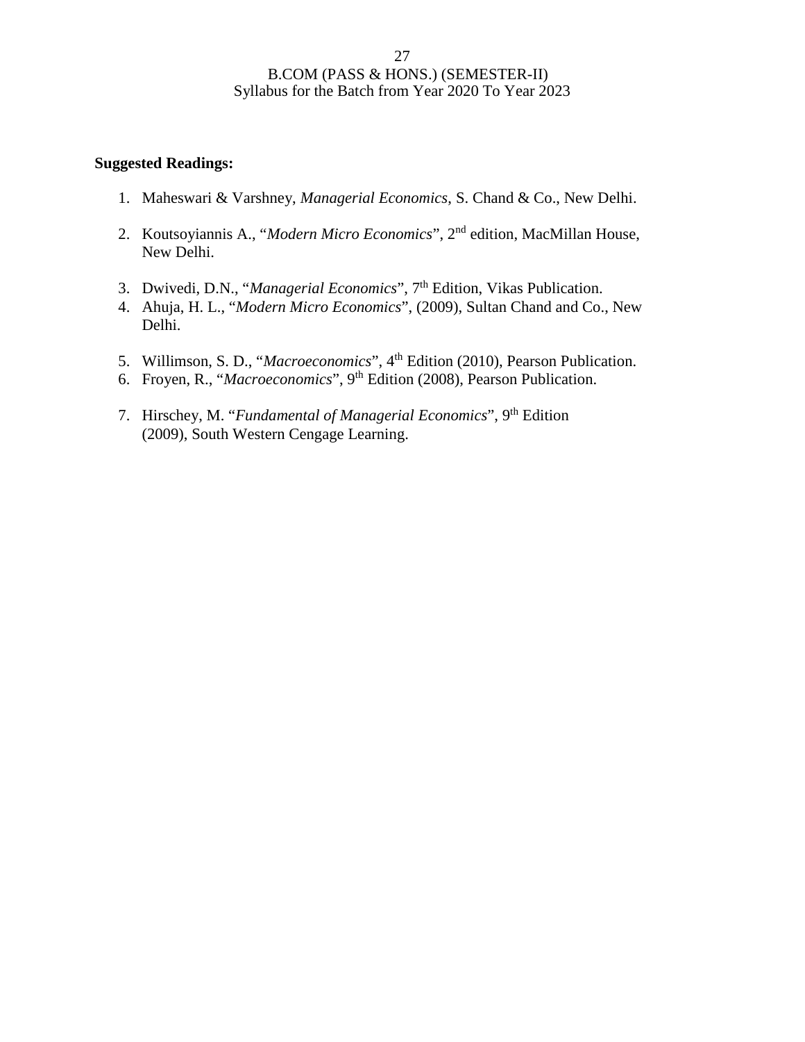**Suggested Readings:**

1. Maheswari & Varshney, *Managerial Economics*, S. Chand & Co., New Delhi.
2. Koutsoyiannis A., "*Modern Micro Economics*", 2nd edition, MacMillan House, New Delhi.
3. Dwivedi, D.N., "*Managerial Economics*", 7th Edition, Vikas Publication.
4. Ahuja, H. L., "*Modern Micro Economics*", (2009), Sultan Chand and Co., New Delhi.
5. Willimson, S. D., "*Macroeconomics*", 4th Edition (2010), Pearson Publication.
6. Froyen, R., "*Macroeconomics*", 9th Edition (2008), Pearson Publication.
7. Hirschey, M. "*Fundamental of Managerial Economics*", 9th Edition (2009), South Western Cengage Learning.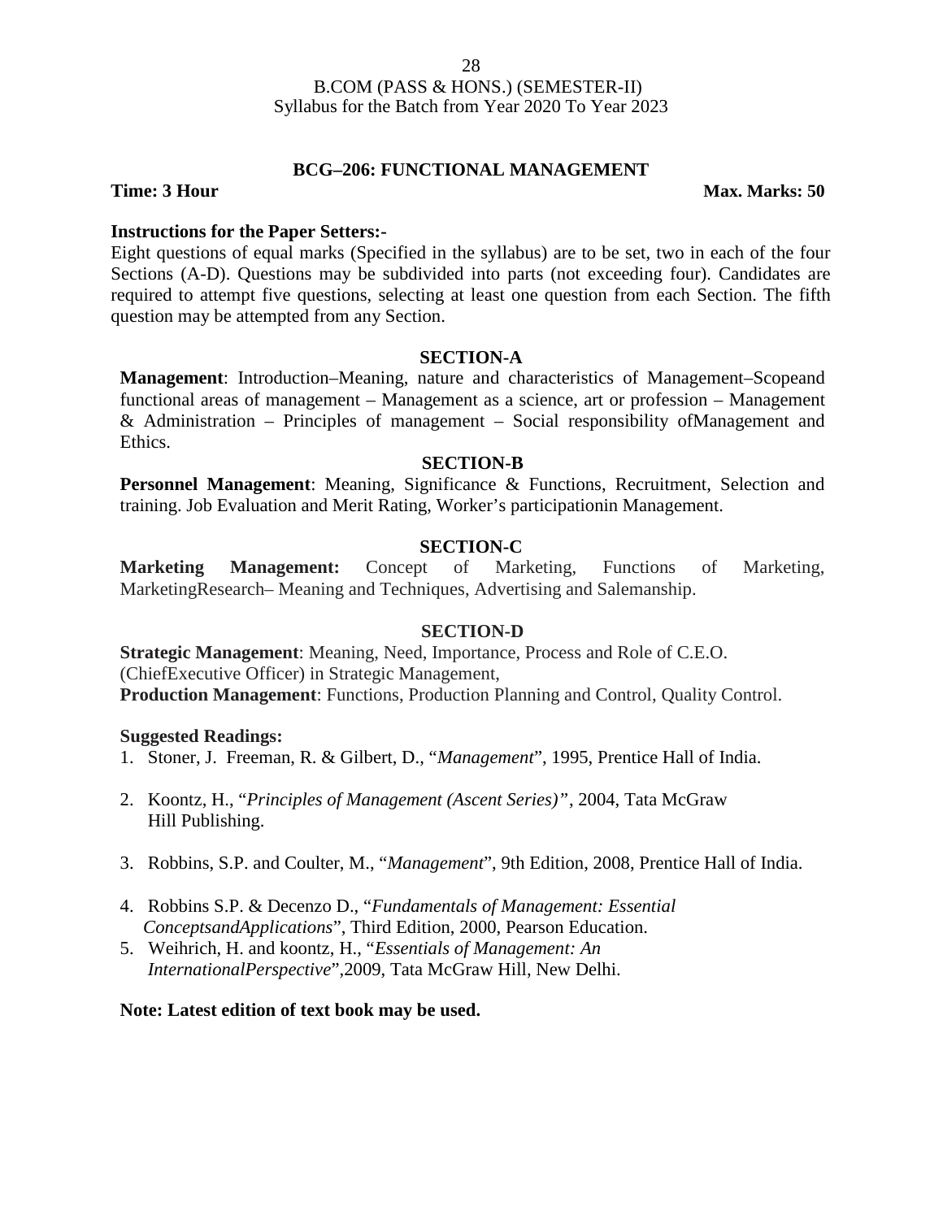## BCG–206: FUNCTIONAL MANAGEMENT

**Time: 3 Hour** **Max. Marks: 50**

**Instructions for the Paper Setters:-**

Eight questions of equal marks (Specified in the syllabus) are to be set, two in each of the four Sections (A-D). Questions may be subdivided into parts (not exceeding four). Candidates are required to attempt five questions, selecting at least one question from each Section. The fifth question may be attempted from any Section.

### SECTION-A

**Management**: Introduction–Meaning, nature and characteristics of Management–Scopeand functional areas of management – Management as a science, art or profession – Management & Administration – Principles of management – Social responsibility ofManagement and Ethics.

### SECTION-B

**Personnel Management**: Meaning, Significance & Functions, Recruitment, Selection and training. Job Evaluation and Merit Rating, Worker's participationin Management.

### SECTION-C

**Marketing Management:** Concept of Marketing, Functions of Marketing, MarketingResearch– Meaning and Techniques, Advertising and Salemanship.

### SECTION-D

**Strategic Management**: Meaning, Need, Importance, Process and Role of C.E.O. (ChiefExecutive Officer) in Strategic Management,

**Production Management**: Functions, Production Planning and Control, Quality Control.

**Suggested Readings:**

1. Stoner, J. Freeman, R. & Gilbert, D., "*Management*", 1995, Prentice Hall of India.
2. Koontz, H., "*Principles of Management (Ascent Series)"*, 2004, Tata McGraw Hill Publishing.
3. Robbins, S.P. and Coulter, M., "*Management*", 9th Edition, 2008, Prentice Hall of India.
4. Robbins S.P. & Decenzo D., "*Fundamentals of Management: Essential ConceptsandApplications*", Third Edition, 2000, Pearson Education.
5. Weihrich, H. and koontz, H., "*Essentials of Management: An InternationalPerspective*",2009, Tata McGraw Hill, New Delhi.

**Note: Latest edition of text book may be used.**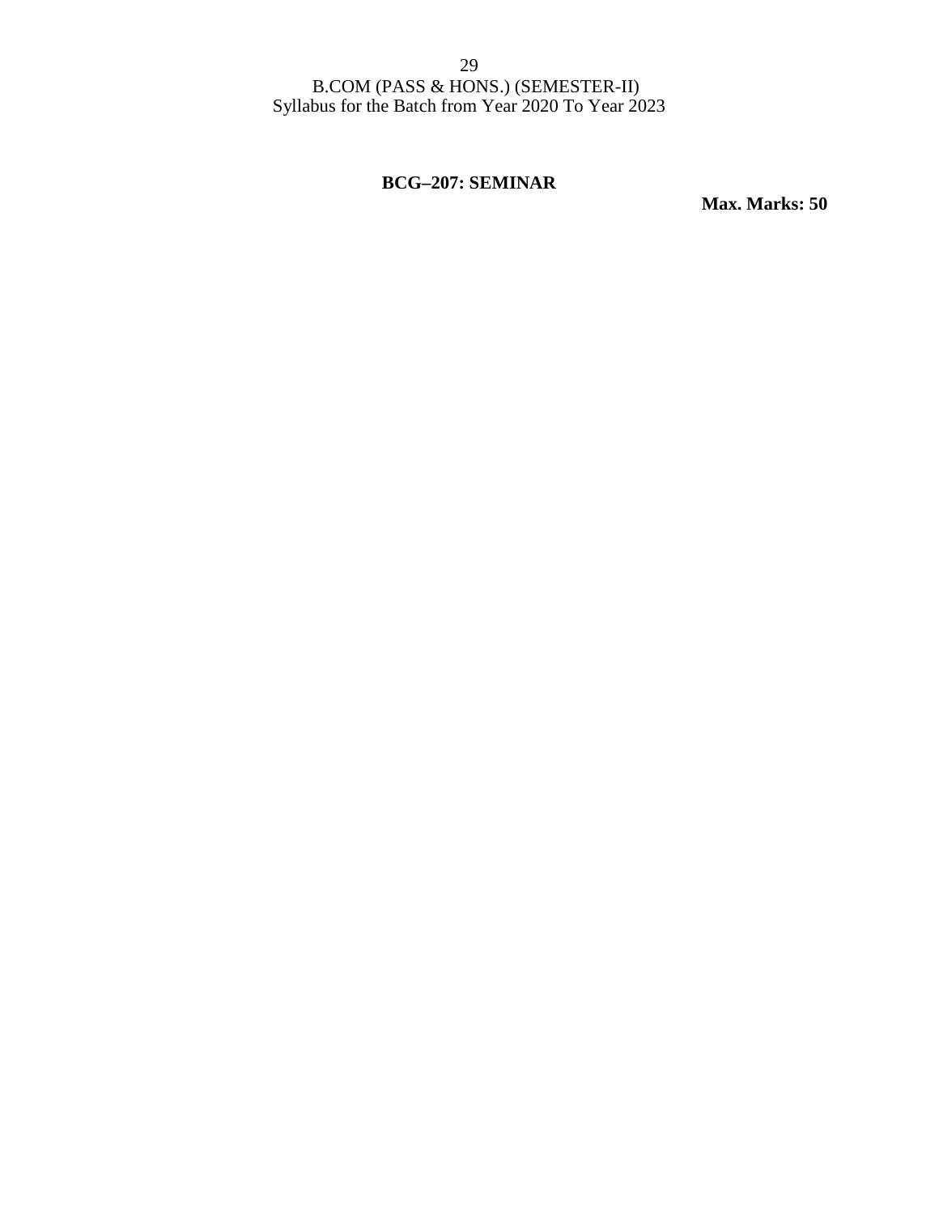## BCG–207: SEMINAR

**Max. Marks: 50**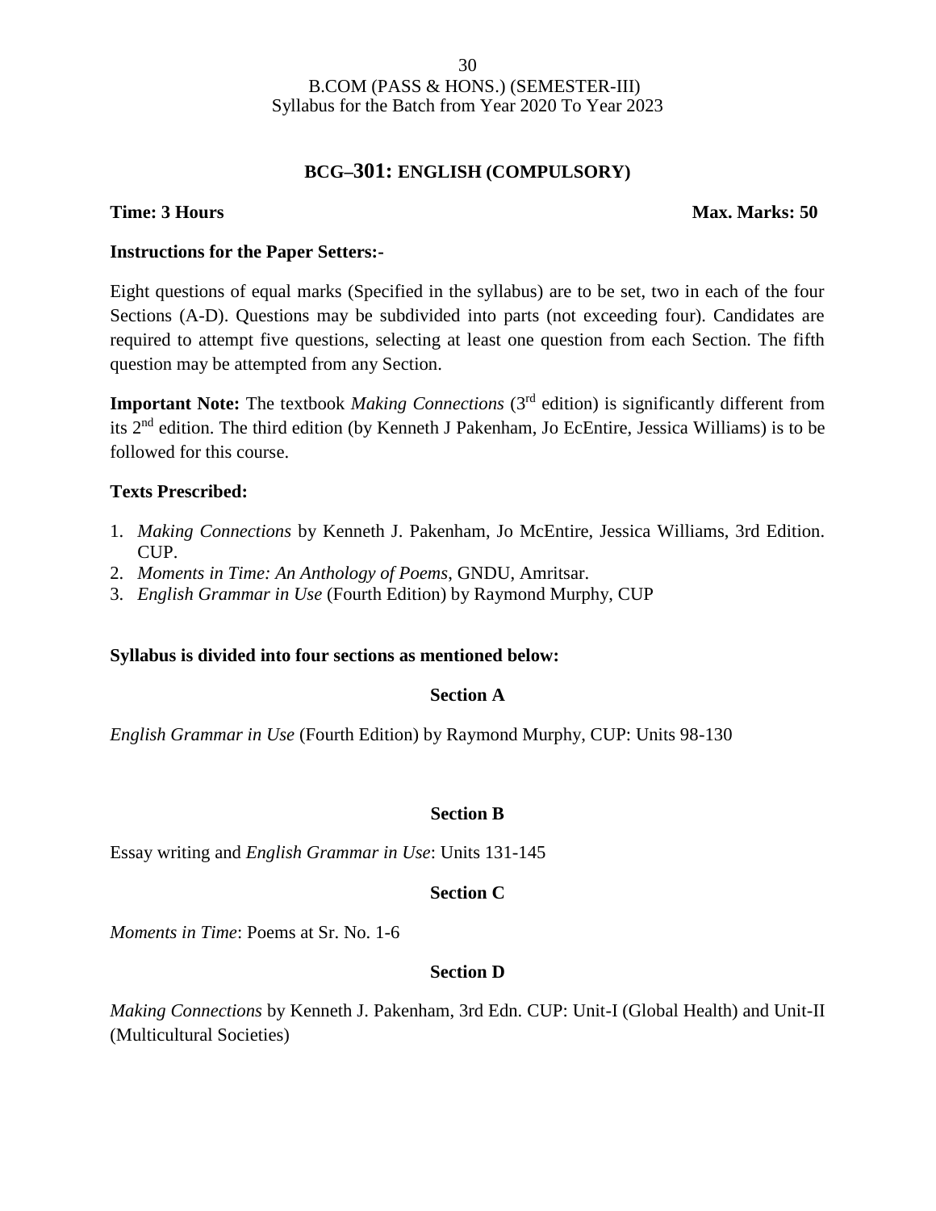B.COM (PASS & HONS.) (SEMESTER-III)
Syllabus for the Batch from Year 2020 To Year 2023

## BCG–301: ENGLISH (COMPULSORY)

**Time: 3 Hours** **Max. Marks: 50**

**Instructions for the Paper Setters:-**

Eight questions of equal marks (Specified in the syllabus) are to be set, two in each of the four Sections (A-D). Questions may be subdivided into parts (not exceeding four). Candidates are required to attempt five questions, selecting at least one question from each Section. The fifth question may be attempted from any Section.

**Important Note:** The textbook *Making Connections* (3rd edition) is significantly different from its 2nd edition. The third edition (by Kenneth J Pakenham, Jo EcEntire, Jessica Williams) is to be followed for this course.

**Texts Prescribed:**

1. *Making Connections* by Kenneth J. Pakenham, Jo McEntire, Jessica Williams, 3rd Edition. CUP.
2. *Moments in Time: An Anthology of Poems*, GNDU, Amritsar.
3. *English Grammar in Use* (Fourth Edition) by Raymond Murphy, CUP

**Syllabus is divided into four sections as mentioned below:**

### Section A

*English Grammar in Use* (Fourth Edition) by Raymond Murphy, CUP: Units 98-130

### Section B

Essay writing and *English Grammar in Use*: Units 131-145

### Section C

*Moments in Time*: Poems at Sr. No. 1-6

### Section D

*Making Connections* by Kenneth J. Pakenham, 3rd Edn. CUP: Unit-I (Global Health) and Unit-II (Multicultural Societies)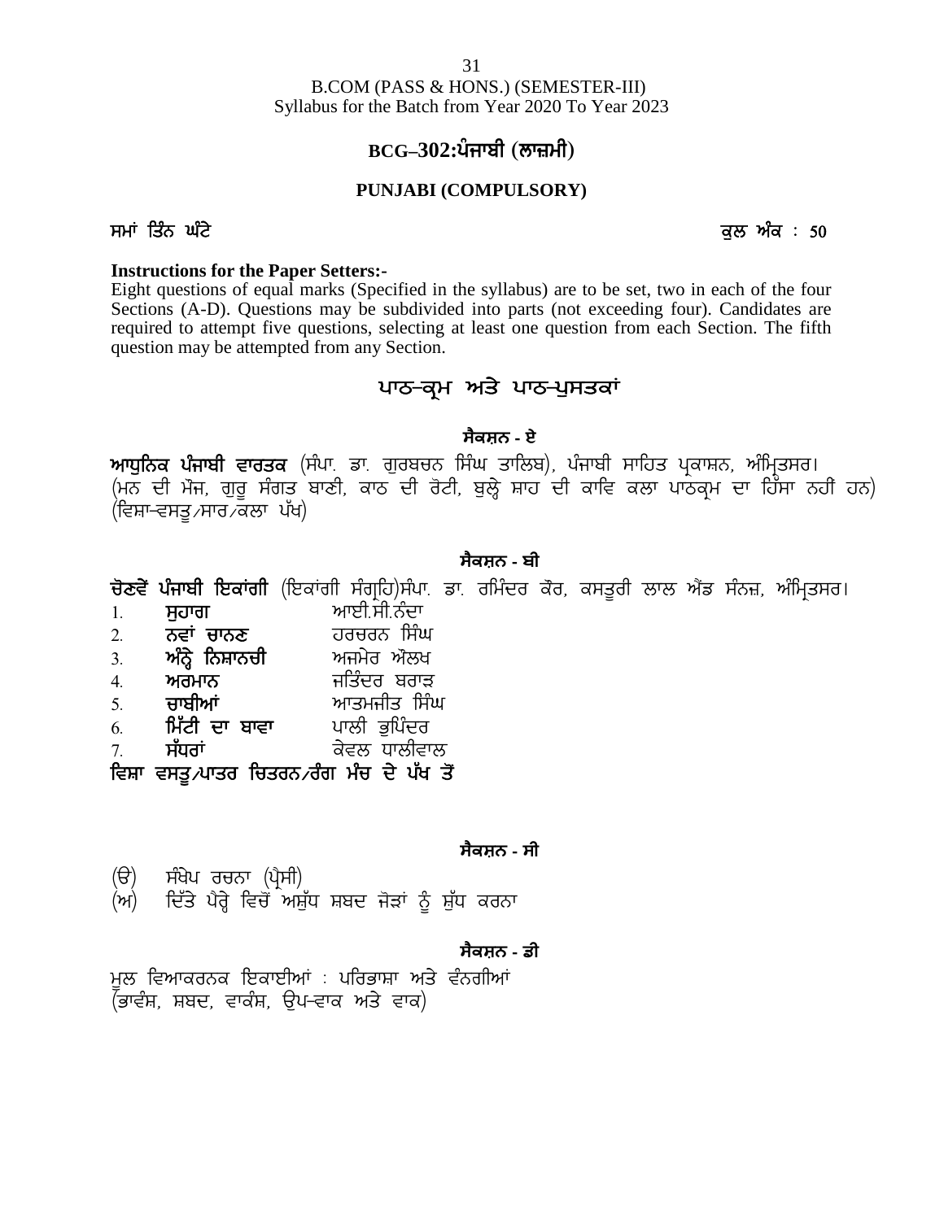B.COM (PASS & HONS.) (SEMESTER-III)
Syllabus for the Batch from Year 2020 To Year 2023

## BCG–302:ਪੰਜਾਬੀ (ਲਾਜ਼ਮੀ)

### PUNJABI (COMPULSORY)

ਸਮਾਂ ਤਿੰਨ ਘੰਟੇ ਕੁਲ ਅੰਕ : 50

**Instructions for the Paper Setters:-**

Eight questions of equal marks (Specified in the syllabus) are to be set, two in each of the four Sections (A-D). Questions may be subdivided into parts (not exceeding four). Candidates are required to attempt five questions, selecting at least one question from each Section. The fifth question may be attempted from any Section.

## ਪਾਠ-ਕ੍ਰਮ ਅਤੇ ਪਾਠ-ਪੁਸਤਕਾਂ

### ਸੈਕਸ਼ਨ - ਏ

**ਆਧੁਨਿਕ ਪੰਜਾਬੀ ਵਾਰਤਕ** (ਸੰਪਾ. ਡਾ. ਗੁਰਬਚਨ ਸਿੰਘ ਤਾਲਿਬ), ਪੰਜਾਬੀ ਸਾਹਿਤ ਪ੍ਰਕਾਸ਼ਨ, ਅੰਮ੍ਰਿਤਸਰ।
(ਮਨ ਦੀ ਮੌਜ, ਗੁਰੂ ਸੰਗਤ ਬਾਣੀ, ਕਾਠ ਦੀ ਰੋਟੀ, ਬੁਲ੍ਹੇ ਸ਼ਾਹ ਦੀ ਕਾਵਿ ਕਲਾ ਪਾਠਕ੍ਰਮ ਦਾ ਹਿੱਸਾ ਨਹੀਂ ਹਨ)
(ਵਿਸ਼ਾ-ਵਸਤੂ/ਸਾਰ/ਕਲਾ ਪੱਖ)

### ਸੈਕਸ਼ਨ - ਬੀ

**ਚੋਣਵੇਂ ਪੰਜਾਬੀ ਇਕਾਂਗੀ** (ਇਕਾਂਗੀ ਸੰਗ੍ਰਹਿ)ਸੰਪਾ. ਡਾ. ਰਮਿੰਦਰ ਕੌਰ, ਕਸਤੂਰੀ ਲਾਲ ਐਂਡ ਸੰਨਜ਼, ਅੰਮ੍ਰਿਤਸਰ।

1. **ਸੁਹਾਗ** ਆਈ.ਸੀ.ਨੰਦਾ
2. **ਨਵਾਂ ਚਾਨਣ** ਹਰਚਰਨ ਸਿੰਘ
3. **ਅੰਨ੍ਹੇ ਨਿਸ਼ਾਨਚੀ** ਅਜਮੇਰ ਔਲਖ
4. **ਅਰਮਾਨ** ਜਤਿੰਦਰ ਬਰਾੜ
5. **ਚਾਬੀਆਂ** ਆਤਮਜੀਤ ਸਿੰਘ
6. **ਮਿੱਟੀ ਦਾ ਬਾਵਾ** ਪਾਲੀ ਭੁਪਿੰਦਰ
7. **ਸੰਧਰਾਂ** ਕੇਵਲ ਧਾਲੀਵਾਲ

**ਵਿਸ਼ਾ ਵਸਤੂ/ਪਾਤਰ ਚਿਤਰਨ/ਰੰਗ ਮੰਚ ਦੇ ਪੱਖ ਤੋਂ**

### ਸੈਕਸ਼ਨ - ਸੀ

(ੳ) ਸੰਖੇਪ ਰਚਨਾ (ਪ੍ਰੈਸੀ)
(ਅ) ਦਿੱਤੇ ਪੈਰ੍ਹੇ ਵਿਚੋਂ ਅਸ਼ੁੱਧ ਸ਼ਬਦ ਜੋੜਾਂ ਨੂੰ ਸ਼ੁੱਧ ਕਰਨਾ

### ਸੈਕਸ਼ਨ - ਡੀ

ਮੂਲ ਵਿਆਕਰਨਕ ਇਕਾਈਆਂ : ਪਰਿਭਾਸ਼ਾ ਅਤੇ ਵੰਨਗੀਆਂ
(ਭਾਵੰਸ਼, ਸ਼ਬਦ, ਵਾਕੰਸ਼, ਉਪ-ਵਾਕ ਅਤੇ ਵਾਕ)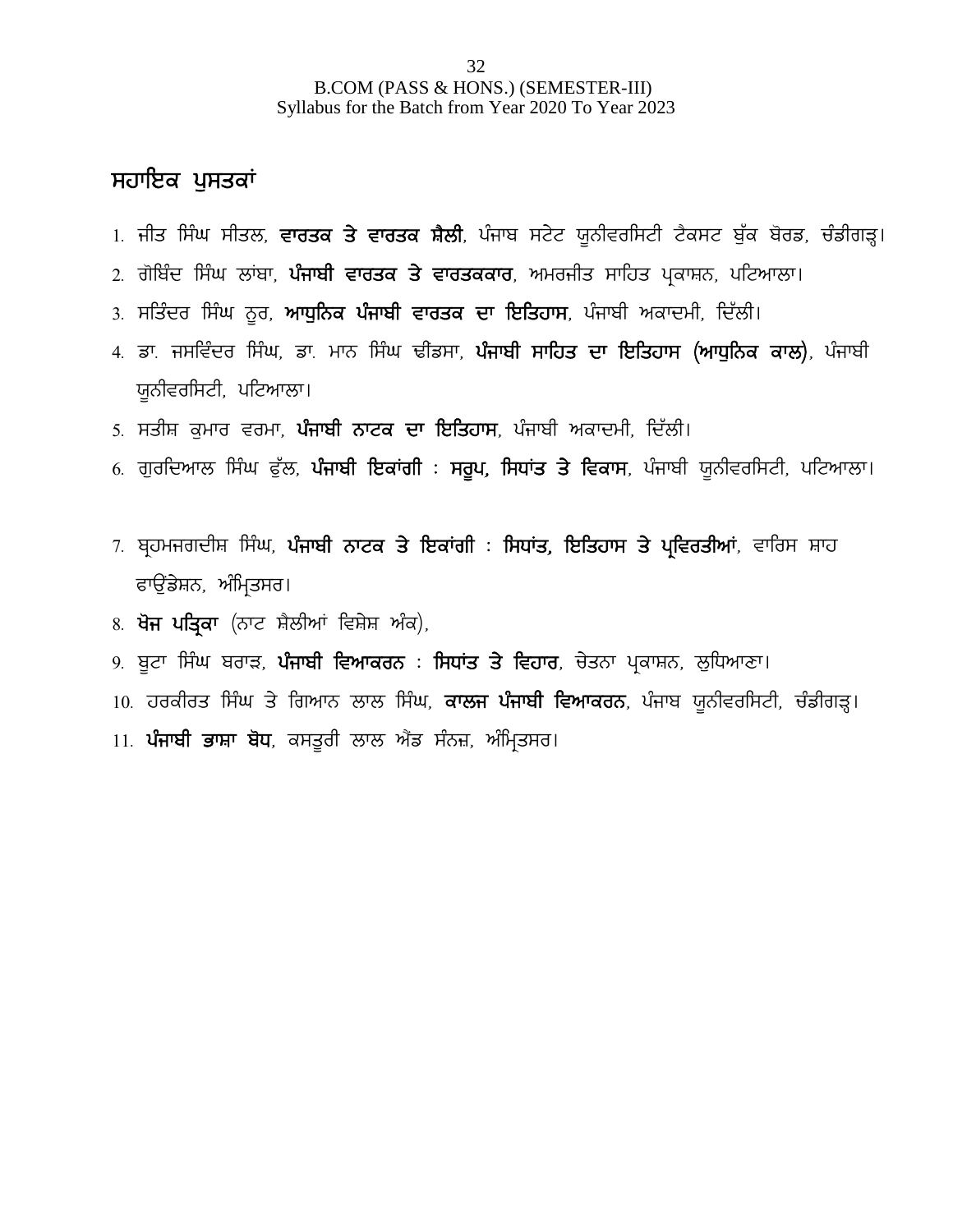## ਸਹਾਇਕ ਪੁਸਤਕਾਂ

1. ਜੀਤ ਸਿੰਘ ਸੀਤਲ, **ਵਾਰਤਕ ਤੇ ਵਾਰਤਕ ਸ਼ੈਲੀ**, ਪੰਜਾਬ ਸਟੇਟ ਯੂਨੀਵਰਸਿਟੀ ਟੈਕਸਟ ਬੁੱਕ ਬੋਰਡ, ਚੰਡੀਗੜ੍ਹ।
2. ਗੋਬਿੰਦ ਸਿੰਘ ਲਾਂਬਾ, **ਪੰਜਾਬੀ ਵਾਰਤਕ ਤੇ ਵਾਰਤਕਕਾਰ**, ਅਮਰਜੀਤ ਸਾਹਿਤ ਪ੍ਰਕਾਸ਼ਨ, ਪਟਿਆਲਾ।
3. ਸਤਿੰਦਰ ਸਿੰਘ ਨੂਰ, **ਆਧੁਨਿਕ ਪੰਜਾਬੀ ਵਾਰਤਕ ਦਾ ਇਤਿਹਾਸ**, ਪੰਜਾਬੀ ਅਕਾਦਮੀ, ਦਿੱਲੀ।
4. ਡਾ. ਜਸਵਿੰਦਰ ਸਿੰਘ, ਡਾ. ਮਾਨ ਸਿੰਘ ਢੀਂਡਸਾ, **ਪੰਜਾਬੀ ਸਾਹਿਤ ਦਾ ਇਤਿਹਾਸ (ਆਧੁਨਿਕ ਕਾਲ)**, ਪੰਜਾਬੀ ਯੂਨੀਵਰਸਿਟੀ, ਪਟਿਆਲਾ।
5. ਸਤੀਸ਼ ਕੁਮਾਰ ਵਰਮਾ, **ਪੰਜਾਬੀ ਨਾਟਕ ਦਾ ਇਤਿਹਾਸ**, ਪੰਜਾਬੀ ਅਕਾਦਮੀ, ਦਿੱਲੀ।
6. ਗੁਰਦਿਆਲ ਸਿੰਘ ਫੁੱਲ, **ਪੰਜਾਬੀ ਇਕਾਂਗੀ : ਸਰੂਪ, ਸਿਧਾਂਤ ਤੇ ਵਿਕਾਸ**, ਪੰਜਾਬੀ ਯੂਨੀਵਰਸਿਟੀ, ਪਟਿਆਲਾ।
7. ਬ੍ਰਹਮਜਗਦੀਸ਼ ਸਿੰਘ, **ਪੰਜਾਬੀ ਨਾਟਕ ਤੇ ਇਕਾਂਗੀ : ਸਿਧਾਂਤ, ਇਤਿਹਾਸ ਤੇ ਪ੍ਰਵਿਰਤੀਆਂ**, ਵਾਰਿਸ ਸ਼ਾਹ ਫਾਊਂਡੇਸ਼ਨ, ਅੰਮ੍ਰਿਤਸਰ।
8. **ਖੋਜ ਪਤ੍ਰਿਕਾ** (ਨਾਟ ਸ਼ੈਲੀਆਂ ਵਿਸ਼ੇਸ਼ ਅੰਕ),
9. ਬੂਟਾ ਸਿੰਘ ਬਰਾੜ, **ਪੰਜਾਬੀ ਵਿਆਕਰਨ : ਸਿਧਾਂਤ ਤੇ ਵਿਹਾਰ**, ਚੇਤਨਾ ਪ੍ਰਕਾਸ਼ਨ, ਲੁਧਿਆਣਾ।
10. ਹਰਕੀਰਤ ਸਿੰਘ ਤੇ ਗਿਆਨ ਲਾਲ ਸਿੰਘ, **ਕਾਲਜ ਪੰਜਾਬੀ ਵਿਆਕਰਨ**, ਪੰਜਾਬ ਯੂਨੀਵਰਸਿਟੀ, ਚੰਡੀਗੜ੍ਹ।
11. **ਪੰਜਾਬੀ ਭਾਸ਼ਾ ਬੋਧ**, ਕਸਤੂਰੀ ਲਾਲ ਐਂਡ ਸੰਨਜ਼, ਅੰਮ੍ਰਿਤਸਰ।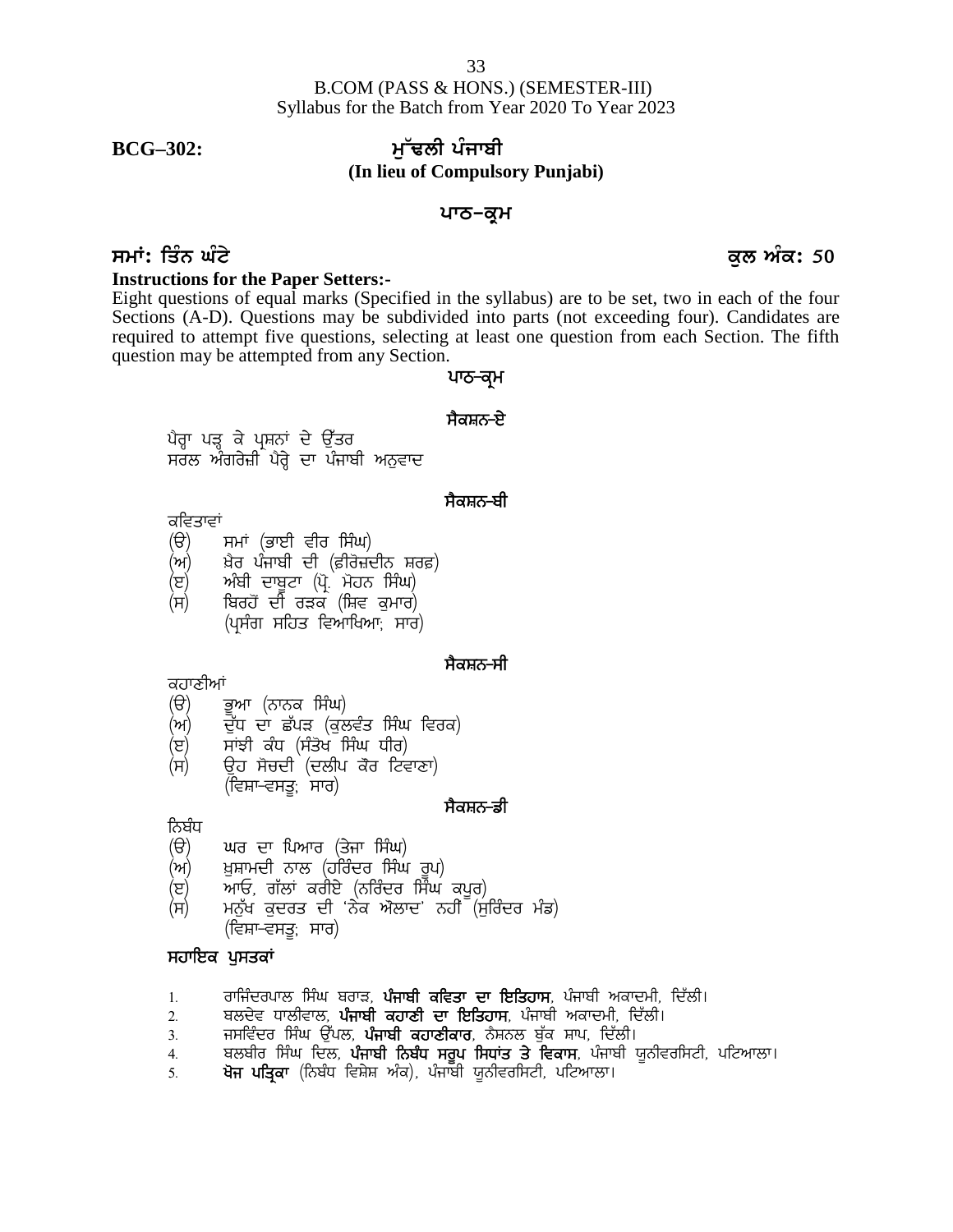B.COM (PASS & HONS.) (SEMESTER-III)
Syllabus for the Batch from Year 2020 To Year 2023

**BCG–302: ਮੁੱਢਲੀ ਪੰਜਾਬੀ**
**(In lieu of Compulsory Punjabi)**

## ਪਾਠ–ਕ੍ਰਮ

**ਸਮਾਂ: ਤਿੰਨ ਘੰਟੇ** **ਕੁਲ ਅੰਕ: 50**

**Instructions for the Paper Setters:-**
Eight questions of equal marks (Specified in the syllabus) are to be set, two in each of the four Sections (A-D). Questions may be subdivided into parts (not exceeding four). Candidates are required to attempt five questions, selecting at least one question from each Section. The fifth question may be attempted from any Section.

### ਪਾਠ-ਕ੍ਰਮ

### ਸੈਕਸ਼ਨ-ਏ

ਪੈਰ੍ਹਾ ਪੜ੍ਹ ਕੇ ਪ੍ਰਸ਼ਨਾਂ ਦੇ ਉੱਤਰ
ਸਰਲ ਅੰਗਰੇਜ਼ੀ ਪੈਰ੍ਹੇ ਦਾ ਪੰਜਾਬੀ ਅਨੁਵਾਦ

### ਸੈਕਸ਼ਨ-ਬੀ

ਕਵਿਤਾਵਾਂ
(ੳ) ਸਮਾਂ (ਭਾਈ ਵੀਰ ਸਿੰਘ)
(ਅ) ਖ਼ੈਰ ਪੰਜਾਬੀ ਦੀ (ਫ਼ੀਰੋਜ਼ਦੀਨ ਸ਼ਰਫ਼)
(ੲ) ਅੰਬੀ ਦਾਬੂਟਾ (ਪ੍ਰੋ. ਮੋਹਨ ਸਿੰਘ)
(ਸ) ਬਿਰਹੋਂ ਦੀ ਰੜਕ (ਸ਼ਿਵ ਕੁਮਾਰ)
(ਪ੍ਰਸੰਗ ਸਹਿਤ ਵਿਆਖਿਆ; ਸਾਰ)

### ਸੈਕਸ਼ਨ-ਸੀ

ਕਹਾਣੀਆਂ
(ੳ) ਭੂਆ (ਨਾਨਕ ਸਿੰਘ)
(ਅ) ਦੁੱਧ ਦਾ ਛੱਪੜ (ਕੁਲਵੰਤ ਸਿੰਘ ਵਿਰਕ)
(ੲ) ਸਾਂਝੀ ਕੰਧ (ਸੰਤੋਖ ਸਿੰਘ ਧੀਰ)
(ਸ) ਉਹ ਸੋਚਦੀ (ਦਲੀਪ ਕੌਰ ਟਿਵਾਣਾ)
(ਵਿਸ਼ਾ-ਵਸਤੂ; ਸਾਰ)

### ਸੈਕਸ਼ਨ-ਡੀ

ਨਿਬੰਧ
(ੳ) ਘਰ ਦਾ ਪਿਆਰ (ਤੇਜਾ ਸਿੰਘ)
(ਅ) ਖ਼ੁਸ਼ਾਮਦੀ ਨਾਲ (ਹਰਿੰਦਰ ਸਿੰਘ ਰੂਪ)
(ੲ) ਆਓ, ਗੱਲਾਂ ਕਰੀਏ (ਨਰਿੰਦਰ ਸਿੰਘ ਕਪੂਰ)
(ਸ) ਮਨੁੱਖ ਕੁਦਰਤ ਦੀ 'ਨੇਕ ਔਲਾਦ' ਨਹੀਂ (ਸੁਰਿੰਦਰ ਮੰਡ)
(ਵਿਸ਼ਾ-ਵਸਤੂ; ਸਾਰ)

### ਸਹਾਇਕ ਪੁਸਤਕਾਂ

1. ਰਾਜਿੰਦਰਪਾਲ ਸਿੰਘ ਬਰਾੜ, **ਪੰਜਾਬੀ ਕਵਿਤਾ ਦਾ ਇਤਿਹਾਸ**, ਪੰਜਾਬੀ ਅਕਾਦਮੀ, ਦਿੱਲੀ।
2. ਬਲਦੇਵ ਧਾਲੀਵਾਲ, **ਪੰਜਾਬੀ ਕਹਾਣੀ ਦਾ ਇਤਿਹਾਸ**, ਪੰਜਾਬੀ ਅਕਾਦਮੀ, ਦਿੱਲੀ।
3. ਜਸਵਿੰਦਰ ਸਿੰਘ ਉੱਪਲ, **ਪੰਜਾਬੀ ਕਹਾਣੀਕਾਰ**, ਨੈਸ਼ਨਲ ਬੁੱਕ ਸ਼ਾਪ, ਦਿੱਲੀ।
4. ਬਲਬੀਰ ਸਿੰਘ ਦਿਲ, **ਪੰਜਾਬੀ ਨਿਬੰਧ ਸਰੂਪ ਸਿਧਾਂਤ ਤੇ ਵਿਕਾਸ**, ਪੰਜਾਬੀ ਯੂਨੀਵਰਸਿਟੀ, ਪਟਿਆਲਾ।
5. **ਖੋਜ ਪਤ੍ਰਿਕਾ** (ਨਿਬੰਧ ਵਿਸ਼ੇਸ਼ ਅੰਕ), ਪੰਜਾਬੀ ਯੂਨੀਵਰਸਿਟੀ, ਪਟਿਆਲਾ।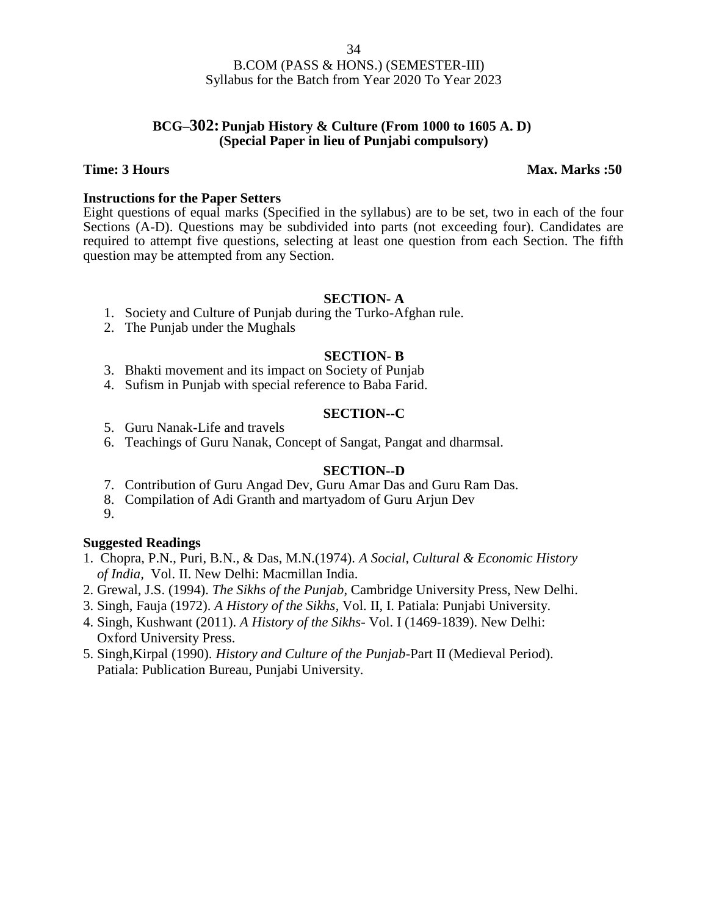B.COM (PASS & HONS.) (SEMESTER-III)
Syllabus for the Batch from Year 2020 To Year 2023

## BCG–302: Punjab History & Culture (From 1000 to 1605 A. D)
### (Special Paper in lieu of Punjabi compulsory)

**Time: 3 Hours** **Max. Marks :50**

**Instructions for the Paper Setters**

Eight questions of equal marks (Specified in the syllabus) are to be set, two in each of the four Sections (A-D). Questions may be subdivided into parts (not exceeding four). Candidates are required to attempt five questions, selecting at least one question from each Section. The fifth question may be attempted from any Section.

### SECTION- A

1. Society and Culture of Punjab during the Turko-Afghan rule.
2. The Punjab under the Mughals

### SECTION- B

3. Bhakti movement and its impact on Society of Punjab
4. Sufism in Punjab with special reference to Baba Farid.

### SECTION--C

5. Guru Nanak-Life and travels
6. Teachings of Guru Nanak, Concept of Sangat, Pangat and dharmsal.

### SECTION--D

7. Contribution of Guru Angad Dev, Guru Amar Das and Guru Ram Das.
8. Compilation of Adi Granth and martyadom of Guru Arjun Dev
9.

**Suggested Readings**

1. Chopra, P.N., Puri, B.N., & Das, M.N.(1974). *A Social, Cultural & Economic History of India,* Vol. II. New Delhi: Macmillan India.
2. Grewal, J.S. (1994). *The Sikhs of the Punjab*, Cambridge University Press, New Delhi.
3. Singh, Fauja (1972). *A History of the Sikhs*, Vol. II, I. Patiala: Punjabi University.
4. Singh, Kushwant (2011). *A History of the Sikhs*- Vol. I (1469-1839). New Delhi: Oxford University Press.
5. Singh,Kirpal (1990). *History and Culture of the Punjab*-Part II (Medieval Period). Patiala: Publication Bureau, Punjabi University.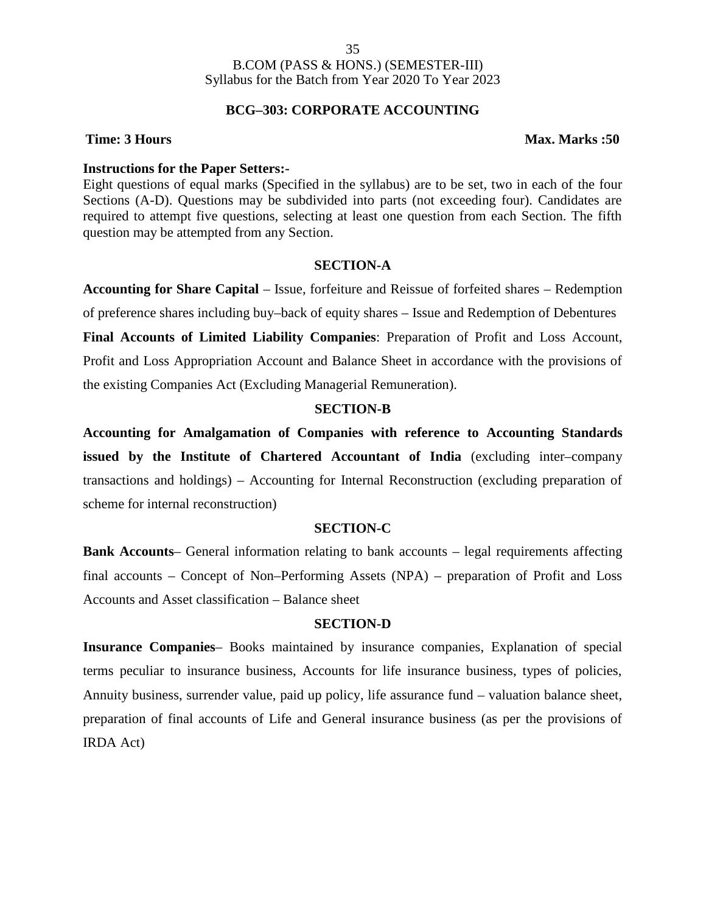B.COM (PASS & HONS.) (SEMESTER-III)
Syllabus for the Batch from Year 2020 To Year 2023

## BCG–303: CORPORATE ACCOUNTING

**Time: 3 Hours** **Max. Marks :50**

**Instructions for the Paper Setters:-**
Eight questions of equal marks (Specified in the syllabus) are to be set, two in each of the four Sections (A-D). Questions may be subdivided into parts (not exceeding four). Candidates are required to attempt five questions, selecting at least one question from each Section. The fifth question may be attempted from any Section.

### SECTION-A

**Accounting for Share Capital** – Issue, forfeiture and Reissue of forfeited shares – Redemption of preference shares including buy–back of equity shares – Issue and Redemption of Debentures

**Final Accounts of Limited Liability Companies**: Preparation of Profit and Loss Account, Profit and Loss Appropriation Account and Balance Sheet in accordance with the provisions of the existing Companies Act (Excluding Managerial Remuneration).

### SECTION-B

**Accounting for Amalgamation of Companies with reference to Accounting Standards issued by the Institute of Chartered Accountant of India** (excluding inter–company transactions and holdings) – Accounting for Internal Reconstruction (excluding preparation of scheme for internal reconstruction)

### SECTION-C

**Bank Accounts**– General information relating to bank accounts – legal requirements affecting final accounts – Concept of Non–Performing Assets (NPA) – preparation of Profit and Loss Accounts and Asset classification – Balance sheet

### SECTION-D

**Insurance Companies**– Books maintained by insurance companies, Explanation of special terms peculiar to insurance business, Accounts for life insurance business, types of policies, Annuity business, surrender value, paid up policy, life assurance fund – valuation balance sheet, preparation of final accounts of Life and General insurance business (as per the provisions of IRDA Act)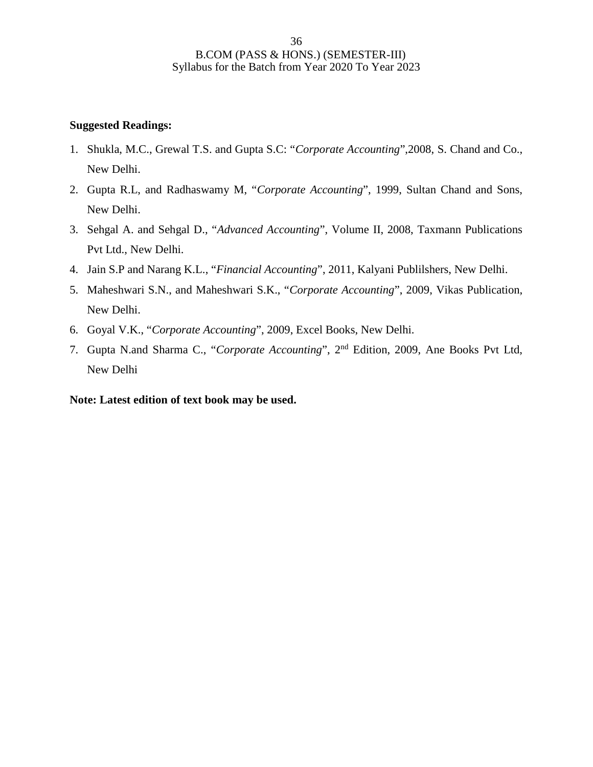**Suggested Readings:**

1. Shukla, M.C., Grewal T.S. and Gupta S.C: "*Corporate Accounting*",2008, S. Chand and Co., New Delhi.
2. Gupta R.L, and Radhaswamy M, "*Corporate Accounting*", 1999, Sultan Chand and Sons, New Delhi.
3. Sehgal A. and Sehgal D., "*Advanced Accounting*", Volume II, 2008, Taxmann Publications Pvt Ltd., New Delhi.
4. Jain S.P and Narang K.L., "*Financial Accounting*", 2011, Kalyani Publilshers, New Delhi.
5. Maheshwari S.N., and Maheshwari S.K., "*Corporate Accounting*", 2009, Vikas Publication, New Delhi.
6. Goyal V.K., "*Corporate Accounting*", 2009, Excel Books, New Delhi.
7. Gupta N.and Sharma C., "*Corporate Accounting*", 2nd Edition, 2009, Ane Books Pvt Ltd, New Delhi

**Note: Latest edition of text book may be used.**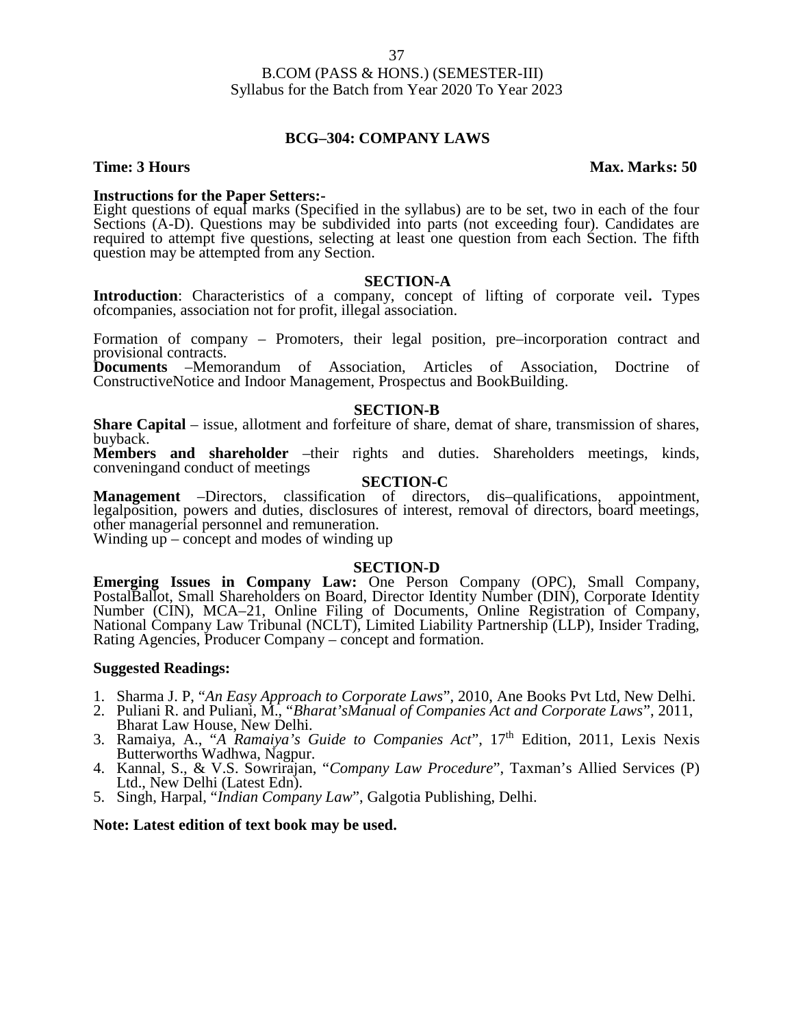B.COM (PASS & HONS.) (SEMESTER-III)
Syllabus for the Batch from Year 2020 To Year 2023

## BCG–304: COMPANY LAWS

**Time: 3 Hours** **Max. Marks: 50**

**Instructions for the Paper Setters:-**
Eight questions of equal marks (Specified in the syllabus) are to be set, two in each of the four Sections (A-D). Questions may be subdivided into parts (not exceeding four). Candidates are required to attempt five questions, selecting at least one question from each Section. The fifth question may be attempted from any Section.

### SECTION-A

**Introduction**: Characteristics of a company, concept of lifting of corporate veil**.** Types ofcompanies, association not for profit, illegal association.

Formation of company – Promoters, their legal position, pre–incorporation contract and provisional contracts.
**Documents** –Memorandum of Association, Articles of Association, Doctrine of ConstructiveNotice and Indoor Management, Prospectus and BookBuilding.

### SECTION-B

**Share Capital** – issue, allotment and forfeiture of share, demat of share, transmission of shares, buyback.
**Members and shareholder** –their rights and duties. Shareholders meetings, kinds, conveningand conduct of meetings

### SECTION-C

**Management** –Directors, classification of directors, dis–qualifications, appointment, legalposition, powers and duties, disclosures of interest, removal of directors, board meetings, other managerial personnel and remuneration.
Winding up – concept and modes of winding up

### SECTION-D

**Emerging Issues in Company Law:** One Person Company (OPC), Small Company, PostalBallot, Small Shareholders on Board, Director Identity Number (DIN), Corporate Identity Number (CIN), MCA–21, Online Filing of Documents, Online Registration of Company, National Company Law Tribunal (NCLT), Limited Liability Partnership (LLP), Insider Trading, Rating Agencies, Producer Company – concept and formation.

**Suggested Readings:**

1. Sharma J. P, "*An Easy Approach to Corporate Laws*", 2010, Ane Books Pvt Ltd, New Delhi.
2. Puliani R. and Puliani, M., "*Bharat'sManual of Companies Act and Corporate Laws*", 2011, Bharat Law House, New Delhi.
3. Ramaiya, A., "*A Ramaiya's Guide to Companies Act*", 17th Edition, 2011, Lexis Nexis Butterworths Wadhwa, Nagpur.
4. Kannal, S., & V.S. Sowrirajan, "*Company Law Procedure*", Taxman's Allied Services (P) Ltd., New Delhi (Latest Edn).
5. Singh, Harpal, "*Indian Company Law*", Galgotia Publishing, Delhi.

**Note: Latest edition of text book may be used.**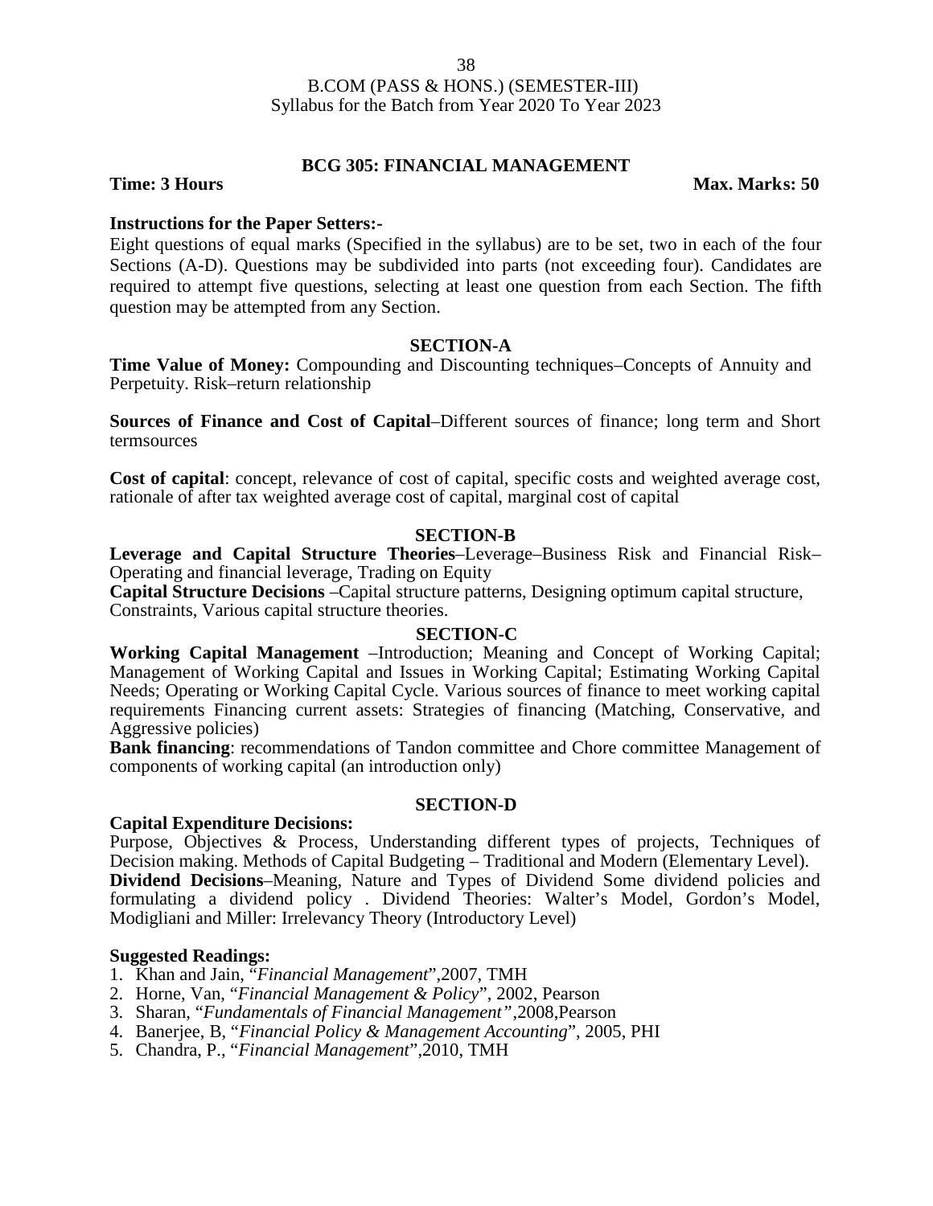B.COM (PASS & HONS.) (SEMESTER-III)
Syllabus for the Batch from Year 2020 To Year 2023

## BCG 305: FINANCIAL MANAGEMENT

**Time: 3 Hours** **Max. Marks: 50**

**Instructions for the Paper Setters:-**

Eight questions of equal marks (Specified in the syllabus) are to be set, two in each of the four Sections (A-D). Questions may be subdivided into parts (not exceeding four). Candidates are required to attempt five questions, selecting at least one question from each Section. The fifth question may be attempted from any Section.

### SECTION-A

**Time Value of Money:** Compounding and Discounting techniques–Concepts of Annuity and Perpetuity. Risk–return relationship

**Sources of Finance and Cost of Capital**–Different sources of finance; long term and Short termsources

**Cost of capital**: concept, relevance of cost of capital, specific costs and weighted average cost, rationale of after tax weighted average cost of capital, marginal cost of capital

### SECTION-B

**Leverage and Capital Structure Theories**–Leverage–Business Risk and Financial Risk–Operating and financial leverage, Trading on Equity

**Capital Structure Decisions** –Capital structure patterns, Designing optimum capital structure, Constraints, Various capital structure theories.

### SECTION-C

**Working Capital Management** –Introduction; Meaning and Concept of Working Capital; Management of Working Capital and Issues in Working Capital; Estimating Working Capital Needs; Operating or Working Capital Cycle. Various sources of finance to meet working capital requirements Financing current assets: Strategies of financing (Matching, Conservative, and Aggressive policies)

**Bank financing**: recommendations of Tandon committee and Chore committee Management of components of working capital (an introduction only)

### SECTION-D

**Capital Expenditure Decisions:**

Purpose, Objectives & Process, Understanding different types of projects, Techniques of Decision making. Methods of Capital Budgeting – Traditional and Modern (Elementary Level).

**Dividend Decisions**–Meaning, Nature and Types of Dividend Some dividend policies and formulating a dividend policy . Dividend Theories: Walter's Model, Gordon's Model, Modigliani and Miller: Irrelevancy Theory (Introductory Level)

**Suggested Readings:**

1. Khan and Jain, "*Financial Management*",2007, TMH
2. Horne, Van, "*Financial Management & Policy*", 2002, Pearson
3. Sharan, "*Fundamentals of Financial Management"*,2008,Pearson
4. Banerjee, B, "*Financial Policy & Management Accounting*", 2005, PHI
5. Chandra, P., "*Financial Management*",2010, TMH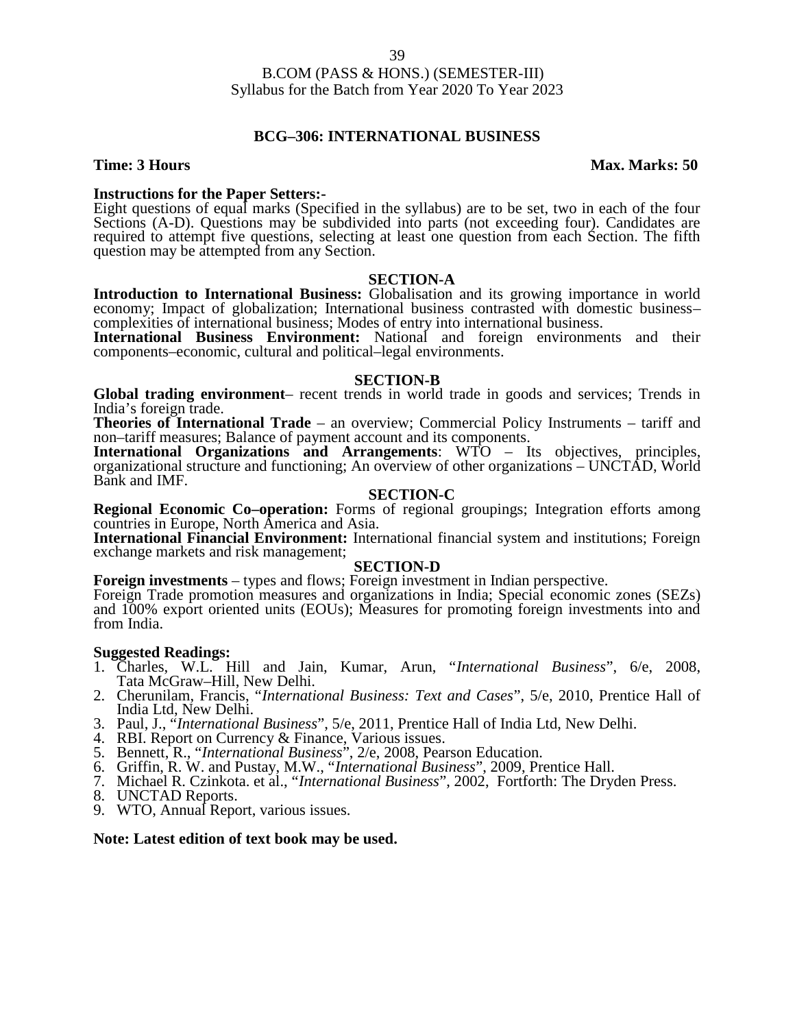B.COM (PASS & HONS.) (SEMESTER-III)
Syllabus for the Batch from Year 2020 To Year 2023

## BCG–306: INTERNATIONAL BUSINESS

**Time: 3 Hours** **Max. Marks: 50**

**Instructions for the Paper Setters:-**
Eight questions of equal marks (Specified in the syllabus) are to be set, two in each of the four Sections (A-D). Questions may be subdivided into parts (not exceeding four). Candidates are required to attempt five questions, selecting at least one question from each Section. The fifth question may be attempted from any Section.

### SECTION-A

**Introduction to International Business:** Globalisation and its growing importance in world economy; Impact of globalization; International business contrasted with domestic business–complexities of international business; Modes of entry into international business.

**International Business Environment:** National and foreign environments and their components–economic, cultural and political–legal environments.

### SECTION-B

**Global trading environment**– recent trends in world trade in goods and services; Trends in India's foreign trade.

**Theories of International Trade** – an overview; Commercial Policy Instruments – tariff and non–tariff measures; Balance of payment account and its components.

**International Organizations and Arrangements**: WTO – Its objectives, principles, organizational structure and functioning; An overview of other organizations – UNCTAD, World Bank and IMF.

### SECTION-C

**Regional Economic Co–operation:** Forms of regional groupings; Integration efforts among countries in Europe, North America and Asia.

**International Financial Environment:** International financial system and institutions; Foreign exchange markets and risk management;

### SECTION-D

**Foreign investments** – types and flows; Foreign investment in Indian perspective.

Foreign Trade promotion measures and organizations in India; Special economic zones (SEZs) and 100% export oriented units (EOUs); Measures for promoting foreign investments into and from India.

**Suggested Readings:**

1. Charles, W.L. Hill and Jain, Kumar, Arun, "*International Business*", 6/e, 2008, Tata McGraw–Hill, New Delhi.
2. Cherunilam, Francis, "*International Business: Text and Cases*", 5/e, 2010, Prentice Hall of India Ltd, New Delhi.
3. Paul, J., "*International Business*", 5/e, 2011, Prentice Hall of India Ltd, New Delhi.
4. RBI. Report on Currency & Finance, Various issues.
5. Bennett, R., "*International Business*", 2/e, 2008, Pearson Education.
6. Griffin, R. W. and Pustay, M.W., "*International Business*", 2009, Prentice Hall.
7. Michael R. Czinkota. et al., "*International Business*", 2002, Fortforth: The Dryden Press.
8. UNCTAD Reports.
9. WTO, Annual Report, various issues.

**Note: Latest edition of text book may be used.**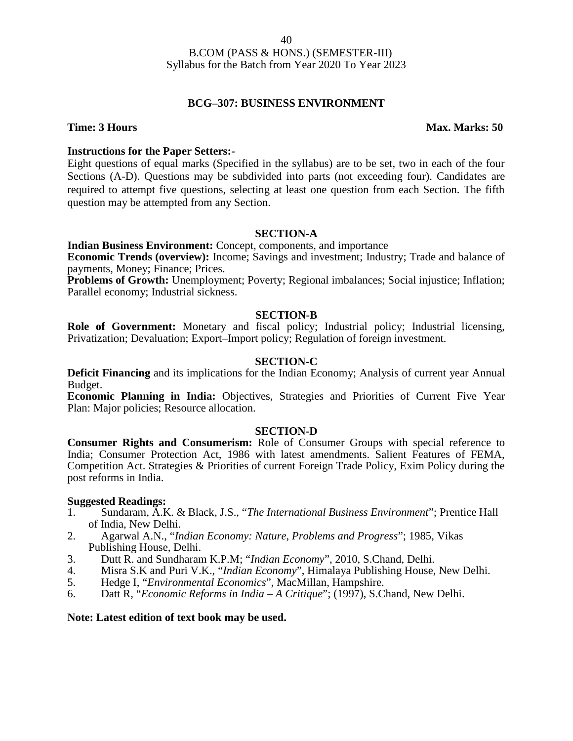## BCG–307: BUSINESS ENVIRONMENT

**Time: 3 Hours** **Max. Marks: 50**

**Instructions for the Paper Setters:-**

Eight questions of equal marks (Specified in the syllabus) are to be set, two in each of the four Sections (A-D). Questions may be subdivided into parts (not exceeding four). Candidates are required to attempt five questions, selecting at least one question from each Section. The fifth question may be attempted from any Section.

### SECTION-A

**Indian Business Environment:** Concept, components, and importance

**Economic Trends (overview):** Income; Savings and investment; Industry; Trade and balance of payments, Money; Finance; Prices.

**Problems of Growth:** Unemployment; Poverty; Regional imbalances; Social injustice; Inflation; Parallel economy; Industrial sickness.

### SECTION-B

**Role of Government:** Monetary and fiscal policy; Industrial policy; Industrial licensing, Privatization; Devaluation; Export–Import policy; Regulation of foreign investment.

### SECTION-C

**Deficit Financing** and its implications for the Indian Economy; Analysis of current year Annual Budget.

**Economic Planning in India:** Objectives, Strategies and Priorities of Current Five Year Plan: Major policies; Resource allocation.

### SECTION-D

**Consumer Rights and Consumerism:** Role of Consumer Groups with special reference to India; Consumer Protection Act, 1986 with latest amendments. Salient Features of FEMA, Competition Act. Strategies & Priorities of current Foreign Trade Policy, Exim Policy during the post reforms in India.

**Suggested Readings:**

1. Sundaram, A.K. & Black, J.S., "*The International Business Environment*"; Prentice Hall of India, New Delhi.
2. Agarwal A.N., "*Indian Economy: Nature, Problems and Progress*"; 1985, Vikas Publishing House, Delhi.
3. Dutt R. and Sundharam K.P.M; "*Indian Economy*", 2010, S.Chand, Delhi.
4. Misra S.K and Puri V.K., "*Indian Economy*", Himalaya Publishing House, New Delhi.
5. Hedge I, "*Environmental Economics*", MacMillan, Hampshire.
6. Datt R, "*Economic Reforms in India – A Critique*"; (1997), S.Chand, New Delhi.

**Note: Latest edition of text book may be used.**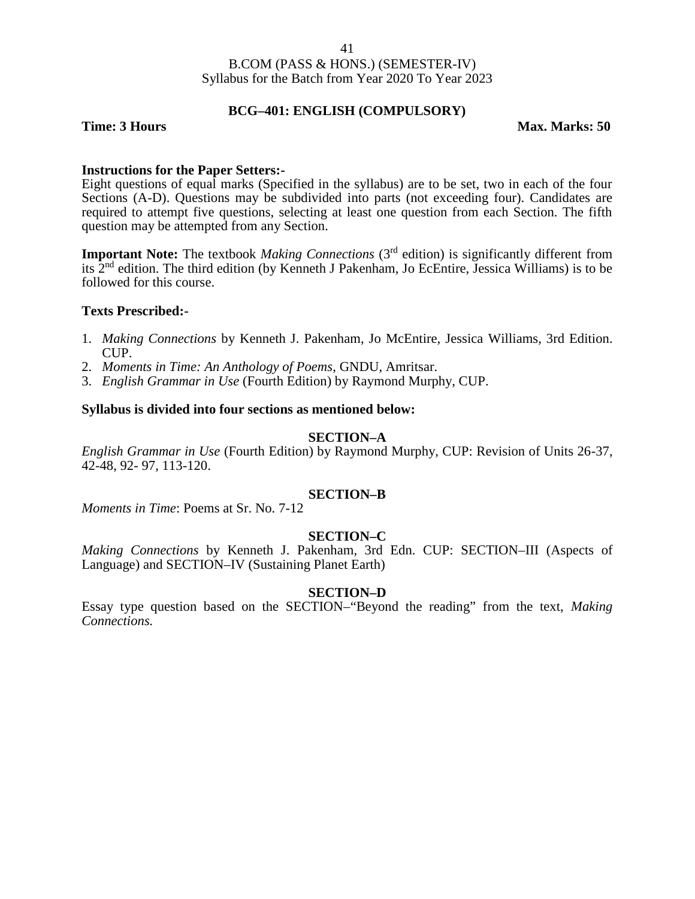# B.COM (PASS & HONS.) (SEMESTER-IV)

Syllabus for the Batch from Year 2020 To Year 2023

## BCG–401: ENGLISH (COMPULSORY)

**Time: 3 Hours** **Max. Marks: 50**

**Instructions for the Paper Setters:-**

Eight questions of equal marks (Specified in the syllabus) are to be set, two in each of the four Sections (A-D). Questions may be subdivided into parts (not exceeding four). Candidates are required to attempt five questions, selecting at least one question from each Section. The fifth question may be attempted from any Section.

**Important Note:** The textbook *Making Connections* (3rd edition) is significantly different from its 2nd edition. The third edition (by Kenneth J Pakenham, Jo EcEntire, Jessica Williams) is to be followed for this course.

**Texts Prescribed:-**

1. *Making Connections* by Kenneth J. Pakenham, Jo McEntire, Jessica Williams, 3rd Edition. CUP.
2. *Moments in Time: An Anthology of Poems*, GNDU, Amritsar.
3. *English Grammar in Use* (Fourth Edition) by Raymond Murphy, CUP.

**Syllabus is divided into four sections as mentioned below:**

### SECTION–A

*English Grammar in Use* (Fourth Edition) by Raymond Murphy, CUP: Revision of Units 26-37, 42-48, 92- 97, 113-120.

### SECTION–B

*Moments in Time*: Poems at Sr. No. 7-12

### SECTION–C

*Making Connections* by Kenneth J. Pakenham, 3rd Edn. CUP: SECTION–III (Aspects of Language) and SECTION–IV (Sustaining Planet Earth)

### SECTION–D

Essay type question based on the SECTION–"Beyond the reading" from the text, *Making Connections.*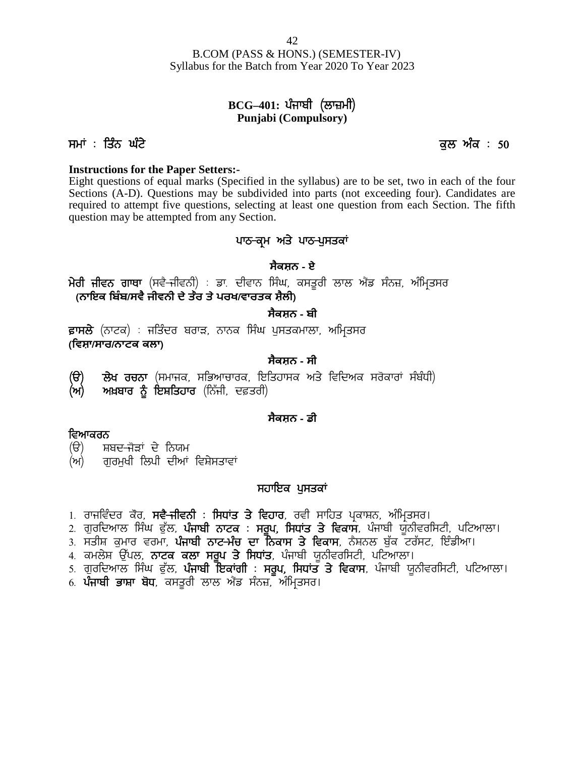B.COM (PASS & HONS.) (SEMESTER-IV)
Syllabus for the Batch from Year 2020 To Year 2023

## BCG–401: ਪੰਜਾਬੀ (ਲਾਜ਼ਮੀ)
## Punjabi (Compulsory)

**ਸਮਾਂ : ਤਿੰਨ ਘੰਟੇ** **ਕੁਲ ਅੰਕ : 50**

**Instructions for the Paper Setters:-**

Eight questions of equal marks (Specified in the syllabus) are to be set, two in each of the four Sections (A-D). Questions may be subdivided into parts (not exceeding four). Candidates are required to attempt five questions, selecting at least one question from each Section. The fifth question may be attempted from any Section.

### ਪਾਠ-ਕ੍ਰਮ ਅਤੇ ਪਾਠ-ਪੁਸਤਕਾਂ

#### ਸੈਕਸ਼ਨ - ਏ

**ਮੇਰੀ ਜੀਵਨ ਗਾਥਾ** (ਸਵੈ-ਜੀਵਨੀ) : ਡਾ. ਦੀਵਾਨ ਸਿੰਘ, ਕਸਤੂਰੀ ਲਾਲ ਐਂਡ ਸੰਨਜ਼, ਅੰਮ੍ਰਿਤਸਰ
**(ਨਾਇਕ ਬਿੰਬ/ਸਵੈ ਜੀਵਨੀ ਦੇ ਤੌਰ ਤੇ ਪਰਖ/ਵਾਰਤਕ ਸ਼ੈਲੀ)**

#### ਸੈਕਸ਼ਨ - ਬੀ

**ਫ਼ਾਸਲੇ** (ਨਾਟਕ) : ਜਤਿੰਦਰ ਬਰਾੜ, ਨਾਨਕ ਸਿੰਘ ਪੁਸਤਕਮਾਲਾ, ਅਮ੍ਰਿਤਸਰ
**(ਵਿਸ਼ਾ/ਸਾਰ/ਨਾਟਕ ਕਲਾ)**

#### ਸੈਕਸ਼ਨ - ਸੀ

(ੳ) **ਲੇਖ ਰਚਨਾ** (ਸਮਾਜਕ, ਸਭਿਆਚਾਰਕ, ਇਤਿਹਾਸਕ ਅਤੇ ਵਿਦਿਅਕ ਸਰੋਕਾਰਾਂ ਸੰਬੰਧੀ)
(ਅ) **ਅਖ਼ਬਾਰ ਨੂੰ ਇਸ਼ਤਿਹਾਰ** (ਨਿੱਜੀ, ਦਫ਼ਤਰੀ)

#### ਸੈਕਸ਼ਨ - ਡੀ

**ਵਿਆਕਰਨ**

(ੳ) ਸ਼ਬਦ-ਜੋੜਾਂ ਦੇ ਨਿਯਮ
(ਅ) ਗੁਰਮੁਖੀ ਲਿਪੀ ਦੀਆਂ ਵਿਸ਼ੇਸ਼ਤਾਵਾਂ

### ਸਹਾਇਕ ਪੁਸਤਕਾਂ

1. ਰਾਜਵਿੰਦਰ ਕੌਰ, **ਸਵੈ-ਜੀਵਨੀ : ਸਿਧਾਂਤ ਤੇ ਵਿਹਾਰ**, ਰਵੀ ਸਾਹਿਤ ਪ੍ਰਕਾਸ਼ਨ, ਅੰਮ੍ਰਿਤਸਰ।
2. ਗੁਰਦਿਆਲ ਸਿੰਘ ਫੁੱਲ, **ਪੰਜਾਬੀ ਨਾਟਕ : ਸਰੂਪ, ਸਿਧਾਂਤ ਤੇ ਵਿਕਾਸ**, ਪੰਜਾਬੀ ਯੂਨੀਵਰਸਿਟੀ, ਪਟਿਆਲਾ।
3. ਸਤੀਸ਼ ਕੁਮਾਰ ਵਰਮਾ, **ਪੰਜਾਬੀ ਨਾਟ-ਮੰਚ ਦਾ ਨਿਕਾਸ ਤੇ ਵਿਕਾਸ**, ਨੈਸ਼ਨਲ ਬੁੱਕ ਟਰੱਸਟ, ਇੰਡੀਆ।
4. ਕਮਲੇਸ਼ ਉੱਪਲ, **ਨਾਟਕ ਕਲਾ ਸਰੂਪ ਤੇ ਸਿਧਾਂਤ**, ਪੰਜਾਬੀ ਯੂਨੀਵਰਸਿਟੀ, ਪਟਿਆਲਾ।
5. ਗੁਰਦਿਆਲ ਸਿੰਘ ਫੁੱਲ, **ਪੰਜਾਬੀ ਇਕਾਂਗੀ : ਸਰੂਪ, ਸਿਧਾਂਤ ਤੇ ਵਿਕਾਸ**, ਪੰਜਾਬੀ ਯੂਨੀਵਰਸਿਟੀ, ਪਟਿਆਲਾ।
6. **ਪੰਜਾਬੀ ਭਾਸ਼ਾ ਬੋਧ**, ਕਸਤੂਰੀ ਲਾਲ ਐਂਡ ਸੰਨਜ਼, ਅੰਮ੍ਰਿਤਸਰ।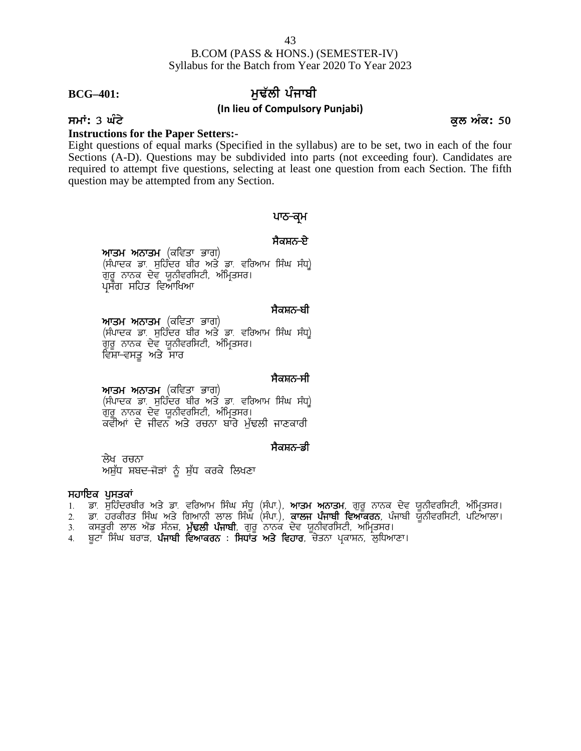**BCG–401:**

# ਮੁਢੱਲੀ ਪੰਜਾਬੀ

**(In lieu of Compulsory Punjabi)**

**ਸਮਾਂ:** 3 **ਘੰਟੇ** **ਕੁਲ ਅੰਕ: 50**

**Instructions for the Paper Setters:-**

Eight questions of equal marks (Specified in the syllabus) are to be set, two in each of the four Sections (A-D). Questions may be subdivided into parts (not exceeding four). Candidates are required to attempt five questions, selecting at least one question from each Section. The fifth question may be attempted from any Section.

## ਪਾਠ-ਕ੍ਰਮ

### ਸੈਕਸ਼ਨ-ਏ

**ਆਤਮ ਅਨਾਤਮ** (ਕਵਿਤਾ ਭਾਗ)
(ਸੰਪਾਦਕ ਡਾ. ਸੁਹਿੰਦਰ ਬੀਰ ਅਤੇ ਡਾ. ਵਰਿਆਮ ਸਿੰਘ ਸੰਧੂ)
ਗੁਰੂ ਨਾਨਕ ਦੇਵ ਯੂਨੀਵਰਸਿਟੀ, ਅੰਮ੍ਰਿਤਸਰ।
ਪ੍ਰਸੰਗ ਸਹਿਤ ਵਿਆਖਿਆ

### ਸੈਕਸ਼ਨ-ਬੀ

**ਆਤਮ ਅਨਾਤਮ** (ਕਵਿਤਾ ਭਾਗ)
(ਸੰਪਾਦਕ ਡਾ. ਸੁਹਿੰਦਰ ਬੀਰ ਅਤੇ ਡਾ. ਵਰਿਆਮ ਸਿੰਘ ਸੰਧੂ)
ਗੁਰੂ ਨਾਨਕ ਦੇਵ ਯੂਨੀਵਰਸਿਟੀ, ਅੰਮ੍ਰਿਤਸਰ।
ਵਿਸ਼ਾ-ਵਸਤੂ ਅਤੇ ਸਾਰ

### ਸੈਕਸ਼ਨ-ਸੀ

**ਆਤਮ ਅਨਾਤਮ** (ਕਵਿਤਾ ਭਾਗ)
(ਸੰਪਾਦਕ ਡਾ. ਸੁਹਿੰਦਰ ਬੀਰ ਅਤੇ ਡਾ. ਵਰਿਆਮ ਸਿੰਘ ਸੰਧੂ)
ਗੁਰੂ ਨਾਨਕ ਦੇਵ ਯੂਨੀਵਰਸਿਟੀ, ਅੰਮ੍ਰਿਤਸਰ।
ਕਵੀਆਂ ਦੇ ਜੀਵਨ ਅਤੇ ਰਚਨਾ ਬਾਰੇ ਮੁੱਢਲੀ ਜਾਣਕਾਰੀ

### ਸੈਕਸ਼ਨ-ਡੀ

ਲੇਖ ਰਚਨਾ
ਅਸ਼ੁੱਧ ਸ਼ਬਦ-ਜੋੜਾਂ ਨੂੰ ਸ਼ੁੱਧ ਕਰਕੇ ਲਿਖਣਾ

**ਸਹਾਇਕ ਪੁਸਤਕਾਂ**

1. ਡਾ. ਸੁਹਿੰਦਰਬੀਰ ਅਤੇ ਡਾ. ਵਰਿਆਮ ਸਿੰਘ ਸੰਧੂ (ਸੰਪਾ.), **ਆਤਮ ਅਨਾਤਮ**, ਗੁਰੂ ਨਾਨਕ ਦੇਵ ਯੂਨੀਵਰਸਿਟੀ, ਅੰਮ੍ਰਿਤਸਰ।
2. ਡਾ. ਹਰਕੀਰਤ ਸਿੰਘ ਅਤੇ ਗਿਆਨੀ ਲਾਲ ਸਿੰਘ (ਸੰਪਾ.), **ਕਾਲਜ ਪੰਜਾਬੀ ਵਿਆਕਰਨ**, ਪੰਜਾਬੀ ਯੂਨੀਵਰਸਿਟੀ, ਪਟਿਆਲਾ।
3. ਕਸਤੂਰੀ ਲਾਲ ਐਂਡ ਸੰਨਜ਼, **ਮੁੱਢਲੀ ਪੰਜਾਬੀ**, ਗੁਰੂ ਨਾਨਕ ਦੇਵ ਯੂਨੀਵਰਸਿਟੀ, ਅੰਮ੍ਰਿਤਸਰ।
4. ਬੂਟਾ ਸਿੰਘ ਬਰਾੜ, **ਪੰਜਾਬੀ ਵਿਆਕਰਨ : ਸਿਧਾਂਤ ਅਤੇ ਵਿਹਾਰ**, ਚੇਤਨਾ ਪ੍ਰਕਾਸ਼ਨ, ਲੁਧਿਆਣਾ।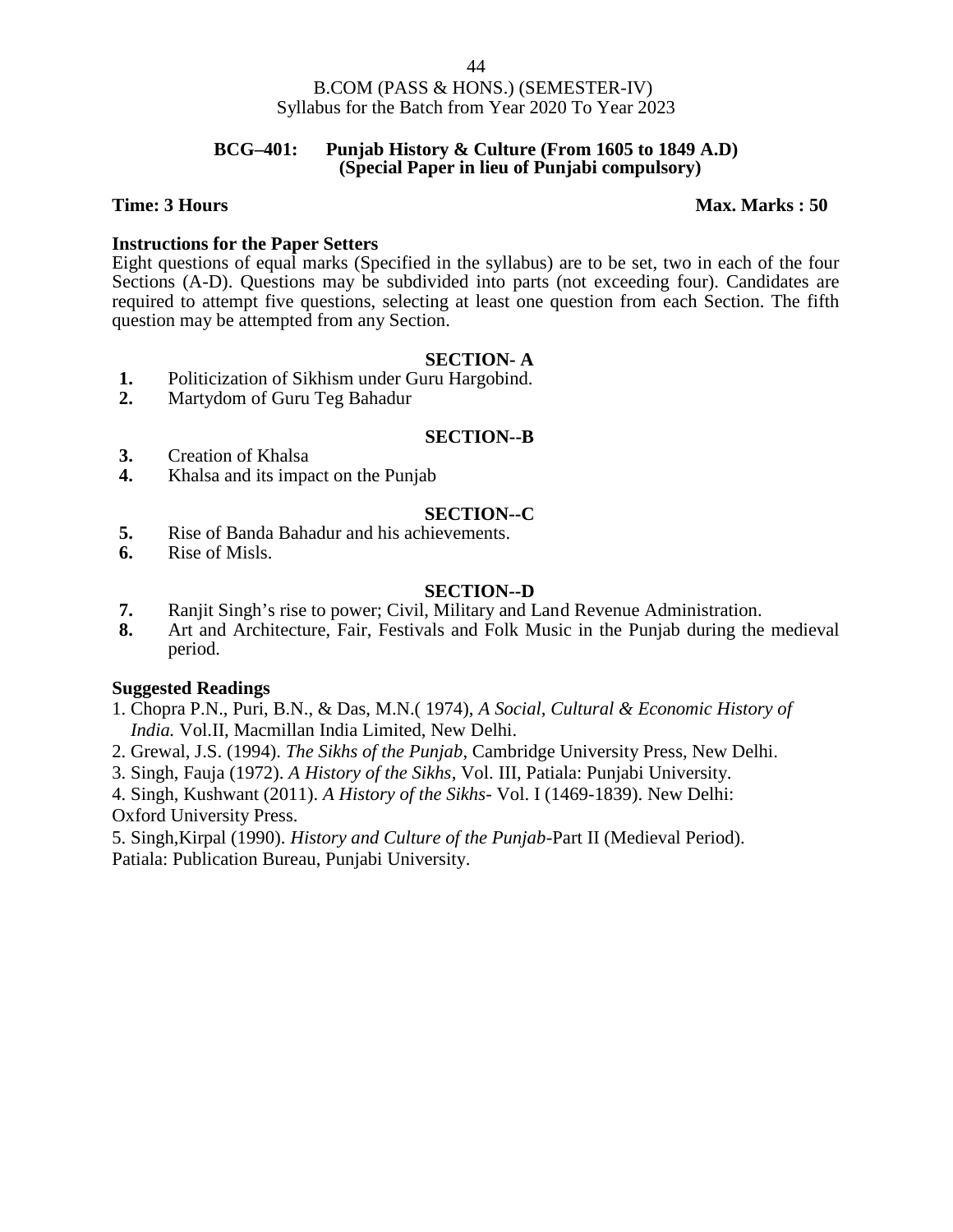B.COM (PASS & HONS.) (SEMESTER-IV)
Syllabus for the Batch from Year 2020 To Year 2023

**BCG–401: Punjab History & Culture (From 1605 to 1849 A.D)**
**(Special Paper in lieu of Punjabi compulsory)**

**Time: 3 Hours** **Max. Marks : 50**

**Instructions for the Paper Setters**

Eight questions of equal marks (Specified in the syllabus) are to be set, two in each of the four Sections (A-D). Questions may be subdivided into parts (not exceeding four). Candidates are required to attempt five questions, selecting at least one question from each Section. The fifth question may be attempted from any Section.

**SECTION- A**

1. Politicization of Sikhism under Guru Hargobind.
2. Martydom of Guru Teg Bahadur

**SECTION--B**

3. Creation of Khalsa
4. Khalsa and its impact on the Punjab

**SECTION--C**

5. Rise of Banda Bahadur and his achievements.
6. Rise of Misls.

**SECTION--D**

7. Ranjit Singh's rise to power; Civil, Military and Land Revenue Administration.
8. Art and Architecture, Fair, Festivals and Folk Music in the Punjab during the medieval period.

**Suggested Readings**

1. Chopra P.N., Puri, B.N., & Das, M.N.( 1974), *A Social, Cultural & Economic History of India.* Vol.II, Macmillan India Limited, New Delhi.
2. Grewal, J.S. (1994). *The Sikhs of the Punjab*, Cambridge University Press, New Delhi.
3. Singh, Fauja (1972). *A History of the Sikhs*, Vol. III, Patiala: Punjabi University.
4. Singh, Kushwant (2011). *A History of the Sikhs*- Vol. I (1469-1839). New Delhi: Oxford University Press.
5. Singh,Kirpal (1990). *History and Culture of the Punjab*-Part II (Medieval Period). Patiala: Publication Bureau, Punjabi University.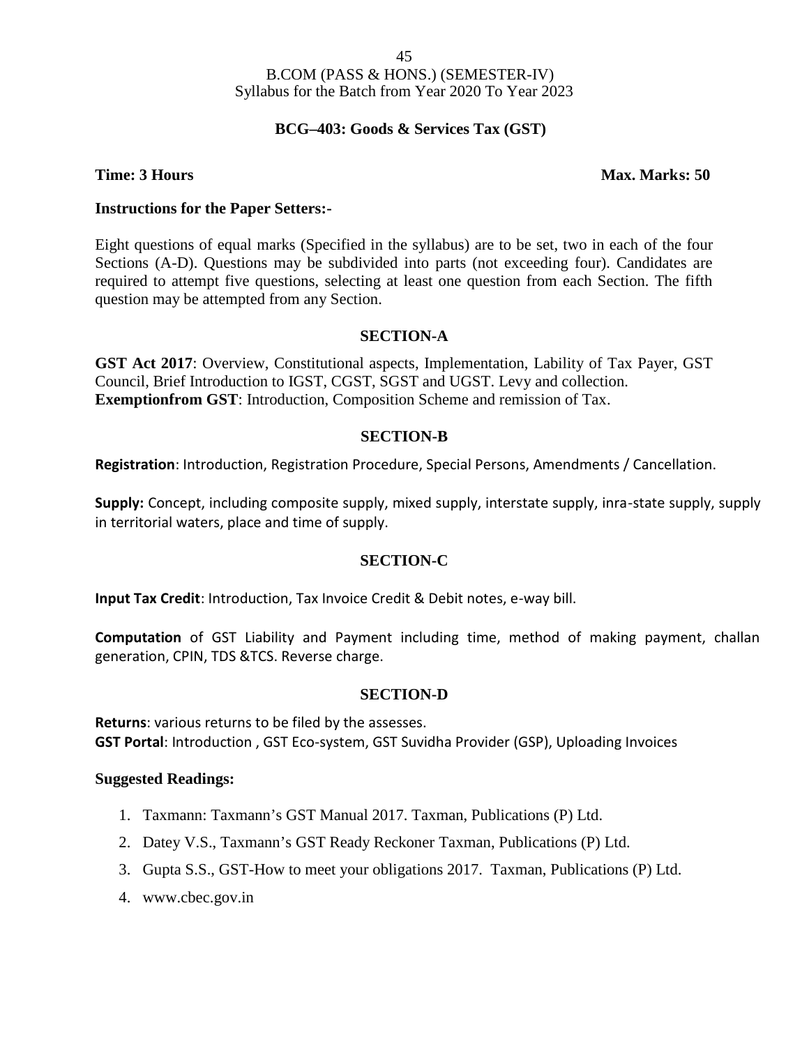B.COM (PASS & HONS.) (SEMESTER-IV)
Syllabus for the Batch from Year 2020 To Year 2023

## BCG–403: Goods & Services Tax (GST)

**Time: 3 Hours** **Max. Marks: 50**

**Instructions for the Paper Setters:-**

Eight questions of equal marks (Specified in the syllabus) are to be set, two in each of the four Sections (A-D). Questions may be subdivided into parts (not exceeding four). Candidates are required to attempt five questions, selecting at least one question from each Section. The fifth question may be attempted from any Section.

### SECTION-A

**GST Act 2017**: Overview, Constitutional aspects, Implementation, Lability of Tax Payer, GST Council, Brief Introduction to IGST, CGST, SGST and UGST. Levy and collection.
**Exemptionfrom GST**: Introduction, Composition Scheme and remission of Tax.

### SECTION-B

**Registration**: Introduction, Registration Procedure, Special Persons, Amendments / Cancellation.

**Supply:** Concept, including composite supply, mixed supply, interstate supply, inra-state supply, supply in territorial waters, place and time of supply.

### SECTION-C

**Input Tax Credit**: Introduction, Tax Invoice Credit & Debit notes, e-way bill.

**Computation** of GST Liability and Payment including time, method of making payment, challan generation, CPIN, TDS &TCS. Reverse charge.

### SECTION-D

**Returns**: various returns to be filed by the assesses.
**GST Portal**: Introduction , GST Eco-system, GST Suvidha Provider (GSP), Uploading Invoices

**Suggested Readings:**

1. Taxmann: Taxmann's GST Manual 2017. Taxman, Publications (P) Ltd.
2. Datey V.S., Taxmann's GST Ready Reckoner Taxman, Publications (P) Ltd.
3. Gupta S.S., GST-How to meet your obligations 2017. Taxman, Publications (P) Ltd.
4. www.cbec.gov.in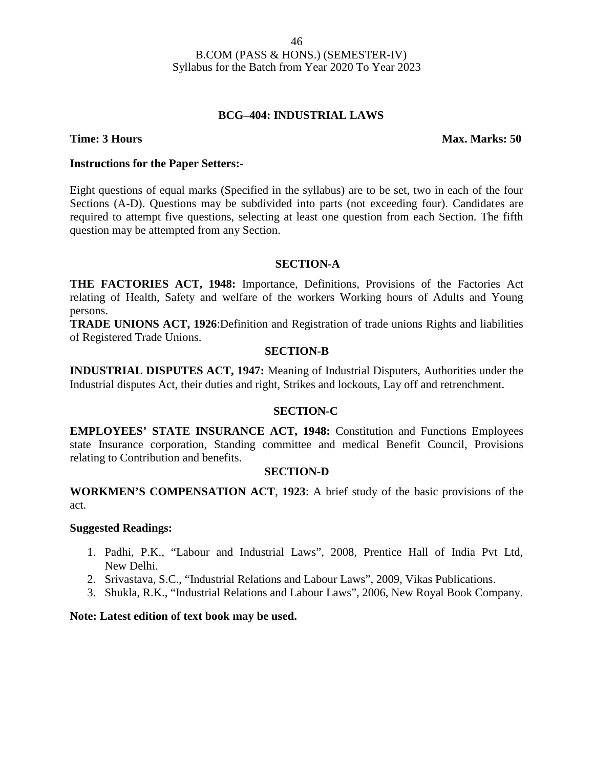## BCG–404: INDUSTRIAL LAWS

**Time: 3 Hours** **Max. Marks: 50**

**Instructions for the Paper Setters:-**

Eight questions of equal marks (Specified in the syllabus) are to be set, two in each of the four Sections (A-D). Questions may be subdivided into parts (not exceeding four). Candidates are required to attempt five questions, selecting at least one question from each Section. The fifth question may be attempted from any Section.

### SECTION-A

**THE FACTORIES ACT, 1948:** Importance, Definitions, Provisions of the Factories Act relating of Health, Safety and welfare of the workers Working hours of Adults and Young persons.

**TRADE UNIONS ACT, 1926**:Definition and Registration of trade unions Rights and liabilities of Registered Trade Unions.

### SECTION-B

**INDUSTRIAL DISPUTES ACT, 1947:** Meaning of Industrial Disputers, Authorities under the Industrial disputes Act, their duties and right, Strikes and lockouts, Lay off and retrenchment.

### SECTION-C

**EMPLOYEES' STATE INSURANCE ACT, 1948:** Constitution and Functions Employees state Insurance corporation, Standing committee and medical Benefit Council, Provisions relating to Contribution and benefits.

### SECTION-D

**WORKMEN'S COMPENSATION ACT**, **1923**: A brief study of the basic provisions of the act.

**Suggested Readings:**

1. Padhi, P.K., "Labour and Industrial Laws", 2008, Prentice Hall of India Pvt Ltd, New Delhi.
2. Srivastava, S.C., "Industrial Relations and Labour Laws", 2009, Vikas Publications.
3. Shukla, R.K., "Industrial Relations and Labour Laws", 2006, New Royal Book Company.

**Note: Latest edition of text book may be used.**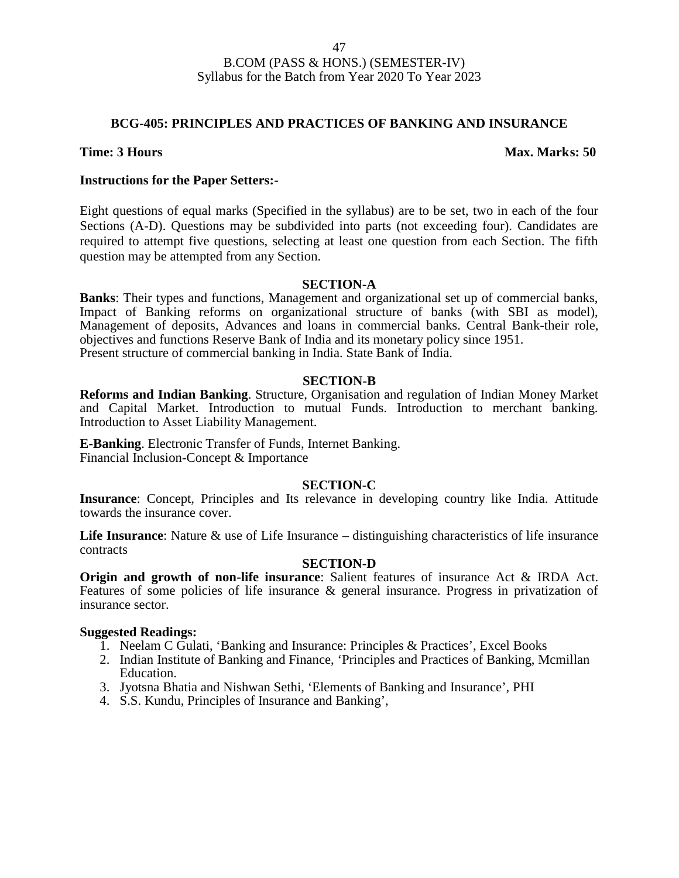B.COM (PASS & HONS.) (SEMESTER-IV)
Syllabus for the Batch from Year 2020 To Year 2023

## BCG-405: PRINCIPLES AND PRACTICES OF BANKING AND INSURANCE

**Time: 3 Hours** **Max. Marks: 50**

**Instructions for the Paper Setters:-**

Eight questions of equal marks (Specified in the syllabus) are to be set, two in each of the four Sections (A-D). Questions may be subdivided into parts (not exceeding four). Candidates are required to attempt five questions, selecting at least one question from each Section. The fifth question may be attempted from any Section.

### SECTION-A

**Banks**: Their types and functions, Management and organizational set up of commercial banks, Impact of Banking reforms on organizational structure of banks (with SBI as model), Management of deposits, Advances and loans in commercial banks. Central Bank-their role, objectives and functions Reserve Bank of India and its monetary policy since 1951.
Present structure of commercial banking in India. State Bank of India.

### SECTION-B

**Reforms and Indian Banking**. Structure, Organisation and regulation of Indian Money Market and Capital Market. Introduction to mutual Funds. Introduction to merchant banking. Introduction to Asset Liability Management.

**E-Banking**. Electronic Transfer of Funds, Internet Banking.
Financial Inclusion-Concept & Importance

### SECTION-C

**Insurance**: Concept, Principles and Its relevance in developing country like India. Attitude towards the insurance cover.

**Life Insurance**: Nature & use of Life Insurance – distinguishing characteristics of life insurance contracts

### SECTION-D

**Origin and growth of non-life insurance**: Salient features of insurance Act & IRDA Act. Features of some policies of life insurance & general insurance. Progress in privatization of insurance sector.

**Suggested Readings:**

1. Neelam C Gulati, 'Banking and Insurance: Principles & Practices', Excel Books
2. Indian Institute of Banking and Finance, 'Principles and Practices of Banking, Mcmillan Education.
3. Jyotsna Bhatia and Nishwan Sethi, 'Elements of Banking and Insurance', PHI
4. S.S. Kundu, Principles of Insurance and Banking',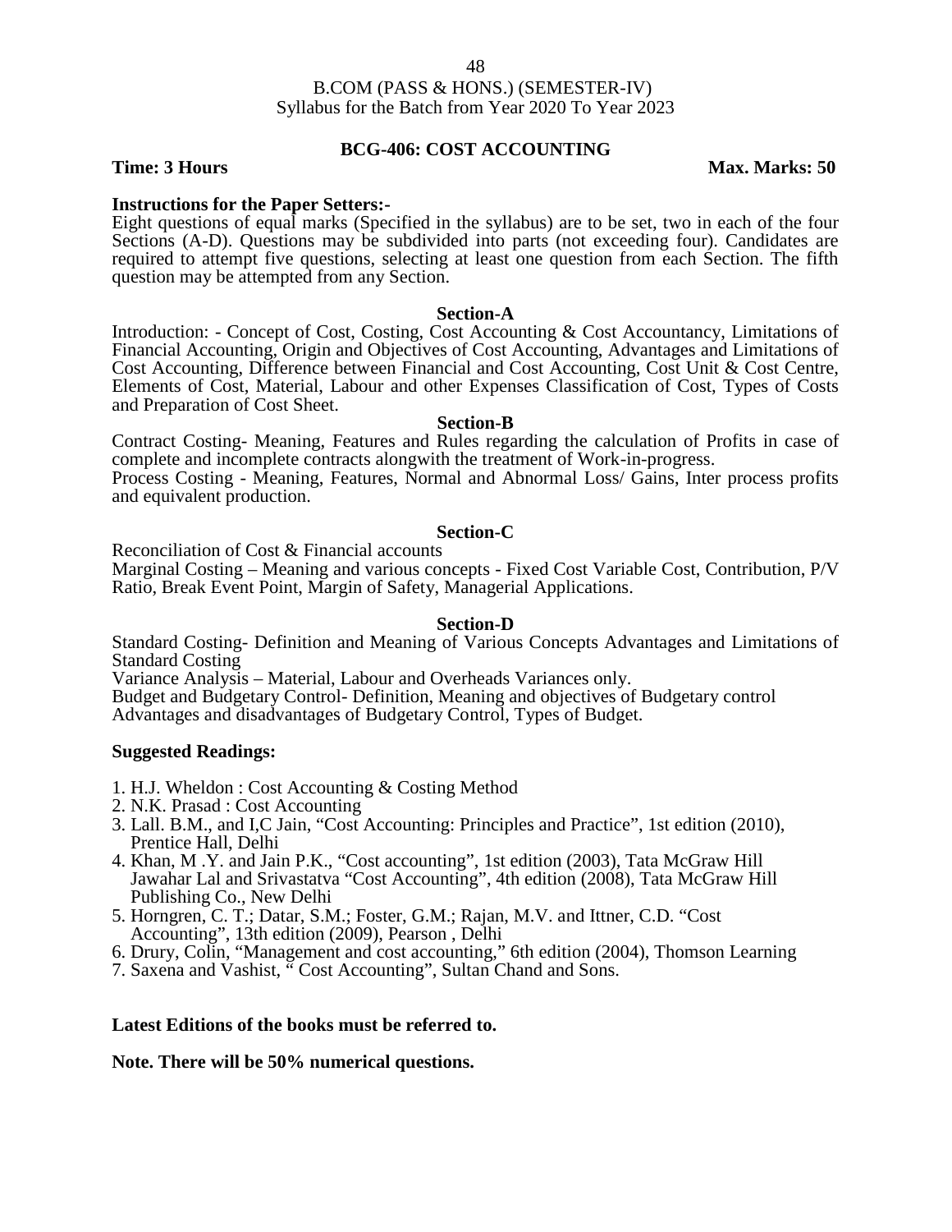B.COM (PASS & HONS.) (SEMESTER-IV)
Syllabus for the Batch from Year 2020 To Year 2023

## BCG-406: COST ACCOUNTING

**Time: 3 Hours** **Max. Marks: 50**

**Instructions for the Paper Setters:-**

Eight questions of equal marks (Specified in the syllabus) are to be set, two in each of the four Sections (A-D). Questions may be subdivided into parts (not exceeding four). Candidates are required to attempt five questions, selecting at least one question from each Section. The fifth question may be attempted from any Section.

### Section-A

Introduction: - Concept of Cost, Costing, Cost Accounting & Cost Accountancy, Limitations of Financial Accounting, Origin and Objectives of Cost Accounting, Advantages and Limitations of Cost Accounting, Difference between Financial and Cost Accounting, Cost Unit & Cost Centre, Elements of Cost, Material, Labour and other Expenses Classification of Cost, Types of Costs and Preparation of Cost Sheet.

### Section-B

Contract Costing- Meaning, Features and Rules regarding the calculation of Profits in case of complete and incomplete contracts alongwith the treatment of Work-in-progress.

Process Costing - Meaning, Features, Normal and Abnormal Loss/ Gains, Inter process profits and equivalent production.

### Section-C

Reconciliation of Cost & Financial accounts

Marginal Costing – Meaning and various concepts - Fixed Cost Variable Cost, Contribution, P/V Ratio, Break Event Point, Margin of Safety, Managerial Applications.

### Section-D

Standard Costing- Definition and Meaning of Various Concepts Advantages and Limitations of Standard Costing

Variance Analysis – Material, Labour and Overheads Variances only.

Budget and Budgetary Control- Definition, Meaning and objectives of Budgetary control

Advantages and disadvantages of Budgetary Control, Types of Budget.

**Suggested Readings:**

1. H.J. Wheldon : Cost Accounting & Costing Method
2. N.K. Prasad : Cost Accounting
3. Lall. B.M., and I,C Jain, "Cost Accounting: Principles and Practice", 1st edition (2010), Prentice Hall, Delhi
4. Khan, M .Y. and Jain P.K., "Cost accounting", 1st edition (2003), Tata McGraw Hill Jawahar Lal and Srivastatva "Cost Accounting", 4th edition (2008), Tata McGraw Hill Publishing Co., New Delhi
5. Horngren, C. T.; Datar, S.M.; Foster, G.M.; Rajan, M.V. and Ittner, C.D. "Cost Accounting", 13th edition (2009), Pearson , Delhi
6. Drury, Colin, "Management and cost accounting," 6th edition (2004), Thomson Learning
7. Saxena and Vashist, " Cost Accounting", Sultan Chand and Sons.

**Latest Editions of the books must be referred to.**

**Note. There will be 50% numerical questions.**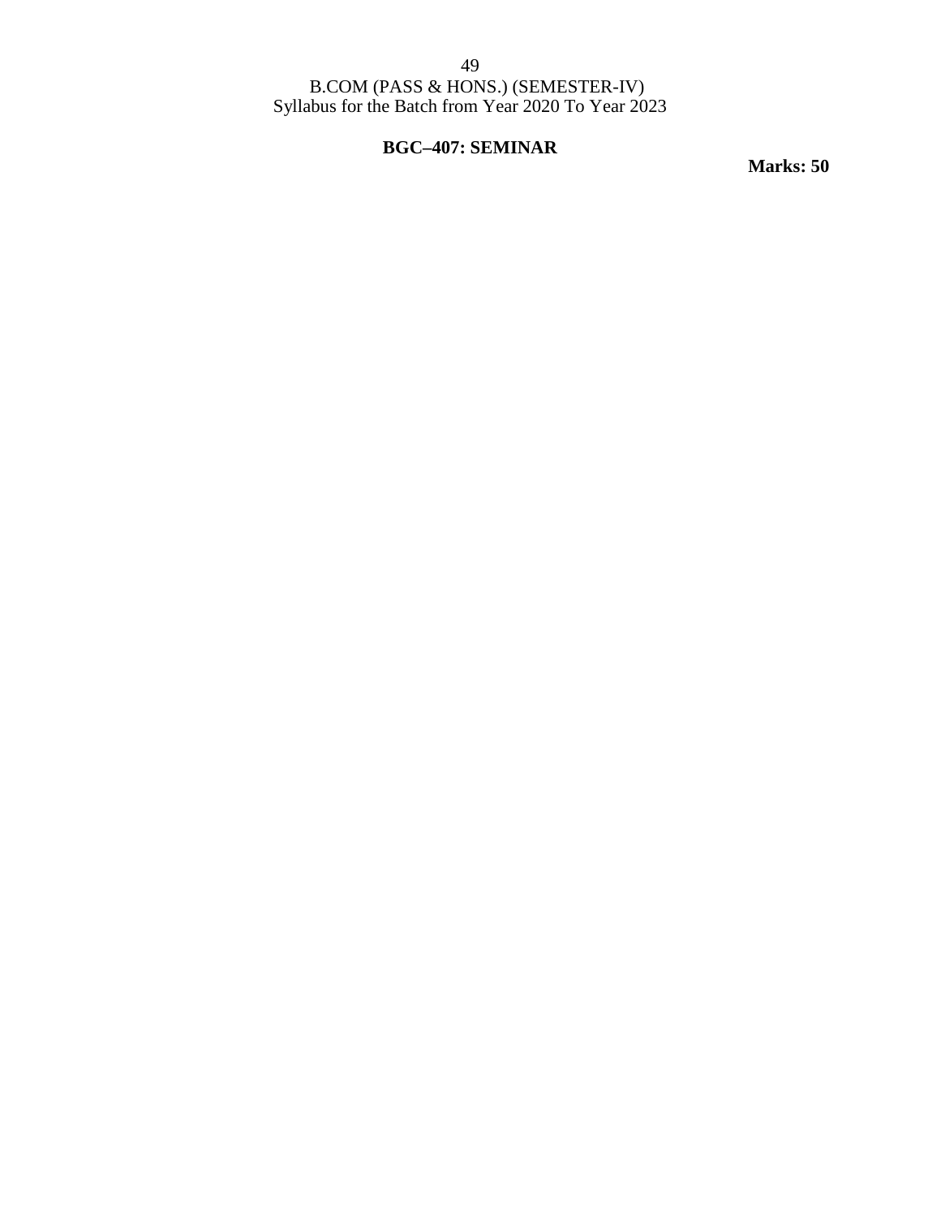B.COM (PASS & HONS.) (SEMESTER-IV)
Syllabus for the Batch from Year 2020 To Year 2023

## BGC–407: SEMINAR

**Marks: 50**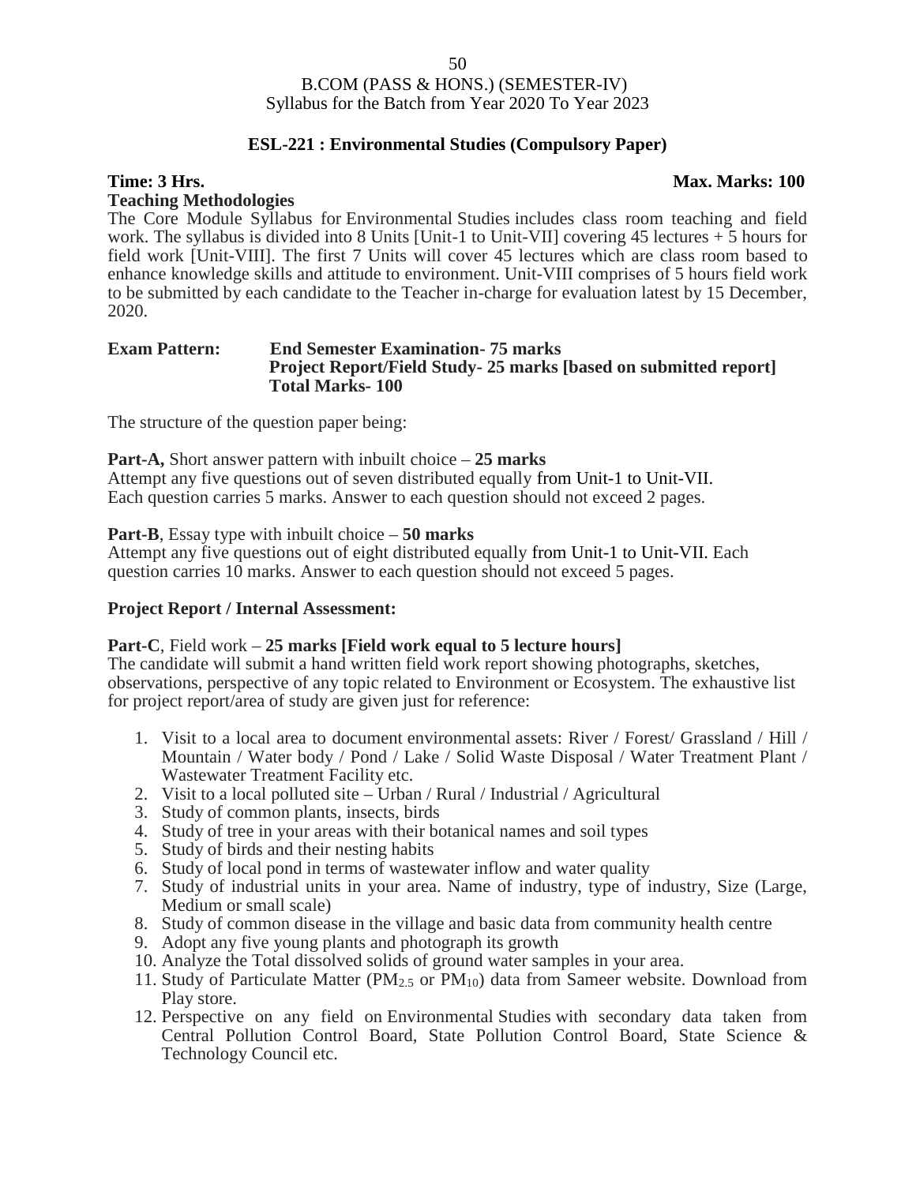B.COM (PASS & HONS.) (SEMESTER-IV)
Syllabus for the Batch from Year 2020 To Year 2023

## ESL-221 : Environmental Studies (Compulsory Paper)

**Time: 3 Hrs.** **Max. Marks: 100**

**Teaching Methodologies**

The Core Module Syllabus for Environmental Studies includes class room teaching and field work. The syllabus is divided into 8 Units [Unit-1 to Unit-VII] covering 45 lectures + 5 hours for field work [Unit-VIII]. The first 7 Units will cover 45 lectures which are class room based to enhance knowledge skills and attitude to environment. Unit-VIII comprises of 5 hours field work to be submitted by each candidate to the Teacher in-charge for evaluation latest by 15 December, 2020.

**Exam Pattern:** **End Semester Examination- 75 marks**
**Project Report/Field Study- 25 marks [based on submitted report]**
**Total Marks- 100**

The structure of the question paper being:

**Part-A,** Short answer pattern with inbuilt choice – **25 marks**
Attempt any five questions out of seven distributed equally from Unit-1 to Unit-VII.
Each question carries 5 marks. Answer to each question should not exceed 2 pages.

**Part-B**, Essay type with inbuilt choice – **50 marks**
Attempt any five questions out of eight distributed equally from Unit-1 to Unit-VII. Each question carries 10 marks. Answer to each question should not exceed 5 pages.

**Project Report / Internal Assessment:**

**Part-C**, Field work – **25 marks [Field work equal to 5 lecture hours]**
The candidate will submit a hand written field work report showing photographs, sketches, observations, perspective of any topic related to Environment or Ecosystem. The exhaustive list for project report/area of study are given just for reference:

1. Visit to a local area to document environmental assets: River / Forest/ Grassland / Hill / Mountain / Water body / Pond / Lake / Solid Waste Disposal / Water Treatment Plant / Wastewater Treatment Facility etc.
2. Visit to a local polluted site – Urban / Rural / Industrial / Agricultural
3. Study of common plants, insects, birds
4. Study of tree in your areas with their botanical names and soil types
5. Study of birds and their nesting habits
6. Study of local pond in terms of wastewater inflow and water quality
7. Study of industrial units in your area. Name of industry, type of industry, Size (Large, Medium or small scale)
8. Study of common disease in the village and basic data from community health centre
9. Adopt any five young plants and photograph its growth
10. Analyze the Total dissolved solids of ground water samples in your area.
11. Study of Particulate Matter ($PM_{2.5}$ or $PM_{10}$) data from Sameer website. Download from Play store.
12. Perspective on any field on Environmental Studies with secondary data taken from Central Pollution Control Board, State Pollution Control Board, State Science & Technology Council etc.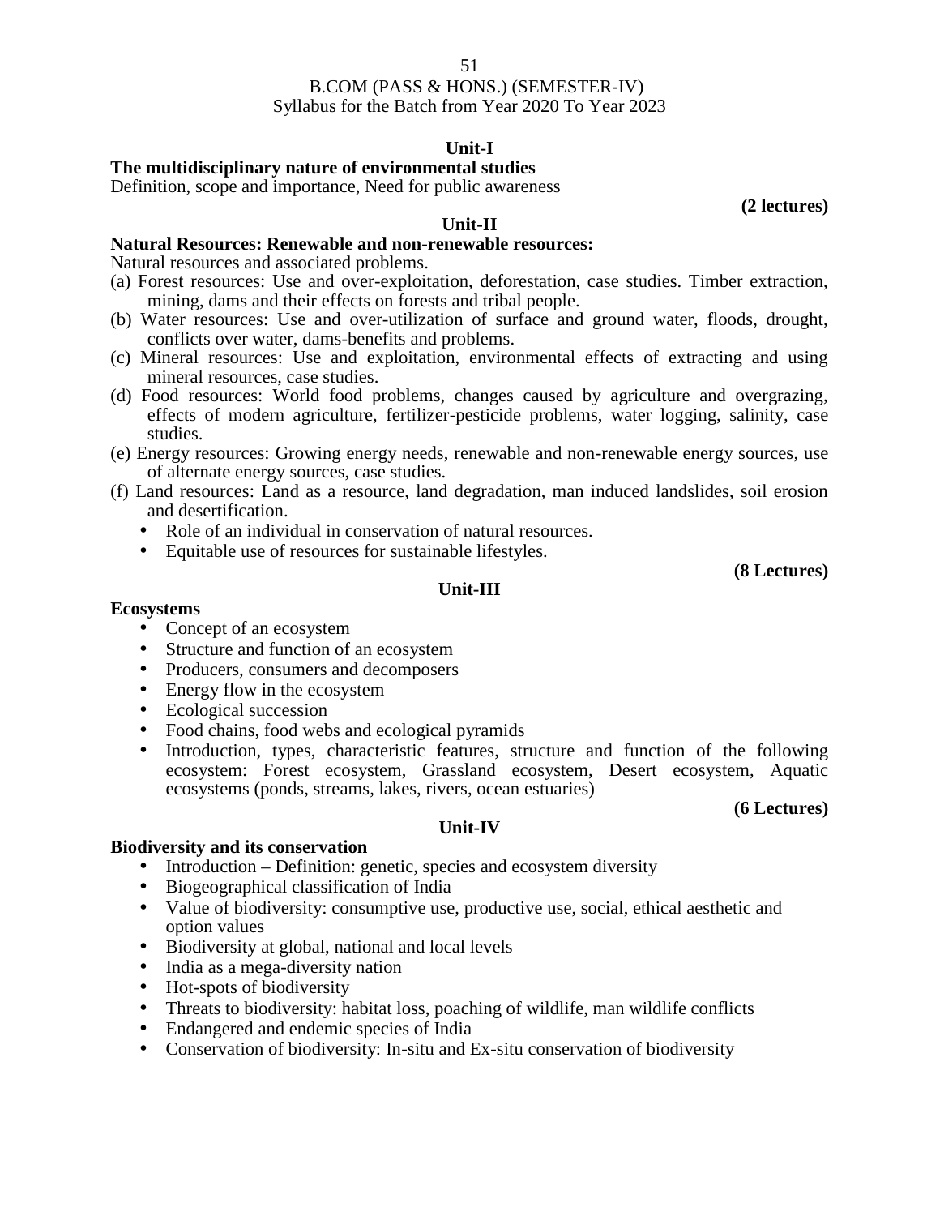## Unit-I

**The multidisciplinary nature of environmental studies**

Definition, scope and importance, Need for public awareness

**(2 lectures)**

## Unit-II

**Natural Resources: Renewable and non-renewable resources:**

Natural resources and associated problems.

(a) Forest resources: Use and over-exploitation, deforestation, case studies. Timber extraction, mining, dams and their effects on forests and tribal people.

(b) Water resources: Use and over-utilization of surface and ground water, floods, drought, conflicts over water, dams-benefits and problems.

(c) Mineral resources: Use and exploitation, environmental effects of extracting and using mineral resources, case studies.

(d) Food resources: World food problems, changes caused by agriculture and overgrazing, effects of modern agriculture, fertilizer-pesticide problems, water logging, salinity, case studies.

(e) Energy resources: Growing energy needs, renewable and non-renewable energy sources, use of alternate energy sources, case studies.

(f) Land resources: Land as a resource, land degradation, man induced landslides, soil erosion and desertification.

- Role of an individual in conservation of natural resources.
- Equitable use of resources for sustainable lifestyles.

**(8 Lectures)**

## Unit-III

**Ecosystems**

- Concept of an ecosystem
- Structure and function of an ecosystem
- Producers, consumers and decomposers
- Energy flow in the ecosystem
- Ecological succession
- Food chains, food webs and ecological pyramids
- Introduction, types, characteristic features, structure and function of the following ecosystem: Forest ecosystem, Grassland ecosystem, Desert ecosystem, Aquatic ecosystems (ponds, streams, lakes, rivers, ocean estuaries)

**(6 Lectures)**

## Unit-IV

**Biodiversity and its conservation**

- Introduction – Definition: genetic, species and ecosystem diversity
- Biogeographical classification of India
- Value of biodiversity: consumptive use, productive use, social, ethical aesthetic and option values
- Biodiversity at global, national and local levels
- India as a mega-diversity nation
- Hot-spots of biodiversity
- Threats to biodiversity: habitat loss, poaching of wildlife, man wildlife conflicts
- Endangered and endemic species of India
- Conservation of biodiversity: In-situ and Ex-situ conservation of biodiversity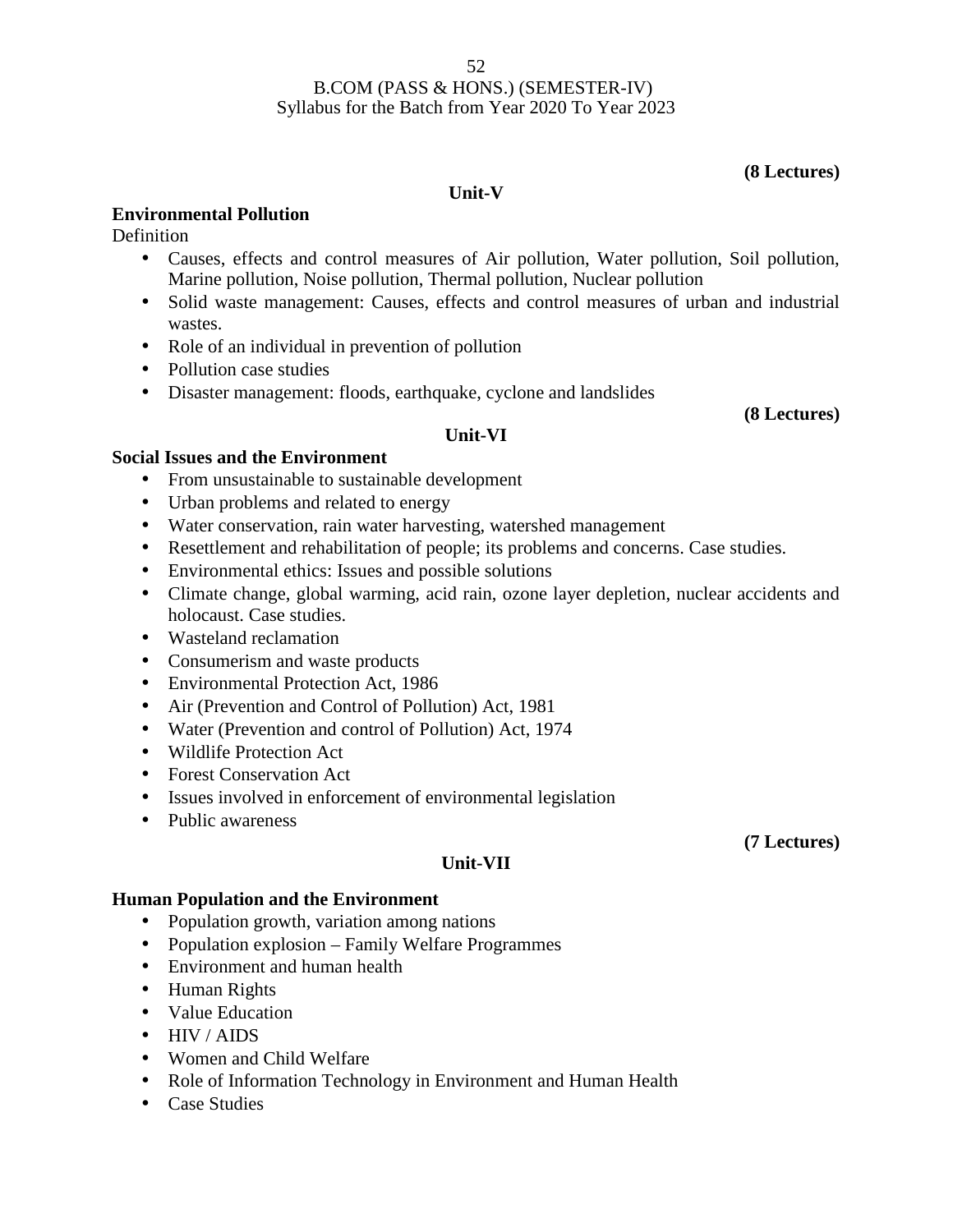**(8 Lectures)**

**Unit-V**

**Environmental Pollution**

Definition

- Causes, effects and control measures of Air pollution, Water pollution, Soil pollution, Marine pollution, Noise pollution, Thermal pollution, Nuclear pollution
- Solid waste management: Causes, effects and control measures of urban and industrial wastes.
- Role of an individual in prevention of pollution
- Pollution case studies
- Disaster management: floods, earthquake, cyclone and landslides

**(8 Lectures)**

**Unit-VI**

**Social Issues and the Environment**

- From unsustainable to sustainable development
- Urban problems and related to energy
- Water conservation, rain water harvesting, watershed management
- Resettlement and rehabilitation of people; its problems and concerns. Case studies.
- Environmental ethics: Issues and possible solutions
- Climate change, global warming, acid rain, ozone layer depletion, nuclear accidents and holocaust. Case studies.
- Wasteland reclamation
- Consumerism and waste products
- Environmental Protection Act, 1986
- Air (Prevention and Control of Pollution) Act, 1981
- Water (Prevention and control of Pollution) Act, 1974
- Wildlife Protection Act
- Forest Conservation Act
- Issues involved in enforcement of environmental legislation
- Public awareness

**(7 Lectures)**

**Unit-VII**

**Human Population and the Environment**

- Population growth, variation among nations
- Population explosion – Family Welfare Programmes
- Environment and human health
- Human Rights
- Value Education
- HIV / AIDS
- Women and Child Welfare
- Role of Information Technology in Environment and Human Health
- Case Studies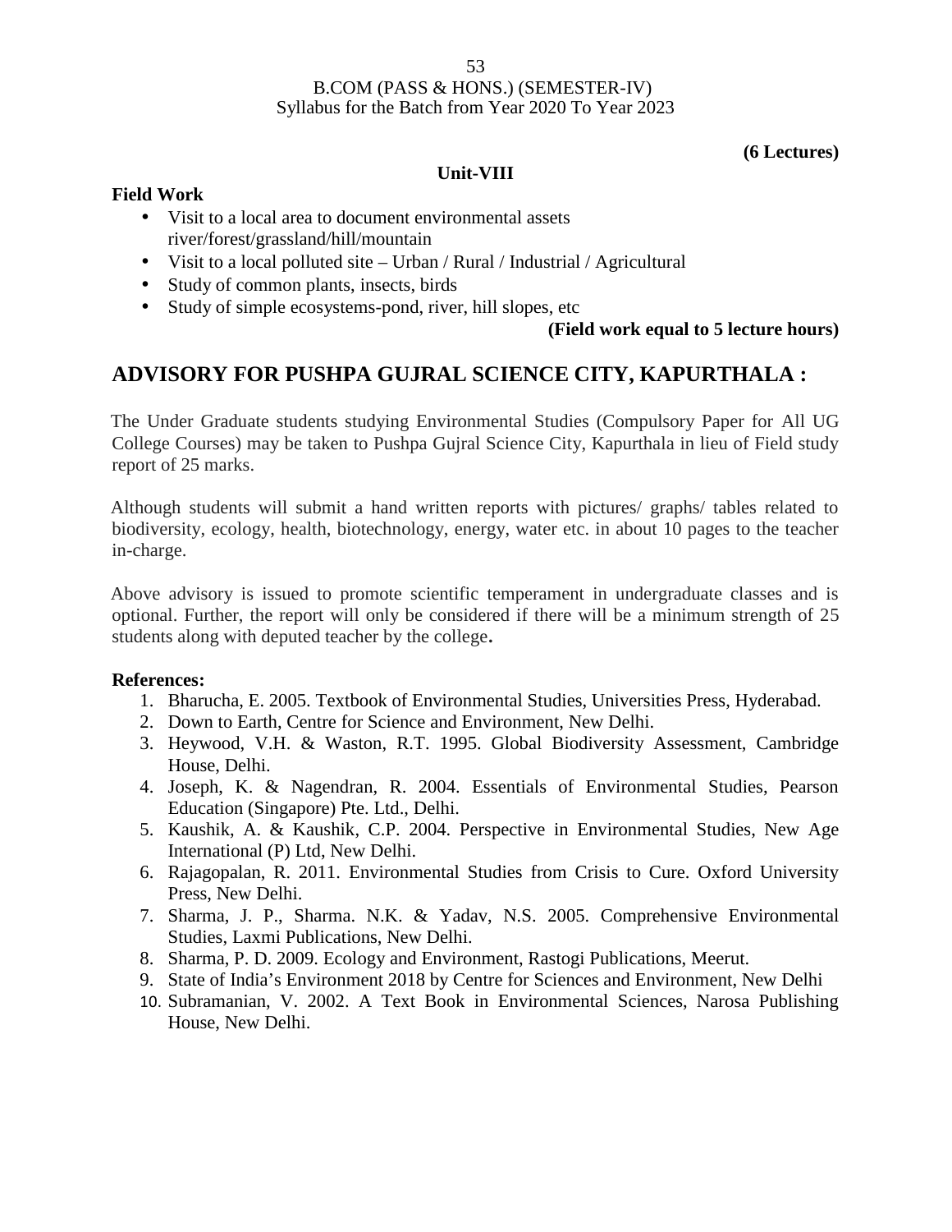**(6 Lectures)**

### Unit-VIII

**Field Work**

- Visit to a local area to document environmental assets river/forest/grassland/hill/mountain
- Visit to a local polluted site – Urban / Rural / Industrial / Agricultural
- Study of common plants, insects, birds
- Study of simple ecosystems-pond, river, hill slopes, etc

**(Field work equal to 5 lecture hours)**

## ADVISORY FOR PUSHPA GUJRAL SCIENCE CITY, KAPURTHALA :

The Under Graduate students studying Environmental Studies (Compulsory Paper for All UG College Courses) may be taken to Pushpa Gujral Science City, Kapurthala in lieu of Field study report of 25 marks.

Although students will submit a hand written reports with pictures/ graphs/ tables related to biodiversity, ecology, health, biotechnology, energy, water etc. in about 10 pages to the teacher in-charge.

Above advisory is issued to promote scientific temperament in undergraduate classes and is optional. Further, the report will only be considered if there will be a minimum strength of 25 students along with deputed teacher by the college**.**

**References:**

1. Bharucha, E. 2005. Textbook of Environmental Studies, Universities Press, Hyderabad.
2. Down to Earth, Centre for Science and Environment, New Delhi.
3. Heywood, V.H. & Waston, R.T. 1995. Global Biodiversity Assessment, Cambridge House, Delhi.
4. Joseph, K. & Nagendran, R. 2004. Essentials of Environmental Studies, Pearson Education (Singapore) Pte. Ltd., Delhi.
5. Kaushik, A. & Kaushik, C.P. 2004. Perspective in Environmental Studies, New Age International (P) Ltd, New Delhi.
6. Rajagopalan, R. 2011. Environmental Studies from Crisis to Cure. Oxford University Press, New Delhi.
7. Sharma, J. P., Sharma. N.K. & Yadav, N.S. 2005. Comprehensive Environmental Studies, Laxmi Publications, New Delhi.
8. Sharma, P. D. 2009. Ecology and Environment, Rastogi Publications, Meerut.
9. State of India's Environment 2018 by Centre for Sciences and Environment, New Delhi
10. Subramanian, V. 2002. A Text Book in Environmental Sciences, Narosa Publishing House, New Delhi.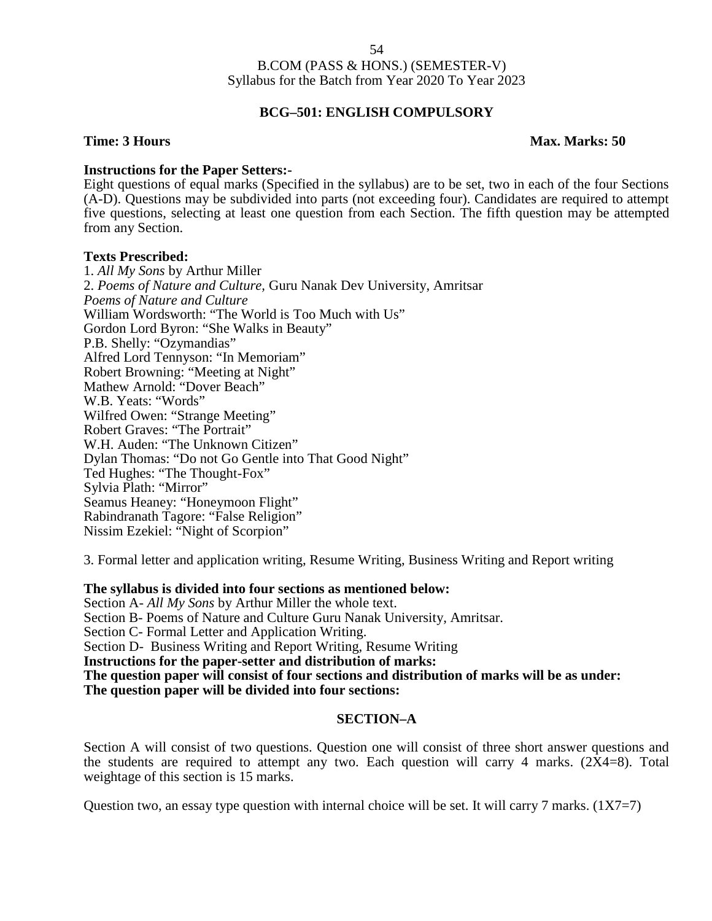B.COM (PASS & HONS.) (SEMESTER-V)
Syllabus for the Batch from Year 2020 To Year 2023

## BCG–501: ENGLISH COMPULSORY

**Time: 3 Hours** **Max. Marks: 50**

**Instructions for the Paper Setters:-**
Eight questions of equal marks (Specified in the syllabus) are to be set, two in each of the four Sections (A-D). Questions may be subdivided into parts (not exceeding four). Candidates are required to attempt five questions, selecting at least one question from each Section. The fifth question may be attempted from any Section.

**Texts Prescribed:**
1. *All My Sons* by Arthur Miller
2. *Poems of Nature and Culture,* Guru Nanak Dev University, Amritsar
*Poems of Nature and Culture*
William Wordsworth: "The World is Too Much with Us"
Gordon Lord Byron: "She Walks in Beauty"
P.B. Shelly: "Ozymandias"
Alfred Lord Tennyson: "In Memoriam"
Robert Browning: "Meeting at Night"
Mathew Arnold: "Dover Beach"
W.B. Yeats: "Words"
Wilfred Owen: "Strange Meeting"
Robert Graves: "The Portrait"
W.H. Auden: "The Unknown Citizen"
Dylan Thomas: "Do not Go Gentle into That Good Night"
Ted Hughes: "The Thought-Fox"
Sylvia Plath: "Mirror"
Seamus Heaney: "Honeymoon Flight"
Rabindranath Tagore: "False Religion"
Nissim Ezekiel: "Night of Scorpion"

3. Formal letter and application writing, Resume Writing, Business Writing and Report writing

**The syllabus is divided into four sections as mentioned below:**
Section A- *All My Sons* by Arthur Miller the whole text.
Section B- Poems of Nature and Culture Guru Nanak University, Amritsar.
Section C- Formal Letter and Application Writing.
Section D- Business Writing and Report Writing, Resume Writing
**Instructions for the paper-setter and distribution of marks:**
**The question paper will consist of four sections and distribution of marks will be as under:**
**The question paper will be divided into four sections:**

### SECTION–A

Section A will consist of two questions. Question one will consist of three short answer questions and the students are required to attempt any two. Each question will carry 4 marks. (2X4=8). Total weightage of this section is 15 marks.

Question two, an essay type question with internal choice will be set. It will carry 7 marks. (1X7=7)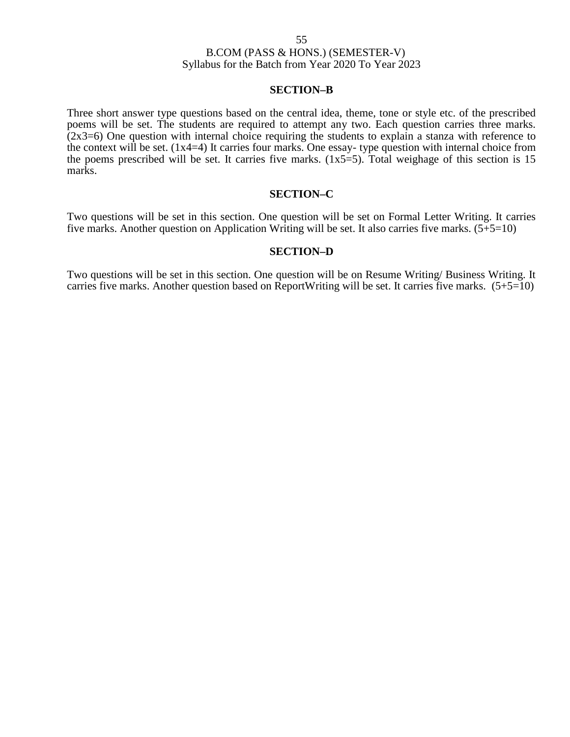## SECTION–B

Three short answer type questions based on the central idea, theme, tone or style etc. of the prescribed poems will be set. The students are required to attempt any two. Each question carries three marks. (2x3=6) One question with internal choice requiring the students to explain a stanza with reference to the context will be set. (1x4=4) It carries four marks. One essay- type question with internal choice from the poems prescribed will be set. It carries five marks. (1x5=5). Total weighage of this section is 15 marks.

## SECTION–C

Two questions will be set in this section. One question will be set on Formal Letter Writing. It carries five marks. Another question on Application Writing will be set. It also carries five marks. (5+5=10)

## SECTION–D

Two questions will be set in this section. One question will be on Resume Writing/ Business Writing. It carries five marks. Another question based on ReportWriting will be set. It carries five marks. (5+5=10)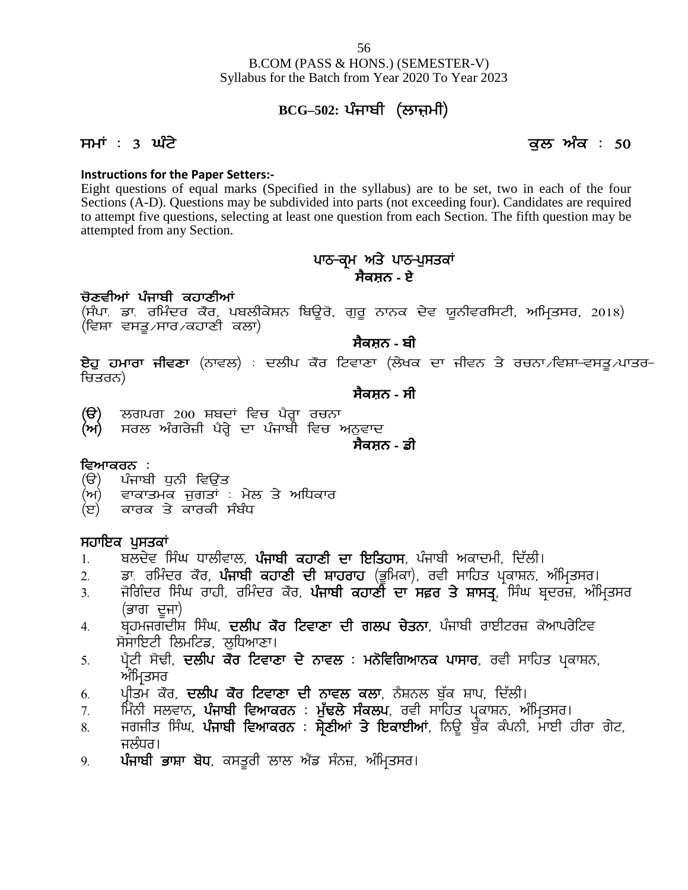B.COM (PASS & HONS.) (SEMESTER-V)
Syllabus for the Batch from Year 2020 To Year 2023

## BCG–502: ਪੰਜਾਬੀ (ਲਾਜ਼ਮੀ)

**ਸਮਾਂ : 3 ਘੰਟੇ** **ਕੁਲ ਅੰਕ : 50**

**Instructions for the Paper Setters:-**

Eight questions of equal marks (Specified in the syllabus) are to be set, two in each of the four Sections (A-D). Questions may be subdivided into parts (not exceeding four). Candidates are required to attempt five questions, selecting at least one question from each Section. The fifth question may be attempted from any Section.

### ਪਾਠ-ਕ੍ਰਮ ਅਤੇ ਪਾਠ-ਪੁਸਤਕਾਂ

### ਸੈਕਸ਼ਨ - ਏ

**ਚੋਣਵੀਆਂ ਪੰਜਾਬੀ ਕਹਾਣੀਆਂ**
(ਸੰਪਾ. ਡਾ. ਰਮਿੰਦਰ ਕੌਰ, ਪਬਲੀਕੇਸ਼ਨ ਬਿਊਰੋ, ਗੁਰੂ ਨਾਨਕ ਦੇਵ ਯੂਨੀਵਰਸਿਟੀ, ਅੰਮ੍ਰਿਤਸਰ, 2018)
(ਵਿਸ਼ਾ ਵਸਤੂ/ਸਾਰ/ਕਹਾਣੀ ਕਲਾ)

### ਸੈਕਸ਼ਨ - ਬੀ

**ਏਹੁ ਹਮਾਰਾ ਜੀਵਣਾ** (ਨਾਵਲ) : ਦਲੀਪ ਕੌਰ ਟਿਵਾਣਾ (ਲੇਖਕ ਦਾ ਜੀਵਨ ਤੇ ਰਚਨਾ/ਵਿਸ਼ਾ-ਵਸਤੂ/ਪਾਤਰ-ਚਿਤਰਨ)

### ਸੈਕਸ਼ਨ - ਸੀ

**(ੳ)** ਲਗਪਗ 200 ਸ਼ਬਦਾਂ ਵਿਚ ਪੈਰ੍ਹਾ ਰਚਨਾ
**(ਅ)** ਸਰਲ ਅੰਗਰੇਜ਼ੀ ਪੈਰ੍ਹੇ ਦਾ ਪੰਜਾਬੀ ਵਿਚ ਅਨੁਵਾਦ

### ਸੈਕਸ਼ਨ - ਡੀ

**ਵਿਆਕਰਨ :**
(ੳ) ਪੰਜਾਬੀ ਧੁਨੀ ਵਿਉਂਤ
(ਅ) ਵਾਕਾਤਮਕ ਜੁਗਤਾਂ : ਮੇਲ ਤੇ ਅਧਿਕਾਰ
(ੲ) ਕਾਰਕ ਤੇ ਕਾਰਕੀ ਸੰਬੰਧ

**ਸਹਾਇਕ ਪੁਸਤਕਾਂ**

1. ਬਲਦੇਵ ਸਿੰਘ ਧਾਲੀਵਾਲ, **ਪੰਜਾਬੀ ਕਹਾਣੀ ਦਾ ਇਤਿਹਾਸ**, ਪੰਜਾਬੀ ਅਕਾਦਮੀ, ਦਿੱਲੀ।
2. ਡਾ. ਰਮਿੰਦਰ ਕੌਰ, **ਪੰਜਾਬੀ ਕਹਾਣੀ ਦੀ ਸ਼ਾਹਰਾਹ** (ਭੂਮਿਕਾ), ਰਵੀ ਸਾਹਿਤ ਪ੍ਰਕਾਸ਼ਨ, ਅੰਮ੍ਰਿਤਸਰ।
3. ਜੋਗਿੰਦਰ ਸਿੰਘ ਰਾਹੀ, ਰਮਿੰਦਰ ਕੌਰ, **ਪੰਜਾਬੀ ਕਹਾਣੀ ਦਾ ਸਫ਼ਰ ਤੇ ਸ਼ਾਸਤ੍ਰ**, ਸਿੰਘ ਬ੍ਰਦਰਜ਼, ਅੰਮ੍ਰਿਤਸਰ (ਭਾਗ ਦੂਜਾ)
4. ਬ੍ਰਹਮਜਗਦੀਸ਼ ਸਿੰਘ, **ਦਲੀਪ ਕੌਰ ਟਿਵਾਣਾ ਦੀ ਗਲਪ ਚੇਤਨਾ**, ਪੰਜਾਬੀ ਰਾਈਟਰਜ਼ ਕੋਆਪਰੇਟਿਵ ਸੋਸਾਇਟੀ ਲਿਮਟਿਡ, ਲੁਧਿਆਣਾ।
5. ਪ੍ਰੈਟੀ ਸੋਢੀ, **ਦਲੀਪ ਕੌਰ ਟਿਵਾਣਾ ਦੇ ਨਾਵਲ : ਮਨੋਵਿਗਿਆਨਕ ਪਾਸਾਰ**, ਰਵੀ ਸਾਹਿਤ ਪ੍ਰਕਾਸ਼ਨ, ਅੰਮ੍ਰਿਤਸਰ
6. ਪ੍ਰੀਤਮ ਕੌਰ, **ਦਲੀਪ ਕੌਰ ਟਿਵਾਣਾ ਦੀ ਨਾਵਲ ਕਲਾ**, ਨੈਸ਼ਨਲ ਬੁੱਕ ਸ਼ਾਪ, ਦਿੱਲੀ।
7. ਮਿੰਨੀ ਸਲਵਾਨ, **ਪੰਜਾਬੀ ਵਿਆਕਰਨ : ਮੁੱਢਲੇ ਸੰਕਲਪ**, ਰਵੀ ਸਾਹਿਤ ਪ੍ਰਕਾਸ਼ਨ, ਅੰਮ੍ਰਿਤਸਰ।
8. ਜਗਜੀਤ ਸਿੰਘ, **ਪੰਜਾਬੀ ਵਿਆਕਰਨ : ਸ਼੍ਰੇਣੀਆਂ ਤੇ ਇਕਾਈਆਂ**, ਨਿਊ ਬੁੱਕ ਕੰਪਨੀ, ਮਾਈ ਹੀਰਾ ਗੇਟ, ਜਲੰਧਰ।
9. **ਪੰਜਾਬੀ ਭਾਸ਼ਾ ਬੋਧ**, ਕਸਤੂਰੀ ਲਾਲ ਐਂਡ ਸੰਨਜ਼, ਅੰਮ੍ਰਿਤਸਰ।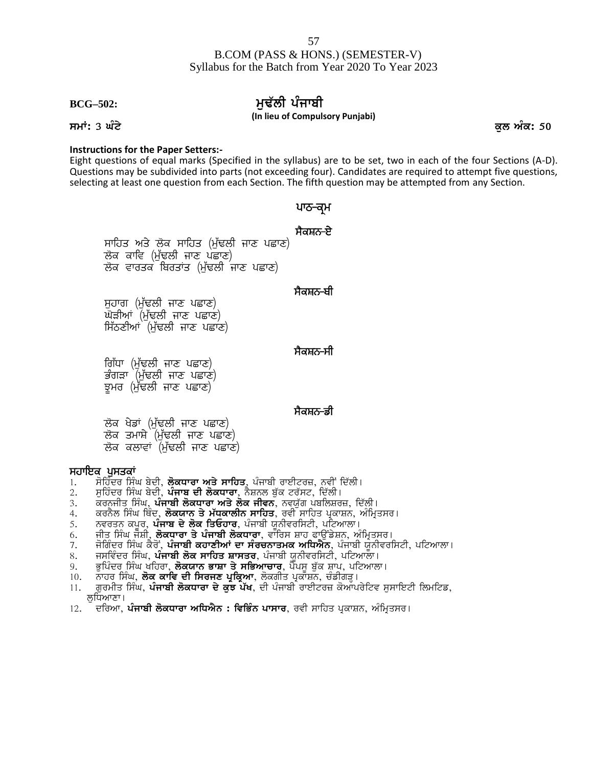B.COM (PASS & HONS.) (SEMESTER-V)
Syllabus for the Batch from Year 2020 To Year 2023

## BCG–502: ਮੁਢੱਲੀ ਪੰਜਾਬੀ

**(In lieu of Compulsory Punjabi)**

**ਸਮਾਂ: 3 ਘੰਟੇ** **ਕੁਲ ਅੰਕ: 50**

**Instructions for the Paper Setters:-**

Eight questions of equal marks (Specified in the syllabus) are to be set, two in each of the four Sections (A-D). Questions may be subdivided into parts (not exceeding four). Candidates are required to attempt five questions, selecting at least one question from each Section. The fifth question may be attempted from any Section.

### ਪਾਠ-ਕ੍ਰਮ

**ਸੈਕਸ਼ਨ-ਏ**

ਸਾਹਿਤ ਅਤੇ ਲੋਕ ਸਾਹਿਤ (ਮੁੱਢਲੀ ਜਾਣ ਪਛਾਣ)
ਲੋਕ ਕਾਵਿ (ਮੁੱਢਲੀ ਜਾਣ ਪਛਾਣ)
ਲੋਕ ਵਾਰਤਕ ਬਿਰਤਾਂਤ (ਮੁੱਢਲੀ ਜਾਣ ਪਛਾਣ)

**ਸੈਕਸ਼ਨ-ਬੀ**

ਸੁਹਾਗ (ਮੁੱਢਲੀ ਜਾਣ ਪਛਾਣ)
ਘੋੜੀਆਂ (ਮੁੱਢਲੀ ਜਾਣ ਪਛਾਣ)
ਸਿੱਠਣੀਆਂ (ਮੁੱਢਲੀ ਜਾਣ ਪਛਾਣ)

**ਸੈਕਸ਼ਨ-ਸੀ**

ਗਿੱਧਾ (ਮੁੱਢਲੀ ਜਾਣ ਪਛਾਣ)
ਭੰਗੜਾ (ਮੁੱਢਲੀ ਜਾਣ ਪਛਾਣ)
ਝੂਮਰ (ਮੁੱਢਲੀ ਜਾਣ ਪਛਾਣ)

**ਸੈਕਸ਼ਨ-ਡੀ**

ਲੋਕ ਖੇਡਾਂ (ਮੁੱਢਲੀ ਜਾਣ ਪਛਾਣ)
ਲੋਕ ਤਮਾਸ਼ੇ (ਮੁੱਢਲੀ ਜਾਣ ਪਛਾਣ)
ਲੋਕ ਕਲਾਵਾਂ (ਮੁੱਢਲੀ ਜਾਣ ਪਛਾਣ)

**ਸਹਾਇਕ ਪੁਸਤਕਾਂ**

1. ਸੋਹਿੰਦਰ ਸਿੰਘ ਬੇਦੀ, **ਲੋਕਧਾਰਾ ਅਤੇ ਸਾਹਿਤ**, ਪੰਜਾਬੀ ਰਾਈਟਰਜ਼, ਨਵੀਂ ਦਿੱਲੀ।
2. ਸੁਹਿੰਦਰ ਸਿੰਘ ਬੇਦੀ, **ਪੰਜਾਬ ਦੀ ਲੋਕਧਾਰਾ**, ਨੈਸ਼ਨਲ ਬੁੱਕ ਟਰੱਸਟ, ਦਿੱਲੀ।
3. ਕਰਨਜੀਤ ਸਿੰਘ, **ਪੰਜਾਬੀ ਲੋਕਧਾਰਾ ਅਤੇ ਲੋਕ ਜੀਵਨ**, ਨਵਯੁੱਗ ਪਬਲਿਸ਼ਰਜ਼, ਦਿੱਲੀ।
4. ਕਰਨੈਲ ਸਿੰਘ ਥਿੰਦ, **ਲੋਕਯਾਨ ਤੇ ਮੱਧਕਾਲੀਨ ਸਾਹਿਤ**, ਰਵੀ ਸਾਹਿਤ ਪ੍ਰਕਾਸ਼ਨ, ਅੰਮ੍ਰਿਤਸਰ।
5. ਨਵਰਤਨ ਕਪੂਰ, **ਪੰਜਾਬ ਦੇ ਲੋਕ ਤਿਓਹਾਰ**, ਪੰਜਾਬੀ ਯੂਨੀਵਰਸਿਟੀ, ਪਟਿਆਲਾ।
6. ਜੀਤ ਸਿੰਘ ਜੋਸ਼ੀ, **ਲੋਕਧਾਰਾ ਤੇ ਪੰਜਾਬੀ ਲੋਕਧਾਰਾ**, ਵਾਰਿਸ ਸ਼ਾਹ ਫਾਉਂਡੇਸ਼ਨ, ਅੰਮ੍ਰਿਤਸਰ।
7. ਜੋਗਿੰਦਰ ਸਿੰਘ ਕੈਰੋਂ, **ਪੰਜਾਬੀ ਕਹਾਣੀਆਂ ਦਾ ਸੰਰਚਨਾਤਮਕ ਅਧਿਐਨ**, ਪੰਜਾਬੀ ਯੂਨੀਵਰਸਿਟੀ, ਪਟਿਆਲਾ।
8. ਜਸਵਿੰਦਰ ਸਿੰਘ, **ਪੰਜਾਬੀ ਲੋਕ ਸਾਹਿਤ ਸ਼ਾਸਤਰ**, ਪੰਜਾਬੀ ਯੂਨੀਵਰਸਿਟੀ, ਪਟਿਆਲਾ।
9. ਭੁਪਿੰਦਰ ਸਿੰਘ ਖਹਿਰਾ, **ਲੋਕਯਾਨ ਭਾਸ਼ਾ ਤੇ ਸਭਿਆਚਾਰ**, ਪੈਪਸੂ ਬੁੱਕ ਸ਼ਾਪ, ਪਟਿਆਲਾ।
10. ਨਾਹਰ ਸਿੰਘ, **ਲੋਕ ਕਾਵਿ ਦੀ ਸਿਰਜਣ ਪ੍ਰਕ੍ਰਿਆ**, ਲੋਕਗੀਤ ਪ੍ਰਕਾਸ਼ਨ, ਚੰਡੀਗੜ੍ਹ।
11. ਗੁਰਮੀਤ ਸਿੰਘ, **ਪੰਜਾਬੀ ਲੋਕਧਾਰਾ ਦੇ ਕੁਝ ਪੱਖ**, ਦੀ ਪੰਜਾਬੀ ਰਾਈਟਰਜ਼ ਕੋਆਪਰੇਟਿਵ ਸੁਸਾਇਟੀ ਲਿਮਟਿਡ, ਲੁਧਿਆਣਾ।
12. ਦਰਿਆ, **ਪੰਜਾਬੀ ਲੋਕਧਾਰਾ ਅਧਿਐਨ : ਵਿਭਿੰਨ ਪਾਸਾਰ**, ਰਵੀ ਸਾਹਿਤ ਪ੍ਰਕਾਸ਼ਨ, ਅੰਮ੍ਰਿਤਸਰ।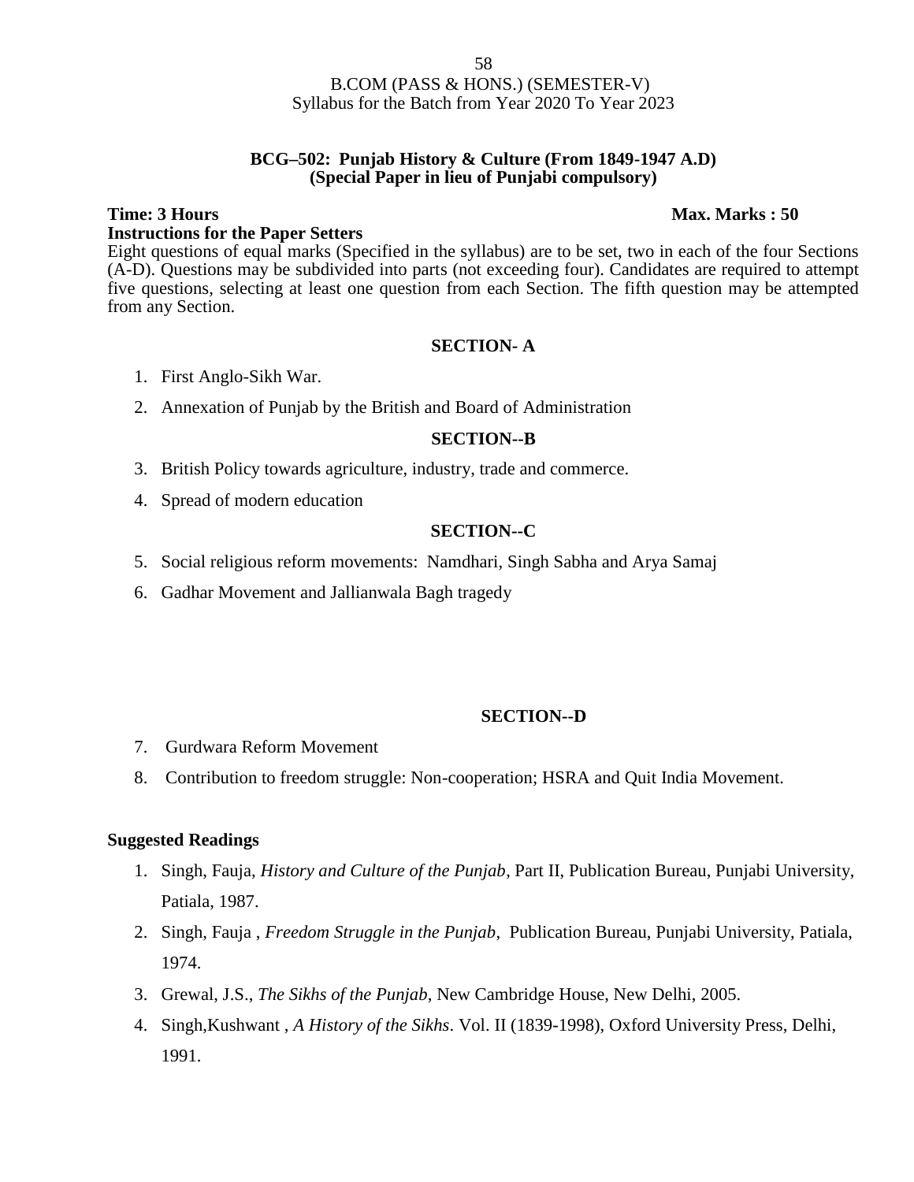B.COM (PASS & HONS.) (SEMESTER-V)
Syllabus for the Batch from Year 2020 To Year 2023

## BCG–502: Punjab History & Culture (From 1849-1947 A.D)
## (Special Paper in lieu of Punjabi compulsory)

**Time: 3 Hours** **Max. Marks : 50**

**Instructions for the Paper Setters**

Eight questions of equal marks (Specified in the syllabus) are to be set, two in each of the four Sections (A-D). Questions may be subdivided into parts (not exceeding four). Candidates are required to attempt five questions, selecting at least one question from each Section. The fifth question may be attempted from any Section.

### SECTION- A

1. First Anglo-Sikh War.
2. Annexation of Punjab by the British and Board of Administration

### SECTION--B

3. British Policy towards agriculture, industry, trade and commerce.
4. Spread of modern education

### SECTION--C

5. Social religious reform movements: Namdhari, Singh Sabha and Arya Samaj
6. Gadhar Movement and Jallianwala Bagh tragedy

### SECTION--D

7. Gurdwara Reform Movement
8. Contribution to freedom struggle: Non-cooperation; HSRA and Quit India Movement.

**Suggested Readings**

1. Singh, Fauja, *History and Culture of the Punjab*, Part II, Publication Bureau, Punjabi University, Patiala, 1987.
2. Singh, Fauja , *Freedom Struggle in the Punjab*, Publication Bureau, Punjabi University, Patiala, 1974.
3. Grewal, J.S., *The Sikhs of the Punjab*, New Cambridge House, New Delhi, 2005.
4. Singh,Kushwant , *A History of the Sikhs*. Vol. II (1839-1998), Oxford University Press, Delhi, 1991.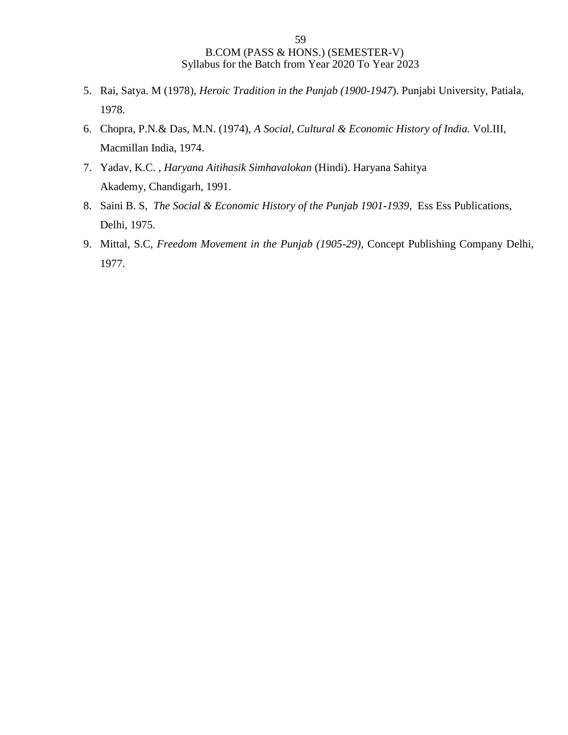5. Rai, Satya. M (1978), *Heroic Tradition in the Punjab (1900-1947*). Punjabi University, Patiala, 1978.
6. Chopra, P.N.& Das, M.N. (1974), *A Social, Cultural & Economic History of India.* Vol.III, Macmillan India, 1974.
7. Yadav, K.C. , *Haryana Aitihasik Simhavalokan* (Hindi). Haryana Sahitya Akademy, Chandigarh, 1991.
8. Saini B. S, *The Social & Economic History of the Punjab 1901-1939,* Ess Ess Publications, Delhi, 1975.
9. Mittal, S.C, *Freedom Movement in the Punjab (1905-29),* Concept Publishing Company Delhi, 1977.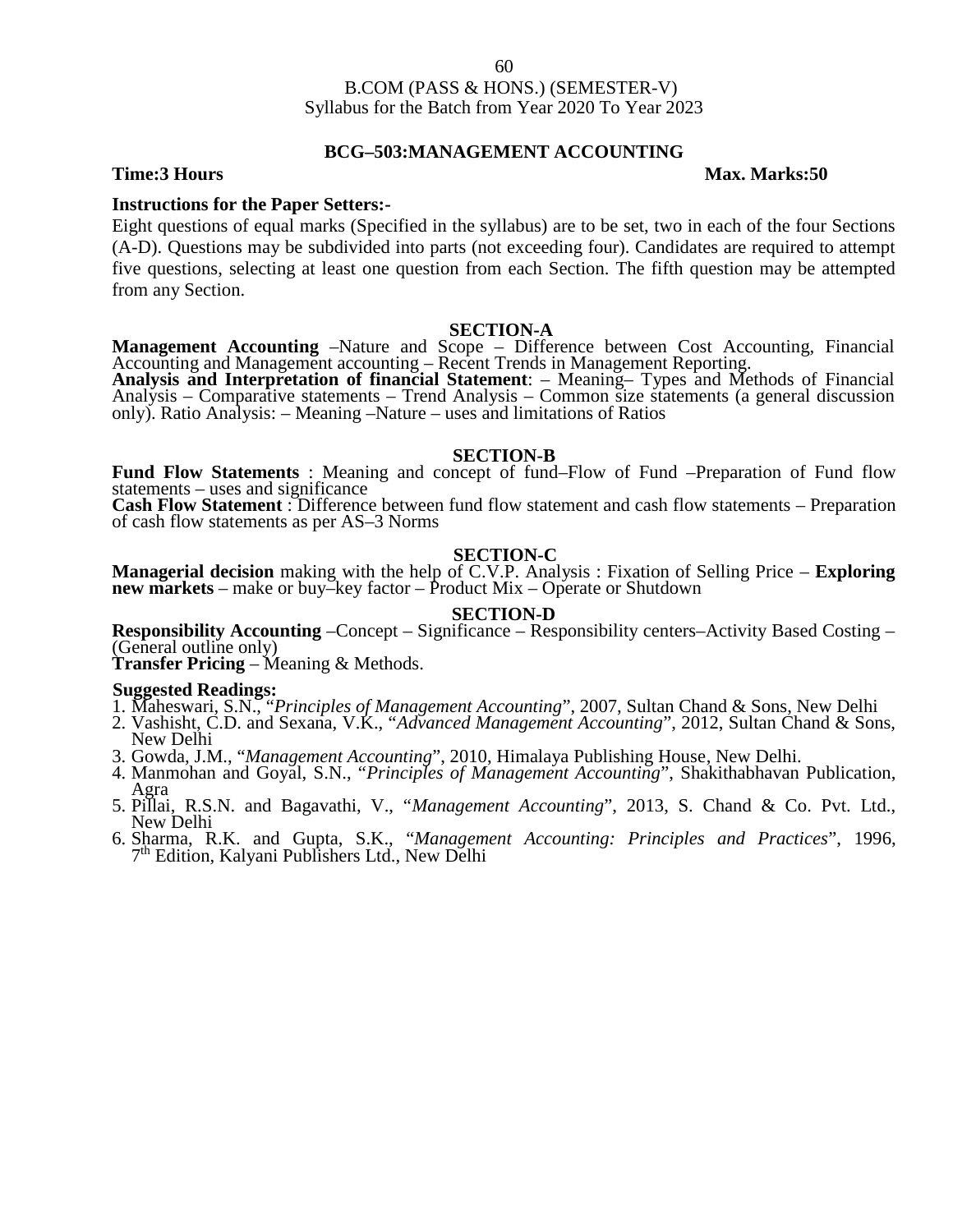B.COM (PASS & HONS.) (SEMESTER-V)
Syllabus for the Batch from Year 2020 To Year 2023

## BCG–503:MANAGEMENT ACCOUNTING

**Time:3 Hours** **Max. Marks:50**

**Instructions for the Paper Setters:-**

Eight questions of equal marks (Specified in the syllabus) are to be set, two in each of the four Sections (A-D). Questions may be subdivided into parts (not exceeding four). Candidates are required to attempt five questions, selecting at least one question from each Section. The fifth question may be attempted from any Section.

### SECTION-A

**Management Accounting** –Nature and Scope – Difference between Cost Accounting, Financial Accounting and Management accounting – Recent Trends in Management Reporting.

**Analysis and Interpretation of financial Statement**: – Meaning– Types and Methods of Financial Analysis – Comparative statements – Trend Analysis – Common size statements (a general discussion only). Ratio Analysis: – Meaning –Nature – uses and limitations of Ratios

### SECTION-B

**Fund Flow Statements** : Meaning and concept of fund–Flow of Fund –Preparation of Fund flow statements – uses and significance

**Cash Flow Statement** : Difference between fund flow statement and cash flow statements – Preparation of cash flow statements as per AS–3 Norms

### SECTION-C

**Managerial decision** making with the help of C.V.P. Analysis : Fixation of Selling Price – **Exploring new markets** – make or buy–key factor – Product Mix – Operate or Shutdown

### SECTION-D

**Responsibility Accounting** –Concept – Significance – Responsibility centers–Activity Based Costing – (General outline only)

**Transfer Pricing** – Meaning & Methods.

**Suggested Readings:**

1. Maheswari, S.N., "*Principles of Management Accounting*", 2007, Sultan Chand & Sons, New Delhi
2. Vashisht, C.D. and Sexana, V.K., "*Advanced Management Accounting*", 2012, Sultan Chand & Sons, New Delhi
3. Gowda, J.M., "*Management Accounting*", 2010, Himalaya Publishing House, New Delhi.
4. Manmohan and Goyal, S.N., "*Principles of Management Accounting*", Shakithabhavan Publication, Agra
5. Pillai, R.S.N. and Bagavathi, V., "*Management Accounting*", 2013, S. Chand & Co. Pvt. Ltd., New Delhi
6. Sharma, R.K. and Gupta, S.K., "*Management Accounting: Principles and Practices*", 1996, 7th Edition, Kalyani Publishers Ltd., New Delhi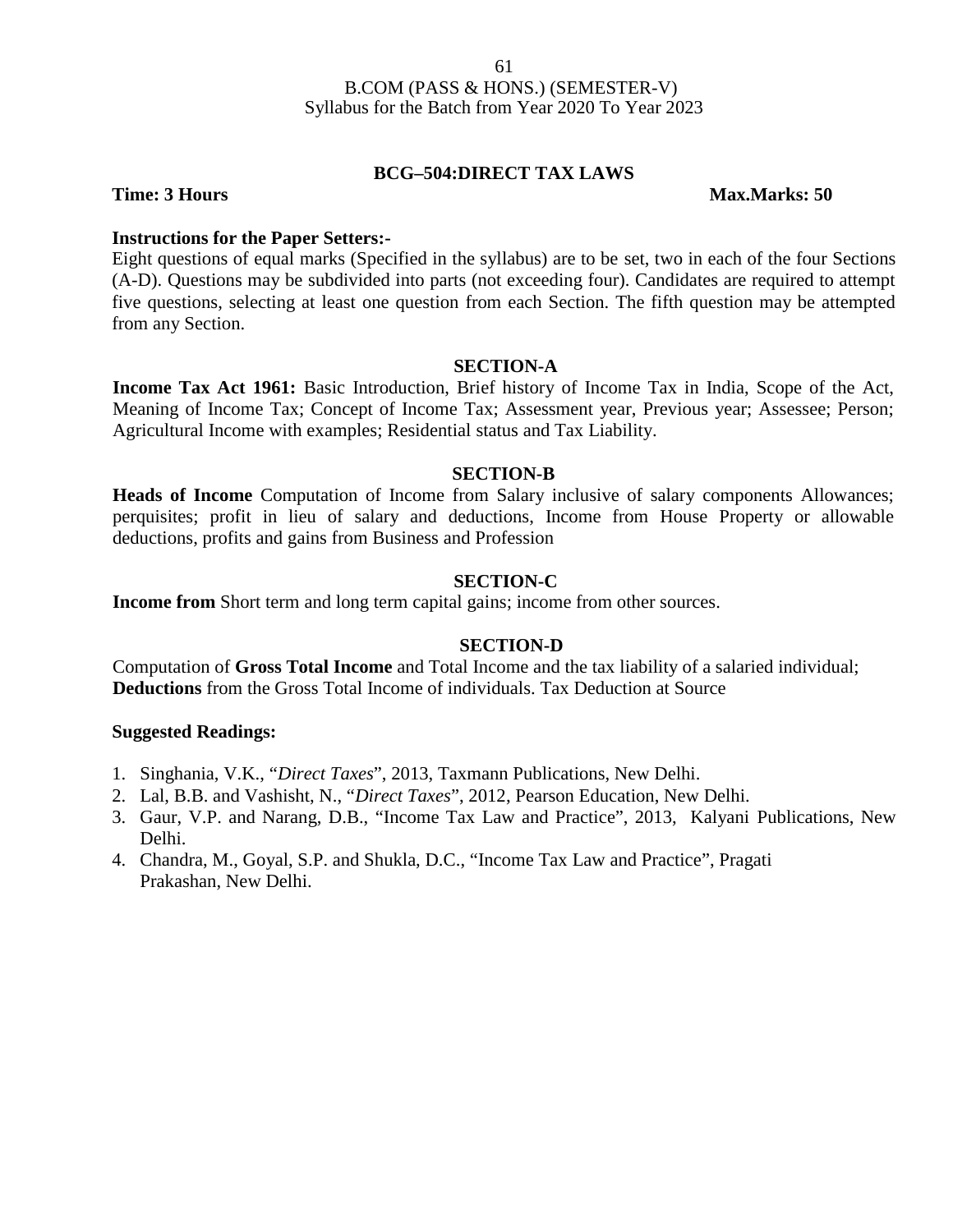## BCG–504:DIRECT TAX LAWS

**Time: 3 Hours** **Max.Marks: 50**

**Instructions for the Paper Setters:-**

Eight questions of equal marks (Specified in the syllabus) are to be set, two in each of the four Sections (A-D). Questions may be subdivided into parts (not exceeding four). Candidates are required to attempt five questions, selecting at least one question from each Section. The fifth question may be attempted from any Section.

### SECTION-A

**Income Tax Act 1961:** Basic Introduction, Brief history of Income Tax in India, Scope of the Act, Meaning of Income Tax; Concept of Income Tax; Assessment year, Previous year; Assessee; Person; Agricultural Income with examples; Residential status and Tax Liability.

### SECTION-B

**Heads of Income** Computation of Income from Salary inclusive of salary components Allowances; perquisites; profit in lieu of salary and deductions, Income from House Property or allowable deductions, profits and gains from Business and Profession

### SECTION-C

**Income from** Short term and long term capital gains; income from other sources.

### SECTION-D

Computation of **Gross Total Income** and Total Income and the tax liability of a salaried individual; **Deductions** from the Gross Total Income of individuals. Tax Deduction at Source

**Suggested Readings:**

1. Singhania, V.K., "*Direct Taxes*", 2013, Taxmann Publications, New Delhi.
2. Lal, B.B. and Vashisht, N., "*Direct Taxes*", 2012, Pearson Education, New Delhi.
3. Gaur, V.P. and Narang, D.B., "Income Tax Law and Practice", 2013, Kalyani Publications, New Delhi.
4. Chandra, M., Goyal, S.P. and Shukla, D.C., "Income Tax Law and Practice", Pragati Prakashan, New Delhi.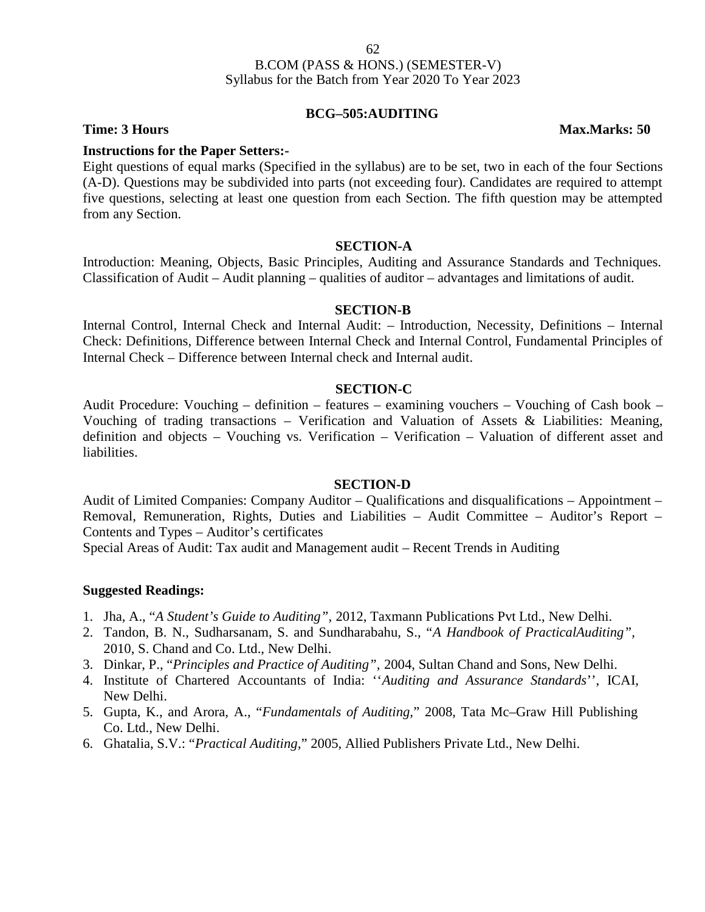B.COM (PASS & HONS.) (SEMESTER-V)
Syllabus for the Batch from Year 2020 To Year 2023

## BCG–505:AUDITING

**Time: 3 Hours** **Max.Marks: 50**

**Instructions for the Paper Setters:-**

Eight questions of equal marks (Specified in the syllabus) are to be set, two in each of the four Sections (A-D). Questions may be subdivided into parts (not exceeding four). Candidates are required to attempt five questions, selecting at least one question from each Section. The fifth question may be attempted from any Section.

### SECTION-A

Introduction: Meaning, Objects, Basic Principles, Auditing and Assurance Standards and Techniques. Classification of Audit – Audit planning – qualities of auditor – advantages and limitations of audit.

### SECTION-B

Internal Control, Internal Check and Internal Audit: – Introduction, Necessity, Definitions – Internal Check: Definitions, Difference between Internal Check and Internal Control, Fundamental Principles of Internal Check – Difference between Internal check and Internal audit.

### SECTION-C

Audit Procedure: Vouching – definition – features – examining vouchers – Vouching of Cash book – Vouching of trading transactions – Verification and Valuation of Assets & Liabilities: Meaning, definition and objects – Vouching vs. Verification – Verification – Valuation of different asset and liabilities.

### SECTION-D

Audit of Limited Companies: Company Auditor – Qualifications and disqualifications – Appointment – Removal, Remuneration, Rights, Duties and Liabilities – Audit Committee – Auditor's Report – Contents and Types – Auditor's certificates

Special Areas of Audit: Tax audit and Management audit – Recent Trends in Auditing

**Suggested Readings:**

1. Jha, A., "*A Student's Guide to Auditing*", 2012, Taxmann Publications Pvt Ltd., New Delhi.
2. Tandon, B. N., Sudharsanam, S. and Sundharabahu, S., "*A Handbook of PracticalAuditing*", 2010, S. Chand and Co. Ltd., New Delhi.
3. Dinkar, P., "*Principles and Practice of Auditing*", 2004, Sultan Chand and Sons, New Delhi.
4. Institute of Chartered Accountants of India: ''*Auditing and Assurance Standards*'', ICAI, New Delhi.
5. Gupta, K., and Arora, A., "*Fundamentals of Auditing*," 2008, Tata Mc–Graw Hill Publishing Co. Ltd., New Delhi.
6. Ghatalia, S.V.: "*Practical Auditing*," 2005, Allied Publishers Private Ltd., New Delhi.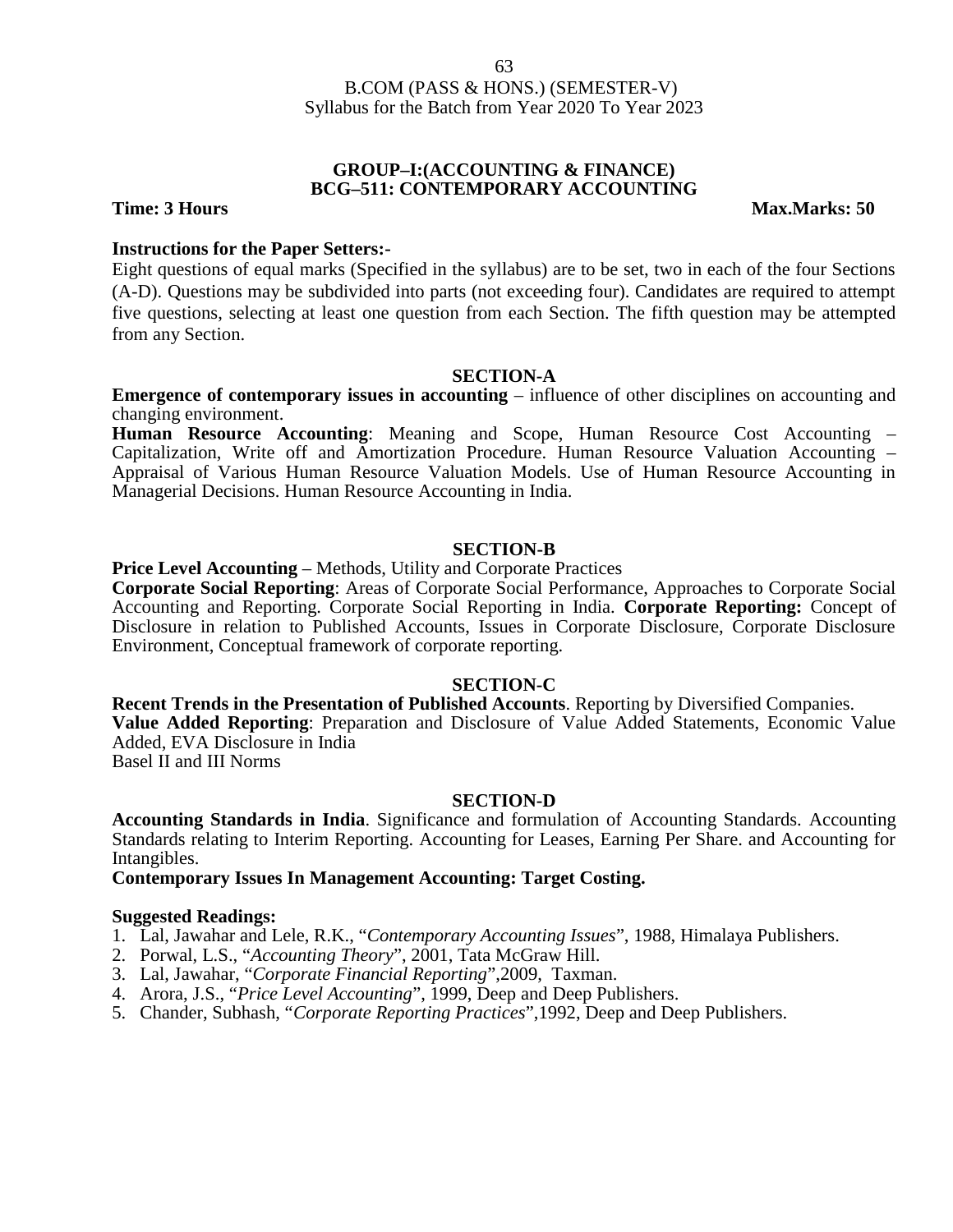B.COM (PASS & HONS.) (SEMESTER-V)
Syllabus for the Batch from Year 2020 To Year 2023

## GROUP–I:(ACCOUNTING & FINANCE)
## BCG–511: CONTEMPORARY ACCOUNTING

**Time: 3 Hours** **Max.Marks: 50**

**Instructions for the Paper Setters:-**

Eight questions of equal marks (Specified in the syllabus) are to be set, two in each of the four Sections (A-D). Questions may be subdivided into parts (not exceeding four). Candidates are required to attempt five questions, selecting at least one question from each Section. The fifth question may be attempted from any Section.

### SECTION-A

**Emergence of contemporary issues in accounting** – influence of other disciplines on accounting and changing environment.

**Human Resource Accounting**: Meaning and Scope, Human Resource Cost Accounting – Capitalization, Write off and Amortization Procedure. Human Resource Valuation Accounting – Appraisal of Various Human Resource Valuation Models. Use of Human Resource Accounting in Managerial Decisions. Human Resource Accounting in India.

### SECTION-B

**Price Level Accounting** – Methods, Utility and Corporate Practices

**Corporate Social Reporting**: Areas of Corporate Social Performance, Approaches to Corporate Social Accounting and Reporting. Corporate Social Reporting in India. **Corporate Reporting:** Concept of Disclosure in relation to Published Accounts, Issues in Corporate Disclosure, Corporate Disclosure Environment, Conceptual framework of corporate reporting.

### SECTION-C

**Recent Trends in the Presentation of Published Accounts**. Reporting by Diversified Companies.

**Value Added Reporting**: Preparation and Disclosure of Value Added Statements, Economic Value Added, EVA Disclosure in India

Basel II and III Norms

### SECTION-D

**Accounting Standards in India**. Significance and formulation of Accounting Standards. Accounting Standards relating to Interim Reporting. Accounting for Leases, Earning Per Share. and Accounting for Intangibles.

**Contemporary Issues In Management Accounting: Target Costing.**

**Suggested Readings:**

1. Lal, Jawahar and Lele, R.K., "*Contemporary Accounting Issues*", 1988, Himalaya Publishers.
2. Porwal, L.S., "*Accounting Theory*", 2001, Tata McGraw Hill.
3. Lal, Jawahar, "*Corporate Financial Reporting*",2009, Taxman.
4. Arora, J.S., "*Price Level Accounting*", 1999, Deep and Deep Publishers.
5. Chander, Subhash, "*Corporate Reporting Practices*",1992, Deep and Deep Publishers.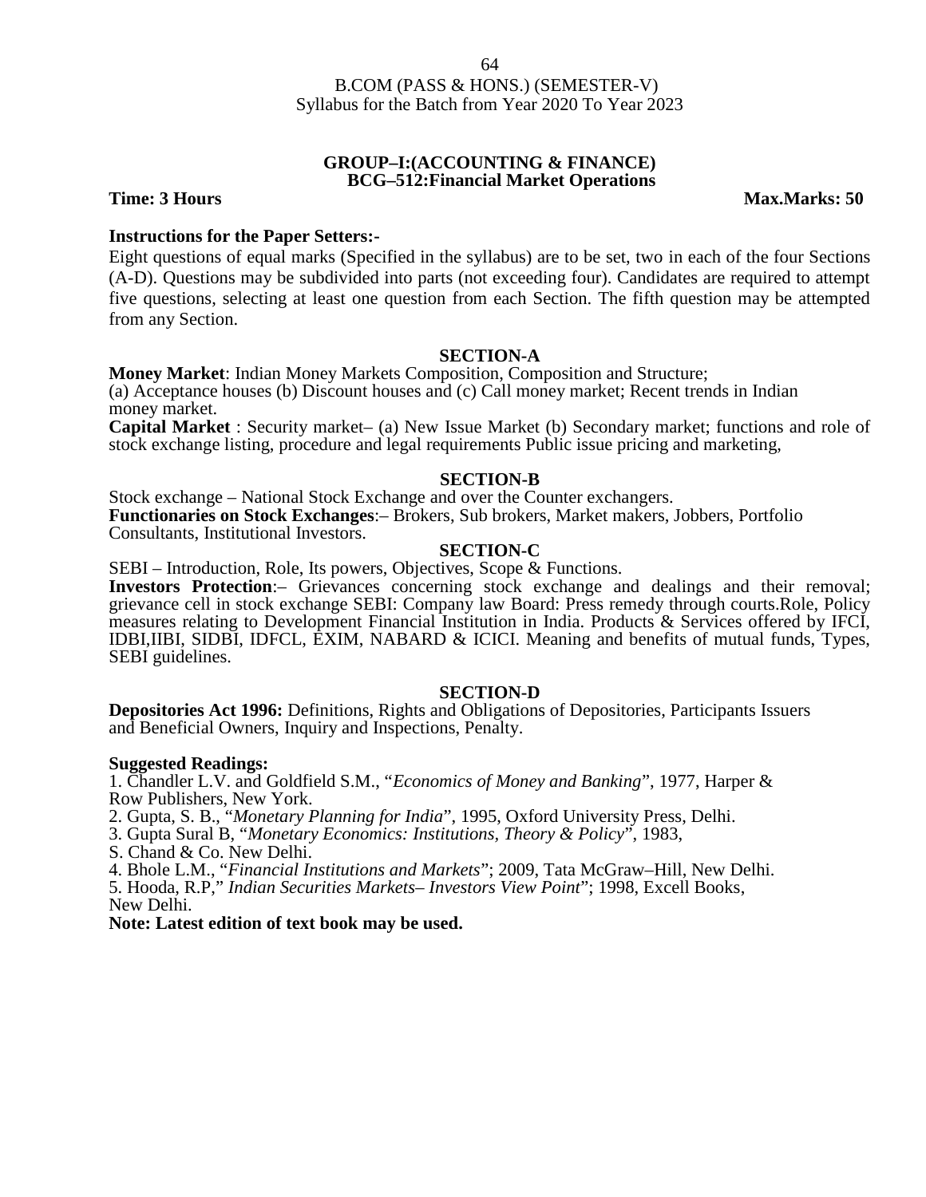B.COM (PASS & HONS.) (SEMESTER-V)
Syllabus for the Batch from Year 2020 To Year 2023

## GROUP–I:(ACCOUNTING & FINANCE)
## BCG–512:Financial Market Operations

**Time: 3 Hours** **Max.Marks: 50**

**Instructions for the Paper Setters:-**

Eight questions of equal marks (Specified in the syllabus) are to be set, two in each of the four Sections (A-D). Questions may be subdivided into parts (not exceeding four). Candidates are required to attempt five questions, selecting at least one question from each Section. The fifth question may be attempted from any Section.

### SECTION-A

**Money Market**: Indian Money Markets Composition, Composition and Structure;
(a) Acceptance houses (b) Discount houses and (c) Call money market; Recent trends in Indian money market.

**Capital Market** : Security market– (a) New Issue Market (b) Secondary market; functions and role of stock exchange listing, procedure and legal requirements Public issue pricing and marketing,

### SECTION-B

Stock exchange – National Stock Exchange and over the Counter exchangers.

**Functionaries on Stock Exchanges**:– Brokers, Sub brokers, Market makers, Jobbers, Portfolio Consultants, Institutional Investors.

### SECTION-C

SEBI – Introduction, Role, Its powers, Objectives, Scope & Functions.

**Investors Protection**:– Grievances concerning stock exchange and dealings and their removal; grievance cell in stock exchange SEBI: Company law Board: Press remedy through courts.Role, Policy measures relating to Development Financial Institution in India. Products & Services offered by IFCI, IDBI,IIBI, SIDBI, IDFCL, EXIM, NABARD & ICICI. Meaning and benefits of mutual funds, Types, SEBI guidelines.

### SECTION-D

**Depositories Act 1996:** Definitions, Rights and Obligations of Depositories, Participants Issuers and Beneficial Owners, Inquiry and Inspections, Penalty.

**Suggested Readings:**

1. Chandler L.V. and Goldfield S.M., "*Economics of Money and Banking*", 1977, Harper & Row Publishers, New York.
2. Gupta, S. B., "*Monetary Planning for India*", 1995, Oxford University Press, Delhi.
3. Gupta Sural B, "*Monetary Economics: Institutions, Theory & Policy*", 1983, S. Chand & Co. New Delhi.
4. Bhole L.M., "*Financial Institutions and Markets*"; 2009, Tata McGraw–Hill, New Delhi.
5. Hooda, R.P," *Indian Securities Markets– Investors View Point*"; 1998, Excell Books, New Delhi.

**Note: Latest edition of text book may be used.**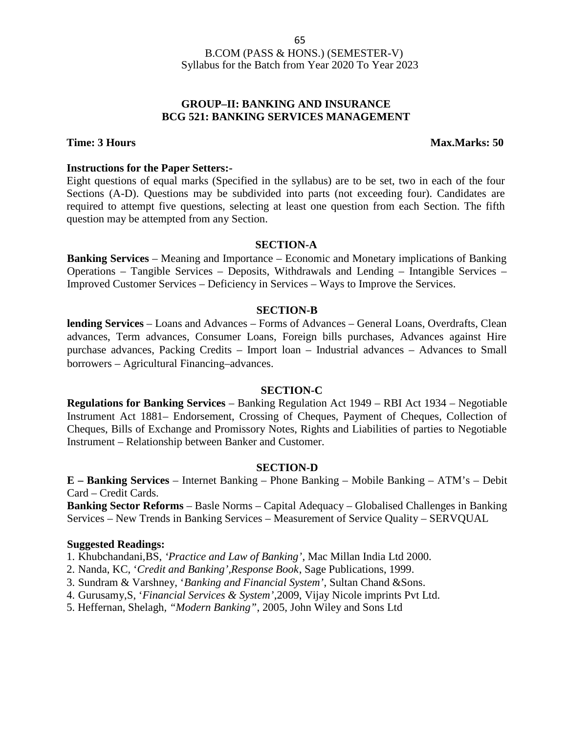B.COM (PASS & HONS.) (SEMESTER-V)
Syllabus for the Batch from Year 2020 To Year 2023

## GROUP–II: BANKING AND INSURANCE
## BCG 521: BANKING SERVICES MANAGEMENT

**Time: 3 Hours** **Max.Marks: 50**

**Instructions for the Paper Setters:-**

Eight questions of equal marks (Specified in the syllabus) are to be set, two in each of the four Sections (A-D). Questions may be subdivided into parts (not exceeding four). Candidates are required to attempt five questions, selecting at least one question from each Section. The fifth question may be attempted from any Section.

### SECTION-A

**Banking Services** – Meaning and Importance – Economic and Monetary implications of Banking Operations – Tangible Services – Deposits, Withdrawals and Lending – Intangible Services – Improved Customer Services – Deficiency in Services – Ways to Improve the Services.

### SECTION-B

**lending Services** – Loans and Advances – Forms of Advances – General Loans, Overdrafts, Clean advances, Term advances, Consumer Loans, Foreign bills purchases, Advances against Hire purchase advances, Packing Credits – Import loan – Industrial advances – Advances to Small borrowers – Agricultural Financing–advances.

### SECTION-C

**Regulations for Banking Services** – Banking Regulation Act 1949 – RBI Act 1934 – Negotiable Instrument Act 1881– Endorsement, Crossing of Cheques, Payment of Cheques, Collection of Cheques, Bills of Exchange and Promissory Notes, Rights and Liabilities of parties to Negotiable Instrument – Relationship between Banker and Customer.

### SECTION-D

**E – Banking Services** – Internet Banking – Phone Banking – Mobile Banking – ATM's – Debit Card – Credit Cards.

**Banking Sector Reforms** – Basle Norms – Capital Adequacy – Globalised Challenges in Banking Services – New Trends in Banking Services – Measurement of Service Quality – SERVQUAL

**Suggested Readings:**

1. Khubchandani,BS, *'Practice and Law of Banking'*, Mac Millan India Ltd 2000.
2. Nanda, KC, '*Credit and Banking',Response Book*, Sage Publications, 1999.
3. Sundram & Varshney, '*Banking and Financial System'*, Sultan Chand &Sons.
4. Gurusamy,S, '*Financial Services & System'*,2009, Vijay Nicole imprints Pvt Ltd.
5. Heffernan, Shelagh, *"Modern Banking"*, 2005, John Wiley and Sons Ltd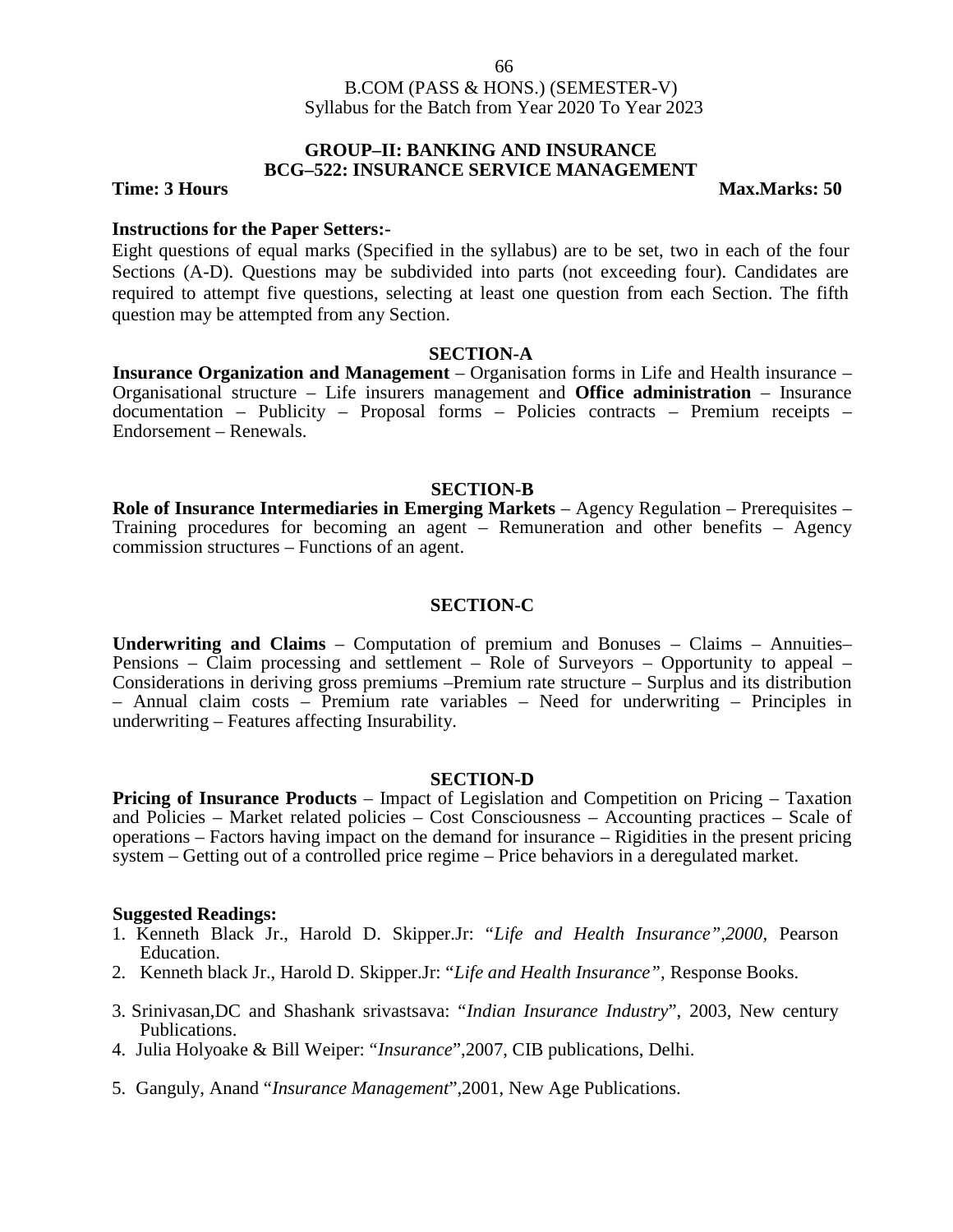B.COM (PASS & HONS.) (SEMESTER-V)
Syllabus for the Batch from Year 2020 To Year 2023

## GROUP–II: BANKING AND INSURANCE
## BCG–522: INSURANCE SERVICE MANAGEMENT

**Time: 3 Hours** **Max.Marks: 50**

**Instructions for the Paper Setters:-**

Eight questions of equal marks (Specified in the syllabus) are to be set, two in each of the four Sections (A-D). Questions may be subdivided into parts (not exceeding four). Candidates are required to attempt five questions, selecting at least one question from each Section. The fifth question may be attempted from any Section.

### SECTION-A

**Insurance Organization and Management** – Organisation forms in Life and Health insurance – Organisational structure – Life insurers management and **Office administration** – Insurance documentation – Publicity – Proposal forms – Policies contracts – Premium receipts – Endorsement – Renewals.

### SECTION-B

**Role of Insurance Intermediaries in Emerging Markets** – Agency Regulation – Prerequisites – Training procedures for becoming an agent – Remuneration and other benefits – Agency commission structures – Functions of an agent.

### SECTION-C

**Underwriting and Claims** – Computation of premium and Bonuses – Claims – Annuities– Pensions – Claim processing and settlement – Role of Surveyors – Opportunity to appeal – Considerations in deriving gross premiums –Premium rate structure – Surplus and its distribution – Annual claim costs – Premium rate variables – Need for underwriting – Principles in underwriting – Features affecting Insurability.

### SECTION-D

**Pricing of Insurance Products** – Impact of Legislation and Competition on Pricing – Taxation and Policies – Market related policies – Cost Consciousness – Accounting practices – Scale of operations – Factors having impact on the demand for insurance – Rigidities in the present pricing system – Getting out of a controlled price regime – Price behaviors in a deregulated market.

**Suggested Readings:**

1. Kenneth Black Jr., Harold D. Skipper.Jr: "*Life and Health Insurance",2000,* Pearson Education.
2. Kenneth black Jr., Harold D. Skipper.Jr: "*Life and Health Insurance",* Response Books.
3. Srinivasan,DC and Shashank srivastsava: "*Indian Insurance Industry*", 2003, New century Publications.
4. Julia Holyoake & Bill Weiper: "*Insurance*",2007, CIB publications, Delhi.
5. Ganguly, Anand "*Insurance Management*",2001, New Age Publications.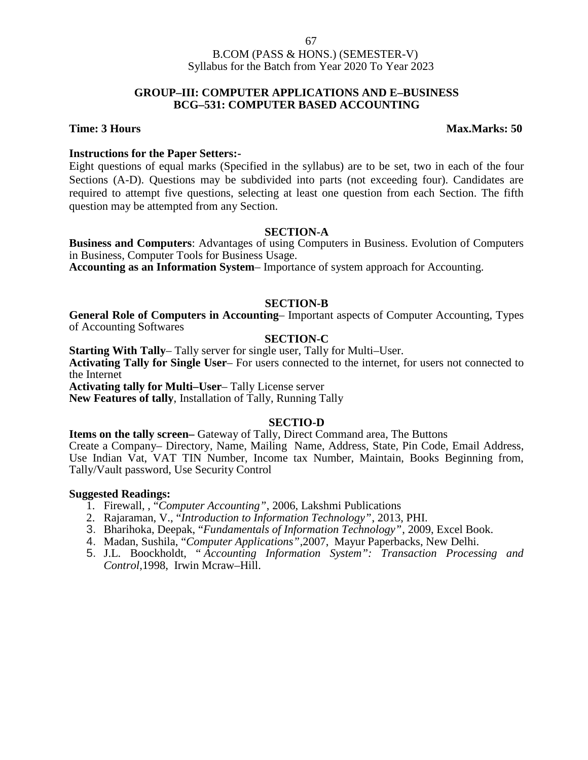B.COM (PASS & HONS.) (SEMESTER-V)
Syllabus for the Batch from Year 2020 To Year 2023

## GROUP–III: COMPUTER APPLICATIONS AND E–BUSINESS
## BCG–531: COMPUTER BASED ACCOUNTING

**Time: 3 Hours** **Max.Marks: 50**

**Instructions for the Paper Setters:-**

Eight questions of equal marks (Specified in the syllabus) are to be set, two in each of the four Sections (A-D). Questions may be subdivided into parts (not exceeding four). Candidates are required to attempt five questions, selecting at least one question from each Section. The fifth question may be attempted from any Section.

### SECTION-A

**Business and Computers**: Advantages of using Computers in Business. Evolution of Computers in Business, Computer Tools for Business Usage.
**Accounting as an Information System**– Importance of system approach for Accounting.

### SECTION-B

**General Role of Computers in Accounting**– Important aspects of Computer Accounting, Types of Accounting Softwares

### SECTION-C

**Starting With Tally**– Tally server for single user, Tally for Multi–User.
**Activating Tally for Single User**– For users connected to the internet, for users not connected to the Internet
**Activating tally for Multi–User**– Tally License server
**New Features of tally**, Installation of Tally, Running Tally

### SECTIO-D

**Items on the tally screen–** Gateway of Tally, Direct Command area, The Buttons
Create a Company– Directory, Name, Mailing Name, Address, State, Pin Code, Email Address, Use Indian Vat, VAT TIN Number, Income tax Number, Maintain, Books Beginning from, Tally/Vault password, Use Security Control

**Suggested Readings:**

1. Firewall, , "*Computer Accounting"*, 2006, Lakshmi Publications
2. Rajaraman, V., "*Introduction to Information Technology"*, 2013, PHI.
3. Bharihoka, Deepak, "*Fundamentals of Information Technology"*, 2009, Excel Book.
4. Madan, Sushila, "*Computer Applications"*,2007, Mayur Paperbacks, New Delhi.
5. J.L. Boockholdt, "*Accounting Information System": Transaction Processing and Control*,1998, Irwin Mcraw–Hill.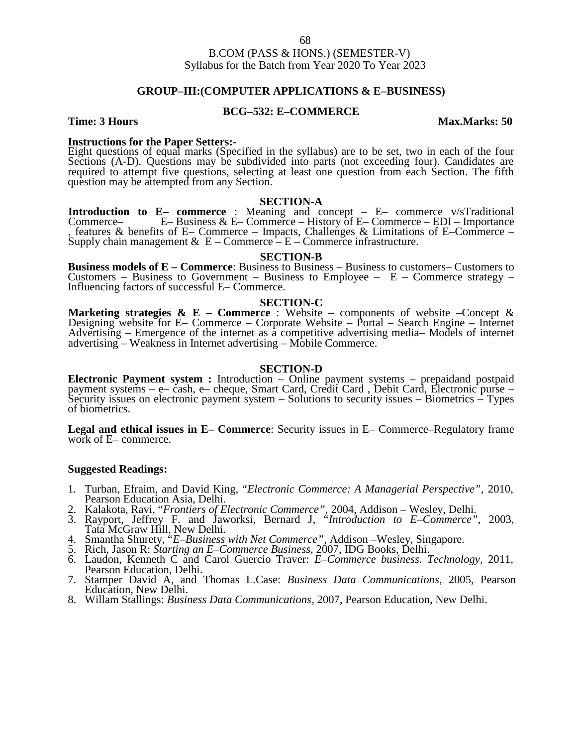B.COM (PASS & HONS.) (SEMESTER-V)
Syllabus for the Batch from Year 2020 To Year 2023

## GROUP–III:(COMPUTER APPLICATIONS & E–BUSINESS)

### BCG–532: E–COMMERCE

**Time: 3 Hours** **Max.Marks: 50**

**Instructions for the Paper Setters:-**
Eight questions of equal marks (Specified in the syllabus) are to be set, two in each of the four Sections (A-D). Questions may be subdivided into parts (not exceeding four). Candidates are required to attempt five questions, selecting at least one question from each Section. The fifth question may be attempted from any Section.

#### SECTION-A

**Introduction to E– commerce** : Meaning and concept – E– commerce v/sTraditional Commerce– E– Business & E– Commerce – History of E– Commerce – EDI – Importance , features & benefits of E– Commerce – Impacts, Challenges & Limitations of E–Commerce – Supply chain management & E – Commerce – E – Commerce infrastructure.

#### SECTION-B

**Business models of E – Commerce**: Business to Business – Business to customers– Customers to Customers – Business to Government – Business to Employee – E – Commerce strategy – Influencing factors of successful E– Commerce.

#### SECTION-C

**Marketing strategies & E – Commerce** : Website – components of website –Concept & Designing website for E– Commerce – Corporate Website – Portal – Search Engine – Internet Advertising – Emergence of the internet as a competitive advertising media– Models of internet advertising – Weakness in Internet advertising – Mobile Commerce.

#### SECTION-D

**Electronic Payment system :** Introduction – Online payment systems – prepaidand postpaid payment systems – e– cash, e– cheque, Smart Card, Credit Card , Debit Card, Electronic purse – Security issues on electronic payment system – Solutions to security issues – Biometrics – Types of biometrics.

**Legal and ethical issues in E– Commerce**: Security issues in E– Commerce–Regulatory frame work of E– commerce.

**Suggested Readings:**

1. Turban, Efraim, and David King, "*Electronic Commerce: A Managerial Perspective"*, 2010, Pearson Education Asia, Delhi.
2. Kalakota, Ravi, "*Frontiers of Electronic Commerce"*, 2004, Addison – Wesley, Delhi.
3. Rayport, Jeffrey F. and Jaworksi, Bernard J, "*Introduction to E–Commerce"*, 2003, Tata McGraw Hill, New Delhi.
4. Smantha Shurety, "*E–Business with Net Commerce"*, Addison –Wesley, Singapore.
5. Rich, Jason R: *Starting an E–Commerce Business,* 2007, IDG Books, Delhi.
6. Laudon, Kenneth C and Carol Guercio Traver: *E–Commerce business. Technology*, 2011, Pearson Education, Delhi.
7. Stamper David A, and Thomas L.Case: *Business Data Communications*, 2005, Pearson Education, New Delhi.
8. Willam Stallings: *Business Data Communications*, 2007, Pearson Education, New Delhi.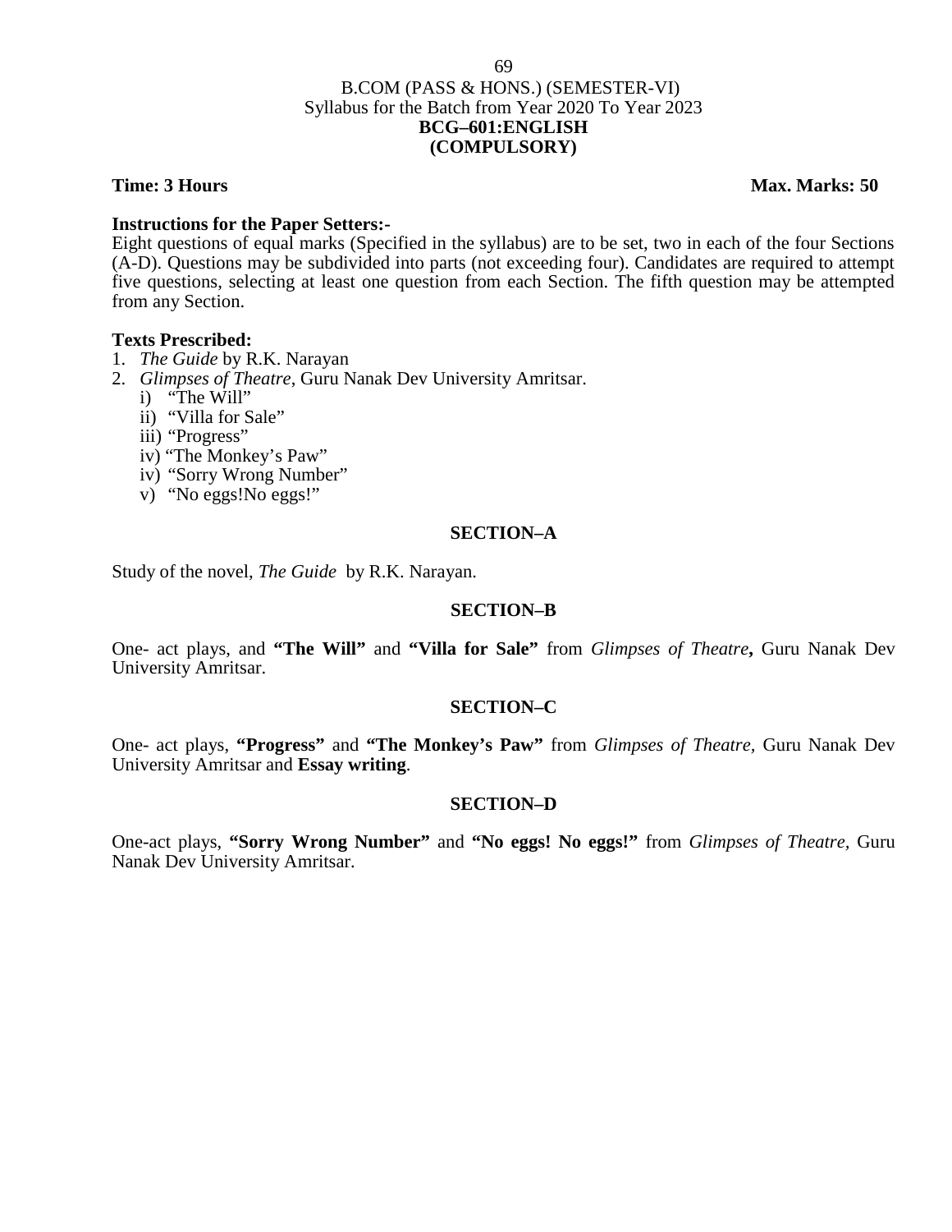# B.COM (PASS & HONS.) (SEMESTER-VI)

Syllabus for the Batch from Year 2020 To Year 2023

**BCG–601:ENGLISH**

**(COMPULSORY)**

**Time: 3 Hours** **Max. Marks: 50**

**Instructions for the Paper Setters:-**

Eight questions of equal marks (Specified in the syllabus) are to be set, two in each of the four Sections (A-D). Questions may be subdivided into parts (not exceeding four). Candidates are required to attempt five questions, selecting at least one question from each Section. The fifth question may be attempted from any Section.

**Texts Prescribed:**

1. *The Guide* by R.K. Narayan
2. *Glimpses of Theatre*, Guru Nanak Dev University Amritsar.
   - i) "The Will"
   - ii) "Villa for Sale"
   - iii) "Progress"
   - iv) "The Monkey's Paw"
   - iv) "Sorry Wrong Number"
   - v) "No eggs!No eggs!"

## SECTION–A

Study of the novel, *The Guide* by R.K. Narayan.

## SECTION–B

One- act plays, and **"The Will"** and **"Villa for Sale"** from *Glimpses of Theatre*, Guru Nanak Dev University Amritsar.

## SECTION–C

One- act plays, **"Progress"** and **"The Monkey's Paw"** from *Glimpses of Theatre*, Guru Nanak Dev University Amritsar and **Essay writing**.

## SECTION–D

One-act plays, **"Sorry Wrong Number"** and **"No eggs! No eggs!"** from *Glimpses of Theatre*, Guru Nanak Dev University Amritsar.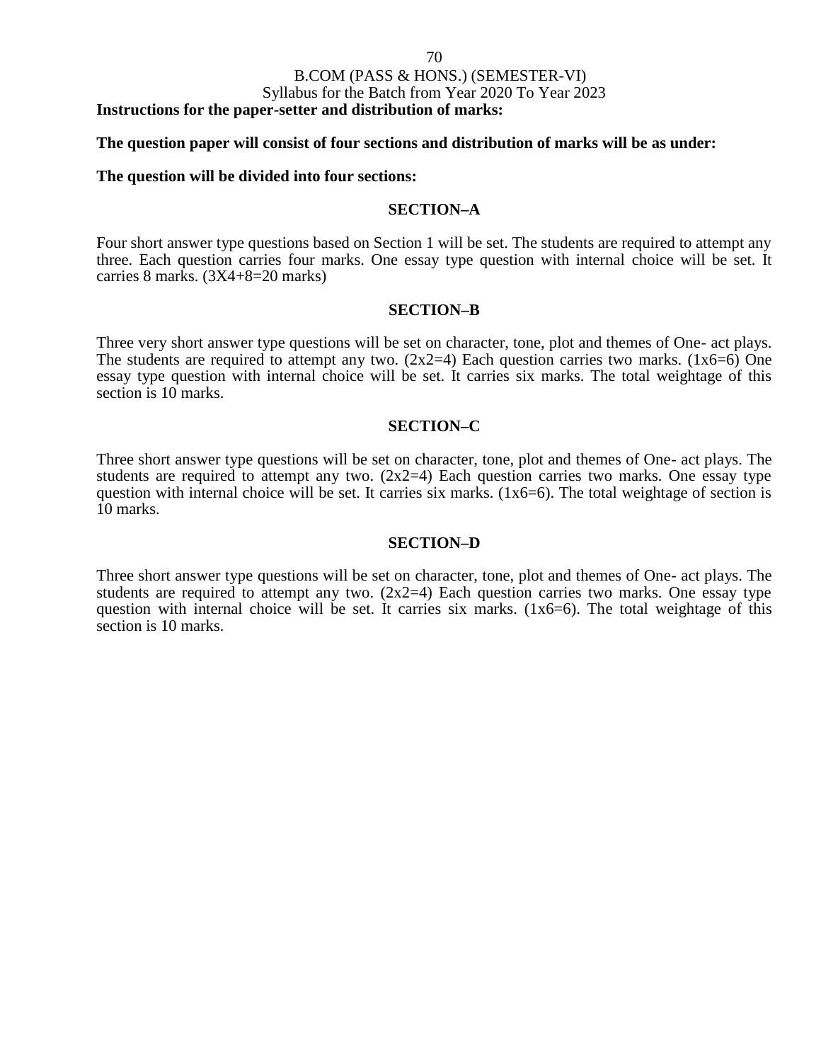B.COM (PASS & HONS.) (SEMESTER-VI)
Syllabus for the Batch from Year 2020 To Year 2023

**Instructions for the paper-setter and distribution of marks:**

**The question paper will consist of four sections and distribution of marks will be as under:**

**The question will be divided into four sections:**

### SECTION–A

Four short answer type questions based on Section 1 will be set. The students are required to attempt any three. Each question carries four marks. One essay type question with internal choice will be set. It carries 8 marks. (3X4+8=20 marks)

### SECTION–B

Three very short answer type questions will be set on character, tone, plot and themes of One- act plays. The students are required to attempt any two. (2x2=4) Each question carries two marks. (1x6=6) One essay type question with internal choice will be set. It carries six marks. The total weightage of this section is 10 marks.

### SECTION–C

Three short answer type questions will be set on character, tone, plot and themes of One- act plays. The students are required to attempt any two. (2x2=4) Each question carries two marks. One essay type question with internal choice will be set. It carries six marks. (1x6=6). The total weightage of section is 10 marks.

### SECTION–D

Three short answer type questions will be set on character, tone, plot and themes of One- act plays. The students are required to attempt any two. (2x2=4) Each question carries two marks. One essay type question with internal choice will be set. It carries six marks. (1x6=6). The total weightage of this section is 10 marks.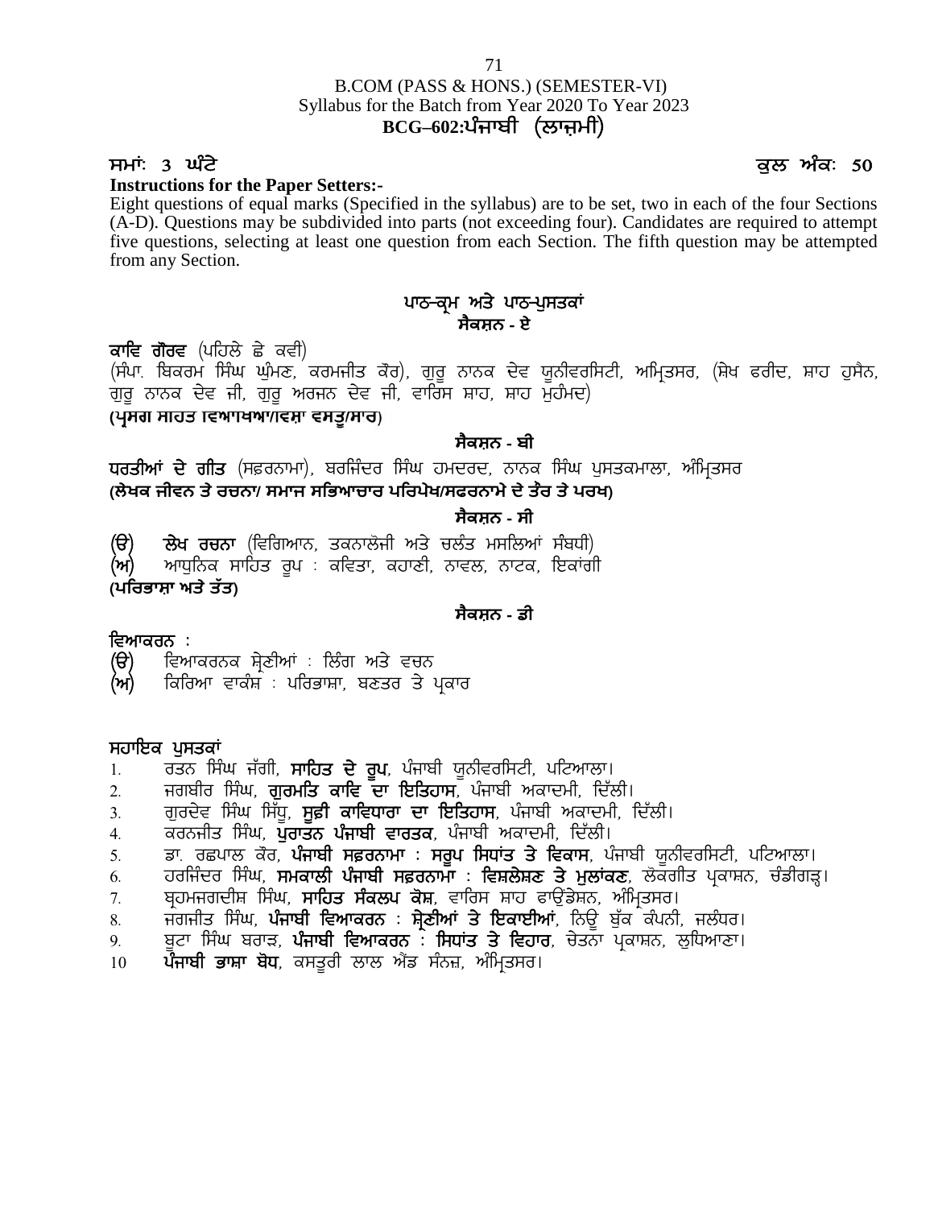# B.COM (PASS & HONS.) (SEMESTER-VI)
## Syllabus for the Batch from Year 2020 To Year 2023
## BCG–602:ਪੰਜਾਬੀ (ਲਾਜ਼ਮੀ)

**ਸਮਾਂ: 3 ਘੰਟੇ** **ਕੁਲ ਅੰਕ: 50**

**Instructions for the Paper Setters:-**

Eight questions of equal marks (Specified in the syllabus) are to be set, two in each of the four Sections (A-D). Questions may be subdivided into parts (not exceeding four). Candidates are required to attempt five questions, selecting at least one question from each Section. The fifth question may be attempted from any Section.

### ਪਾਠ-ਕ੍ਰਮ ਅਤੇ ਪਾਠ-ਪੁਸਤਕਾਂ

#### ਸੈਕਸ਼ਨ - ਏ

**ਕਾਵਿ ਗੌਰਵ** (ਪਹਿਲੇ ਛੇ ਕਵੀ)
(ਸੰਪਾ. ਬਿਕਰਮ ਸਿੰਘ ਘੁੰਮਣ, ਕਰਮਜੀਤ ਕੌਰ), ਗੁਰੂ ਨਾਨਕ ਦੇਵ ਯੂਨੀਵਰਸਿਟੀ, ਅਮ੍ਰਿਤਸਰ, (ਸ਼ੇਖ ਫਰੀਦ, ਸ਼ਾਹ ਹੁਸੈਨ, ਗੁਰੂ ਨਾਨਕ ਦੇਵ ਜੀ, ਗੁਰੂ ਅਰਜਨ ਦੇਵ ਜੀ, ਵਾਰਿਸ ਸ਼ਾਹ, ਸ਼ਾਹ ਮੁਹੰਮਦ)
**(ਪ੍ਰਸੰਗ ਸਹਿਤ ਵਿਆਖਿਆ/ਵਿਸ਼ਾ ਵਸਤੂ/ਸਾਰ)**

#### ਸੈਕਸ਼ਨ - ਬੀ

**ਧਰਤੀਆਂ ਦੇ ਗੀਤ** (ਸਫ਼ਰਨਾਮਾ), ਬਰਜਿੰਦਰ ਸਿੰਘ ਹਮਦਰਦ, ਨਾਨਕ ਸਿੰਘ ਪੁਸਤਕਮਾਲਾ, ਅੰਮ੍ਰਿਤਸਰ
**(ਲੇਖਕ ਜੀਵਨ ਤੇ ਰਚਨਾ/ ਸਮਾਜ ਸਭਿਆਚਾਰ ਪਰਿਪੇਖ/ਸਫਰਨਾਮੇ ਦੇ ਤੌਰ ਤੇ ਪਰਖ)**

#### ਸੈਕਸ਼ਨ - ਸੀ

(ੳ) **ਲੇਖ ਰਚਨਾ** (ਵਿਗਿਆਨ, ਤਕਨਾਲੋਜੀ ਅਤੇ ਚਲੰਤ ਮਸਲਿਆਂ ਸੰਬਧੀ)
(ਅ) ਆਧੁਨਿਕ ਸਾਹਿਤ ਰੂਪ : ਕਵਿਤਾ, ਕਹਾਣੀ, ਨਾਵਲ, ਨਾਟਕ, ਇਕਾਂਗੀ
**(ਪਰਿਭਾਸ਼ਾ ਅਤੇ ਤੱਤ)**

#### ਸੈਕਸ਼ਨ - ਡੀ

**ਵਿਆਕਰਨ :**
(ੳ) ਵਿਆਕਰਨਕ ਸ਼੍ਰੇਣੀਆਂ : ਲਿੰਗ ਅਤੇ ਵਚਨ
(ਅ) ਕਿਰਿਆ ਵਾਕੰਸ਼ : ਪਰਿਭਾਸ਼ਾ, ਬਣਤਰ ਤੇ ਪ੍ਰਕਾਰ

**ਸਹਾਇਕ ਪੁਸਤਕਾਂ**

1. ਰਤਨ ਸਿੰਘ ਜੱਗੀ, **ਸਾਹਿਤ ਦੇ ਰੂਪ**, ਪੰਜਾਬੀ ਯੂਨੀਵਰਸਿਟੀ, ਪਟਿਆਲਾ।
2. ਜਗਬੀਰ ਸਿੰਘ, **ਗੁਰਮਤਿ ਕਾਵਿ ਦਾ ਇਤਿਹਾਸ**, ਪੰਜਾਬੀ ਅਕਾਦਮੀ, ਦਿੱਲੀ।
3. ਗੁਰਦੇਵ ਸਿੰਘ ਸਿੱਧੂ, **ਸੂਫ਼ੀ ਕਾਵਿਧਾਰਾ ਦਾ ਇਤਿਹਾਸ**, ਪੰਜਾਬੀ ਅਕਾਦਮੀ, ਦਿੱਲੀ।
4. ਕਰਨਜੀਤ ਸਿੰਘ, **ਪੁਰਾਤਨ ਪੰਜਾਬੀ ਵਾਰਤਕ**, ਪੰਜਾਬੀ ਅਕਾਦਮੀ, ਦਿੱਲੀ।
5. ਡਾ. ਰਛਪਾਲ ਕੌਰ, **ਪੰਜਾਬੀ ਸਫ਼ਰਨਾਮਾ : ਸਰੂਪ ਸਿਧਾਂਤ ਤੇ ਵਿਕਾਸ**, ਪੰਜਾਬੀ ਯੂਨੀਵਰਸਿਟੀ, ਪਟਿਆਲਾ।
6. ਹਰਜਿੰਦਰ ਸਿੰਘ, **ਸਮਕਾਲੀ ਪੰਜਾਬੀ ਸਫ਼ਰਨਾਮਾ : ਵਿਸ਼ਲੇਸ਼ਣ ਤੇ ਮੁਲਾਂਕਣ**, ਲੋਕਗੀਤ ਪ੍ਰਕਾਸ਼ਨ, ਚੰਡੀਗੜ੍ਹ।
7. ਬ੍ਰਹਮਜਗਦੀਸ਼ ਸਿੰਘ, **ਸਾਹਿਤ ਸੰਕਲਪ ਕੋਸ਼**, ਵਾਰਿਸ ਸ਼ਾਹ ਫਾਉਂਡੇਸ਼ਨ, ਅੰਮ੍ਰਿਤਸਰ।
8. ਜਗਜੀਤ ਸਿੰਘ, **ਪੰਜਾਬੀ ਵਿਆਕਰਨ : ਸ਼੍ਰੇਣੀਆਂ ਤੇ ਇਕਾਈਆਂ**, ਨਿਊ ਬੁੱਕ ਕੰਪਨੀ, ਜਲੰਧਰ।
9. ਬੂਟਾ ਸਿੰਘ ਬਰਾੜ, **ਪੰਜਾਬੀ ਵਿਆਕਰਨ : ਸਿਧਾਂਤ ਤੇ ਵਿਹਾਰ**, ਚੇਤਨਾ ਪ੍ਰਕਾਸ਼ਨ, ਲੁਧਿਆਣਾ।
10. **ਪੰਜਾਬੀ ਭਾਸ਼ਾ ਬੋਧ**, ਕਸਤੂਰੀ ਲਾਲ ਐਂਡ ਸੰਨਜ਼, ਅੰਮ੍ਰਿਤਸਰ।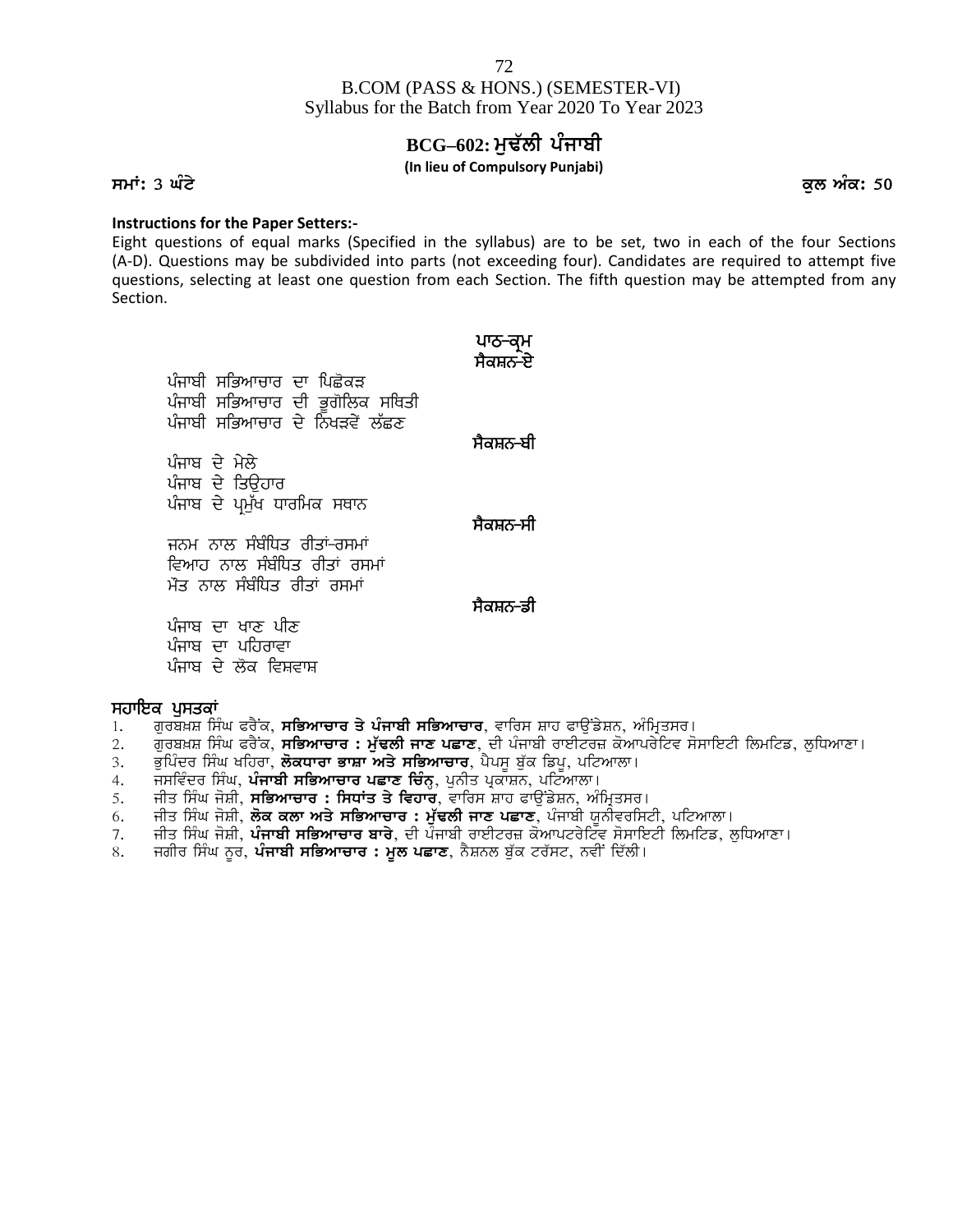B.COM (PASS & HONS.) (SEMESTER-VI)
Syllabus for the Batch from Year 2020 To Year 2023

# BCG–602: ਮੁਢੱਲੀ ਪੰਜਾਬੀ

**(In lieu of Compulsory Punjabi)**

**ਸਮਾਂ:** 3 ਘੰਟੇ **ਕੁਲ ਅੰਕ: 50**

**Instructions for the Paper Setters:-**

Eight questions of equal marks (Specified in the syllabus) are to be set, two in each of the four Sections (A-D). Questions may be subdivided into parts (not exceeding four). Candidates are required to attempt five questions, selecting at least one question from each Section. The fifth question may be attempted from any Section.

## ਪਾਠ-ਕ੍ਰਮ

### ਸੈਕਸ਼ਨ-ਏ

ਪੰਜਾਬੀ ਸਭਿਆਚਾਰ ਦਾ ਪਿਛੋਕੜ
ਪੰਜਾਬੀ ਸਭਿਆਚਾਰ ਦੀ ਭੂਗੋਲਿਕ ਸਥਿਤੀ
ਪੰਜਾਬੀ ਸਭਿਆਚਾਰ ਦੇ ਨਿਖੜਵੇਂ ਲੱਛਣ

### ਸੈਕਸ਼ਨ-ਬੀ

ਪੰਜਾਬ ਦੇ ਮੇਲੇ
ਪੰਜਾਬ ਦੇ ਤਿਉਹਾਰ
ਪੰਜਾਬ ਦੇ ਪ੍ਰਮੁੱਖ ਧਾਰਮਿਕ ਸਥਾਨ

### ਸੈਕਸ਼ਨ-ਸੀ

ਜਨਮ ਨਾਲ ਸੰਬੰਧਿਤ ਰੀਤਾਂ-ਰਸਮਾਂ
ਵਿਆਹ ਨਾਲ ਸੰਬੰਧਿਤ ਰੀਤਾਂ ਰਸਮਾਂ
ਮੌਤ ਨਾਲ ਸੰਬੰਧਿਤ ਰੀਤਾਂ ਰਸਮਾਂ

### ਸੈਕਸ਼ਨ-ਡੀ

ਪੰਜਾਬ ਦਾ ਖਾਣ ਪੀਣ
ਪੰਜਾਬ ਦਾ ਪਹਿਰਾਵਾ
ਪੰਜਾਬ ਦੇ ਲੋਕ ਵਿਸ਼ਵਾਸ਼

## ਸਹਾਇਕ ਪੁਸਤਕਾਂ

1. ਗੁਰਬਖ਼ਸ਼ ਸਿੰਘ ਫਰੈਂਕ, **ਸਭਿਆਚਾਰ ਤੇ ਪੰਜਾਬੀ ਸਭਿਆਚਾਰ**, ਵਾਰਿਸ ਸ਼ਾਹ ਫਾਉਂਡੇਸ਼ਨ, ਅੰਮ੍ਰਿਤਸਰ।
2. ਗੁਰਬਖ਼ਸ਼ ਸਿੰਘ ਫਰੈਂਕ, **ਸਭਿਆਚਾਰ : ਮੁੱਢਲੀ ਜਾਣ ਪਛਾਣ**, ਦੀ ਪੰਜਾਬੀ ਰਾਈਟਰਜ਼ ਕੋਆਪਰੇਟਿਵ ਸੋਸਾਇਟੀ ਲਿਮਟਿਡ, ਲੁਧਿਆਣਾ।
3. ਭੁਪਿੰਦਰ ਸਿੰਘ ਖਹਿਰਾ, **ਲੋਕਧਾਰਾ ਭਾਸ਼ਾ ਅਤੇ ਸਭਿਆਚਾਰ**, ਪੈਪਸੂ ਬੁੱਕ ਡਿਪੂ, ਪਟਿਆਲਾ।
4. ਜਸਵਿੰਦਰ ਸਿੰਘ, **ਪੰਜਾਬੀ ਸਭਿਆਚਾਰ ਪਛਾਣ ਚਿੰਨ੍ਹ**, ਪੁਨੀਤ ਪ੍ਰਕਾਸ਼ਨ, ਪਟਿਆਲਾ।
5. ਜੀਤ ਸਿੰਘ ਜੋਸ਼ੀ, **ਸਭਿਆਚਾਰ : ਸਿਧਾਂਤ ਤੇ ਵਿਹਾਰ**, ਵਾਰਿਸ ਸ਼ਾਹ ਫਾਉਂਡੇਸ਼ਨ, ਅੰਮ੍ਰਿਤਸਰ।
6. ਜੀਤ ਸਿੰਘ ਜੋਸ਼ੀ, **ਲੋਕ ਕਲਾ ਅਤੇ ਸਭਿਆਚਾਰ : ਮੁੱਢਲੀ ਜਾਣ ਪਛਾਣ**, ਪੰਜਾਬੀ ਯੂਨੀਵਰਸਿਟੀ, ਪਟਿਆਲਾ।
7. ਜੀਤ ਸਿੰਘ ਜੋਸ਼ੀ, **ਪੰਜਾਬੀ ਸਭਿਆਚਾਰ ਬਾਰੇ**, ਦੀ ਪੰਜਾਬੀ ਰਾਈਟਰਜ਼ ਕੋਆਪਟਰੇਟਿਵ ਸੋਸਾਇਟੀ ਲਿਮਟਿਡ, ਲੁਧਿਆਣਾ।
8. ਜਗੀਰ ਸਿੰਘ ਨੂਰ, **ਪੰਜਾਬੀ ਸਭਿਆਚਾਰ : ਮੂਲ ਪਛਾਣ**, ਨੈਸ਼ਨਲ ਬੁੱਕ ਟਰੱਸਟ, ਨਵੀਂ ਦਿੱਲੀ।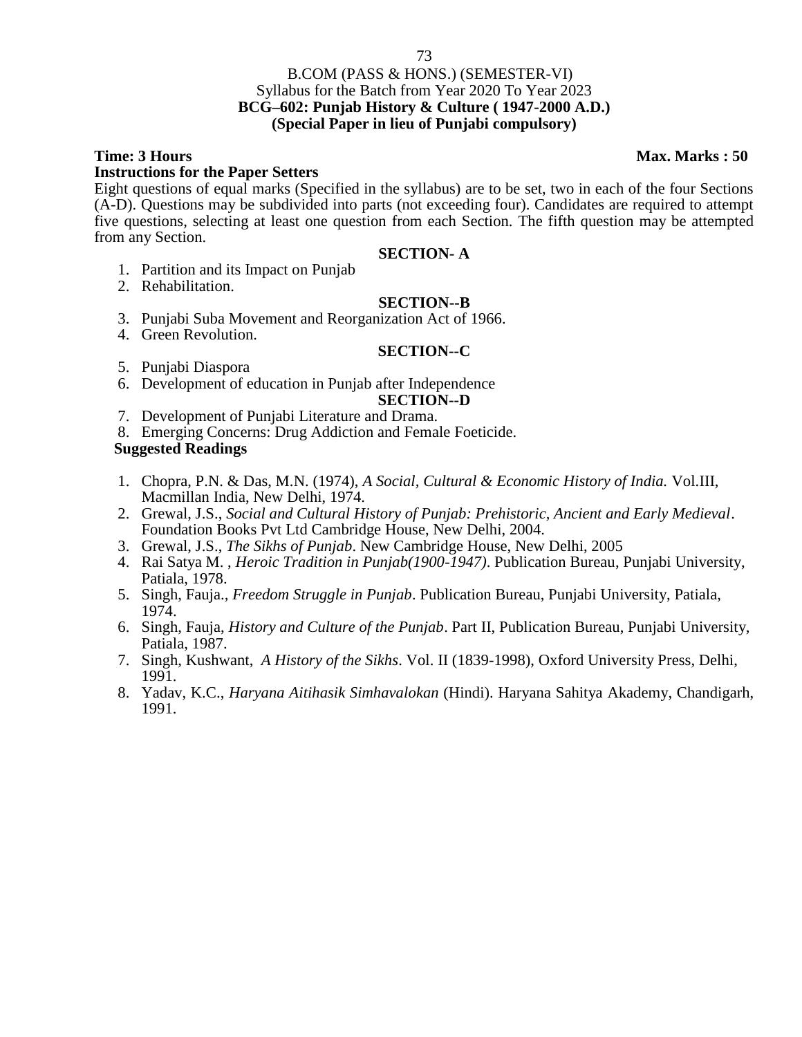B.COM (PASS & HONS.) (SEMESTER-VI)
Syllabus for the Batch from Year 2020 To Year 2023

**BCG–602: Punjab History & Culture ( 1947-2000 A.D.)**
**(Special Paper in lieu of Punjabi compulsory)**

**Time: 3 Hours** **Max. Marks : 50**

**Instructions for the Paper Setters**

Eight questions of equal marks (Specified in the syllabus) are to be set, two in each of the four Sections (A-D). Questions may be subdivided into parts (not exceeding four). Candidates are required to attempt five questions, selecting at least one question from each Section. The fifth question may be attempted from any Section.

**SECTION- A**

1. Partition and its Impact on Punjab
2. Rehabilitation.

**SECTION--B**

3. Punjabi Suba Movement and Reorganization Act of 1966.
4. Green Revolution.

**SECTION--C**

5. Punjabi Diaspora
6. Development of education in Punjab after Independence

**SECTION--D**

7. Development of Punjabi Literature and Drama.
8. Emerging Concerns: Drug Addiction and Female Foeticide.

**Suggested Readings**

1. Chopra, P.N. & Das, M.N. (1974), *A Social, Cultural & Economic History of India.* Vol.III, Macmillan India, New Delhi, 1974.
2. Grewal, J.S., *Social and Cultural History of Punjab: Prehistoric, Ancient and Early Medieval*. Foundation Books Pvt Ltd Cambridge House, New Delhi, 2004.
3. Grewal, J.S., *The Sikhs of Punjab*. New Cambridge House, New Delhi, 2005
4. Rai Satya M. , *Heroic Tradition in Punjab(1900-1947)*. Publication Bureau, Punjabi University, Patiala, 1978.
5. Singh, Fauja., *Freedom Struggle in Punjab*. Publication Bureau, Punjabi University, Patiala, 1974.
6. Singh, Fauja, *History and Culture of the Punjab*. Part II, Publication Bureau, Punjabi University, Patiala, 1987.
7. Singh, Kushwant, *A History of the Sikhs*. Vol. II (1839-1998), Oxford University Press, Delhi, 1991.
8. Yadav, K.C., *Haryana Aitihasik Simhavalokan* (Hindi). Haryana Sahitya Akademy, Chandigarh, 1991.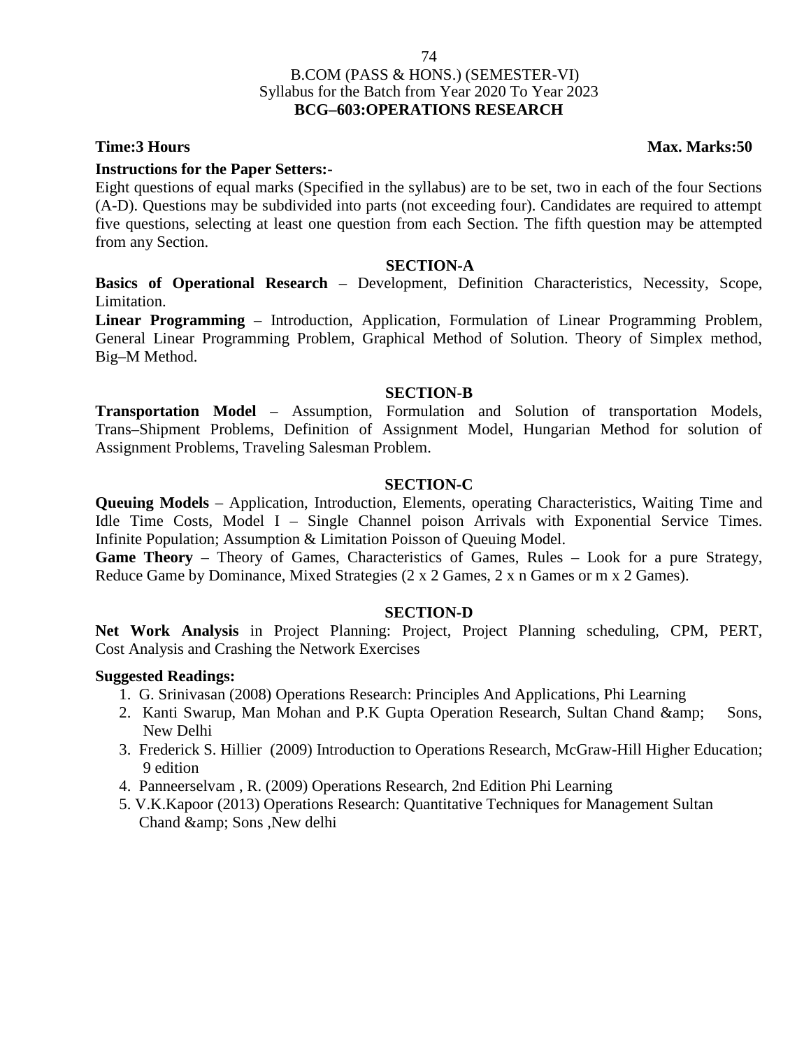B.COM (PASS & HONS.) (SEMESTER-VI)
Syllabus for the Batch from Year 2020 To Year 2023

# BCG–603:OPERATIONS RESEARCH

**Time:3 Hours** **Max. Marks:50**

**Instructions for the Paper Setters:-**

Eight questions of equal marks (Specified in the syllabus) are to be set, two in each of the four Sections (A-D). Questions may be subdivided into parts (not exceeding four). Candidates are required to attempt five questions, selecting at least one question from each Section. The fifth question may be attempted from any Section.

## SECTION-A

**Basics of Operational Research** – Development, Definition Characteristics, Necessity, Scope, Limitation.

**Linear Programming** – Introduction, Application, Formulation of Linear Programming Problem, General Linear Programming Problem, Graphical Method of Solution. Theory of Simplex method, Big–M Method.

## SECTION-B

**Transportation Model** – Assumption, Formulation and Solution of transportation Models, Trans–Shipment Problems, Definition of Assignment Model, Hungarian Method for solution of Assignment Problems, Traveling Salesman Problem.

## SECTION-C

**Queuing Models** – Application, Introduction, Elements, operating Characteristics, Waiting Time and Idle Time Costs, Model I – Single Channel poison Arrivals with Exponential Service Times. Infinite Population; Assumption & Limitation Poisson of Queuing Model.

**Game Theory** – Theory of Games, Characteristics of Games, Rules – Look for a pure Strategy, Reduce Game by Dominance, Mixed Strategies (2 x 2 Games, 2 x n Games or m x 2 Games).

## SECTION-D

**Net Work Analysis** in Project Planning: Project, Project Planning scheduling, CPM, PERT, Cost Analysis and Crashing the Network Exercises

**Suggested Readings:**

1. G. Srinivasan (2008) Operations Research: Principles And Applications, Phi Learning
2. Kanti Swarup, Man Mohan and P.K Gupta Operation Research, Sultan Chand &amp; Sons, New Delhi
3. Frederick S. Hillier (2009) Introduction to Operations Research, McGraw-Hill Higher Education; 9 edition
4. Panneerselvam , R. (2009) Operations Research, 2nd Edition Phi Learning
5. V.K.Kapoor (2013) Operations Research: Quantitative Techniques for Management Sultan Chand &amp; Sons ,New delhi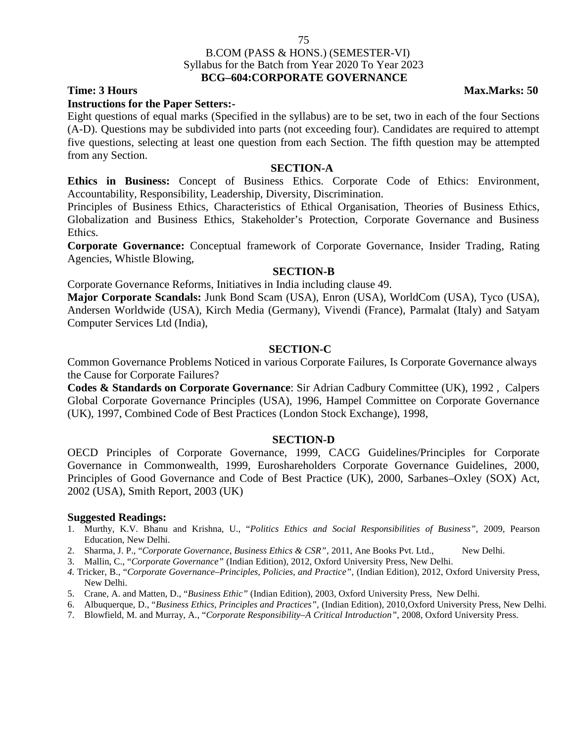B.COM (PASS & HONS.) (SEMESTER-VI)
Syllabus for the Batch from Year 2020 To Year 2023

# BCG–604:CORPORATE GOVERNANCE

**Time: 3 Hours** **Max.Marks: 50**

**Instructions for the Paper Setters:-**

Eight questions of equal marks (Specified in the syllabus) are to be set, two in each of the four Sections (A-D). Questions may be subdivided into parts (not exceeding four). Candidates are required to attempt five questions, selecting at least one question from each Section. The fifth question may be attempted from any Section.

## SECTION-A

**Ethics in Business:** Concept of Business Ethics. Corporate Code of Ethics: Environment, Accountability, Responsibility, Leadership, Diversity, Discrimination.

Principles of Business Ethics, Characteristics of Ethical Organisation, Theories of Business Ethics, Globalization and Business Ethics, Stakeholder's Protection, Corporate Governance and Business Ethics.

**Corporate Governance:** Conceptual framework of Corporate Governance, Insider Trading, Rating Agencies, Whistle Blowing,

## SECTION-B

Corporate Governance Reforms, Initiatives in India including clause 49.

**Major Corporate Scandals:** Junk Bond Scam (USA), Enron (USA), WorldCom (USA), Tyco (USA), Andersen Worldwide (USA), Kirch Media (Germany), Vivendi (France), Parmalat (Italy) and Satyam Computer Services Ltd (India),

## SECTION-C

Common Governance Problems Noticed in various Corporate Failures, Is Corporate Governance always the Cause for Corporate Failures?

**Codes & Standards on Corporate Governance**: Sir Adrian Cadbury Committee (UK), 1992 , Calpers Global Corporate Governance Principles (USA), 1996, Hampel Committee on Corporate Governance (UK), 1997, Combined Code of Best Practices (London Stock Exchange), 1998,

## SECTION-D

OECD Principles of Corporate Governance, 1999, CACG Guidelines/Principles for Corporate Governance in Commonwealth, 1999, Euroshareholders Corporate Governance Guidelines, 2000, Principles of Good Governance and Code of Best Practice (UK), 2000, Sarbanes–Oxley (SOX) Act, 2002 (USA), Smith Report, 2003 (UK)

**Suggested Readings:**

1. Murthy, K.V. Bhanu and Krishna, U., "*Politics Ethics and Social Responsibilities of Business*", 2009, Pearson Education, New Delhi.
2. Sharma, J. P., "*Corporate Governance, Business Ethics & CSR*", 2011, Ane Books Pvt. Ltd., New Delhi.
3. Mallin, C., "*Corporate Governance*" (Indian Edition), 2012, Oxford University Press, New Delhi.
4. Tricker, B., "*Corporate Governance–Principles, Policies, and Practice*", (Indian Edition), 2012, Oxford University Press, New Delhi.
5. Crane, A. and Matten, D., "*Business Ethic*" (Indian Edition), 2003, Oxford University Press, New Delhi.
6. Albuquerque, D., "*Business Ethics, Principles and Practices*", (Indian Edition), 2010,Oxford University Press, New Delhi.
7. Blowfield, M. and Murray, A., "*Corporate Responsibility–A Critical Introduction*", 2008, Oxford University Press.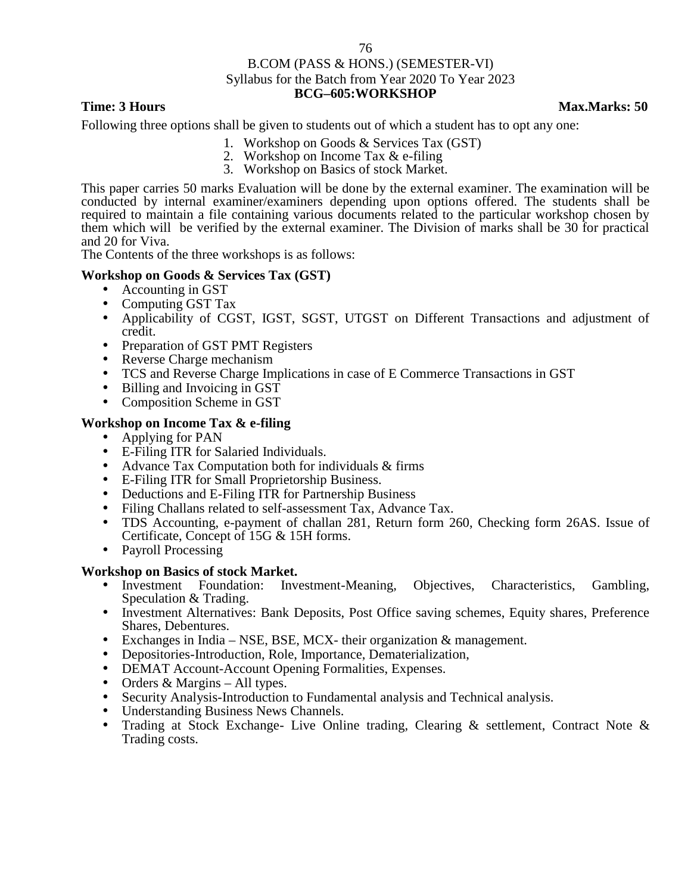B.COM (PASS & HONS.) (SEMESTER-VI)

Syllabus for the Batch from Year 2020 To Year 2023

## BCG–605:WORKSHOP

**Time: 3 Hours** **Max.Marks: 50**

Following three options shall be given to students out of which a student has to opt any one:

1. Workshop on Goods & Services Tax (GST)
2. Workshop on Income Tax & e-filing
3. Workshop on Basics of stock Market.

This paper carries 50 marks Evaluation will be done by the external examiner. The examination will be conducted by internal examiner/examiners depending upon options offered. The students shall be required to maintain a file containing various documents related to the particular workshop chosen by them which will be verified by the external examiner. The Division of marks shall be 30 for practical and 20 for Viva.

The Contents of the three workshops is as follows:

**Workshop on Goods & Services Tax (GST)**

- Accounting in GST
- Computing GST Tax
- Applicability of CGST, IGST, SGST, UTGST on Different Transactions and adjustment of credit.
- Preparation of GST PMT Registers
- Reverse Charge mechanism
- TCS and Reverse Charge Implications in case of E Commerce Transactions in GST
- Billing and Invoicing in GST
- Composition Scheme in GST

**Workshop on Income Tax & e-filing**

- Applying for PAN
- E-Filing ITR for Salaried Individuals.
- Advance Tax Computation both for individuals & firms
- E-Filing ITR for Small Proprietorship Business.
- Deductions and E-Filing ITR for Partnership Business
- Filing Challans related to self-assessment Tax, Advance Tax.
- TDS Accounting, e-payment of challan 281, Return form 260, Checking form 26AS. Issue of Certificate, Concept of 15G & 15H forms.
- Payroll Processing

**Workshop on Basics of stock Market.**

- Investment Foundation: Investment-Meaning, Objectives, Characteristics, Gambling, Speculation & Trading.
- Investment Alternatives: Bank Deposits, Post Office saving schemes, Equity shares, Preference Shares, Debentures.
- Exchanges in India – NSE, BSE, MCX- their organization & management.
- Depositories-Introduction, Role, Importance, Dematerialization,
- DEMAT Account-Account Opening Formalities, Expenses.
- Orders & Margins – All types.
- Security Analysis-Introduction to Fundamental analysis and Technical analysis.
- Understanding Business News Channels.
- Trading at Stock Exchange- Live Online trading, Clearing & settlement, Contract Note & Trading costs.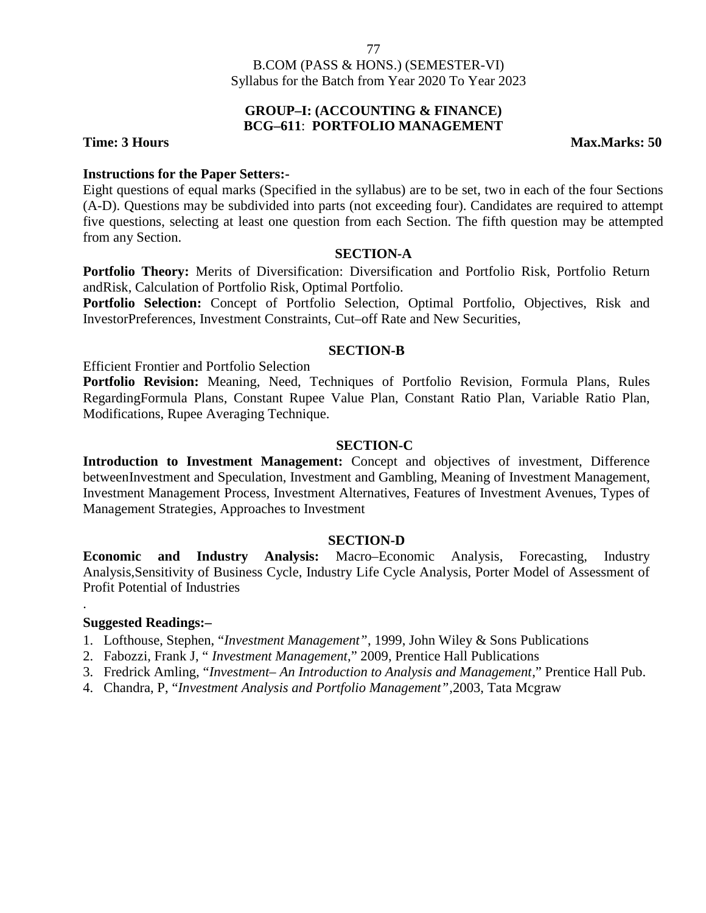B.COM (PASS & HONS.) (SEMESTER-VI)
Syllabus for the Batch from Year 2020 To Year 2023

## GROUP–I: (ACCOUNTING & FINANCE)
## BCG–611: PORTFOLIO MANAGEMENT

**Time: 3 Hours** **Max.Marks: 50**

**Instructions for the Paper Setters:-**

Eight questions of equal marks (Specified in the syllabus) are to be set, two in each of the four Sections (A-D). Questions may be subdivided into parts (not exceeding four). Candidates are required to attempt five questions, selecting at least one question from each Section. The fifth question may be attempted from any Section.

### SECTION-A

**Portfolio Theory:** Merits of Diversification: Diversification and Portfolio Risk, Portfolio Return andRisk, Calculation of Portfolio Risk, Optimal Portfolio.

**Portfolio Selection:** Concept of Portfolio Selection, Optimal Portfolio, Objectives, Risk and InvestorPreferences, Investment Constraints, Cut–off Rate and New Securities,

### SECTION-B

Efficient Frontier and Portfolio Selection

**Portfolio Revision:** Meaning, Need, Techniques of Portfolio Revision, Formula Plans, Rules RegardingFormula Plans, Constant Rupee Value Plan, Constant Ratio Plan, Variable Ratio Plan, Modifications, Rupee Averaging Technique.

### SECTION-C

**Introduction to Investment Management:** Concept and objectives of investment, Difference betweenInvestment and Speculation, Investment and Gambling, Meaning of Investment Management, Investment Management Process, Investment Alternatives, Features of Investment Avenues, Types of Management Strategies, Approaches to Investment

### SECTION-D

**Economic and Industry Analysis:** Macro–Economic Analysis, Forecasting, Industry Analysis,Sensitivity of Business Cycle, Industry Life Cycle Analysis, Porter Model of Assessment of Profit Potential of Industries

.

**Suggested Readings:–**

1. Lofthouse, Stephen, "*Investment Management"*, 1999, John Wiley & Sons Publications
2. Fabozzi, Frank J, " *Investment Management*," 2009, Prentice Hall Publications
3. Fredrick Amling, "*Investment– An Introduction to Analysis and Management*," Prentice Hall Pub.
4. Chandra, P, "*Investment Analysis and Portfolio Management"*,2003, Tata Mcgraw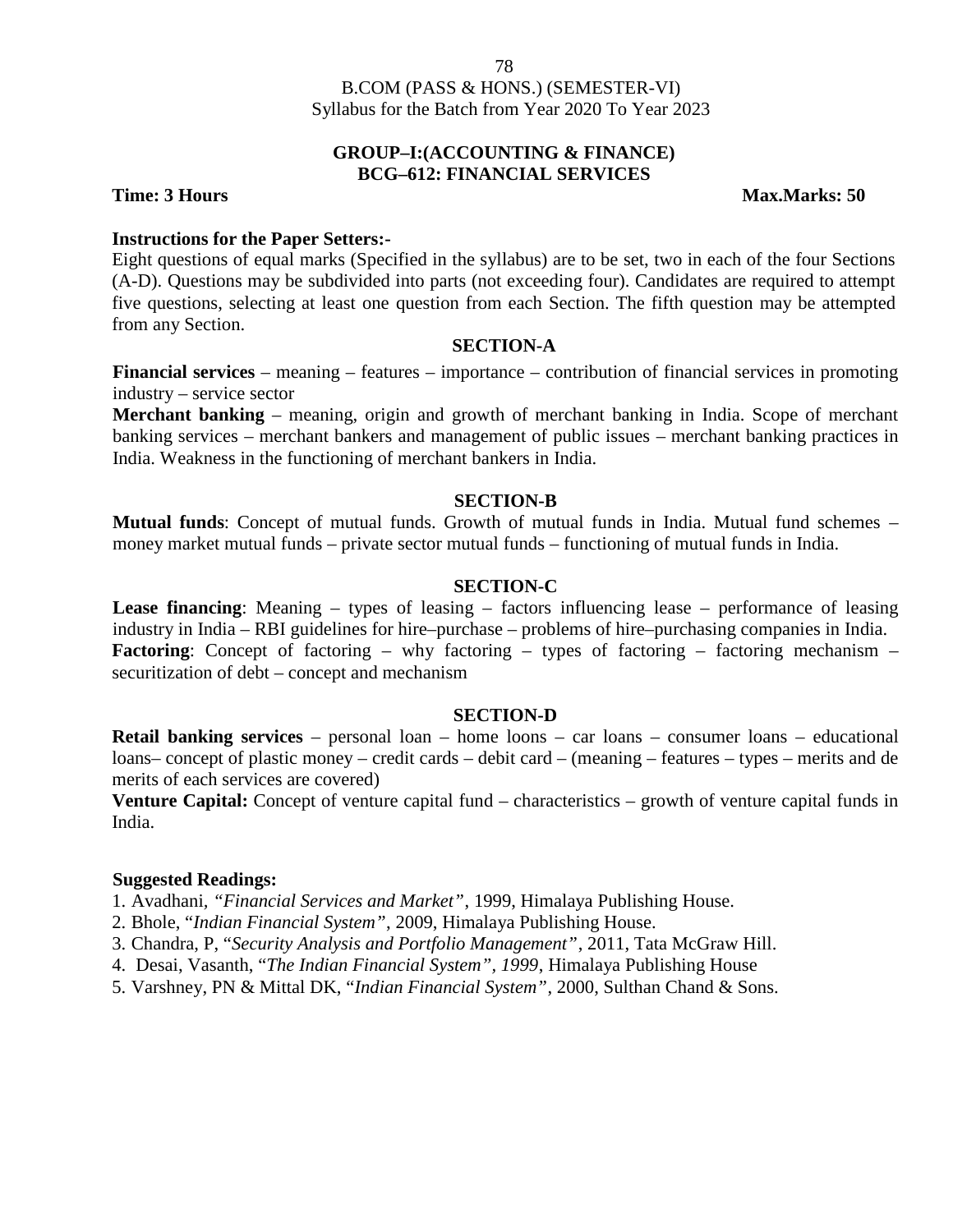B.COM (PASS & HONS.) (SEMESTER-VI)
Syllabus for the Batch from Year 2020 To Year 2023

## GROUP–I:(ACCOUNTING & FINANCE)
## BCG–612: FINANCIAL SERVICES

**Time: 3 Hours** **Max.Marks: 50**

**Instructions for the Paper Setters:-**

Eight questions of equal marks (Specified in the syllabus) are to be set, two in each of the four Sections (A-D). Questions may be subdivided into parts (not exceeding four). Candidates are required to attempt five questions, selecting at least one question from each Section. The fifth question may be attempted from any Section.

### SECTION-A

**Financial services** – meaning – features – importance – contribution of financial services in promoting industry – service sector

**Merchant banking** – meaning, origin and growth of merchant banking in India. Scope of merchant banking services – merchant bankers and management of public issues – merchant banking practices in India. Weakness in the functioning of merchant bankers in India.

### SECTION-B

**Mutual funds**: Concept of mutual funds. Growth of mutual funds in India. Mutual fund schemes – money market mutual funds – private sector mutual funds – functioning of mutual funds in India.

### SECTION-C

**Lease financing**: Meaning – types of leasing – factors influencing lease – performance of leasing industry in India – RBI guidelines for hire–purchase – problems of hire–purchasing companies in India.

**Factoring**: Concept of factoring – why factoring – types of factoring – factoring mechanism – securitization of debt – concept and mechanism

### SECTION-D

**Retail banking services** – personal loan – home loons – car loans – consumer loans – educational loans– concept of plastic money – credit cards – debit card – (meaning – features – types – merits and de merits of each services are covered)

**Venture Capital:** Concept of venture capital fund – characteristics – growth of venture capital funds in India.

**Suggested Readings:**

1. Avadhani, *"Financial Services and Market"*, 1999, Himalaya Publishing House.
2. Bhole, "*Indian Financial System"*, 2009, Himalaya Publishing House.
3. Chandra, P, "*Security Analysis and Portfolio Management"*, 2011, Tata McGraw Hill.
4. Desai, Vasanth, "*The Indian Financial System", 1999*, Himalaya Publishing House
5. Varshney, PN & Mittal DK, "*Indian Financial System"*, 2000, Sulthan Chand & Sons.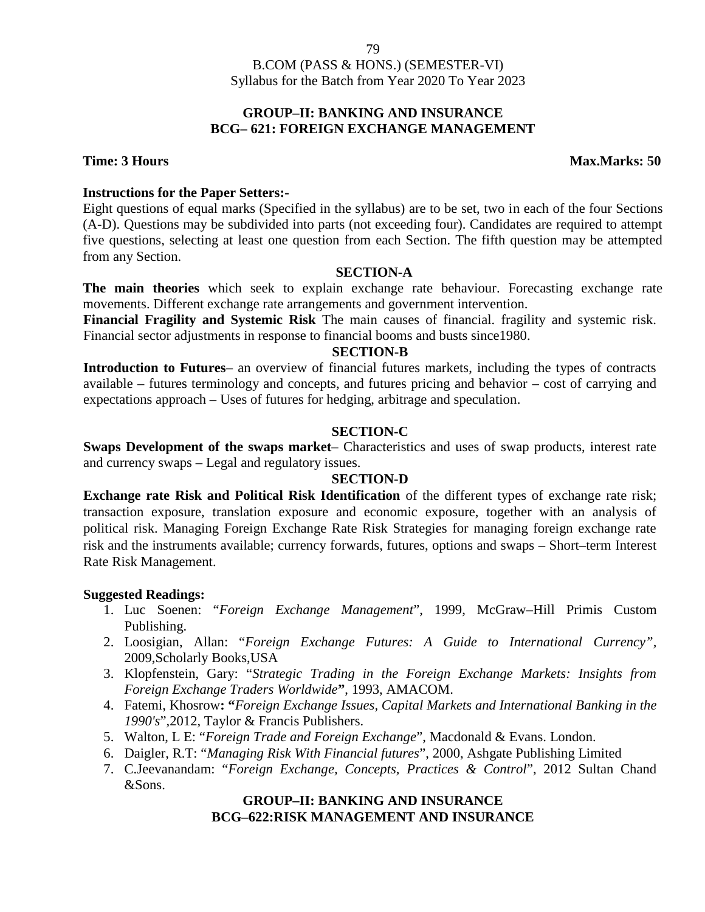B.COM (PASS & HONS.) (SEMESTER-VI)
Syllabus for the Batch from Year 2020 To Year 2023

## GROUP–II: BANKING AND INSURANCE
## BCG– 621: FOREIGN EXCHANGE MANAGEMENT

**Time: 3 Hours** **Max.Marks: 50**

**Instructions for the Paper Setters:-**
Eight questions of equal marks (Specified in the syllabus) are to be set, two in each of the four Sections (A-D). Questions may be subdivided into parts (not exceeding four). Candidates are required to attempt five questions, selecting at least one question from each Section. The fifth question may be attempted from any Section.

### SECTION-A

**The main theories** which seek to explain exchange rate behaviour. Forecasting exchange rate movements. Different exchange rate arrangements and government intervention.
**Financial Fragility and Systemic Risk** The main causes of financial. fragility and systemic risk. Financial sector adjustments in response to financial booms and busts since1980.

### SECTION-B

**Introduction to Futures**– an overview of financial futures markets, including the types of contracts available – futures terminology and concepts, and futures pricing and behavior – cost of carrying and expectations approach – Uses of futures for hedging, arbitrage and speculation.

### SECTION-C

**Swaps Development of the swaps market**– Characteristics and uses of swap products, interest rate and currency swaps – Legal and regulatory issues.

### SECTION-D

**Exchange rate Risk and Political Risk Identification** of the different types of exchange rate risk; transaction exposure, translation exposure and economic exposure, together with an analysis of political risk. Managing Foreign Exchange Rate Risk Strategies for managing foreign exchange rate risk and the instruments available; currency forwards, futures, options and swaps – Short–term Interest Rate Risk Management.

**Suggested Readings:**

1. Luc Soenen: "*Foreign Exchange Management*", 1999, McGraw–Hill Primis Custom Publishing.
2. Loosigian, Allan: "*Foreign Exchange Futures: A Guide to International Currency"*, 2009,Scholarly Books,USA
3. Klopfenstein, Gary: "*Strategic Trading in the Foreign Exchange Markets: Insights from Foreign Exchange Traders Worldwide***"**, 1993, AMACOM.
4. Fatemi, Khosrow**: "***Foreign Exchange Issues, Capital Markets and International Banking in the 1990's*",2012, Taylor & Francis Publishers.
5. Walton, L E: "*Foreign Trade and Foreign Exchange*", Macdonald & Evans. London.
6. Daigler, R.T: "*Managing Risk With Financial futures*", 2000, Ashgate Publishing Limited
7. C.Jeevanandam: "*Foreign Exchange, Concepts, Practices & Control*", 2012 Sultan Chand &Sons.

## GROUP–II: BANKING AND INSURANCE
## BCG–622:RISK MANAGEMENT AND INSURANCE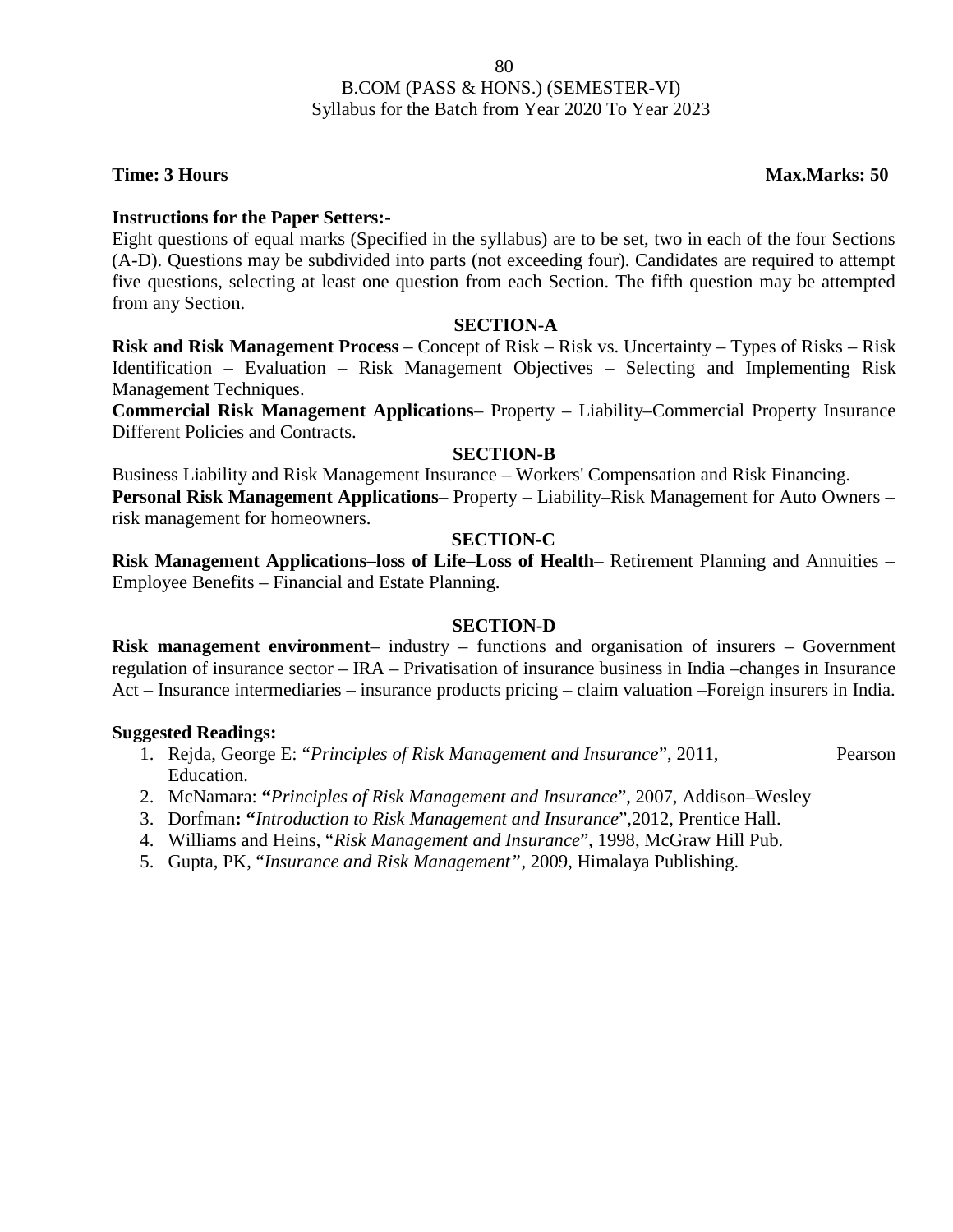B.COM (PASS & HONS.) (SEMESTER-VI)
Syllabus for the Batch from Year 2020 To Year 2023

**Time: 3 Hours** **Max.Marks: 50**

**Instructions for the Paper Setters:-**

Eight questions of equal marks (Specified in the syllabus) are to be set, two in each of the four Sections (A-D). Questions may be subdivided into parts (not exceeding four). Candidates are required to attempt five questions, selecting at least one question from each Section. The fifth question may be attempted from any Section.

## SECTION-A

**Risk and Risk Management Process** – Concept of Risk – Risk vs. Uncertainty – Types of Risks – Risk Identification – Evaluation – Risk Management Objectives – Selecting and Implementing Risk Management Techniques.

**Commercial Risk Management Applications**– Property – Liability–Commercial Property Insurance Different Policies and Contracts.

## SECTION-B

Business Liability and Risk Management Insurance – Workers' Compensation and Risk Financing.

**Personal Risk Management Applications**– Property – Liability–Risk Management for Auto Owners – risk management for homeowners.

## SECTION-C

**Risk Management Applications–loss of Life–Loss of Health**– Retirement Planning and Annuities – Employee Benefits – Financial and Estate Planning.

## SECTION-D

**Risk management environment**– industry – functions and organisation of insurers – Government regulation of insurance sector – IRA – Privatisation of insurance business in India –changes in Insurance Act – Insurance intermediaries – insurance products pricing – claim valuation –Foreign insurers in India.

**Suggested Readings:**

1. Rejda, George E: "*Principles of Risk Management and Insurance*", 2011, Pearson Education.
2. McNamara: **"***Principles of Risk Management and Insurance*", 2007, Addison–Wesley
3. Dorfman**: "***Introduction to Risk Management and Insurance*",2012, Prentice Hall.
4. Williams and Heins, "*Risk Management and Insurance*", 1998, McGraw Hill Pub.
5. Gupta, PK, "*Insurance and Risk Management*", 2009, Himalaya Publishing.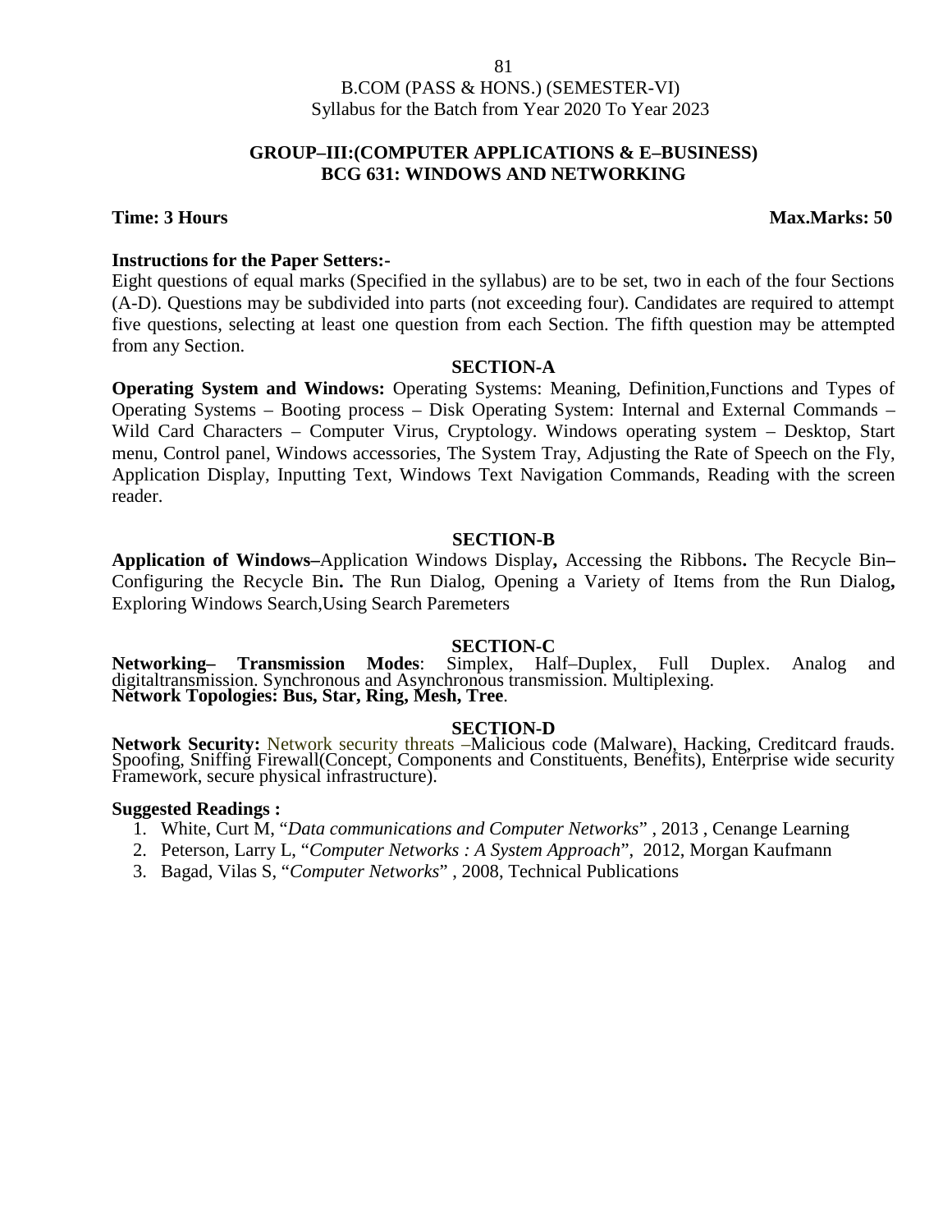B.COM (PASS & HONS.) (SEMESTER-VI)
Syllabus for the Batch from Year 2020 To Year 2023

## GROUP–III:(COMPUTER APPLICATIONS & E–BUSINESS)
## BCG 631: WINDOWS AND NETWORKING

**Time: 3 Hours** **Max.Marks: 50**

**Instructions for the Paper Setters:-**

Eight questions of equal marks (Specified in the syllabus) are to be set, two in each of the four Sections (A-D). Questions may be subdivided into parts (not exceeding four). Candidates are required to attempt five questions, selecting at least one question from each Section. The fifth question may be attempted from any Section.

### SECTION-A

**Operating System and Windows:** Operating Systems: Meaning, Definition,Functions and Types of Operating Systems – Booting process – Disk Operating System: Internal and External Commands – Wild Card Characters – Computer Virus, Cryptology. Windows operating system – Desktop, Start menu, Control panel, Windows accessories, The System Tray, Adjusting the Rate of Speech on the Fly, Application Display, Inputting Text, Windows Text Navigation Commands, Reading with the screen reader.

### SECTION-B

**Application of Windows–**Application Windows Display**,** Accessing the Ribbons**.** The Recycle Bin**–** Configuring the Recycle Bin**.** The Run Dialog, Opening a Variety of Items from the Run Dialog**,** Exploring Windows Search,Using Search Paremeters

### SECTION-C

**Networking– Transmission Modes**: Simplex, Half–Duplex, Full Duplex. Analog and digitaltransmission. Synchronous and Asynchronous transmission. Multiplexing.
**Network Topologies: Bus, Star, Ring, Mesh, Tree**.

### SECTION-D

**Network Security:** Network security threats –Malicious code (Malware), Hacking, Creditcard frauds. Spoofing, Sniffing Firewall(Concept, Components and Constituents, Benefits), Enterprise wide security Framework, secure physical infrastructure).

**Suggested Readings :**

1. White, Curt M, "*Data communications and Computer Networks*" , 2013 , Cenange Learning
2. Peterson, Larry L, "*Computer Networks : A System Approach*", 2012, Morgan Kaufmann
3. Bagad, Vilas S, "*Computer Networks*" , 2008, Technical Publications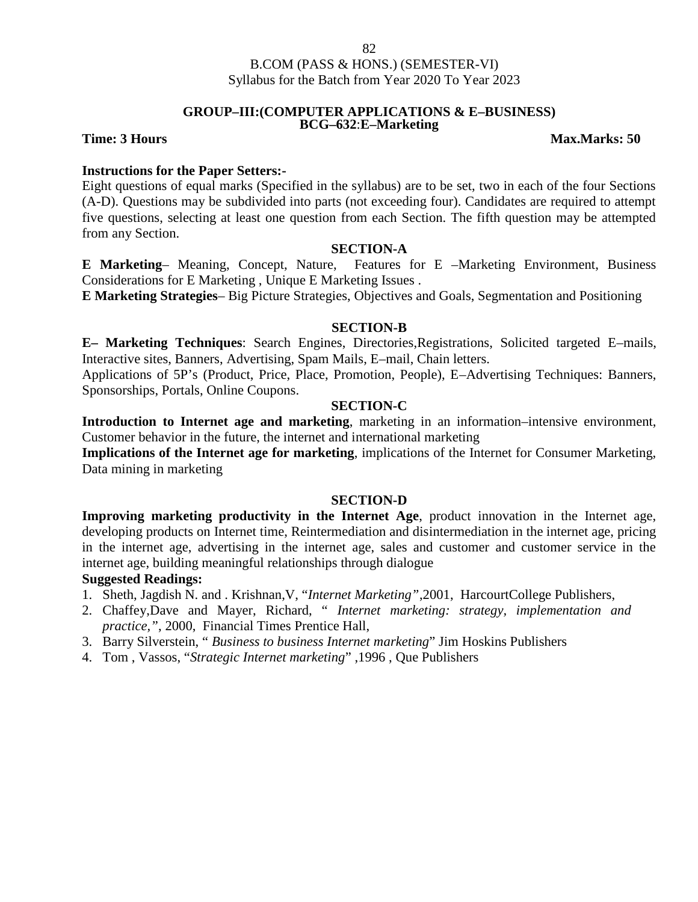B.COM (PASS & HONS.) (SEMESTER-VI)
Syllabus for the Batch from Year 2020 To Year 2023

## GROUP–III:(COMPUTER APPLICATIONS & E–BUSINESS)
## BCG–632:E–Marketing

**Time: 3 Hours** **Max.Marks: 50**

**Instructions for the Paper Setters:-**

Eight questions of equal marks (Specified in the syllabus) are to be set, two in each of the four Sections (A-D). Questions may be subdivided into parts (not exceeding four). Candidates are required to attempt five questions, selecting at least one question from each Section. The fifth question may be attempted from any Section.

### SECTION-A

**E Marketing**– Meaning, Concept, Nature, Features for E –Marketing Environment, Business Considerations for E Marketing , Unique E Marketing Issues .

**E Marketing Strategies**– Big Picture Strategies, Objectives and Goals, Segmentation and Positioning

### SECTION-B

**E– Marketing Techniques**: Search Engines, Directories,Registrations, Solicited targeted E–mails, Interactive sites, Banners, Advertising, Spam Mails, E–mail, Chain letters.

Applications of 5P's (Product, Price, Place, Promotion, People), E–Advertising Techniques: Banners, Sponsorships, Portals, Online Coupons.

### SECTION-C

**Introduction to Internet age and marketing**, marketing in an information–intensive environment, Customer behavior in the future, the internet and international marketing

**Implications of the Internet age for marketing**, implications of the Internet for Consumer Marketing, Data mining in marketing

### SECTION-D

**Improving marketing productivity in the Internet Age**, product innovation in the Internet age, developing products on Internet time, Reintermediation and disintermediation in the internet age, pricing in the internet age, advertising in the internet age, sales and customer and customer service in the internet age, building meaningful relationships through dialogue

**Suggested Readings:**

1. Sheth, Jagdish N. and . Krishnan,V, "*Internet Marketing"*,2001, HarcourtCollege Publishers,
2. Chaffey,Dave and Mayer, Richard, " *Internet marketing: strategy, implementation and practice,"*, 2000, Financial Times Prentice Hall,
3. Barry Silverstein, " *Business to business Internet marketing*" Jim Hoskins Publishers
4. Tom , Vassos, "*Strategic Internet marketing*" ,1996 , Que Publishers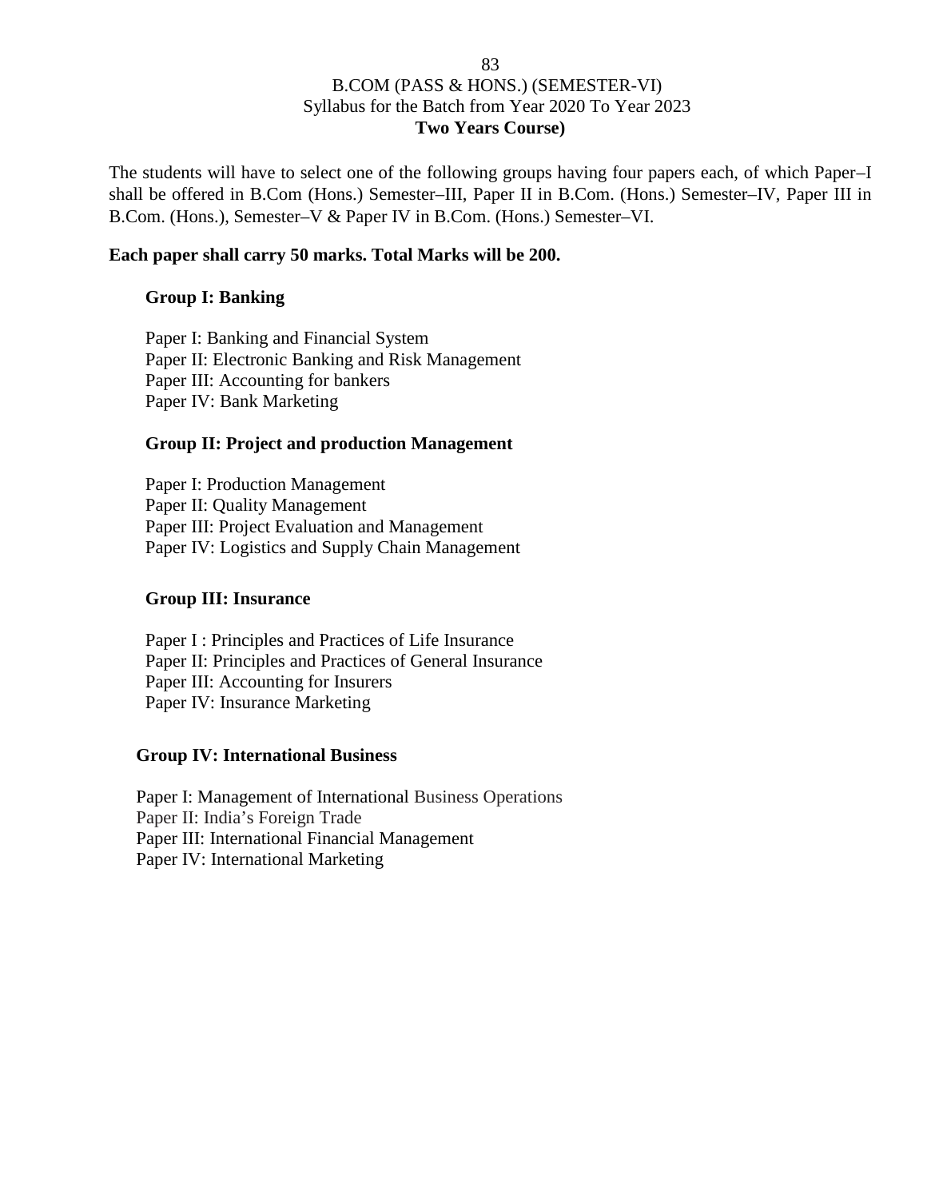B.COM (PASS & HONS.) (SEMESTER-VI)
Syllabus for the Batch from Year 2020 To Year 2023
**Two Years Course)**

The students will have to select one of the following groups having four papers each, of which Paper–I shall be offered in B.Com (Hons.) Semester–III, Paper II in B.Com. (Hons.) Semester–IV, Paper III in B.Com. (Hons.), Semester–V & Paper IV in B.Com. (Hons.) Semester–VI.

**Each paper shall carry 50 marks. Total Marks will be 200.**

**Group I: Banking**

Paper I: Banking and Financial System
Paper II: Electronic Banking and Risk Management
Paper III: Accounting for bankers
Paper IV: Bank Marketing

**Group II: Project and production Management**

Paper I: Production Management
Paper II: Quality Management
Paper III: Project Evaluation and Management
Paper IV: Logistics and Supply Chain Management

**Group III: Insurance**

Paper I : Principles and Practices of Life Insurance
Paper II: Principles and Practices of General Insurance
Paper III: Accounting for Insurers
Paper IV: Insurance Marketing

**Group IV: International Business**

Paper I: Management of International Business Operations
Paper II: India's Foreign Trade
Paper III: International Financial Management
Paper IV: International Marketing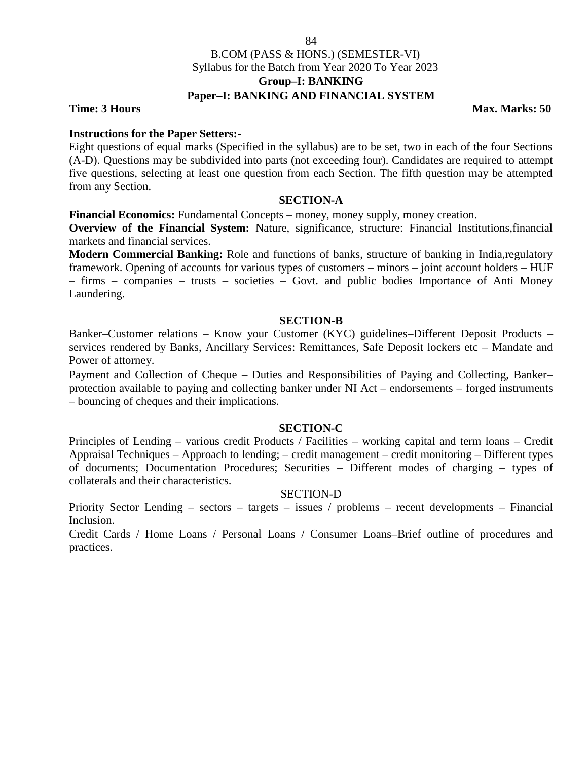B.COM (PASS & HONS.) (SEMESTER-VI)

Syllabus for the Batch from Year 2020 To Year 2023

**Group–I: BANKING**

**Paper–I: BANKING AND FINANCIAL SYSTEM**

**Time: 3 Hours** **Max. Marks: 50**

**Instructions for the Paper Setters:-**

Eight questions of equal marks (Specified in the syllabus) are to be set, two in each of the four Sections (A-D). Questions may be subdivided into parts (not exceeding four). Candidates are required to attempt five questions, selecting at least one question from each Section. The fifth question may be attempted from any Section.

## SECTION-A

**Financial Economics:** Fundamental Concepts – money, money supply, money creation.

**Overview of the Financial System:** Nature, significance, structure: Financial Institutions,financial markets and financial services.

**Modern Commercial Banking:** Role and functions of banks, structure of banking in India,regulatory framework. Opening of accounts for various types of customers – minors – joint account holders – HUF – firms – companies – trusts – societies – Govt. and public bodies Importance of Anti Money Laundering.

## SECTION-B

Banker–Customer relations – Know your Customer (KYC) guidelines–Different Deposit Products – services rendered by Banks, Ancillary Services: Remittances, Safe Deposit lockers etc – Mandate and Power of attorney.

Payment and Collection of Cheque – Duties and Responsibilities of Paying and Collecting, Banker– protection available to paying and collecting banker under NI Act – endorsements – forged instruments – bouncing of cheques and their implications.

## SECTION-C

Principles of Lending – various credit Products / Facilities – working capital and term loans – Credit Appraisal Techniques – Approach to lending; – credit management – credit monitoring – Different types of documents; Documentation Procedures; Securities – Different modes of charging – types of collaterals and their characteristics.

## SECTION-D

Priority Sector Lending – sectors – targets – issues / problems – recent developments – Financial Inclusion.

Credit Cards / Home Loans / Personal Loans / Consumer Loans–Brief outline of procedures and practices.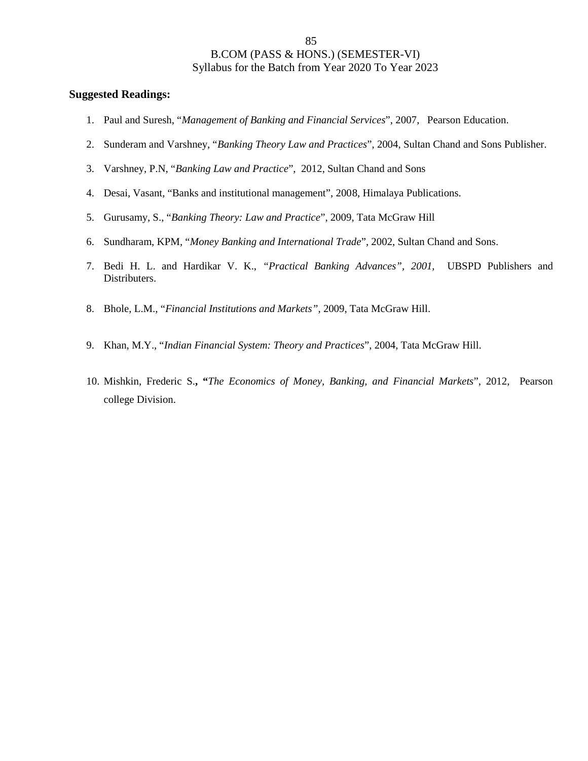**Suggested Readings:**

1. Paul and Suresh, "*Management of Banking and Financial Services*", 2007, Pearson Education.
2. Sunderam and Varshney, "*Banking Theory Law and Practices*", 2004, Sultan Chand and Sons Publisher.
3. Varshney, P.N, "*Banking Law and Practice*", 2012, Sultan Chand and Sons
4. Desai, Vasant, "Banks and institutional management", 2008, Himalaya Publications.
5. Gurusamy, S., "*Banking Theory: Law and Practice*", 2009, Tata McGraw Hill
6. Sundharam, KPM, "*Money Banking and International Trade*", 2002, Sultan Chand and Sons.
7. Bedi H. L. and Hardikar V. K., *"Practical Banking Advances", 2001*, UBSPD Publishers and Distributers.
8. Bhole, L.M., "*Financial Institutions and Markets"*, 2009, Tata McGraw Hill.
9. Khan, M.Y., "*Indian Financial System: Theory and Practices*", 2004, Tata McGraw Hill.
10. Mishkin, Frederic S**., "***The Economics of Money, Banking, and Financial Markets*", 2012, Pearson college Division.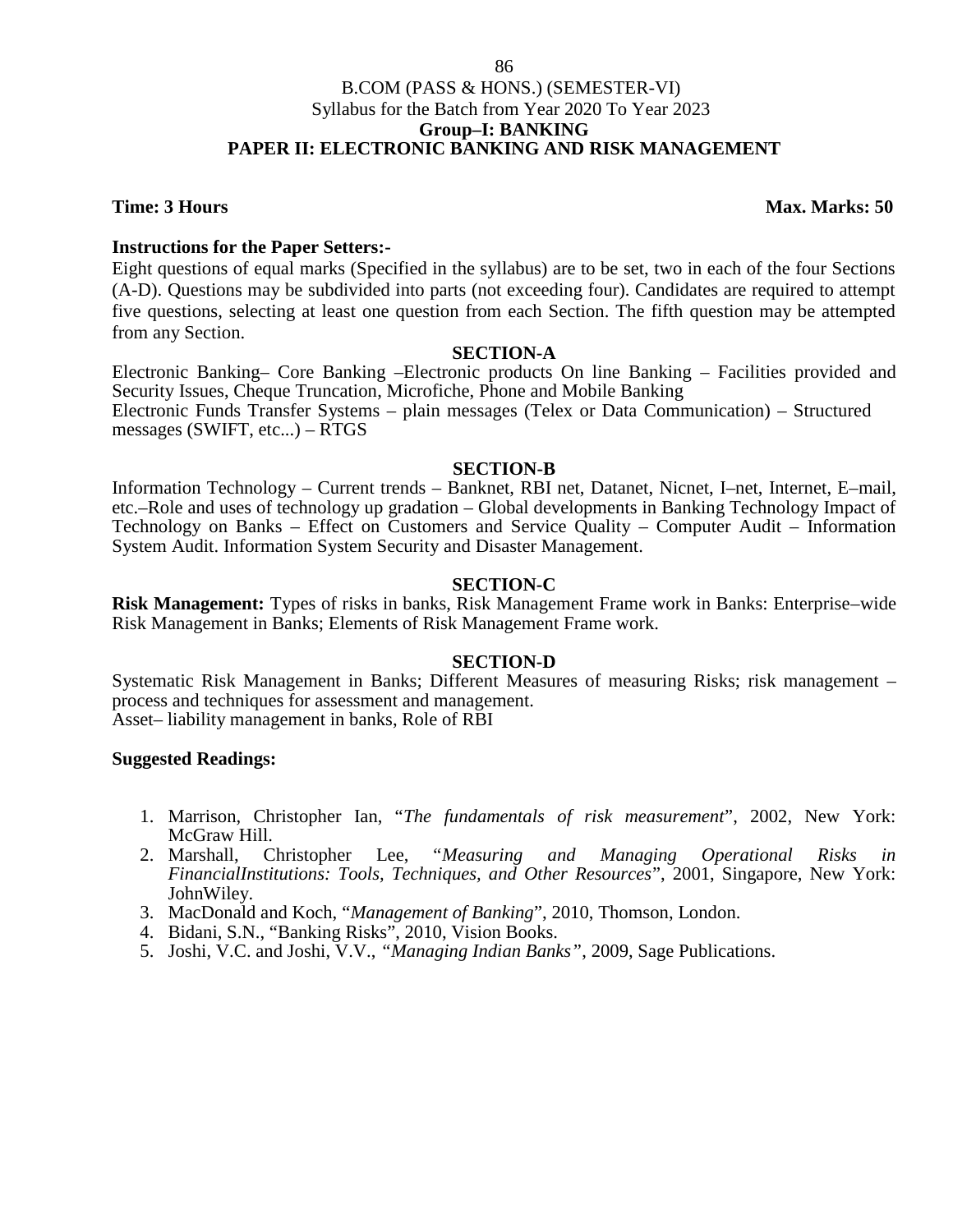## B.COM (PASS & HONS.) (SEMESTER-VI)

Syllabus for the Batch from Year 2020 To Year 2023

**Group–I: BANKING**

**PAPER II: ELECTRONIC BANKING AND RISK MANAGEMENT**

**Time: 3 Hours** **Max. Marks: 50**

**Instructions for the Paper Setters:-**

Eight questions of equal marks (Specified in the syllabus) are to be set, two in each of the four Sections (A-D). Questions may be subdivided into parts (not exceeding four). Candidates are required to attempt five questions, selecting at least one question from each Section. The fifth question may be attempted from any Section.

### SECTION-A

Electronic Banking– Core Banking –Electronic products On line Banking – Facilities provided and Security Issues, Cheque Truncation, Microfiche, Phone and Mobile Banking

Electronic Funds Transfer Systems – plain messages (Telex or Data Communication) – Structured messages (SWIFT, etc...) – RTGS

### SECTION-B

Information Technology – Current trends – Banknet, RBI net, Datanet, Nicnet, I–net, Internet, E–mail, etc.–Role and uses of technology up gradation – Global developments in Banking Technology Impact of Technology on Banks – Effect on Customers and Service Quality – Computer Audit – Information System Audit. Information System Security and Disaster Management.

### SECTION-C

**Risk Management:** Types of risks in banks, Risk Management Frame work in Banks: Enterprise–wide Risk Management in Banks; Elements of Risk Management Frame work.

### SECTION-D

Systematic Risk Management in Banks; Different Measures of measuring Risks; risk management – process and techniques for assessment and management.

Asset– liability management in banks, Role of RBI

**Suggested Readings:**

1. Marrison, Christopher Ian, "*The fundamentals of risk measurement*", 2002, New York: McGraw Hill.
2. Marshall, Christopher Lee, "*Measuring and Managing Operational Risks in FinancialInstitutions: Tools, Techniques, and Other Resources*", 2001, Singapore, New York: JohnWiley.
3. MacDonald and Koch, "*Management of Banking*", 2010, Thomson, London.
4. Bidani, S.N., "Banking Risks", 2010, Vision Books.
5. Joshi, V.C. and Joshi, V.V., *"Managing Indian Banks"*, 2009, Sage Publications.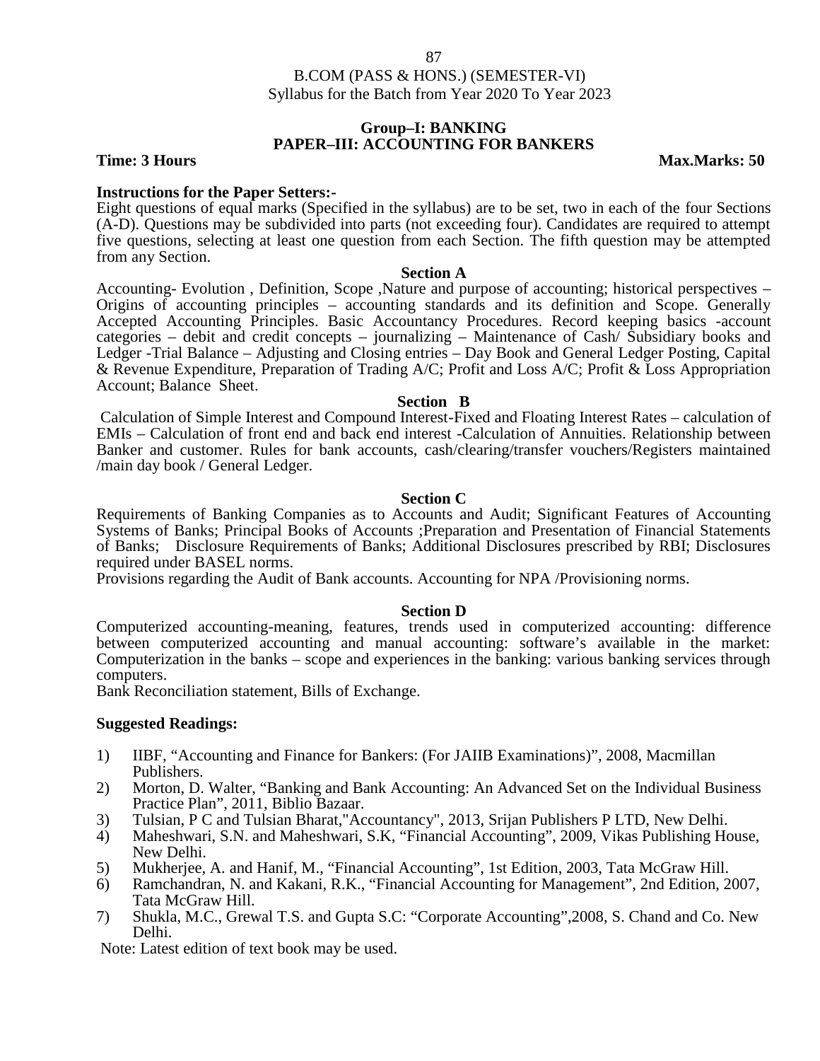B.COM (PASS & HONS.) (SEMESTER-VI)
Syllabus for the Batch from Year 2020 To Year 2023

## Group–I: BANKING
## PAPER–III: ACCOUNTING FOR BANKERS

**Time: 3 Hours** **Max.Marks: 50**

**Instructions for the Paper Setters:-**

Eight questions of equal marks (Specified in the syllabus) are to be set, two in each of the four Sections (A-D). Questions may be subdivided into parts (not exceeding four). Candidates are required to attempt five questions, selecting at least one question from each Section. The fifth question may be attempted from any Section.

### Section A

Accounting- Evolution , Definition, Scope ,Nature and purpose of accounting; historical perspectives – Origins of accounting principles – accounting standards and its definition and Scope. Generally Accepted Accounting Principles. Basic Accountancy Procedures. Record keeping basics -account categories – debit and credit concepts – journalizing – Maintenance of Cash/ Subsidiary books and Ledger -Trial Balance – Adjusting and Closing entries – Day Book and General Ledger Posting, Capital & Revenue Expenditure, Preparation of Trading A/C; Profit and Loss A/C; Profit & Loss Appropriation Account; Balance Sheet.

### Section B

Calculation of Simple Interest and Compound Interest-Fixed and Floating Interest Rates – calculation of EMIs – Calculation of front end and back end interest -Calculation of Annuities. Relationship between Banker and customer. Rules for bank accounts, cash/clearing/transfer vouchers/Registers maintained /main day book / General Ledger.

### Section C

Requirements of Banking Companies as to Accounts and Audit; Significant Features of Accounting Systems of Banks; Principal Books of Accounts ;Preparation and Presentation of Financial Statements of Banks; Disclosure Requirements of Banks; Additional Disclosures prescribed by RBI; Disclosures required under BASEL norms.

Provisions regarding the Audit of Bank accounts. Accounting for NPA /Provisioning norms.

### Section D

Computerized accounting-meaning, features, trends used in computerized accounting: difference between computerized accounting and manual accounting: software's available in the market: Computerization in the banks – scope and experiences in the banking: various banking services through computers.

Bank Reconciliation statement, Bills of Exchange.

**Suggested Readings:**

1) IIBF, "Accounting and Finance for Bankers: (For JAIIB Examinations)", 2008, Macmillan Publishers.
2) Morton, D. Walter, "Banking and Bank Accounting: An Advanced Set on the Individual Business Practice Plan", 2011, Biblio Bazaar.
3) Tulsian, P C and Tulsian Bharat,"Accountancy", 2013, Srijan Publishers P LTD, New Delhi.
4) Maheshwari, S.N. and Maheshwari, S.K, "Financial Accounting", 2009, Vikas Publishing House, New Delhi.
5) Mukherjee, A. and Hanif, M., "Financial Accounting", 1st Edition, 2003, Tata McGraw Hill.
6) Ramchandran, N. and Kakani, R.K., "Financial Accounting for Management", 2nd Edition, 2007, Tata McGraw Hill.
7) Shukla, M.C., Grewal T.S. and Gupta S.C: "Corporate Accounting",2008, S. Chand and Co. New Delhi.

Note: Latest edition of text book may be used.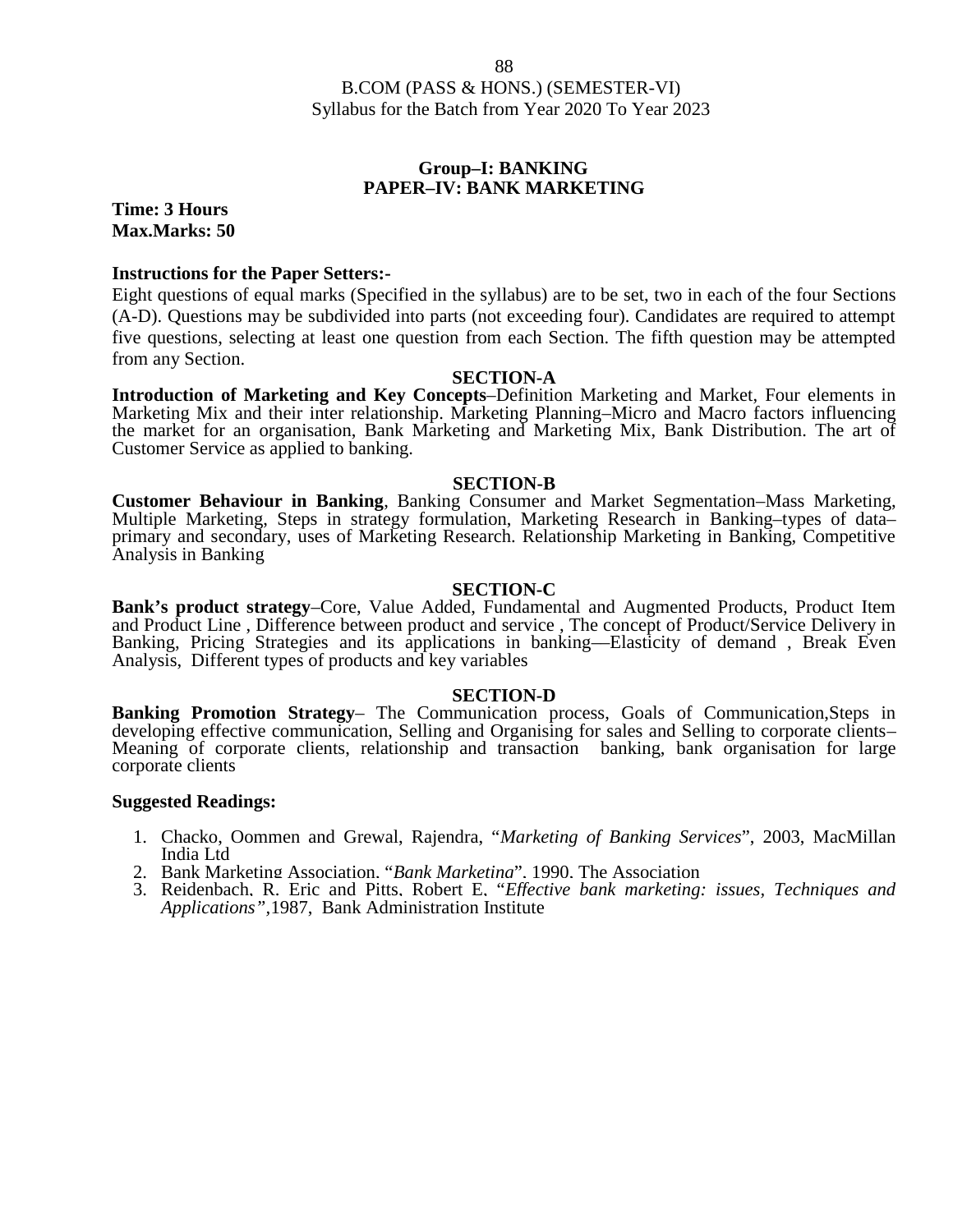B.COM (PASS & HONS.) (SEMESTER-VI)
Syllabus for the Batch from Year 2020 To Year 2023

## Group–I: BANKING
## PAPER–IV: BANK MARKETING

**Time: 3 Hours**
**Max.Marks: 50**

**Instructions for the Paper Setters:-**

Eight questions of equal marks (Specified in the syllabus) are to be set, two in each of the four Sections (A-D). Questions may be subdivided into parts (not exceeding four). Candidates are required to attempt five questions, selecting at least one question from each Section. The fifth question may be attempted from any Section.

### SECTION-A

**Introduction of Marketing and Key Concepts**–Definition Marketing and Market, Four elements in Marketing Mix and their inter relationship. Marketing Planning–Micro and Macro factors influencing the market for an organisation, Bank Marketing and Marketing Mix, Bank Distribution. The art of Customer Service as applied to banking.

### SECTION-B

**Customer Behaviour in Banking**, Banking Consumer and Market Segmentation–Mass Marketing, Multiple Marketing, Steps in strategy formulation, Marketing Research in Banking–types of data–primary and secondary, uses of Marketing Research. Relationship Marketing in Banking, Competitive Analysis in Banking

### SECTION-C

**Bank's product strategy**–Core, Value Added, Fundamental and Augmented Products, Product Item and Product Line , Difference between product and service , The concept of Product/Service Delivery in Banking, Pricing Strategies and its applications in banking—Elasticity of demand , Break Even Analysis, Different types of products and key variables

### SECTION-D

**Banking Promotion Strategy**– The Communication process, Goals of Communication,Steps in developing effective communication, Selling and Organising for sales and Selling to corporate clients–Meaning of corporate clients, relationship and transaction banking, bank organisation for large corporate clients

**Suggested Readings:**

1. Chacko, Oommen and Grewal, Rajendra, "*Marketing of Banking Services*", 2003, MacMillan India Ltd
2. Bank Marketing Association, "*Bank Marketing*", 1990, The Association
3. Reidenbach, R. Eric and Pitts, Robert E, "*Effective bank marketing: issues, Techniques and Applications",*1987, Bank Administration Institute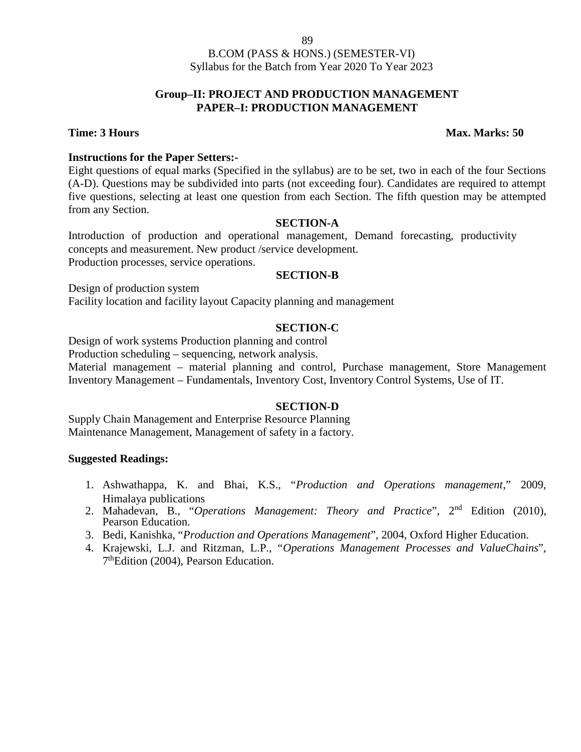B.COM (PASS & HONS.) (SEMESTER-VI)
Syllabus for the Batch from Year 2020 To Year 2023

## Group–II: PROJECT AND PRODUCTION MANAGEMENT
## PAPER–I: PRODUCTION MANAGEMENT

**Time: 3 Hours** **Max. Marks: 50**

**Instructions for the Paper Setters:-**

Eight questions of equal marks (Specified in the syllabus) are to be set, two in each of the four Sections (A-D). Questions may be subdivided into parts (not exceeding four). Candidates are required to attempt five questions, selecting at least one question from each Section. The fifth question may be attempted from any Section.

### SECTION-A

Introduction of production and operational management, Demand forecasting, productivity concepts and measurement. New product /service development.
Production processes, service operations.

### SECTION-B

Design of production system
Facility location and facility layout Capacity planning and management

### SECTION-C

Design of work systems Production planning and control
Production scheduling – sequencing, network analysis.
Material management – material planning and control, Purchase management, Store Management Inventory Management – Fundamentals, Inventory Cost, Inventory Control Systems, Use of IT.

### SECTION-D

Supply Chain Management and Enterprise Resource Planning
Maintenance Management, Management of safety in a factory.

**Suggested Readings:**

1. Ashwathappa, K. and Bhai, K.S., "*Production and Operations management*," 2009, Himalaya publications
2. Mahadevan, B., "*Operations Management: Theory and Practice*", 2nd Edition (2010), Pearson Education.
3. Bedi, Kanishka, "*Production and Operations Management*", 2004, Oxford Higher Education.
4. Krajewski, L.J. and Ritzman, L.P., "*Operations Management Processes and ValueChains*", 7thEdition (2004), Pearson Education.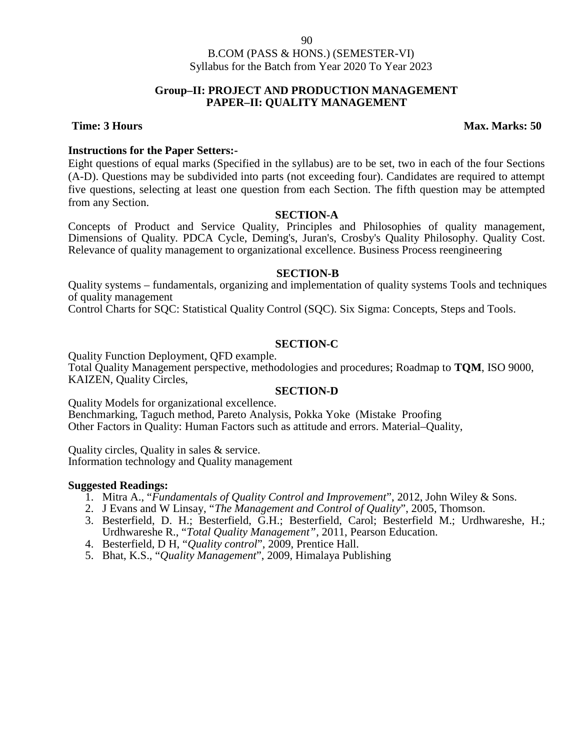B.COM (PASS & HONS.) (SEMESTER-VI)
Syllabus for the Batch from Year 2020 To Year 2023

## Group–II: PROJECT AND PRODUCTION MANAGEMENT
## PAPER–II: QUALITY MANAGEMENT

**Time: 3 Hours** **Max. Marks: 50**

**Instructions for the Paper Setters:-**

Eight questions of equal marks (Specified in the syllabus) are to be set, two in each of the four Sections (A-D). Questions may be subdivided into parts (not exceeding four). Candidates are required to attempt five questions, selecting at least one question from each Section. The fifth question may be attempted from any Section.

### SECTION-A

Concepts of Product and Service Quality, Principles and Philosophies of quality management, Dimensions of Quality. PDCA Cycle, Deming's, Juran's, Crosby's Quality Philosophy. Quality Cost. Relevance of quality management to organizational excellence. Business Process reengineering

### SECTION-B

Quality systems – fundamentals, organizing and implementation of quality systems Tools and techniques of quality management

Control Charts for SQC: Statistical Quality Control (SQC). Six Sigma: Concepts, Steps and Tools.

### SECTION-C

Quality Function Deployment, QFD example.

Total Quality Management perspective, methodologies and procedures; Roadmap to **TQM**, ISO 9000, KAIZEN, Quality Circles,

### SECTION-D

Quality Models for organizational excellence.

Benchmarking, Taguch method, Pareto Analysis, Pokka Yoke (Mistake Proofing

Other Factors in Quality: Human Factors such as attitude and errors. Material–Quality,

Quality circles, Quality in sales & service.

Information technology and Quality management

**Suggested Readings:**

1. Mitra A., "*Fundamentals of Quality Control and Improvement*", 2012, John Wiley & Sons.
2. J Evans and W Linsay, "*The Management and Control of Quality*", 2005, Thomson.
3. Besterfield, D. H.; Besterfield, G.H.; Besterfield, Carol; Besterfield M.; Urdhwareshe, H.; Urdhwareshe R., "*Total Quality Management*", 2011, Pearson Education.
4. Besterfield, D H, "*Quality control*", 2009, Prentice Hall.
5. Bhat, K.S., "*Quality Management*", 2009, Himalaya Publishing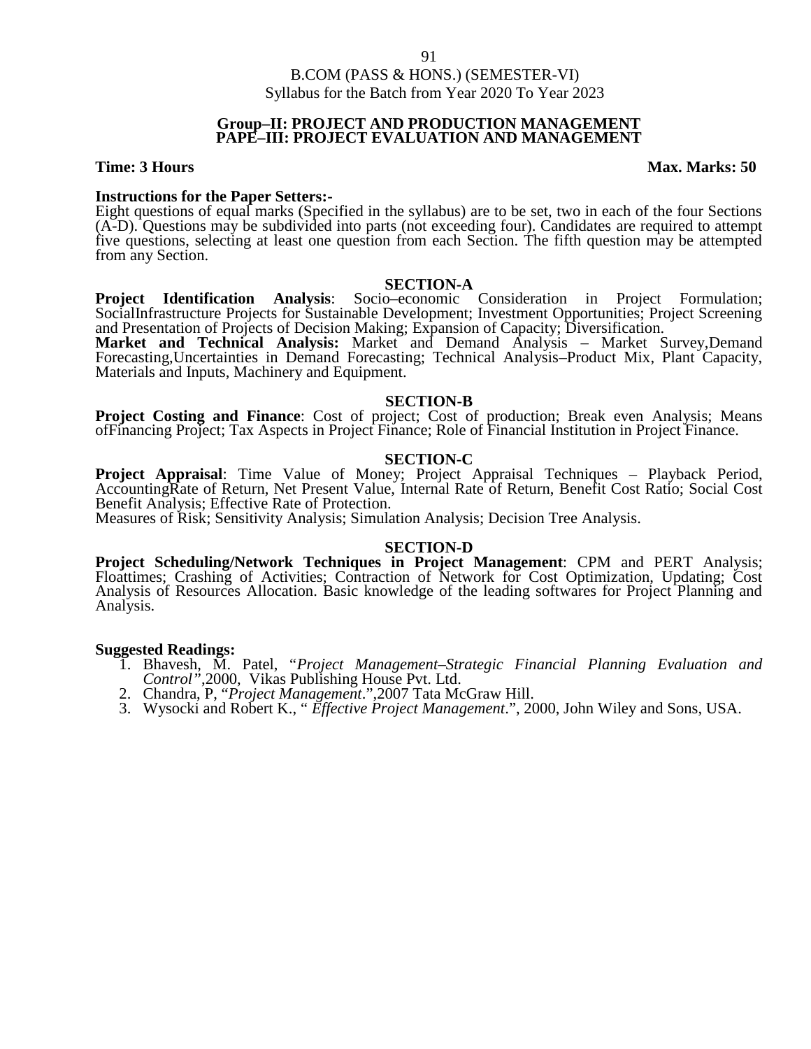B.COM (PASS & HONS.) (SEMESTER-VI)
Syllabus for the Batch from Year 2020 To Year 2023

## Group–II: PROJECT AND PRODUCTION MANAGEMENT
## PAPE–III: PROJECT EVALUATION AND MANAGEMENT

**Time: 3 Hours** **Max. Marks: 50**

**Instructions for the Paper Setters:-**
Eight questions of equal marks (Specified in the syllabus) are to be set, two in each of the four Sections (A-D). Questions may be subdivided into parts (not exceeding four). Candidates are required to attempt five questions, selecting at least one question from each Section. The fifth question may be attempted from any Section.

### SECTION-A

**Project Identification Analysis**: Socio–economic Consideration in Project Formulation; SocialInfrastructure Projects for Sustainable Development; Investment Opportunities; Project Screening and Presentation of Projects of Decision Making; Expansion of Capacity; Diversification.
**Market and Technical Analysis:** Market and Demand Analysis – Market Survey,Demand Forecasting,Uncertainties in Demand Forecasting; Technical Analysis–Product Mix, Plant Capacity, Materials and Inputs, Machinery and Equipment.

### SECTION-B

**Project Costing and Finance**: Cost of project; Cost of production; Break even Analysis; Means ofFinancing Project; Tax Aspects in Project Finance; Role of Financial Institution in Project Finance.

### SECTION-C

**Project Appraisal**: Time Value of Money; Project Appraisal Techniques – Playback Period, AccountingRate of Return, Net Present Value, Internal Rate of Return, Benefit Cost Ratio; Social Cost Benefit Analysis; Effective Rate of Protection.
Measures of Risk; Sensitivity Analysis; Simulation Analysis; Decision Tree Analysis.

### SECTION-D

**Project Scheduling/Network Techniques in Project Management**: CPM and PERT Analysis; Floattimes; Crashing of Activities; Contraction of Network for Cost Optimization, Updating; Cost Analysis of Resources Allocation. Basic knowledge of the leading softwares for Project Planning and Analysis.

**Suggested Readings:**

1. Bhavesh, M. Patel, "*Project Management–Strategic Financial Planning Evaluation and Control"*,2000, Vikas Publishing House Pvt. Ltd.
2. Chandra, P, "*Project Management*.",2007 Tata McGraw Hill.
3. Wysocki and Robert K., " *Effective Project Management*.", 2000, John Wiley and Sons, USA.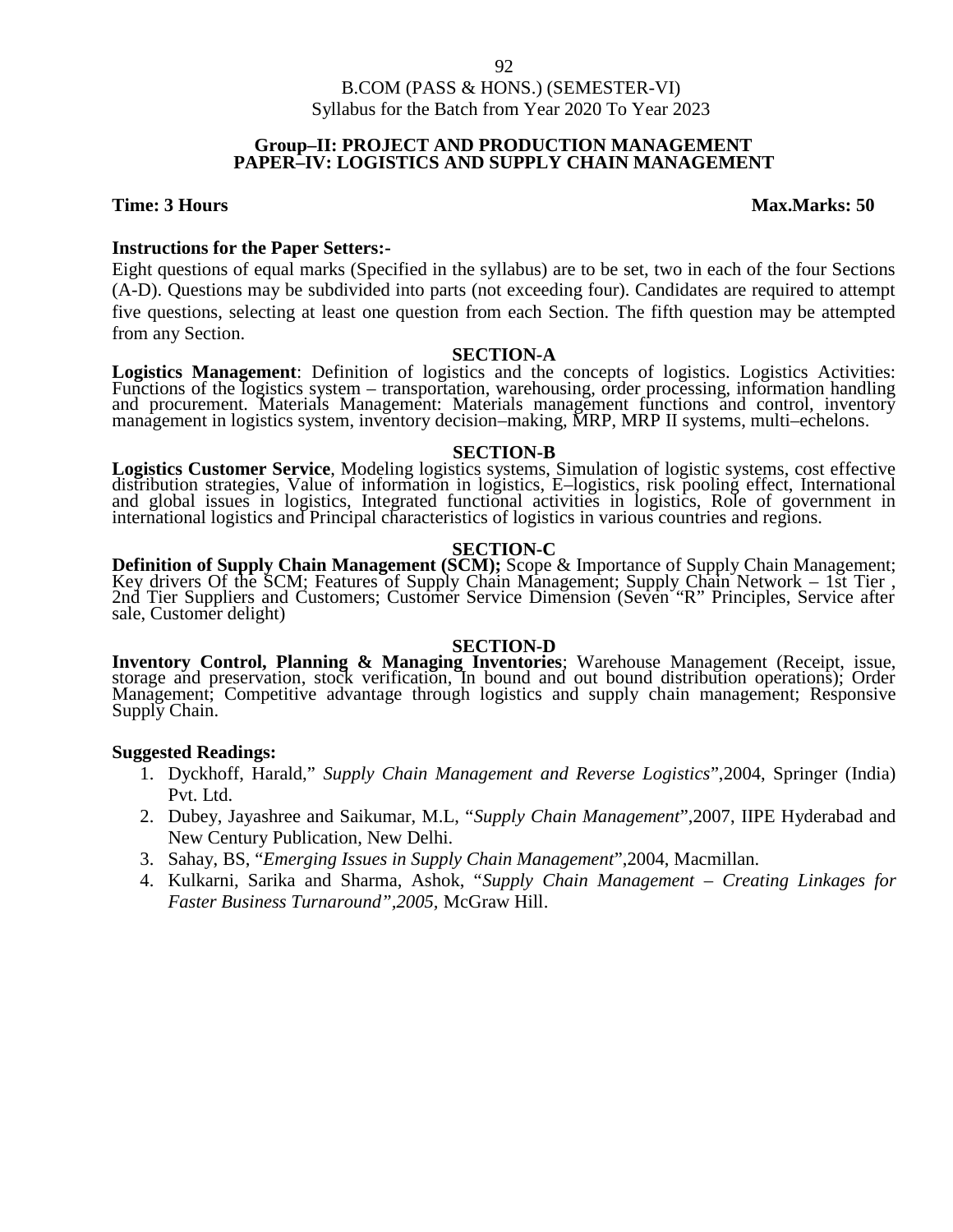B.COM (PASS & HONS.) (SEMESTER-VI)
Syllabus for the Batch from Year 2020 To Year 2023

## Group–II: PROJECT AND PRODUCTION MANAGEMENT
## PAPER–IV: LOGISTICS AND SUPPLY CHAIN MANAGEMENT

**Time: 3 Hours** **Max.Marks: 50**

**Instructions for the Paper Setters:-**

Eight questions of equal marks (Specified in the syllabus) are to be set, two in each of the four Sections (A-D). Questions may be subdivided into parts (not exceeding four). Candidates are required to attempt five questions, selecting at least one question from each Section. The fifth question may be attempted from any Section.

### SECTION-A

**Logistics Management**: Definition of logistics and the concepts of logistics. Logistics Activities: Functions of the logistics system – transportation, warehousing, order processing, information handling and procurement. Materials Management: Materials management functions and control, inventory management in logistics system, inventory decision–making, MRP, MRP II systems, multi–echelons.

### SECTION-B

**Logistics Customer Service**, Modeling logistics systems, Simulation of logistic systems, cost effective distribution strategies, Value of information in logistics, E–logistics, risk pooling effect, International and global issues in logistics, Integrated functional activities in logistics, Role of government in international logistics and Principal characteristics of logistics in various countries and regions.

### SECTION-C

**Definition of Supply Chain Management (SCM);** Scope & Importance of Supply Chain Management; Key drivers Of the SCM; Features of Supply Chain Management; Supply Chain Network – 1st Tier , 2nd Tier Suppliers and Customers; Customer Service Dimension (Seven "R" Principles, Service after sale, Customer delight)

### SECTION-D

**Inventory Control, Planning & Managing Inventories**; Warehouse Management (Receipt, issue, storage and preservation, stock verification, In bound and out bound distribution operations); Order Management; Competitive advantage through logistics and supply chain management; Responsive Supply Chain.

**Suggested Readings:**

1. Dyckhoff, Harald," *Supply Chain Management and Reverse Logistics*",2004, Springer (India) Pvt. Ltd.
2. Dubey, Jayashree and Saikumar, M.L, "*Supply Chain Management*",2007, IIPE Hyderabad and New Century Publication, New Delhi.
3. Sahay, BS, "*Emerging Issues in Supply Chain Management*",2004, Macmillan.
4. Kulkarni, Sarika and Sharma, Ashok, "*Supply Chain Management – Creating Linkages for Faster Business Turnaround",2005,* McGraw Hill.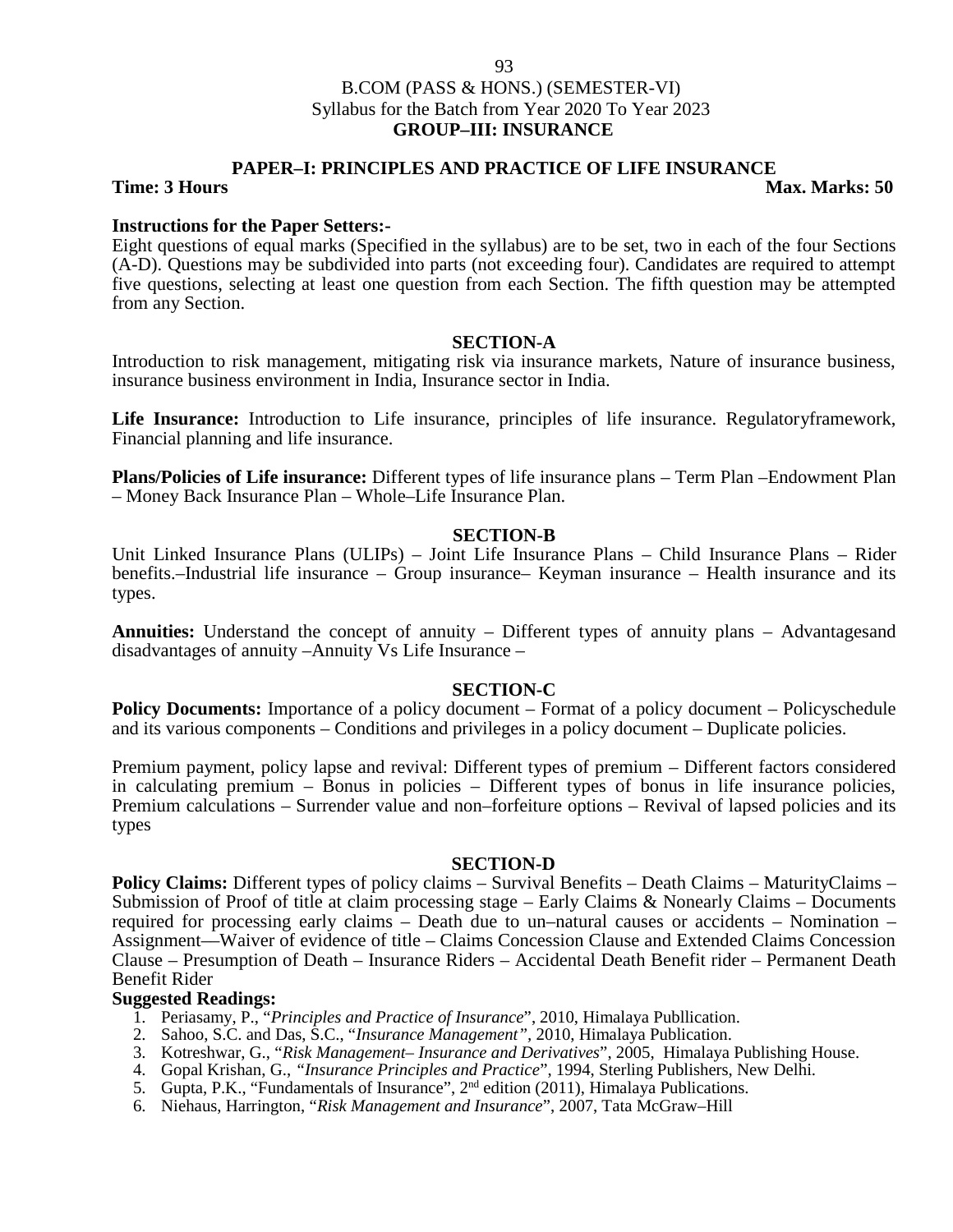B.COM (PASS & HONS.) (SEMESTER-VI)

Syllabus for the Batch from Year 2020 To Year 2023

**GROUP–III: INSURANCE**

**PAPER–I: PRINCIPLES AND PRACTICE OF LIFE INSURANCE**

**Time: 3 Hours** **Max. Marks: 50**

**Instructions for the Paper Setters:-**

Eight questions of equal marks (Specified in the syllabus) are to be set, two in each of the four Sections (A-D). Questions may be subdivided into parts (not exceeding four). Candidates are required to attempt five questions, selecting at least one question from each Section. The fifth question may be attempted from any Section.

**SECTION-A**

Introduction to risk management, mitigating risk via insurance markets, Nature of insurance business, insurance business environment in India, Insurance sector in India.

**Life Insurance:** Introduction to Life insurance, principles of life insurance. Regulatoryframework, Financial planning and life insurance.

**Plans/Policies of Life insurance:** Different types of life insurance plans – Term Plan –Endowment Plan – Money Back Insurance Plan – Whole–Life Insurance Plan.

**SECTION-B**

Unit Linked Insurance Plans (ULIPs) – Joint Life Insurance Plans – Child Insurance Plans – Rider benefits.–Industrial life insurance – Group insurance– Keyman insurance – Health insurance and its types.

**Annuities:** Understand the concept of annuity – Different types of annuity plans – Advantagesand disadvantages of annuity –Annuity Vs Life Insurance –

**SECTION-C**

**Policy Documents:** Importance of a policy document – Format of a policy document – Policyschedule and its various components – Conditions and privileges in a policy document – Duplicate policies.

Premium payment, policy lapse and revival: Different types of premium – Different factors considered in calculating premium – Bonus in policies – Different types of bonus in life insurance policies, Premium calculations – Surrender value and non–forfeiture options – Revival of lapsed policies and its types

**SECTION-D**

**Policy Claims:** Different types of policy claims – Survival Benefits – Death Claims – MaturityClaims – Submission of Proof of title at claim processing stage – Early Claims & Nonearly Claims – Documents required for processing early claims – Death due to un–natural causes or accidents – Nomination – Assignment—Waiver of evidence of title – Claims Concession Clause and Extended Claims Concession Clause – Presumption of Death – Insurance Riders – Accidental Death Benefit rider – Permanent Death Benefit Rider

**Suggested Readings:**

1. Periasamy, P., "*Principles and Practice of Insurance*", 2010, Himalaya Publlication.
2. Sahoo, S.C. and Das, S.C., "*Insurance Management"*, 2010, Himalaya Publication.
3. Kotreshwar, G., "*Risk Management– Insurance and Derivatives*", 2005, Himalaya Publishing House.
4. Gopal Krishan, G., *"Insurance Principles and Practice*", 1994, Sterling Publishers, New Delhi.
5. Gupta, P.K., "Fundamentals of Insurance", 2nd edition (2011), Himalaya Publications.
6. Niehaus, Harrington, "*Risk Management and Insurance*", 2007, Tata McGraw–Hill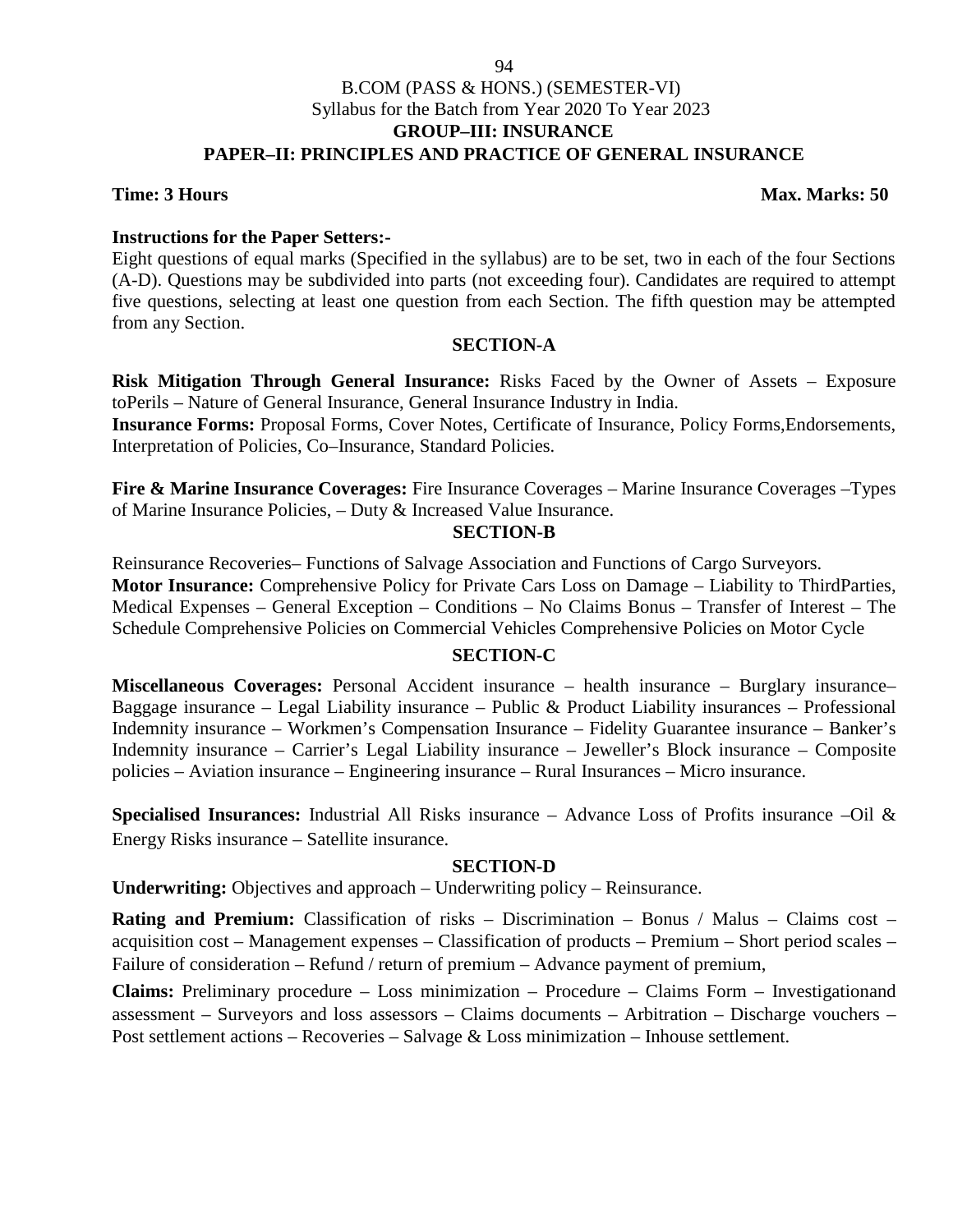# B.COM (PASS & HONS.) (SEMESTER-VI)

Syllabus for the Batch from Year 2020 To Year 2023

## GROUP–III: INSURANCE

## PAPER–II: PRINCIPLES AND PRACTICE OF GENERAL INSURANCE

**Time: 3 Hours** **Max. Marks: 50**

**Instructions for the Paper Setters:-**

Eight questions of equal marks (Specified in the syllabus) are to be set, two in each of the four Sections (A-D). Questions may be subdivided into parts (not exceeding four). Candidates are required to attempt five questions, selecting at least one question from each Section. The fifth question may be attempted from any Section.

### SECTION-A

**Risk Mitigation Through General Insurance:** Risks Faced by the Owner of Assets – Exposure toPerils – Nature of General Insurance, General Insurance Industry in India.

**Insurance Forms:** Proposal Forms, Cover Notes, Certificate of Insurance, Policy Forms,Endorsements, Interpretation of Policies, Co–Insurance, Standard Policies.

**Fire & Marine Insurance Coverages:** Fire Insurance Coverages – Marine Insurance Coverages –Types of Marine Insurance Policies, – Duty & Increased Value Insurance.

### SECTION-B

Reinsurance Recoveries– Functions of Salvage Association and Functions of Cargo Surveyors.

**Motor Insurance:** Comprehensive Policy for Private Cars Loss on Damage – Liability to ThirdParties, Medical Expenses – General Exception – Conditions – No Claims Bonus – Transfer of Interest – The Schedule Comprehensive Policies on Commercial Vehicles Comprehensive Policies on Motor Cycle

### SECTION-C

**Miscellaneous Coverages:** Personal Accident insurance – health insurance – Burglary insurance– Baggage insurance – Legal Liability insurance – Public & Product Liability insurances – Professional Indemnity insurance – Workmen's Compensation Insurance – Fidelity Guarantee insurance – Banker's Indemnity insurance – Carrier's Legal Liability insurance – Jeweller's Block insurance – Composite policies – Aviation insurance – Engineering insurance – Rural Insurances – Micro insurance.

**Specialised Insurances:** Industrial All Risks insurance – Advance Loss of Profits insurance –Oil & Energy Risks insurance – Satellite insurance.

### SECTION-D

**Underwriting:** Objectives and approach – Underwriting policy – Reinsurance.

**Rating and Premium:** Classification of risks – Discrimination – Bonus / Malus – Claims cost – acquisition cost – Management expenses – Classification of products – Premium – Short period scales – Failure of consideration – Refund / return of premium – Advance payment of premium,

**Claims:** Preliminary procedure – Loss minimization – Procedure – Claims Form – Investigationand assessment – Surveyors and loss assessors – Claims documents – Arbitration – Discharge vouchers – Post settlement actions – Recoveries – Salvage & Loss minimization – Inhouse settlement.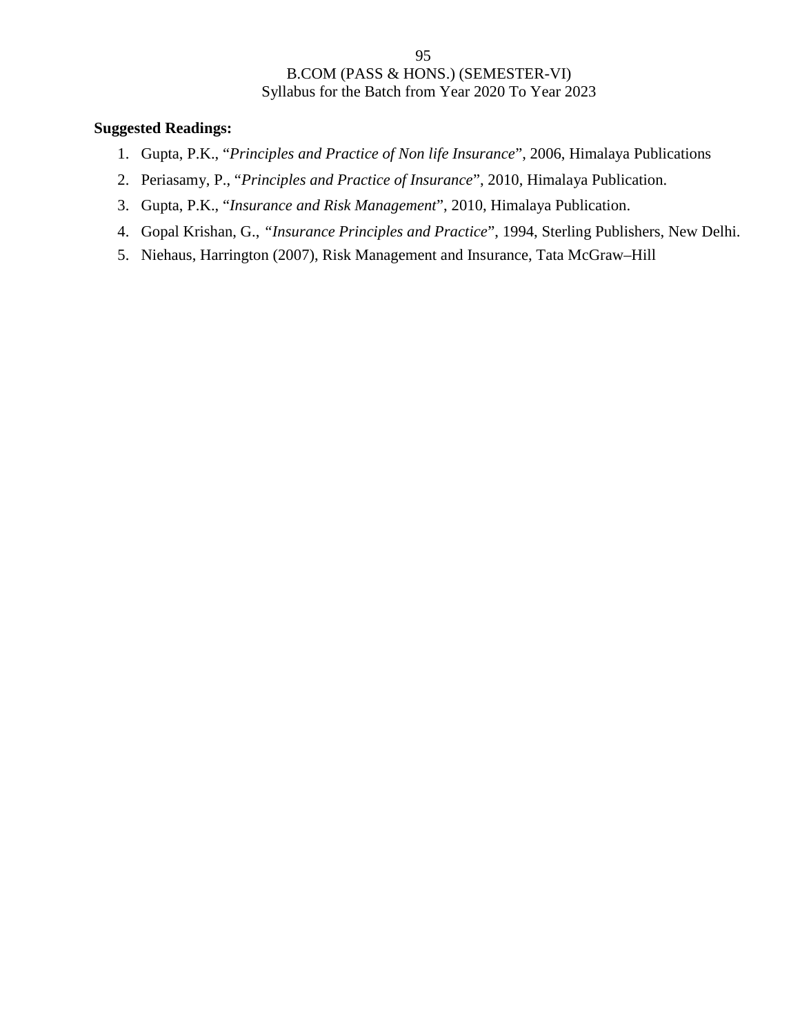**Suggested Readings:**

1. Gupta, P.K., "*Principles and Practice of Non life Insurance*", 2006, Himalaya Publications
2. Periasamy, P., "*Principles and Practice of Insurance*", 2010, Himalaya Publication.
3. Gupta, P.K., "*Insurance and Risk Management*", 2010, Himalaya Publication.
4. Gopal Krishan, G., *"Insurance Principles and Practice*", 1994, Sterling Publishers, New Delhi.
5. Niehaus, Harrington (2007), Risk Management and Insurance, Tata McGraw–Hill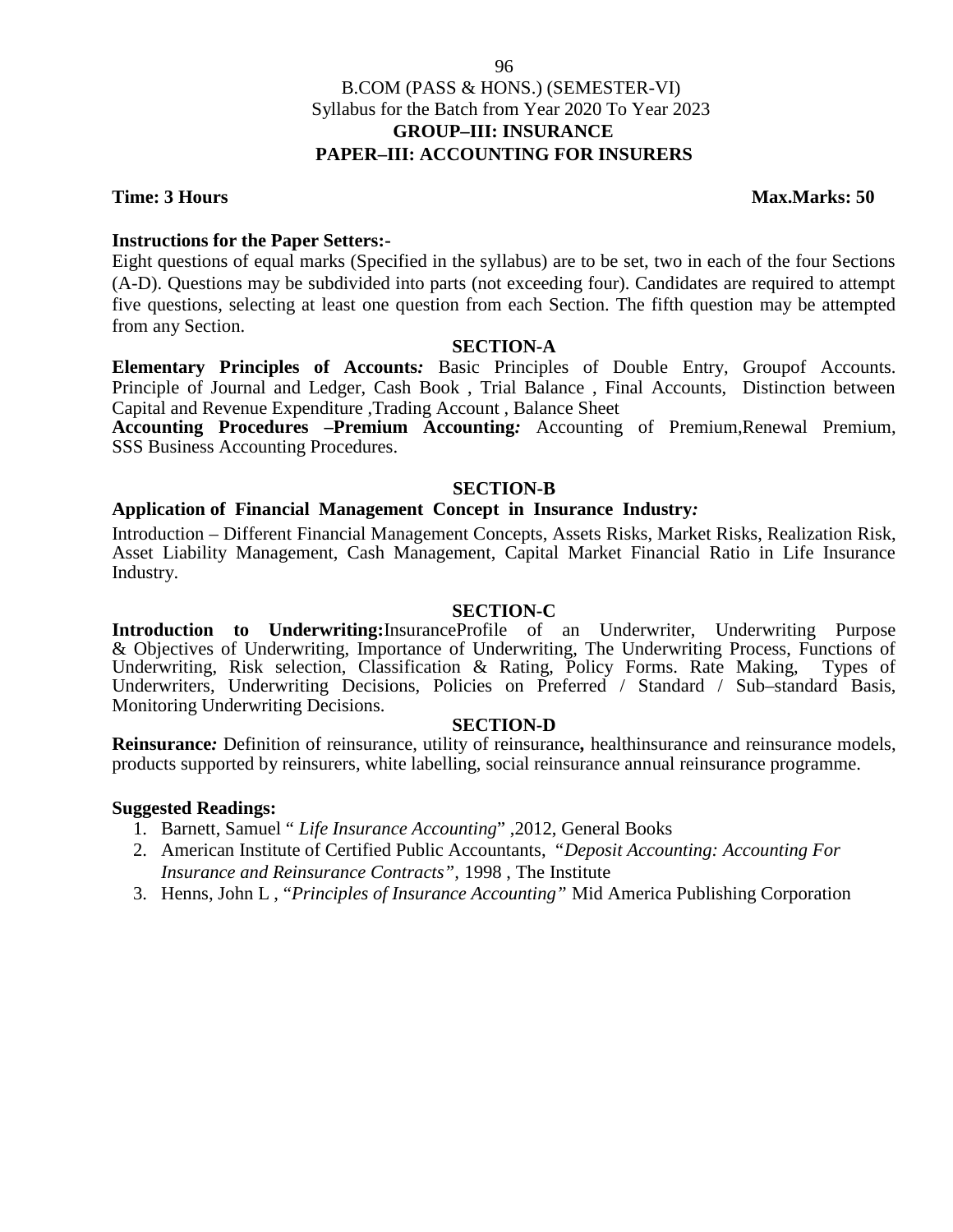B.COM (PASS & HONS.) (SEMESTER-VI)

Syllabus for the Batch from Year 2020 To Year 2023

**GROUP–III: INSURANCE**

**PAPER–III: ACCOUNTING FOR INSURERS**

**Time: 3 Hours** **Max.Marks: 50**

**Instructions for the Paper Setters:-**

Eight questions of equal marks (Specified in the syllabus) are to be set, two in each of the four Sections (A-D). Questions may be subdivided into parts (not exceeding four). Candidates are required to attempt five questions, selecting at least one question from each Section. The fifth question may be attempted from any Section.

## SECTION-A

**Elementary Principles of Accounts***:* Basic Principles of Double Entry, Groupof Accounts. Principle of Journal and Ledger, Cash Book , Trial Balance , Final Accounts, Distinction between Capital and Revenue Expenditure ,Trading Account , Balance Sheet

**Accounting Procedures –Premium Accounting***:* Accounting of Premium,Renewal Premium, SSS Business Accounting Procedures.

## SECTION-B

**Application of Financial Management Concept in Insurance Industry***:*

Introduction – Different Financial Management Concepts, Assets Risks, Market Risks, Realization Risk, Asset Liability Management, Cash Management, Capital Market Financial Ratio in Life Insurance Industry.

## SECTION-C

**Introduction to Underwriting:**InsuranceProfile of an Underwriter, Underwriting Purpose & Objectives of Underwriting, Importance of Underwriting, The Underwriting Process, Functions of Underwriting, Risk selection, Classification & Rating, Policy Forms. Rate Making, Types of Underwriters, Underwriting Decisions, Policies on Preferred / Standard / Sub–standard Basis, Monitoring Underwriting Decisions.

## SECTION-D

**Reinsurance***:* Definition of reinsurance, utility of reinsurance**,** healthinsurance and reinsurance models, products supported by reinsurers, white labelling, social reinsurance annual reinsurance programme.

**Suggested Readings:**

1. Barnett, Samuel " *Life Insurance Accounting*" ,2012, General Books
2. American Institute of Certified Public Accountants, *"Deposit Accounting: Accounting For Insurance and Reinsurance Contracts",* 1998 , The Institute
3. Henns, John L , "*Principles of Insurance Accounting"* Mid America Publishing Corporation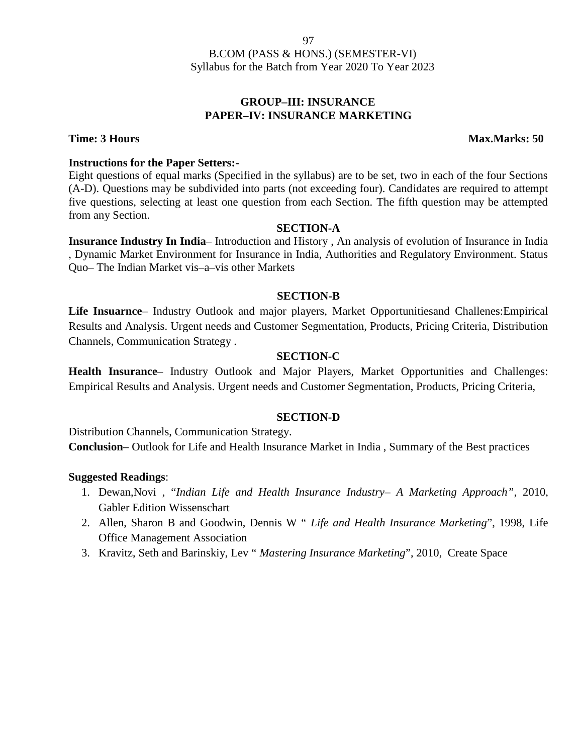B.COM (PASS & HONS.) (SEMESTER-VI)
Syllabus for the Batch from Year 2020 To Year 2023

## GROUP–III: INSURANCE
## PAPER–IV: INSURANCE MARKETING

**Time: 3 Hours** **Max.Marks: 50**

**Instructions for the Paper Setters:-**

Eight questions of equal marks (Specified in the syllabus) are to be set, two in each of the four Sections (A-D). Questions may be subdivided into parts (not exceeding four). Candidates are required to attempt five questions, selecting at least one question from each Section. The fifth question may be attempted from any Section.

### SECTION-A

**Insurance Industry In India**– Introduction and History , An analysis of evolution of Insurance in India , Dynamic Market Environment for Insurance in India, Authorities and Regulatory Environment. Status Quo– The Indian Market vis–a–vis other Markets

### SECTION-B

**Life Insuarnce**– Industry Outlook and major players, Market Opportunitiesand Challenes:Empirical Results and Analysis. Urgent needs and Customer Segmentation, Products, Pricing Criteria, Distribution Channels, Communication Strategy .

### SECTION-C

**Health Insurance**– Industry Outlook and Major Players, Market Opportunities and Challenges: Empirical Results and Analysis. Urgent needs and Customer Segmentation, Products, Pricing Criteria,

### SECTION-D

Distribution Channels, Communication Strategy.

**Conclusion**– Outlook for Life and Health Insurance Market in India , Summary of the Best practices

**Suggested Readings**:

1. Dewan,Novi , "*Indian Life and Health Insurance Industry– A Marketing Approach*", 2010, Gabler Edition Wissenschart
2. Allen, Sharon B and Goodwin, Dennis W " *Life and Health Insurance Marketing*", 1998, Life Office Management Association
3. Kravitz, Seth and Barinskiy, Lev " *Mastering Insurance Marketing*", 2010, Create Space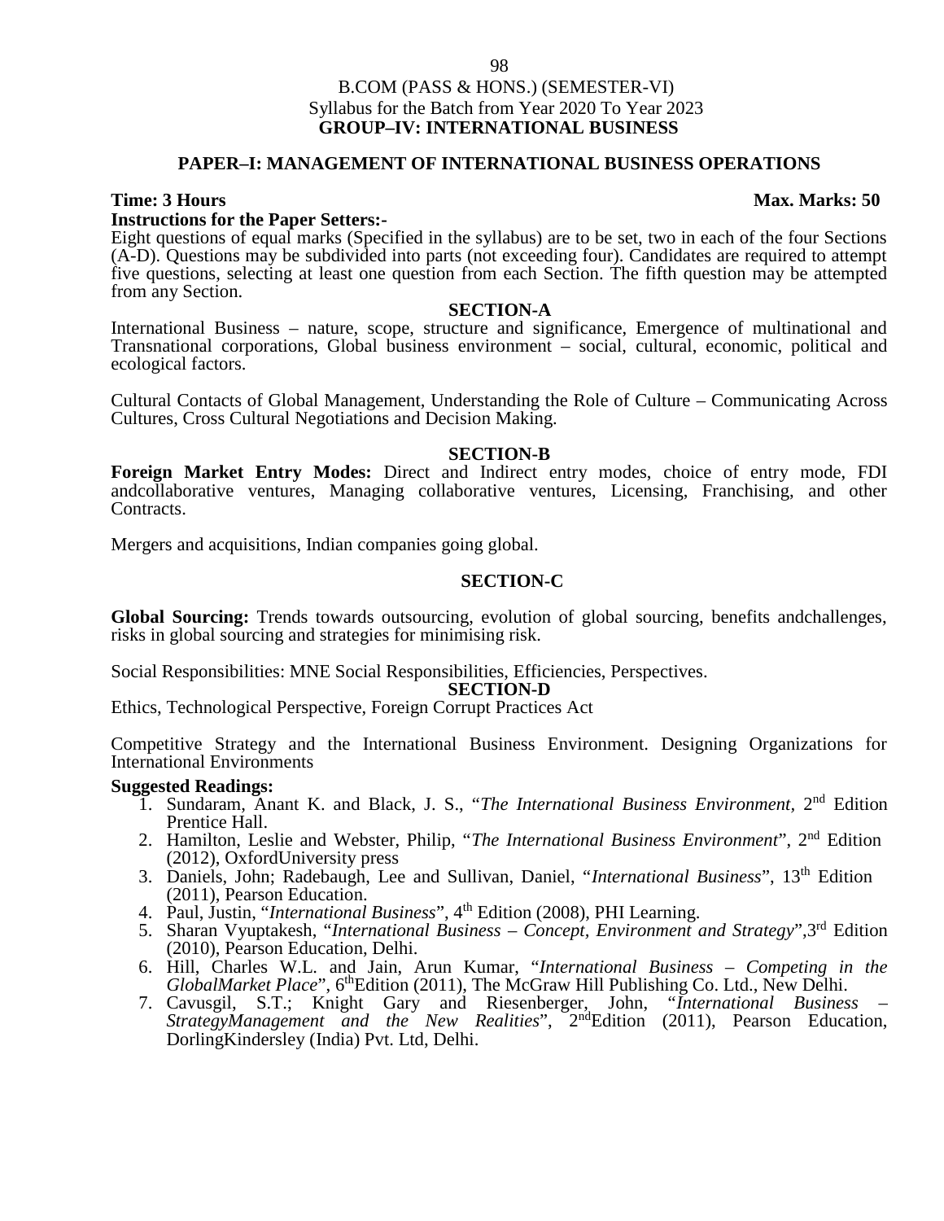B.COM (PASS & HONS.) (SEMESTER-VI)
Syllabus for the Batch from Year 2020 To Year 2023

## GROUP–IV: INTERNATIONAL BUSINESS

### PAPER–I: MANAGEMENT OF INTERNATIONAL BUSINESS OPERATIONS

**Time: 3 Hours** **Max. Marks: 50**

**Instructions for the Paper Setters:-**

Eight questions of equal marks (Specified in the syllabus) are to be set, two in each of the four Sections (A-D). Questions may be subdivided into parts (not exceeding four). Candidates are required to attempt five questions, selecting at least one question from each Section. The fifth question may be attempted from any Section.

**SECTION-A**

International Business – nature, scope, structure and significance, Emergence of multinational and Transnational corporations, Global business environment – social, cultural, economic, political and ecological factors.

Cultural Contacts of Global Management, Understanding the Role of Culture – Communicating Across Cultures, Cross Cultural Negotiations and Decision Making.

**SECTION-B**

**Foreign Market Entry Modes:** Direct and Indirect entry modes, choice of entry mode, FDI andcollaborative ventures, Managing collaborative ventures, Licensing, Franchising, and other Contracts.

Mergers and acquisitions, Indian companies going global.

**SECTION-C**

**Global Sourcing:** Trends towards outsourcing, evolution of global sourcing, benefits andchallenges, risks in global sourcing and strategies for minimising risk.

Social Responsibilities: MNE Social Responsibilities, Efficiencies, Perspectives.

**SECTION-D**

Ethics, Technological Perspective, Foreign Corrupt Practices Act

Competitive Strategy and the International Business Environment. Designing Organizations for International Environments

**Suggested Readings:**

1. Sundaram, Anant K. and Black, J. S., "*The International Business Environment*, 2nd Edition Prentice Hall.
2. Hamilton, Leslie and Webster, Philip, "*The International Business Environment*", 2nd Edition (2012), OxfordUniversity press
3. Daniels, John; Radebaugh, Lee and Sullivan, Daniel, "*International Business*", 13th Edition (2011), Pearson Education.
4. Paul, Justin, "*International Business*", 4th Edition (2008), PHI Learning.
5. Sharan Vyuptakesh, "*International Business – Concept, Environment and Strategy*",3rd Edition (2010), Pearson Education, Delhi.
6. Hill, Charles W.L. and Jain, Arun Kumar, "*International Business – Competing in the GlobalMarket Place*", 6thEdition (2011), The McGraw Hill Publishing Co. Ltd., New Delhi.
7. Cavusgil, S.T.; Knight Gary and Riesenberger, John, "*International Business – StrategyManagement and the New Realities*", 2ndEdition (2011), Pearson Education, DorlingKindersley (India) Pvt. Ltd, Delhi.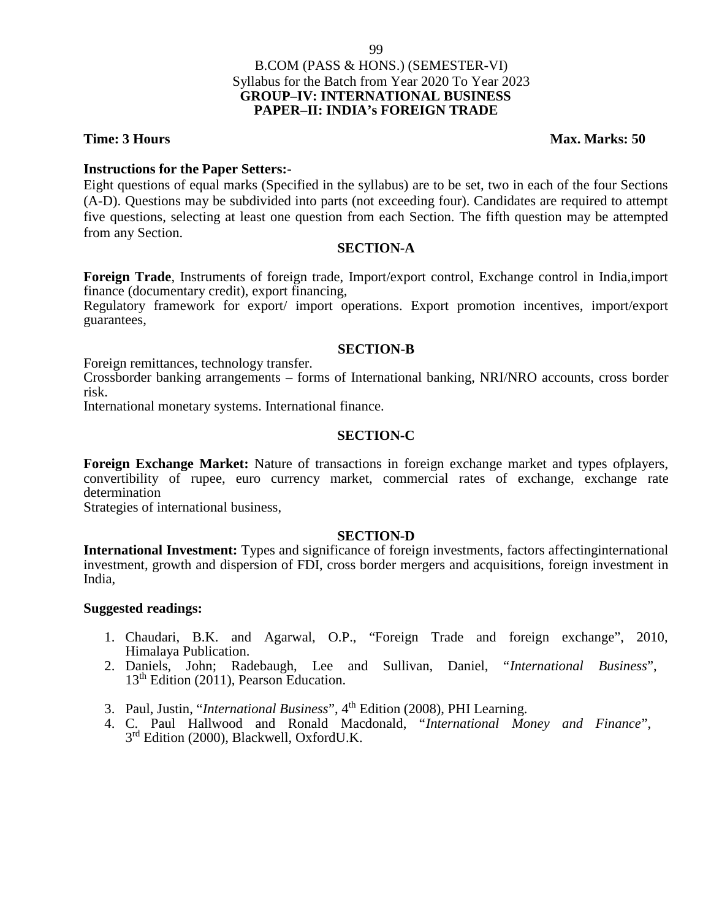B.COM (PASS & HONS.) (SEMESTER-VI)

Syllabus for the Batch from Year 2020 To Year 2023

**GROUP–IV: INTERNATIONAL BUSINESS**

**PAPER–II: INDIA's FOREIGN TRADE**

**Time: 3 Hours** **Max. Marks: 50**

**Instructions for the Paper Setters:-**

Eight questions of equal marks (Specified in the syllabus) are to be set, two in each of the four Sections (A-D). Questions may be subdivided into parts (not exceeding four). Candidates are required to attempt five questions, selecting at least one question from each Section. The fifth question may be attempted from any Section.

## SECTION-A

**Foreign Trade**, Instruments of foreign trade, Import/export control, Exchange control in India,import finance (documentary credit), export financing,

Regulatory framework for export/ import operations. Export promotion incentives, import/export guarantees,

## SECTION-B

Foreign remittances, technology transfer.

Crossborder banking arrangements – forms of International banking, NRI/NRO accounts, cross border risk.

International monetary systems. International finance.

## SECTION-C

**Foreign Exchange Market:** Nature of transactions in foreign exchange market and types ofplayers, convertibility of rupee, euro currency market, commercial rates of exchange, exchange rate determination

Strategies of international business,

## SECTION-D

**International Investment:** Types and significance of foreign investments, factors affectinginternational investment, growth and dispersion of FDI, cross border mergers and acquisitions, foreign investment in India,

**Suggested readings:**

1. Chaudari, B.K. and Agarwal, O.P., "Foreign Trade and foreign exchange", 2010, Himalaya Publication.
2. Daniels, John; Radebaugh, Lee and Sullivan, Daniel, "*International Business*", 13th Edition (2011), Pearson Education.
3. Paul, Justin, "*International Business*", 4th Edition (2008), PHI Learning.
4. C. Paul Hallwood and Ronald Macdonald, "*International Money and Finance*", 3rd Edition (2000), Blackwell, OxfordU.K.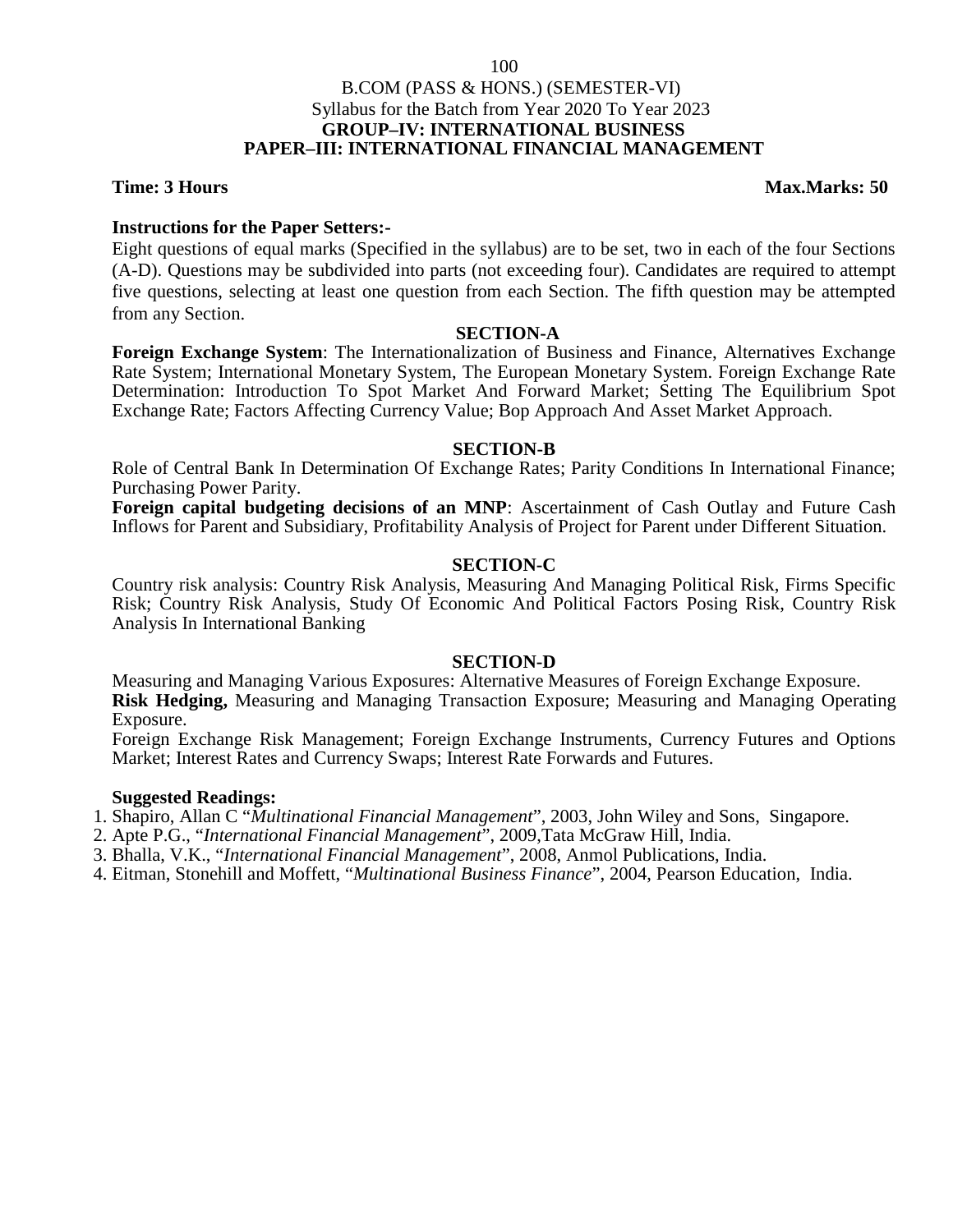# B.COM (PASS & HONS.) (SEMESTER-VI)

Syllabus for the Batch from Year 2020 To Year 2023

## GROUP–IV: INTERNATIONAL BUSINESS

## PAPER–III: INTERNATIONAL FINANCIAL MANAGEMENT

**Time: 3 Hours** **Max.Marks: 50**

**Instructions for the Paper Setters:-**

Eight questions of equal marks (Specified in the syllabus) are to be set, two in each of the four Sections (A-D). Questions may be subdivided into parts (not exceeding four). Candidates are required to attempt five questions, selecting at least one question from each Section. The fifth question may be attempted from any Section.

### SECTION-A

**Foreign Exchange System**: The Internationalization of Business and Finance, Alternatives Exchange Rate System; International Monetary System, The European Monetary System. Foreign Exchange Rate Determination: Introduction To Spot Market And Forward Market; Setting The Equilibrium Spot Exchange Rate; Factors Affecting Currency Value; Bop Approach And Asset Market Approach.

### SECTION-B

Role of Central Bank In Determination Of Exchange Rates; Parity Conditions In International Finance; Purchasing Power Parity.

**Foreign capital budgeting decisions of an MNP**: Ascertainment of Cash Outlay and Future Cash Inflows for Parent and Subsidiary, Profitability Analysis of Project for Parent under Different Situation.

### SECTION-C

Country risk analysis: Country Risk Analysis, Measuring And Managing Political Risk, Firms Specific Risk; Country Risk Analysis, Study Of Economic And Political Factors Posing Risk, Country Risk Analysis In International Banking

### SECTION-D

Measuring and Managing Various Exposures: Alternative Measures of Foreign Exchange Exposure.

**Risk Hedging,** Measuring and Managing Transaction Exposure; Measuring and Managing Operating Exposure.

Foreign Exchange Risk Management; Foreign Exchange Instruments, Currency Futures and Options Market; Interest Rates and Currency Swaps; Interest Rate Forwards and Futures.

**Suggested Readings:**

1. Shapiro, Allan C "*Multinational Financial Management*", 2003, John Wiley and Sons, Singapore.
2. Apte P.G., "*International Financial Management*", 2009,Tata McGraw Hill, India.
3. Bhalla, V.K., "*International Financial Management*", 2008, Anmol Publications, India.
4. Eitman, Stonehill and Moffett, "*Multinational Business Finance*", 2004, Pearson Education, India.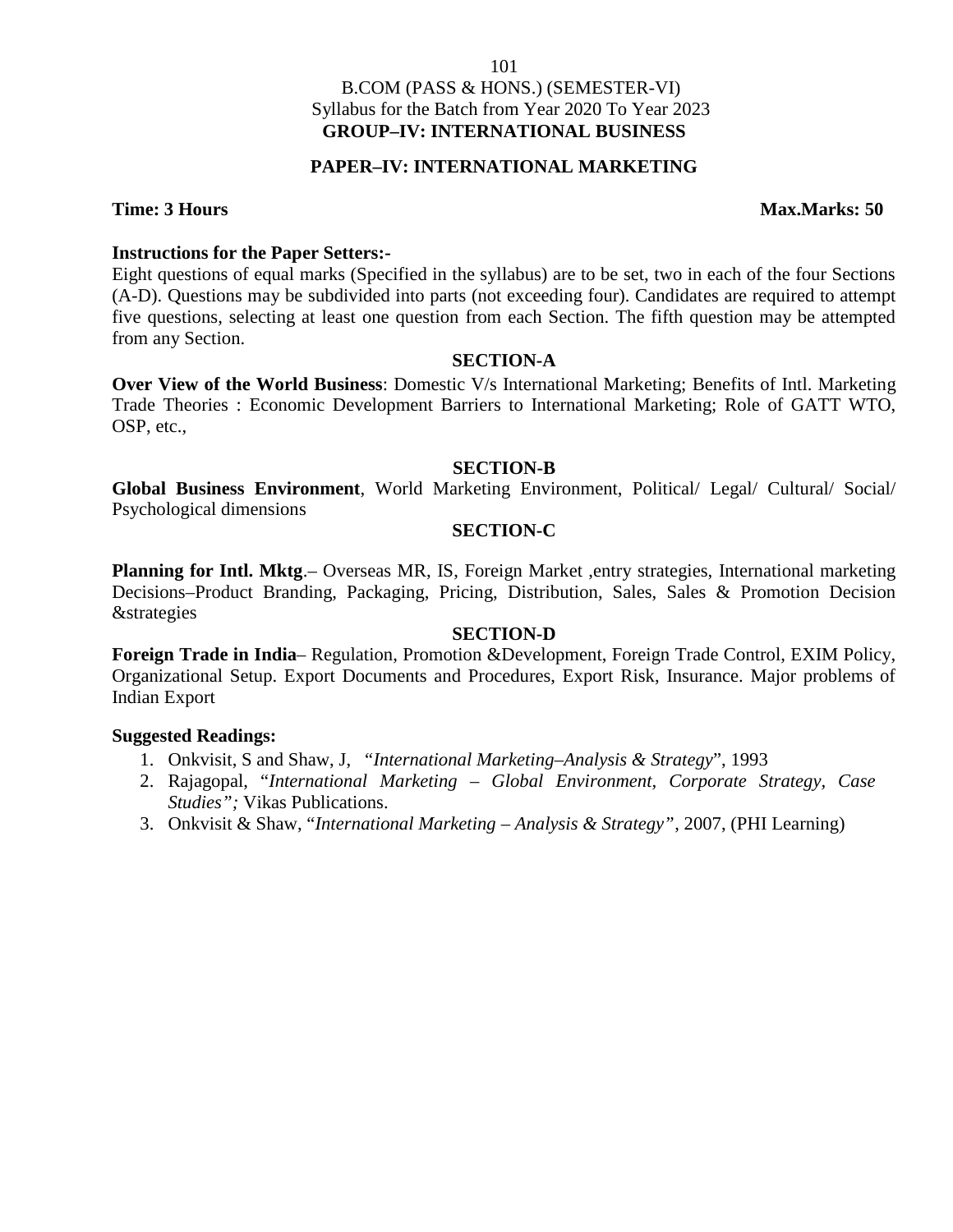B.COM (PASS & HONS.) (SEMESTER-VI)
Syllabus for the Batch from Year 2020 To Year 2023

## GROUP–IV: INTERNATIONAL BUSINESS

## PAPER–IV: INTERNATIONAL MARKETING

**Time: 3 Hours** **Max.Marks: 50**

**Instructions for the Paper Setters:-**

Eight questions of equal marks (Specified in the syllabus) are to be set, two in each of the four Sections (A-D). Questions may be subdivided into parts (not exceeding four). Candidates are required to attempt five questions, selecting at least one question from each Section. The fifth question may be attempted from any Section.

### SECTION-A

**Over View of the World Business**: Domestic V/s International Marketing; Benefits of Intl. Marketing Trade Theories : Economic Development Barriers to International Marketing; Role of GATT WTO, OSP, etc.,

### SECTION-B

**Global Business Environment**, World Marketing Environment, Political/ Legal/ Cultural/ Social/ Psychological dimensions

### SECTION-C

**Planning for Intl. Mktg**.– Overseas MR, IS, Foreign Market ,entry strategies, International marketing Decisions–Product Branding, Packaging, Pricing, Distribution, Sales, Sales & Promotion Decision &strategies

### SECTION-D

**Foreign Trade in India**– Regulation, Promotion &Development, Foreign Trade Control, EXIM Policy, Organizational Setup. Export Documents and Procedures, Export Risk, Insurance. Major problems of Indian Export

**Suggested Readings:**

1. Onkvisit, S and Shaw, J, "*International Marketing–Analysis & Strategy*", 1993
2. Rajagopal, "*International Marketing – Global Environment, Corporate Strategy, Case Studies";* Vikas Publications.
3. Onkvisit & Shaw, "*International Marketing – Analysis & Strategy"*, 2007, (PHI Learning)